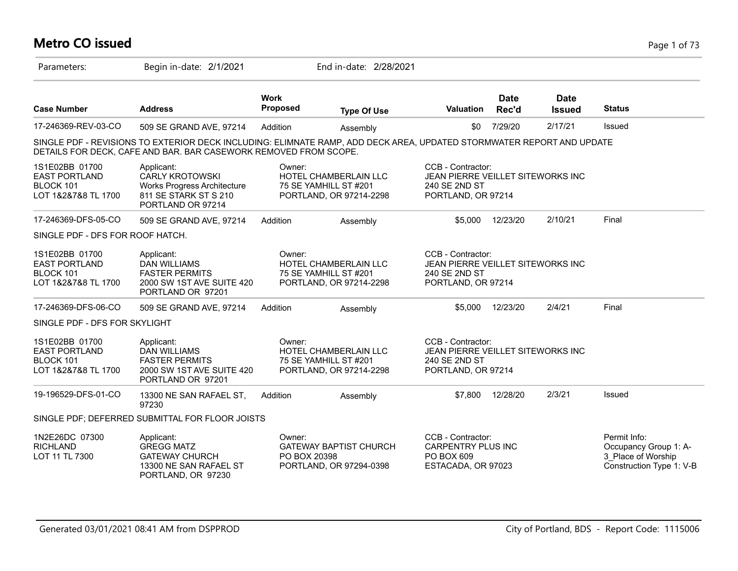# Metro CO issued

Parameters: Begin in-date: 2/1/2021 End in-date: 2/28/2021

| Case Number | Address | Work Proposed | Type Of Use | Valuation | Date Rec'd | Date Issued | Status |
|---|---|---|---|---|---|---|---|
| 17-246369-REV-03-CO | 509 SE GRAND AVE, 97214 | Addition | Assembly | $0 | 7/29/20 | 2/17/21 | Issued |

SINGLE PDF - REVISIONS TO EXTERIOR DECK INCLUDING: ELIMNATE RAMP, ADD DECK AREA, UPDATED STORMWATER REPORT AND UPDATE DETAILS FOR DECK, CAFE AND BAR. BAR CASEWORK REMOVED FROM SCOPE.

1S1E02BB 01700
EAST PORTLAND
BLOCK 101
LOT 1&2&7&8 TL 1700

Applicant:
CARLY KROTOWSKI
Works Progress Architecture
811 SE STARK ST S 210
PORTLAND OR 97214

Owner:
HOTEL CHAMBERLAIN LLC
75 SE YAMHILL ST #201
PORTLAND, OR 97214-2298

CCB - Contractor:
JEAN PIERRE VEILLET SITEWORKS INC
240 SE 2ND ST
PORTLAND, OR 97214

| Case Number | Address | Work Proposed | Type Of Use | Valuation | Date Rec'd | Date Issued | Status |
|---|---|---|---|---|---|---|---|
| 17-246369-DFS-05-CO | 509 SE GRAND AVE, 97214 | Addition | Assembly | $5,000 | 12/23/20 | 2/10/21 | Final |

SINGLE PDF - DFS FOR ROOF HATCH.

1S1E02BB 01700
EAST PORTLAND
BLOCK 101
LOT 1&2&7&8 TL 1700

Applicant:
DAN WILLIAMS
FASTER PERMITS
2000 SW 1ST AVE SUITE 420
PORTLAND OR 97201

Owner:
HOTEL CHAMBERLAIN LLC
75 SE YAMHILL ST #201
PORTLAND, OR 97214-2298

CCB - Contractor:
JEAN PIERRE VEILLET SITEWORKS INC
240 SE 2ND ST
PORTLAND, OR 97214

| Case Number | Address | Work Proposed | Type Of Use | Valuation | Date Rec'd | Date Issued | Status |
|---|---|---|---|---|---|---|---|
| 17-246369-DFS-06-CO | 509 SE GRAND AVE, 97214 | Addition | Assembly | $5,000 | 12/23/20 | 2/4/21 | Final |

SINGLE PDF - DFS FOR SKYLIGHT

1S1E02BB 01700
EAST PORTLAND
BLOCK 101
LOT 1&2&7&8 TL 1700

Applicant:
DAN WILLIAMS
FASTER PERMITS
2000 SW 1ST AVE SUITE 420
PORTLAND OR 97201

Owner:
HOTEL CHAMBERLAIN LLC
75 SE YAMHILL ST #201
PORTLAND, OR 97214-2298

CCB - Contractor:
JEAN PIERRE VEILLET SITEWORKS INC
240 SE 2ND ST
PORTLAND, OR 97214

| Case Number | Address | Work Proposed | Type Of Use | Valuation | Date Rec'd | Date Issued | Status |
|---|---|---|---|---|---|---|---|
| 19-196529-DFS-01-CO | 13300 NE SAN RAFAEL ST, 97230 | Addition | Assembly | $7,800 | 12/28/20 | 2/3/21 | Issued |

SINGLE PDF; DEFERRED SUBMITTAL FOR FLOOR JOISTS

1N2E26DC 07300
RICHLAND
LOT 11 TL 7300

Applicant:
GREGG MATZ
GATEWAY CHURCH
13300 NE SAN RAFAEL ST
PORTLAND, OR 97230

Owner:
GATEWAY BAPTIST CHURCH
PO BOX 20398
PORTLAND, OR 97294-0398

CCB - Contractor:
CARPENTRY PLUS INC
PO BOX 609
ESTACADA, OR 97023

Permit Info:
Occupancy Group 1: A-3_Place of Worship
Construction Type 1: V-B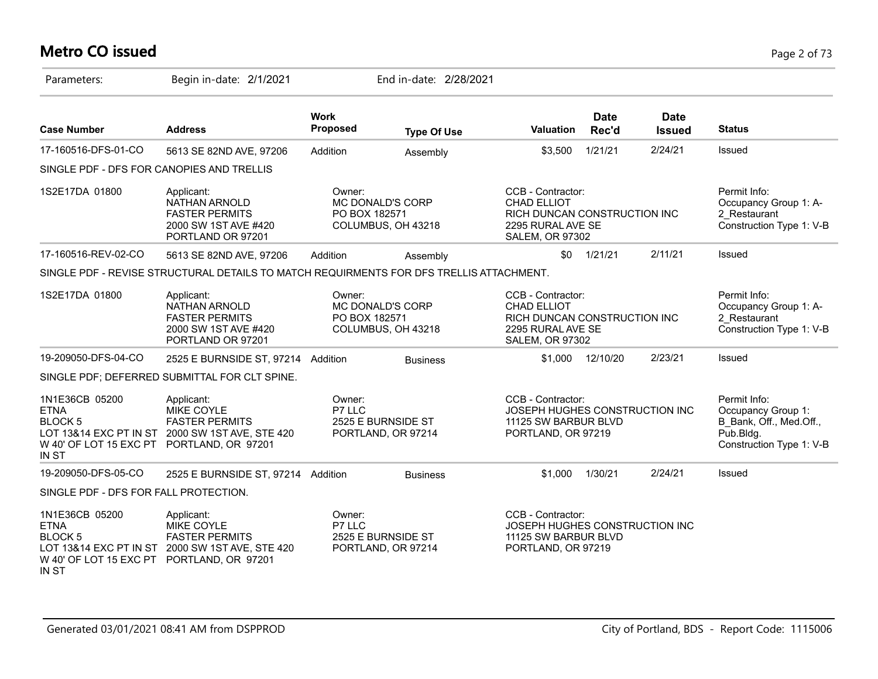# Metro CO issued

Parameters: Begin in-date: 2/1/2021 End in-date: 2/28/2021

| Case Number | Address | Work Proposed | Type Of Use | Valuation | Date Rec'd | Date Issued | Status |
|---|---|---|---|---|---|---|---|
| 17-160516-DFS-01-CO | 5613 SE 82ND AVE, 97206 | Addition | Assembly | $3,500 | 1/21/21 | 2/24/21 | Issued |
| SINGLE PDF - DFS FOR CANOPIES AND TRELLIS | | | | | | | |
| 1S2E17DA 01800 | Applicant: NATHAN ARNOLD FASTER PERMITS 2000 SW 1ST AVE #420 PORTLAND OR 97201 | Owner: MC DONALD'S CORP PO BOX 182571 COLUMBUS, OH 43218 | | CCB - Contractor: CHAD ELLIOT RICH DUNCAN CONSTRUCTION INC 2295 RURAL AVE SE SALEM, OR 97302 | | | Permit Info: Occupancy Group 1: A-2_Restaurant Construction Type 1: V-B |
| 17-160516-REV-02-CO | 5613 SE 82ND AVE, 97206 | Addition | Assembly | $0 | 1/21/21 | 2/11/21 | Issued |
| SINGLE PDF - REVISE STRUCTURAL DETAILS TO MATCH REQUIRMENTS FOR DFS TRELLIS ATTACHMENT. | | | | | | | |
| 1S2E17DA 01800 | Applicant: NATHAN ARNOLD FASTER PERMITS 2000 SW 1ST AVE #420 PORTLAND OR 97201 | Owner: MC DONALD'S CORP PO BOX 182571 COLUMBUS, OH 43218 | | CCB - Contractor: CHAD ELLIOT RICH DUNCAN CONSTRUCTION INC 2295 RURAL AVE SE SALEM, OR 97302 | | | Permit Info: Occupancy Group 1: A-2_Restaurant Construction Type 1: V-B |
| 19-209050-DFS-04-CO | 2525 E BURNSIDE ST, 97214 | Addition | Business | $1,000 | 12/10/20 | 2/23/21 | Issued |
| SINGLE PDF; DEFERRED SUBMITTAL FOR CLT SPINE. | | | | | | | |
| 1N1E36CB 05200 ETNA BLOCK 5 LOT 13&14 EXC PT IN ST W 40' OF LOT 15 EXC PT IN ST | Applicant: MIKE COYLE FASTER PERMITS 2000 SW 1ST AVE, STE 420 PORTLAND, OR 97201 | Owner: P7 LLC 2525 E BURNSIDE ST PORTLAND, OR 97214 | | CCB - Contractor: JOSEPH HUGHES CONSTRUCTION INC 11125 SW BARBUR BLVD PORTLAND, OR 97219 | | | Permit Info: Occupancy Group 1: B_Bank, Off., Med.Off., Pub.Bldg. Construction Type 1: V-B |
| 19-209050-DFS-05-CO | 2525 E BURNSIDE ST, 97214 | Addition | Business | $1,000 | 1/30/21 | 2/24/21 | Issued |
| SINGLE PDF - DFS FOR FALL PROTECTION. | | | | | | | |
| 1N1E36CB 05200 ETNA BLOCK 5 LOT 13&14 EXC PT IN ST W 40' OF LOT 15 EXC PT IN ST | Applicant: MIKE COYLE FASTER PERMITS 2000 SW 1ST AVE, STE 420 PORTLAND, OR 97201 | Owner: P7 LLC 2525 E BURNSIDE ST PORTLAND, OR 97214 | | CCB - Contractor: JOSEPH HUGHES CONSTRUCTION INC 11125 SW BARBUR BLVD PORTLAND, OR 97219 | | | |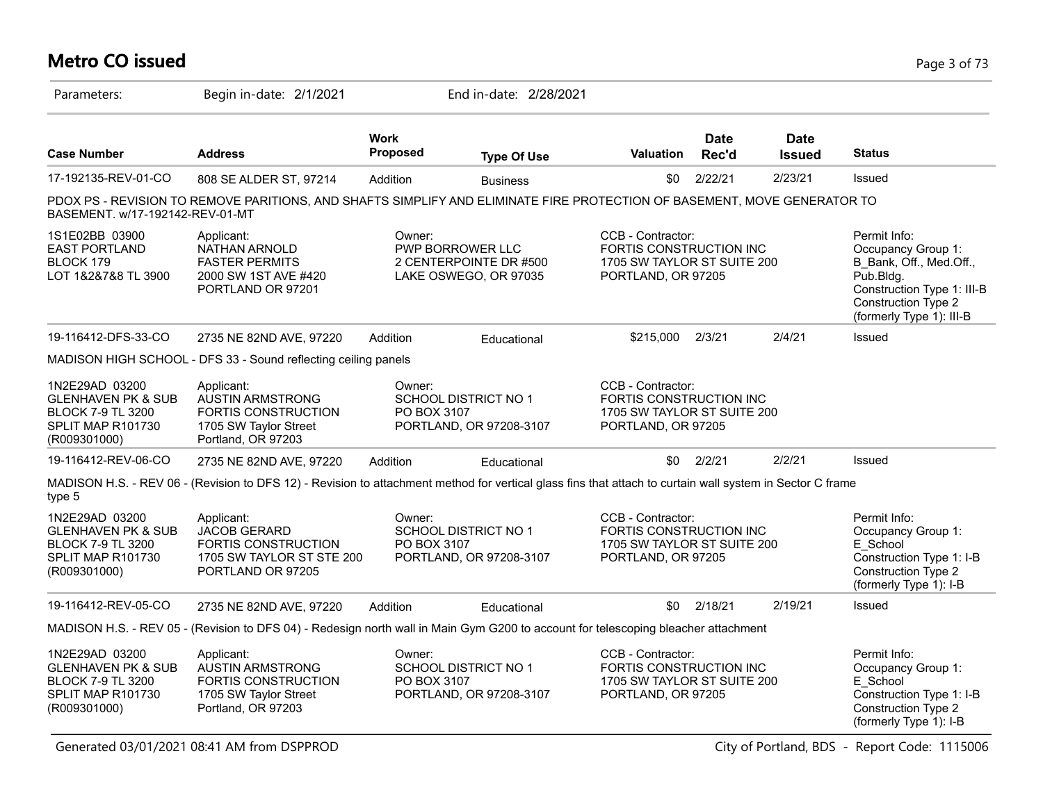# Metro CO issued

Parameters: Begin in-date: 2/1/2021 End in-date: 2/28/2021

| Case Number | Address | Work Proposed | Type Of Use | Valuation | Date Rec'd | Date Issued | Status |
|---|---|---|---|---|---|---|---|
| 17-192135-REV-01-CO | 808 SE ALDER ST, 97214 | Addition | Business | $0 | 2/22/21 | 2/23/21 | Issued |

PDOX PS - REVISION TO REMOVE PARITIONS, AND SHAFTS SIMPLIFY AND ELIMINATE FIRE PROTECTION OF BASEMENT, MOVE GENERATOR TO BASEMENT. w/17-192142-REV-01-MT

| | Applicant | Owner | CCB - Contractor | Permit Info |
|---|---|---|---|---|
| 1S1E02BB 03900 EAST PORTLAND BLOCK 179 LOT 1&2&7&8 TL 3900 | NATHAN ARNOLD FASTER PERMITS 2000 SW 1ST AVE #420 PORTLAND OR 97201 | PWP BORROWER LLC 2 CENTERPOINTE DR #500 LAKE OSWEGO, OR 97035 | FORTIS CONSTRUCTION INC 1705 SW TAYLOR ST SUITE 200 PORTLAND, OR 97205 | Occupancy Group 1: B_Bank, Off., Med.Off., Pub.Bldg. Construction Type 1: III-B Construction Type 2 (formerly Type 1): III-B |

| Case Number | Address | Work Proposed | Type Of Use | Valuation | Date Rec'd | Date Issued | Status |
|---|---|---|---|---|---|---|---|
| 19-116412-DFS-33-CO | 2735 NE 82ND AVE, 97220 | Addition | Educational | $215,000 | 2/3/21 | 2/4/21 | Issued |

MADISON HIGH SCHOOL - DFS 33 - Sound reflecting ceiling panels

| | Applicant | Owner | CCB - Contractor |
|---|---|---|---|
| 1N2E29AD 03200 GLENHAVEN PK & SUB BLOCK 7-9 TL 3200 SPLIT MAP R101730 (R009301000) | AUSTIN ARMSTRONG FORTIS CONSTRUCTION 1705 SW Taylor Street Portland, OR 97203 | SCHOOL DISTRICT NO 1 PO BOX 3107 PORTLAND, OR 97208-3107 | FORTIS CONSTRUCTION INC 1705 SW TAYLOR ST SUITE 200 PORTLAND, OR 97205 |

| Case Number | Address | Work Proposed | Type Of Use | Valuation | Date Rec'd | Date Issued | Status |
|---|---|---|---|---|---|---|---|
| 19-116412-REV-06-CO | 2735 NE 82ND AVE, 97220 | Addition | Educational | $0 | 2/2/21 | 2/2/21 | Issued |

MADISON H.S. - REV 06 - (Revision to DFS 12) - Revision to attachment method for vertical glass fins that attach to curtain wall system in Sector C frame type 5

| | Applicant | Owner | CCB - Contractor | Permit Info |
|---|---|---|---|---|
| 1N2E29AD 03200 GLENHAVEN PK & SUB BLOCK 7-9 TL 3200 SPLIT MAP R101730 (R009301000) | JACOB GERARD FORTIS CONSTRUCTION 1705 SW TAYLOR ST STE 200 PORTLAND OR 97205 | SCHOOL DISTRICT NO 1 PO BOX 3107 PORTLAND, OR 97208-3107 | FORTIS CONSTRUCTION INC 1705 SW TAYLOR ST SUITE 200 PORTLAND, OR 97205 | Occupancy Group 1: E_School Construction Type 1: I-B Construction Type 2 (formerly Type 1): I-B |

| Case Number | Address | Work Proposed | Type Of Use | Valuation | Date Rec'd | Date Issued | Status |
|---|---|---|---|---|---|---|---|
| 19-116412-REV-05-CO | 2735 NE 82ND AVE, 97220 | Addition | Educational | $0 | 2/18/21 | 2/19/21 | Issued |

MADISON H.S. - REV 05 - (Revision to DFS 04) - Redesign north wall in Main Gym G200 to account for telescoping bleacher attachment

| | Applicant | Owner | CCB - Contractor | Permit Info |
|---|---|---|---|---|
| 1N2E29AD 03200 GLENHAVEN PK & SUB BLOCK 7-9 TL 3200 SPLIT MAP R101730 (R009301000) | AUSTIN ARMSTRONG FORTIS CONSTRUCTION 1705 SW Taylor Street Portland, OR 97203 | SCHOOL DISTRICT NO 1 PO BOX 3107 PORTLAND, OR 97208-3107 | FORTIS CONSTRUCTION INC 1705 SW TAYLOR ST SUITE 200 PORTLAND, OR 97205 | Occupancy Group 1: E_School Construction Type 1: I-B Construction Type 2 (formerly Type 1): I-B |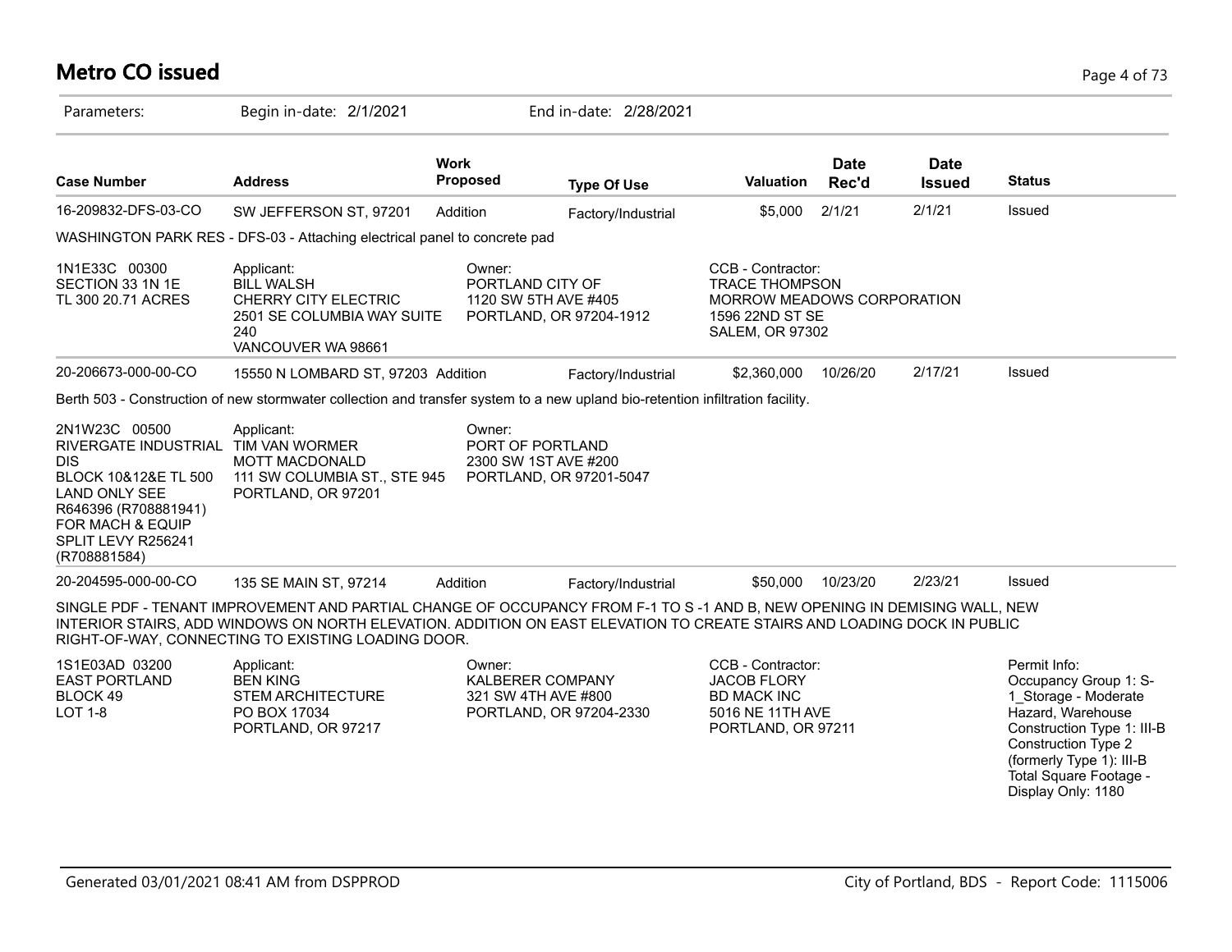# Metro CO issued

Parameters: Begin in-date: 2/1/2021 End in-date: 2/28/2021

| Case Number | Address | Work Proposed | Type Of Use | Valuation | Date Rec'd | Date Issued | Status |
|---|---|---|---|---|---|---|---|
| 16-209832-DFS-03-CO | SW JEFFERSON ST, 97201 | Addition | Factory/Industrial | $5,000 | 2/1/21 | 2/1/21 | Issued |

WASHINGTON PARK RES - DFS-03 - Attaching electrical panel to concrete pad

1N1E33C 00300
SECTION 33 1N 1E
TL 300 20.71 ACRES

Applicant:
BILL WALSH
CHERRY CITY ELECTRIC
2501 SE COLUMBIA WAY SUITE 240
VANCOUVER WA 98661

Owner:
PORTLAND CITY OF
1120 SW 5TH AVE #405
PORTLAND, OR 97204-1912

CCB - Contractor:
TRACE THOMPSON
MORROW MEADOWS CORPORATION
1596 22ND ST SE
SALEM, OR 97302

| Case Number | Address | Work Proposed | Type Of Use | Valuation | Date Rec'd | Date Issued | Status |
|---|---|---|---|---|---|---|---|
| 20-206673-000-00-CO | 15550 N LOMBARD ST, 97203 | Addition | Factory/Industrial | $2,360,000 | 10/26/20 | 2/17/21 | Issued |

Berth 503 - Construction of new stormwater collection and transfer system to a new upland bio-retention infiltration facility.

2N1W23C 00500
RIVERGATE INDUSTRIAL DIS
BLOCK 10&12&E TL 500
LAND ONLY SEE
R646396 (R708881941)
FOR MACH & EQUIP
SPLIT LEVY R256241
(R708881584)

Applicant:
TIM VAN WORMER
MOTT MACDONALD
111 SW COLUMBIA ST., STE 945
PORTLAND, OR 97201

Owner:
PORT OF PORTLAND
2300 SW 1ST AVE #200
PORTLAND, OR 97201-5047

| Case Number | Address | Work Proposed | Type Of Use | Valuation | Date Rec'd | Date Issued | Status |
|---|---|---|---|---|---|---|---|
| 20-204595-000-00-CO | 135 SE MAIN ST, 97214 | Addition | Factory/Industrial | $50,000 | 10/23/20 | 2/23/21 | Issued |

SINGLE PDF - TENANT IMPROVEMENT AND PARTIAL CHANGE OF OCCUPANCY FROM F-1 TO S -1 AND B, NEW OPENING IN DEMISING WALL, NEW INTERIOR STAIRS, ADD WINDOWS ON NORTH ELEVATION. ADDITION ON EAST ELEVATION TO CREATE STAIRS AND LOADING DOCK IN PUBLIC RIGHT-OF-WAY, CONNECTING TO EXISTING LOADING DOOR.

1S1E03AD 03200
EAST PORTLAND
BLOCK 49
LOT 1-8

Applicant:
BEN KING
STEM ARCHITECTURE
PO BOX 17034
PORTLAND, OR 97217

Owner:
KALBERER COMPANY
321 SW 4TH AVE #800
PORTLAND, OR 97204-2330

CCB - Contractor:
JACOB FLORY
BD MACK INC
5016 NE 11TH AVE
PORTLAND, OR 97211

Permit Info:
Occupancy Group 1: S-1_Storage - Moderate Hazard, Warehouse
Construction Type 1: III-B
Construction Type 2 (formerly Type 1): III-B
Total Square Footage - Display Only: 1180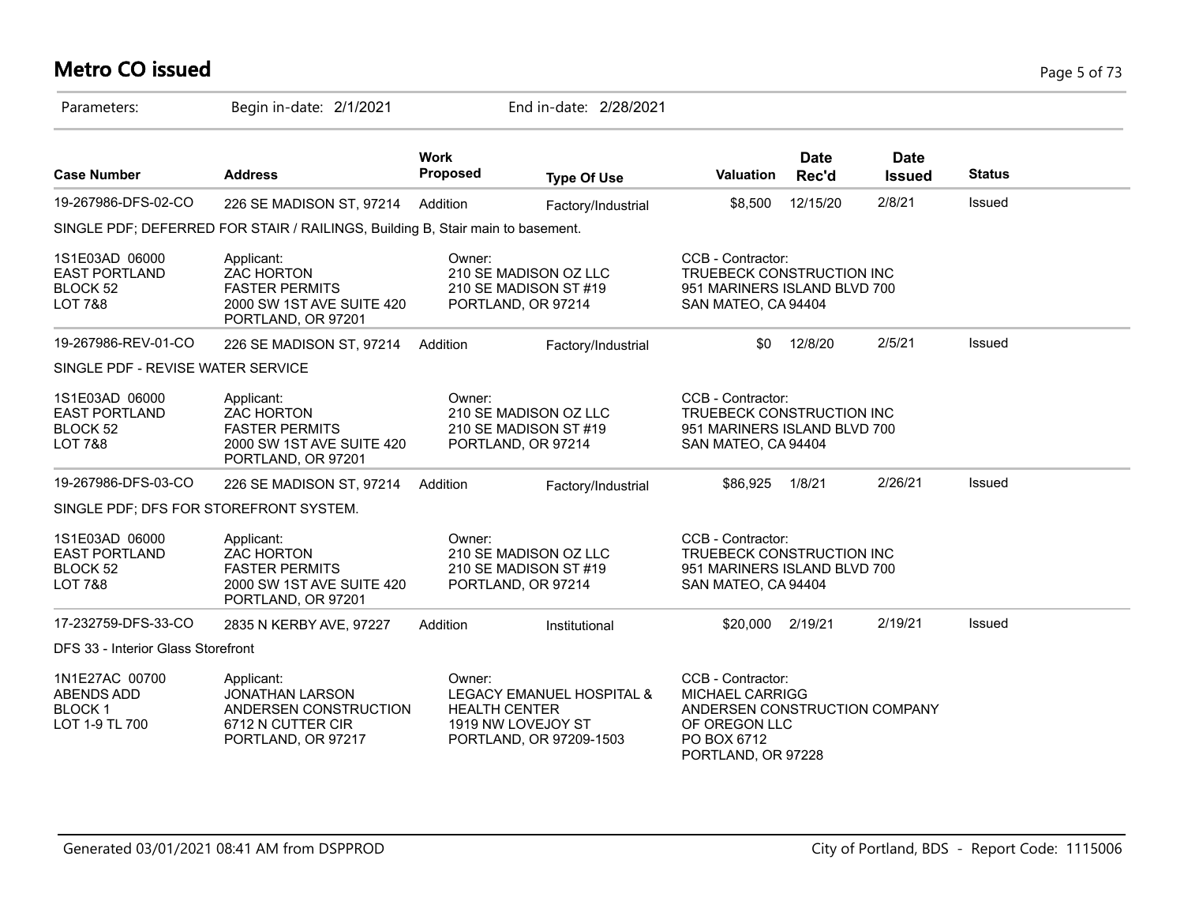# Metro CO issued

Parameters: Begin in-date: 2/1/2021 End in-date: 2/28/2021

| Case Number | Address | Work Proposed | Type Of Use | Valuation | Date Rec'd | Date Issued | Status |
|---|---|---|---|---|---|---|---|
| 19-267986-DFS-02-CO | 226 SE MADISON ST, 97214 | Addition | Factory/Industrial | $8,500 | 12/15/20 | 2/8/21 | Issued |

SINGLE PDF; DEFERRED FOR STAIR / RAILINGS, Building B, Stair main to basement.

| | | | |
|---|---|---|---|
| 1S1E03AD 06000<br>EAST PORTLAND<br>BLOCK 52<br>LOT 7&8 | Applicant:<br>ZAC HORTON<br>FASTER PERMITS<br>2000 SW 1ST AVE SUITE 420<br>PORTLAND, OR 97201 | Owner:<br>210 SE MADISON OZ LLC<br>210 SE MADISON ST #19<br>PORTLAND, OR 97214 | CCB - Contractor:<br>TRUEBECK CONSTRUCTION INC<br>951 MARINERS ISLAND BLVD 700<br>SAN MATEO, CA 94404 |

| Case Number | Address | Work Proposed | Type Of Use | Valuation | Date Rec'd | Date Issued | Status |
|---|---|---|---|---|---|---|---|
| 19-267986-REV-01-CO | 226 SE MADISON ST, 97214 | Addition | Factory/Industrial | $0 | 12/8/20 | 2/5/21 | Issued |

SINGLE PDF - REVISE WATER SERVICE

| | | | |
|---|---|---|---|
| 1S1E03AD 06000<br>EAST PORTLAND<br>BLOCK 52<br>LOT 7&8 | Applicant:<br>ZAC HORTON<br>FASTER PERMITS<br>2000 SW 1ST AVE SUITE 420<br>PORTLAND, OR 97201 | Owner:<br>210 SE MADISON OZ LLC<br>210 SE MADISON ST #19<br>PORTLAND, OR 97214 | CCB - Contractor:<br>TRUEBECK CONSTRUCTION INC<br>951 MARINERS ISLAND BLVD 700<br>SAN MATEO, CA 94404 |

| Case Number | Address | Work Proposed | Type Of Use | Valuation | Date Rec'd | Date Issued | Status |
|---|---|---|---|---|---|---|---|
| 19-267986-DFS-03-CO | 226 SE MADISON ST, 97214 | Addition | Factory/Industrial | $86,925 | 1/8/21 | 2/26/21 | Issued |

SINGLE PDF; DFS FOR STOREFRONT SYSTEM.

| | | | |
|---|---|---|---|
| 1S1E03AD 06000<br>EAST PORTLAND<br>BLOCK 52<br>LOT 7&8 | Applicant:<br>ZAC HORTON<br>FASTER PERMITS<br>2000 SW 1ST AVE SUITE 420<br>PORTLAND, OR 97201 | Owner:<br>210 SE MADISON OZ LLC<br>210 SE MADISON ST #19<br>PORTLAND, OR 97214 | CCB - Contractor:<br>TRUEBECK CONSTRUCTION INC<br>951 MARINERS ISLAND BLVD 700<br>SAN MATEO, CA 94404 |

| Case Number | Address | Work Proposed | Type Of Use | Valuation | Date Rec'd | Date Issued | Status |
|---|---|---|---|---|---|---|---|
| 17-232759-DFS-33-CO | 2835 N KERBY AVE, 97227 | Addition | Institutional | $20,000 | 2/19/21 | 2/19/21 | Issued |

DFS 33 - Interior Glass Storefront

| | | | |
|---|---|---|---|
| 1N1E27AC 00700<br>ABENDS ADD<br>BLOCK 1<br>LOT 1-9 TL 700 | Applicant:<br>JONATHAN LARSON<br>ANDERSEN CONSTRUCTION<br>6712 N CUTTER CIR<br>PORTLAND, OR 97217 | Owner:<br>LEGACY EMANUEL HOSPITAL &<br>HEALTH CENTER<br>1919 NW LOVEJOY ST<br>PORTLAND, OR 97209-1503 | CCB - Contractor:<br>MICHAEL CARRIGG<br>ANDERSEN CONSTRUCTION COMPANY<br>OF OREGON LLC<br>PO BOX 6712<br>PORTLAND, OR 97228 |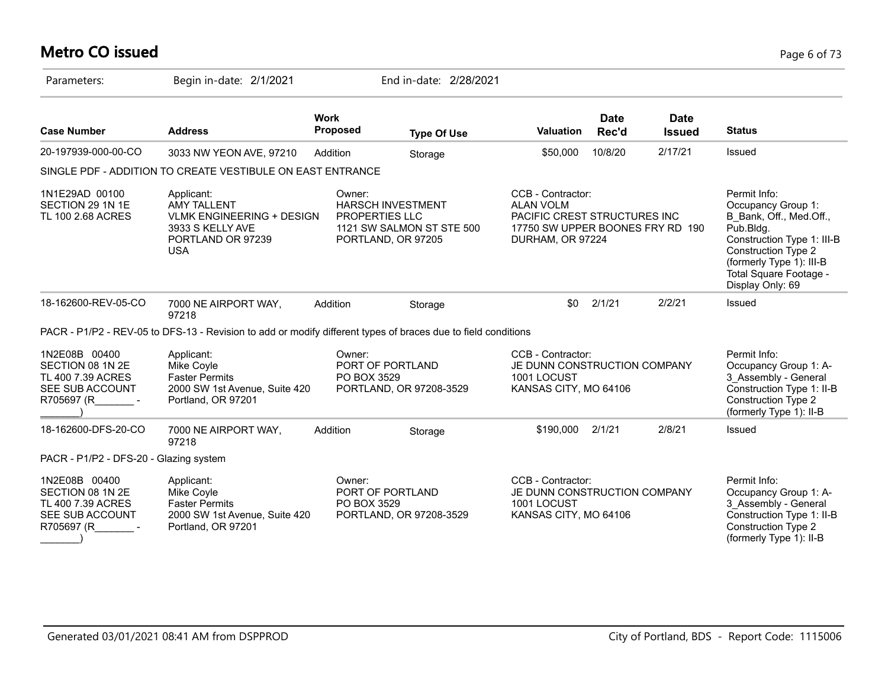# Metro CO issued

Parameters: Begin in-date: 2/1/2021 End in-date: 2/28/2021

| Case Number | Address | Work Proposed | Type Of Use | Valuation | Date Rec'd | Date Issued | Status |
|---|---|---|---|---|---|---|---|
| 20-197939-000-00-CO | 3033 NW YEON AVE, 97210 | Addition | Storage | $50,000 | 10/8/20 | 2/17/21 | Issued |

SINGLE PDF - ADDITION TO CREATE VESTIBULE ON EAST ENTRANCE

| | | | | |
|---|---|---|---|---|
| 1N1E29AD 00100<br>SECTION 29 1N 1E<br>TL 100 2.68 ACRES | Applicant:<br>AMY TALLENT<br>VLMK ENGINEERING + DESIGN<br>3933 S KELLY AVE<br>PORTLAND OR 97239<br>USA | Owner:<br>HARSCH INVESTMENT PROPERTIES LLC<br>1121 SW SALMON ST STE 500<br>PORTLAND, OR 97205 | CCB - Contractor:<br>ALAN VOLM<br>PACIFIC CREST STRUCTURES INC<br>17750 SW UPPER BOONES FRY RD 190<br>DURHAM, OR 97224 | Permit Info:<br>Occupancy Group 1: B_Bank, Off., Med.Off., Pub.Bldg.<br>Construction Type 1: III-B<br>Construction Type 2 (formerly Type 1): III-B<br>Total Square Footage - Display Only: 69 |

| Case Number | Address | Work Proposed | Type Of Use | Valuation | Date Rec'd | Date Issued | Status |
|---|---|---|---|---|---|---|---|
| 18-162600-REV-05-CO | 7000 NE AIRPORT WAY, 97218 | Addition | Storage | $0 | 2/1/21 | 2/2/21 | Issued |

PACR - P1/P2 - REV-05 to DFS-13 - Revision to add or modify different types of braces due to field conditions

| | | | | |
|---|---|---|---|---|
| 1N2E08B 00400<br>SECTION 08 1N 2E<br>TL 400 7.39 ACRES<br>SEE SUB ACCOUNT<br>R705697 (R_______-_______) | Applicant:<br>Mike Coyle<br>Faster Permits<br>2000 SW 1st Avenue, Suite 420<br>Portland, OR 97201 | Owner:<br>PORT OF PORTLAND<br>PO BOX 3529<br>PORTLAND, OR 97208-3529 | CCB - Contractor:<br>JE DUNN CONSTRUCTION COMPANY<br>1001 LOCUST<br>KANSAS CITY, MO 64106 | Permit Info:<br>Occupancy Group 1: A-3_Assembly - General<br>Construction Type 1: II-B<br>Construction Type 2 (formerly Type 1): II-B |

| Case Number | Address | Work Proposed | Type Of Use | Valuation | Date Rec'd | Date Issued | Status |
|---|---|---|---|---|---|---|---|
| 18-162600-DFS-20-CO | 7000 NE AIRPORT WAY, 97218 | Addition | Storage | $190,000 | 2/1/21 | 2/8/21 | Issued |

PACR - P1/P2 - DFS-20 - Glazing system

| | | | | |
|---|---|---|---|---|
| 1N2E08B 00400<br>SECTION 08 1N 2E<br>TL 400 7.39 ACRES<br>SEE SUB ACCOUNT<br>R705697 (R_______-_______) | Applicant:<br>Mike Coyle<br>Faster Permits<br>2000 SW 1st Avenue, Suite 420<br>Portland, OR 97201 | Owner:<br>PORT OF PORTLAND<br>PO BOX 3529<br>PORTLAND, OR 97208-3529 | CCB - Contractor:<br>JE DUNN CONSTRUCTION COMPANY<br>1001 LOCUST<br>KANSAS CITY, MO 64106 | Permit Info:<br>Occupancy Group 1: A-3_Assembly - General<br>Construction Type 1: II-B<br>Construction Type 2 (formerly Type 1): II-B |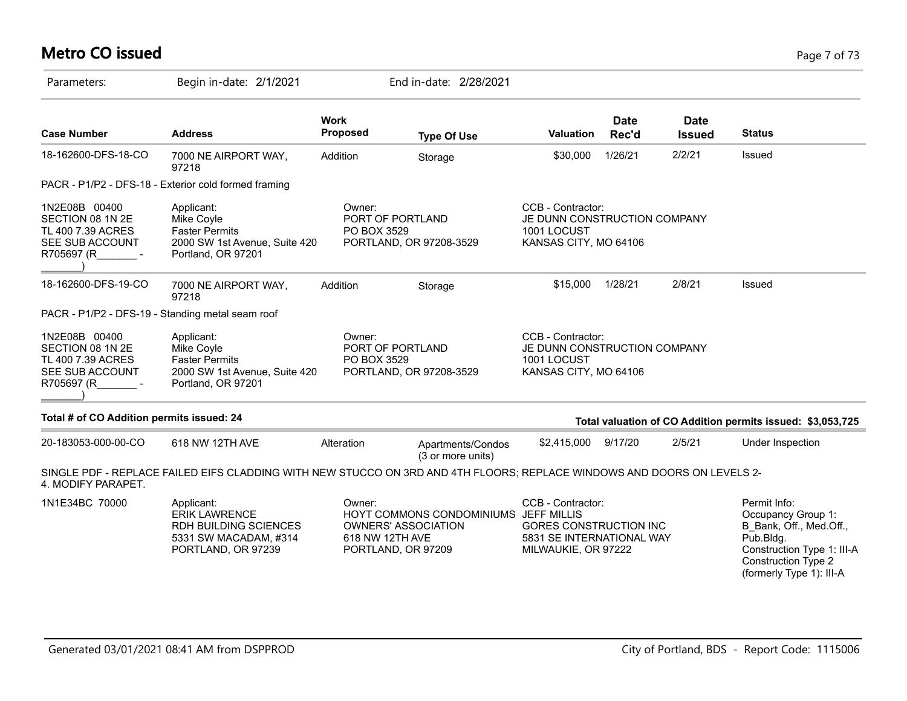# Metro CO issued

Parameters: Begin in-date: 2/1/2021 End in-date: 2/28/2021

| Case Number | Address | Work Proposed | Type Of Use | Valuation | Date Rec'd | Date Issued | Status |
|---|---|---|---|---|---|---|---|
| 18-162600-DFS-18-CO | 7000 NE AIRPORT WAY, 97218 | Addition | Storage | $30,000 | 1/26/21 | 2/2/21 | Issued |

PACR - P1/P2 - DFS-18 - Exterior cold formed framing

1N2E08B 00400
SECTION 08 1N 2E
TL 400 7.39 ACRES
SEE SUB ACCOUNT
R705697 (R_______ - _______)

Applicant:
Mike Coyle
Faster Permits
2000 SW 1st Avenue, Suite 420
Portland, OR 97201

Owner:
PORT OF PORTLAND
PO BOX 3529
PORTLAND, OR 97208-3529

CCB - Contractor:
JE DUNN CONSTRUCTION COMPANY
1001 LOCUST
KANSAS CITY, MO 64106

| Case Number | Address | Work Proposed | Type Of Use | Valuation | Date Rec'd | Date Issued | Status |
|---|---|---|---|---|---|---|---|
| 18-162600-DFS-19-CO | 7000 NE AIRPORT WAY, 97218 | Addition | Storage | $15,000 | 1/28/21 | 2/8/21 | Issued |

PACR - P1/P2 - DFS-19 - Standing metal seam roof

1N2E08B 00400
SECTION 08 1N 2E
TL 400 7.39 ACRES
SEE SUB ACCOUNT
R705697 (R_______ - _______)

Applicant:
Mike Coyle
Faster Permits
2000 SW 1st Avenue, Suite 420
Portland, OR 97201

Owner:
PORT OF PORTLAND
PO BOX 3529
PORTLAND, OR 97208-3529

CCB - Contractor:
JE DUNN CONSTRUCTION COMPANY
1001 LOCUST
KANSAS CITY, MO 64106

**Total # of CO Addition permits issued: 24**

**Total valuation of CO Addition permits issued: $3,053,725**

| Case Number | Address | Work Proposed | Type Of Use | Valuation | Date Rec'd | Date Issued | Status |
|---|---|---|---|---|---|---|---|
| 20-183053-000-00-CO | 618 NW 12TH AVE | Alteration | Apartments/Condos (3 or more units) | $2,415,000 | 9/17/20 | 2/5/21 | Under Inspection |

SINGLE PDF - REPLACE FAILED EIFS CLADDING WITH NEW STUCCO ON 3RD AND 4TH FLOORS; REPLACE WINDOWS AND DOORS ON LEVELS 2-4. MODIFY PARAPET.

1N1E34BC 70000

Applicant:
ERIK LAWRENCE
RDH BUILDING SCIENCES
5331 SW MACADAM, #314
PORTLAND, OR 97239

Owner:
HOYT COMMONS CONDOMINIUMS OWNERS' ASSOCIATION
618 NW 12TH AVE
PORTLAND, OR 97209

CCB - Contractor:
JEFF MILLIS
GORES CONSTRUCTION INC
5831 SE INTERNATIONAL WAY
MILWAUKIE, OR 97222

Permit Info:
Occupancy Group 1: B_Bank, Off., Med.Off., Pub.Bldg.
Construction Type 1: III-A
Construction Type 2 (formerly Type 1): III-A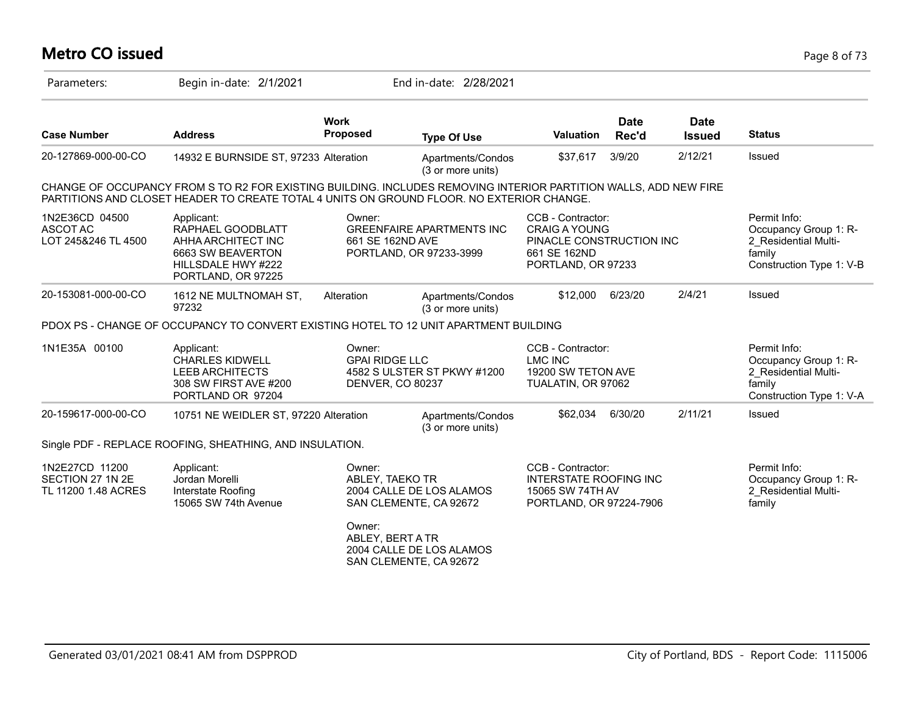# Metro CO issued

Parameters: Begin in-date: 2/1/2021 End in-date: 2/28/2021

| Case Number | Address | Work Proposed | Type Of Use | Valuation | Date Rec'd | Date Issued | Status |
|---|---|---|---|---|---|---|---|
| 20-127869-000-00-CO | 14932 E BURNSIDE ST, 97233 | Alteration | Apartments/Condos (3 or more units) | $37,617 | 3/9/20 | 2/12/21 | Issued |

CHANGE OF OCCUPANCY FROM S TO R2 FOR EXISTING BUILDING. INCLUDES REMOVING INTERIOR PARTITION WALLS, ADD NEW FIRE PARTITIONS AND CLOSET HEADER TO CREATE TOTAL 4 UNITS ON GROUND FLOOR. NO EXTERIOR CHANGE.

1N2E36CD 04500
ASCOT AC
LOT 245&246 TL 4500

Applicant:
RAPHAEL GOODBLATT
AHHA ARCHITECT INC
6663 SW BEAVERTON HILLSDALE HWY #222
PORTLAND, OR 97225

Owner:
GREENFAIRE APARTMENTS INC
661 SE 162ND AVE
PORTLAND, OR 97233-3999

CCB - Contractor:
CRAIG A YOUNG
PINACLE CONSTRUCTION INC
661 SE 162ND
PORTLAND, OR 97233

Permit Info:
Occupancy Group 1: R-2_Residential Multi-family
Construction Type 1: V-B

| Case Number | Address | Work Proposed | Type Of Use | Valuation | Date Rec'd | Date Issued | Status |
|---|---|---|---|---|---|---|---|
| 20-153081-000-00-CO | 1612 NE MULTNOMAH ST, 97232 | Alteration | Apartments/Condos (3 or more units) | $12,000 | 6/23/20 | 2/4/21 | Issued |

PDOX PS - CHANGE OF OCCUPANCY TO CONVERT EXISTING HOTEL TO 12 UNIT APARTMENT BUILDING

1N1E35A 00100

Applicant:
CHARLES KIDWELL
LEEB ARCHITECTS
308 SW FIRST AVE #200
PORTLAND OR 97204

Owner:
GPAI RIDGE LLC
4582 S ULSTER ST PKWY #1200
DENVER, CO 80237

CCB - Contractor:
LMC INC
19200 SW TETON AVE
TUALATIN, OR 97062

Permit Info:
Occupancy Group 1: R-2_Residential Multi-family
Construction Type 1: V-A

| Case Number | Address | Work Proposed | Type Of Use | Valuation | Date Rec'd | Date Issued | Status |
|---|---|---|---|---|---|---|---|
| 20-159617-000-00-CO | 10751 NE WEIDLER ST, 97220 | Alteration | Apartments/Condos (3 or more units) | $62,034 | 6/30/20 | 2/11/21 | Issued |

Single PDF - REPLACE ROOFING, SHEATHING, AND INSULATION.

1N2E27CD 11200
SECTION 27 1N 2E
TL 11200 1.48 ACRES

Applicant:
Jordan Morelli
Interstate Roofing
15065 SW 74th Avenue

Owner:
ABLEY, TAEKO TR
2004 CALLE DE LOS ALAMOS
SAN CLEMENTE, CA 92672

Owner:
ABLEY, BERT A TR
2004 CALLE DE LOS ALAMOS
SAN CLEMENTE, CA 92672

CCB - Contractor:
INTERSTATE ROOFING INC
15065 SW 74TH AV
PORTLAND, OR 97224-7906

Permit Info:
Occupancy Group 1: R-2_Residential Multi-family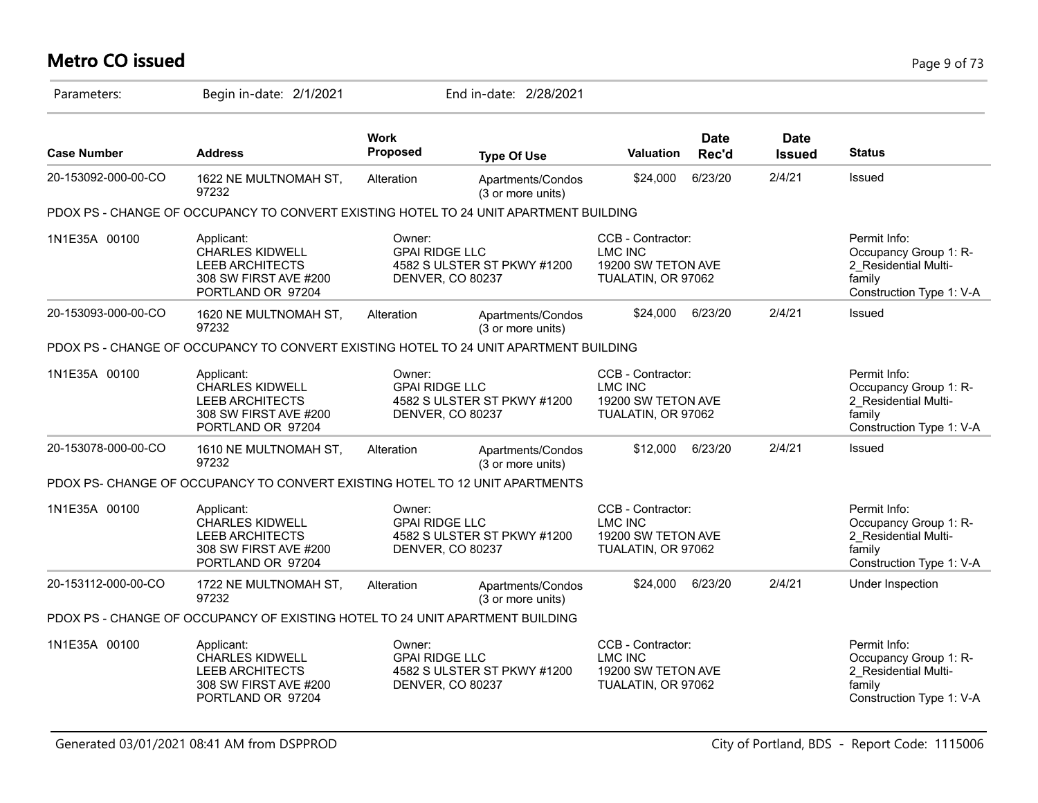# Metro CO issued

Parameters: Begin in-date: 2/1/2021 End in-date: 2/28/2021

| Case Number | Address | Work Proposed | Type Of Use | Valuation | Date Rec'd | Date Issued | Status |
|---|---|---|---|---|---|---|---|
| 20-153092-000-00-CO | 1622 NE MULTNOMAH ST, 97232 | Alteration | Apartments/Condos (3 or more units) | $24,000 | 6/23/20 | 2/4/21 | Issued |
| PDOX PS - CHANGE OF OCCUPANCY TO CONVERT EXISTING HOTEL TO 24 UNIT APARTMENT BUILDING | | | | | | | |
| 1N1E35A 00100 | Applicant: CHARLES KIDWELL LEEB ARCHITECTS 308 SW FIRST AVE #200 PORTLAND OR 97204 | Owner: GPAI RIDGE LLC 4582 S ULSTER ST PKWY #1200 DENVER, CO 80237 | | CCB - Contractor: LMC INC 19200 SW TETON AVE TUALATIN, OR 97062 | | | Permit Info: Occupancy Group 1: R-2_Residential Multi-family Construction Type 1: V-A |
| 20-153093-000-00-CO | 1620 NE MULTNOMAH ST, 97232 | Alteration | Apartments/Condos (3 or more units) | $24,000 | 6/23/20 | 2/4/21 | Issued |
| PDOX PS - CHANGE OF OCCUPANCY TO CONVERT EXISTING HOTEL TO 24 UNIT APARTMENT BUILDING | | | | | | | |
| 1N1E35A 00100 | Applicant: CHARLES KIDWELL LEEB ARCHITECTS 308 SW FIRST AVE #200 PORTLAND OR 97204 | Owner: GPAI RIDGE LLC 4582 S ULSTER ST PKWY #1200 DENVER, CO 80237 | | CCB - Contractor: LMC INC 19200 SW TETON AVE TUALATIN, OR 97062 | | | Permit Info: Occupancy Group 1: R-2_Residential Multi-family Construction Type 1: V-A |
| 20-153078-000-00-CO | 1610 NE MULTNOMAH ST, 97232 | Alteration | Apartments/Condos (3 or more units) | $12,000 | 6/23/20 | 2/4/21 | Issued |
| PDOX PS- CHANGE OF OCCUPANCY TO CONVERT EXISTING HOTEL TO 12 UNIT APARTMENTS | | | | | | | |
| 1N1E35A 00100 | Applicant: CHARLES KIDWELL LEEB ARCHITECTS 308 SW FIRST AVE #200 PORTLAND OR 97204 | Owner: GPAI RIDGE LLC 4582 S ULSTER ST PKWY #1200 DENVER, CO 80237 | | CCB - Contractor: LMC INC 19200 SW TETON AVE TUALATIN, OR 97062 | | | Permit Info: Occupancy Group 1: R-2_Residential Multi-family Construction Type 1: V-A |
| 20-153112-000-00-CO | 1722 NE MULTNOMAH ST, 97232 | Alteration | Apartments/Condos (3 or more units) | $24,000 | 6/23/20 | 2/4/21 | Under Inspection |
| PDOX PS - CHANGE OF OCCUPANCY OF EXISTING HOTEL TO 24 UNIT APARTMENT BUILDING | | | | | | | |
| 1N1E35A 00100 | Applicant: CHARLES KIDWELL LEEB ARCHITECTS 308 SW FIRST AVE #200 PORTLAND OR 97204 | Owner: GPAI RIDGE LLC 4582 S ULSTER ST PKWY #1200 DENVER, CO 80237 | | CCB - Contractor: LMC INC 19200 SW TETON AVE TUALATIN, OR 97062 | | | Permit Info: Occupancy Group 1: R-2_Residential Multi-family Construction Type 1: V-A |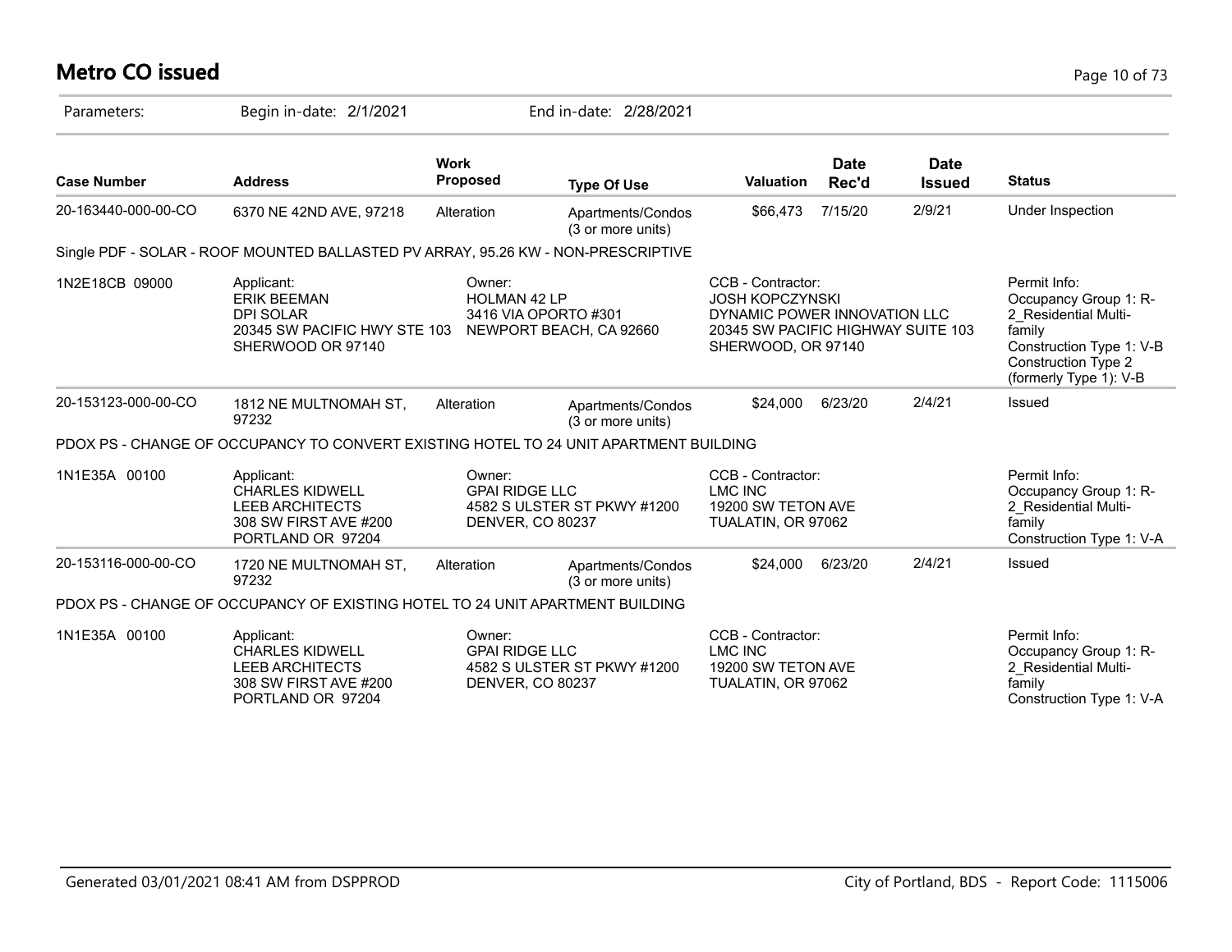# Metro CO issued

Parameters: Begin in-date: 2/1/2021 End in-date: 2/28/2021

| Case Number | Address | Work Proposed | Type Of Use | Valuation | Date Rec'd | Date Issued | Status |
|---|---|---|---|---|---|---|---|
| 20-163440-000-00-CO | 6370 NE 42ND AVE, 97218 | Alteration | Apartments/Condos (3 or more units) | $66,473 | 7/15/20 | 2/9/21 | Under Inspection |

Single PDF - SOLAR - ROOF MOUNTED BALLASTED PV ARRAY, 95.26 KW - NON-PRESCRIPTIVE

1N2E18CB 09000

Applicant:
ERIK BEEMAN
DPI SOLAR
20345 SW PACIFIC HWY STE 103
SHERWOOD OR 97140

Owner:
HOLMAN 42 LP
3416 VIA OPORTO #301
NEWPORT BEACH, CA 92660

CCB - Contractor:
JOSH KOPCZYNSKI
DYNAMIC POWER INNOVATION LLC
20345 SW PACIFIC HIGHWAY SUITE 103
SHERWOOD, OR 97140

Permit Info:
Occupancy Group 1: R-2_Residential Multi-family
Construction Type 1: V-B
Construction Type 2 (formerly Type 1): V-B

| Case Number | Address | Work Proposed | Type Of Use | Valuation | Date Rec'd | Date Issued | Status |
|---|---|---|---|---|---|---|---|
| 20-153123-000-00-CO | 1812 NE MULTNOMAH ST, 97232 | Alteration | Apartments/Condos (3 or more units) | $24,000 | 6/23/20 | 2/4/21 | Issued |

PDOX PS - CHANGE OF OCCUPANCY TO CONVERT EXISTING HOTEL TO 24 UNIT APARTMENT BUILDING

1N1E35A 00100

Applicant:
CHARLES KIDWELL
LEEB ARCHITECTS
308 SW FIRST AVE #200
PORTLAND OR 97204

Owner:
GPAI RIDGE LLC
4582 S ULSTER ST PKWY #1200
DENVER, CO 80237

CCB - Contractor:
LMC INC
19200 SW TETON AVE
TUALATIN, OR 97062

Permit Info:
Occupancy Group 1: R-2_Residential Multi-family
Construction Type 1: V-A

| Case Number | Address | Work Proposed | Type Of Use | Valuation | Date Rec'd | Date Issued | Status |
|---|---|---|---|---|---|---|---|
| 20-153116-000-00-CO | 1720 NE MULTNOMAH ST, 97232 | Alteration | Apartments/Condos (3 or more units) | $24,000 | 6/23/20 | 2/4/21 | Issued |

PDOX PS - CHANGE OF OCCUPANCY OF EXISTING HOTEL TO 24 UNIT APARTMENT BUILDING

1N1E35A 00100

Applicant:
CHARLES KIDWELL
LEEB ARCHITECTS
308 SW FIRST AVE #200
PORTLAND OR 97204

Owner:
GPAI RIDGE LLC
4582 S ULSTER ST PKWY #1200
DENVER, CO 80237

CCB - Contractor:
LMC INC
19200 SW TETON AVE
TUALATIN, OR 97062

Permit Info:
Occupancy Group 1: R-2_Residential Multi-family
Construction Type 1: V-A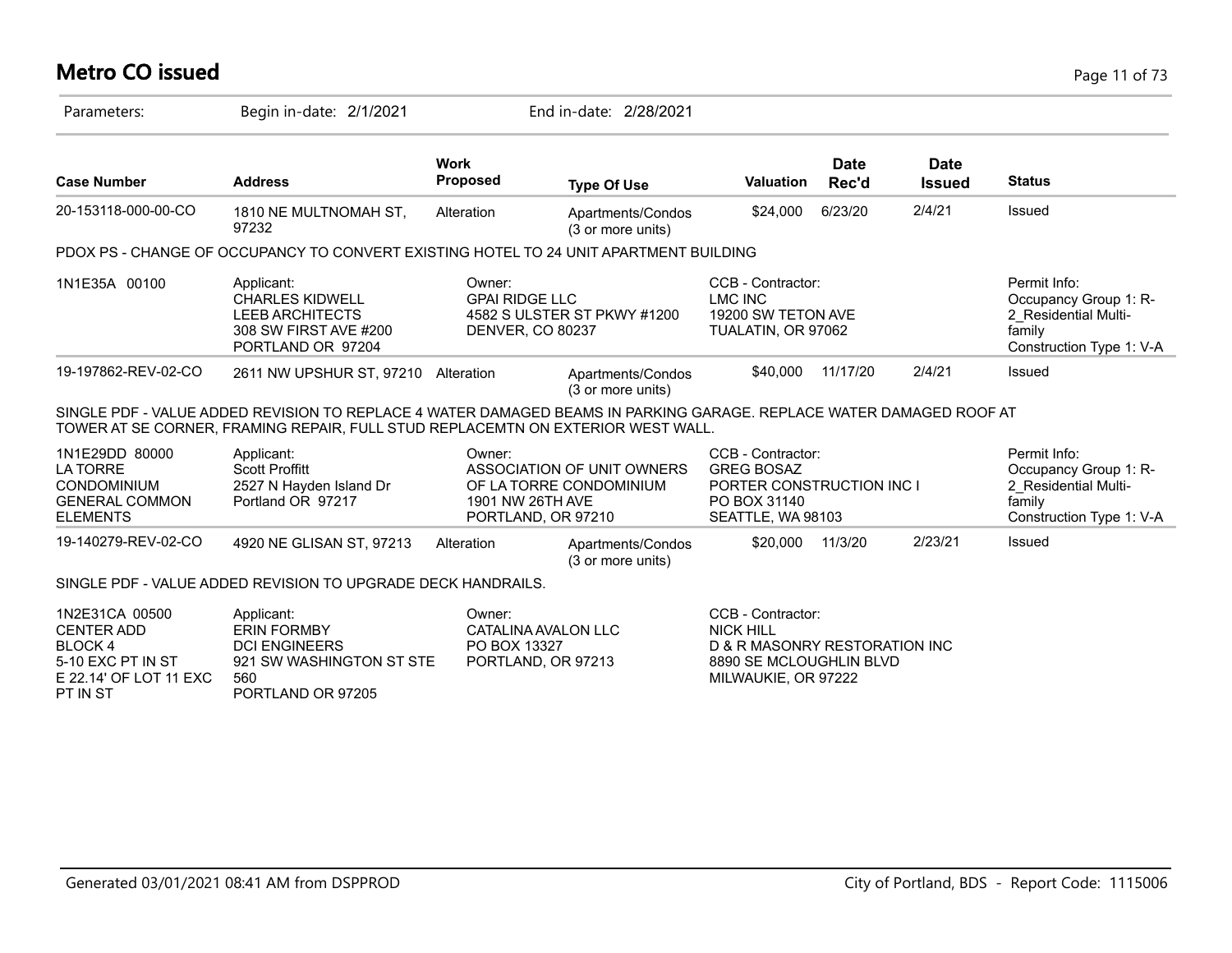# Metro CO issued

Parameters: Begin in-date: 2/1/2021 End in-date: 2/28/2021

| Case Number | Address | Work Proposed | Type Of Use | Valuation | Date Rec'd | Date Issued | Status |
|---|---|---|---|---|---|---|---|
| 20-153118-000-00-CO | 1810 NE MULTNOMAH ST, 97232 | Alteration | Apartments/Condos (3 or more units) | $24,000 | 6/23/20 | 2/4/21 | Issued |

PDOX PS - CHANGE OF OCCUPANCY TO CONVERT EXISTING HOTEL TO 24 UNIT APARTMENT BUILDING

| | Applicant | Owner | CCB - Contractor | Permit Info |
|---|---|---|---|---|
| 1N1E35A 00100 | CHARLES KIDWELL<br>LEEB ARCHITECTS<br>308 SW FIRST AVE #200<br>PORTLAND OR 97204 | GPAI RIDGE LLC<br>4582 S ULSTER ST PKWY #1200<br>DENVER, CO 80237 | LMC INC<br>19200 SW TETON AVE<br>TUALATIN, OR 97062 | Occupancy Group 1: R-2_Residential Multi-family<br>Construction Type 1: V-A |

| Case Number | Address | Work Proposed | Type Of Use | Valuation | Date Rec'd | Date Issued | Status |
|---|---|---|---|---|---|---|---|
| 19-197862-REV-02-CO | 2611 NW UPSHUR ST, 97210 | Alteration | Apartments/Condos (3 or more units) | $40,000 | 11/17/20 | 2/4/21 | Issued |

SINGLE PDF - VALUE ADDED REVISION TO REPLACE 4 WATER DAMAGED BEAMS IN PARKING GARAGE. REPLACE WATER DAMAGED ROOF AT TOWER AT SE CORNER, FRAMING REPAIR, FULL STUD REPLACEMTN ON EXTERIOR WEST WALL.

| | Applicant | Owner | CCB - Contractor | Permit Info |
|---|---|---|---|---|
| 1N1E29DD 80000<br>LA TORRE CONDOMINIUM<br>GENERAL COMMON ELEMENTS | Scott Proffitt<br>2527 N Hayden Island Dr<br>Portland OR 97217 | ASSOCIATION OF UNIT OWNERS OF LA TORRE CONDOMINIUM<br>1901 NW 26TH AVE<br>PORTLAND, OR 97210 | GREG BOSAZ<br>PORTER CONSTRUCTION INC I<br>PO BOX 31140<br>SEATTLE, WA 98103 | Occupancy Group 1: R-2_Residential Multi-family<br>Construction Type 1: V-A |

| Case Number | Address | Work Proposed | Type Of Use | Valuation | Date Rec'd | Date Issued | Status |
|---|---|---|---|---|---|---|---|
| 19-140279-REV-02-CO | 4920 NE GLISAN ST, 97213 | Alteration | Apartments/Condos (3 or more units) | $20,000 | 11/3/20 | 2/23/21 | Issued |

SINGLE PDF - VALUE ADDED REVISION TO UPGRADE DECK HANDRAILS.

| | Applicant | Owner | CCB - Contractor |
|---|---|---|---|
| 1N2E31CA 00500<br>CENTER ADD<br>BLOCK 4<br>5-10 EXC PT IN ST<br>E 22.14' OF LOT 11 EXC PT IN ST | ERIN FORMBY<br>DCI ENGINEERS<br>921 SW WASHINGTON ST STE 560<br>PORTLAND OR 97205 | CATALINA AVALON LLC<br>PO BOX 13327<br>PORTLAND, OR 97213 | NICK HILL<br>D & R MASONRY RESTORATION INC<br>8890 SE MCLOUGHLIN BLVD<br>MILWAUKIE, OR 97222 |

Generated 03/01/2021 08:41 AM from DSPPROD — City of Portland, BDS - Report Code: 1115006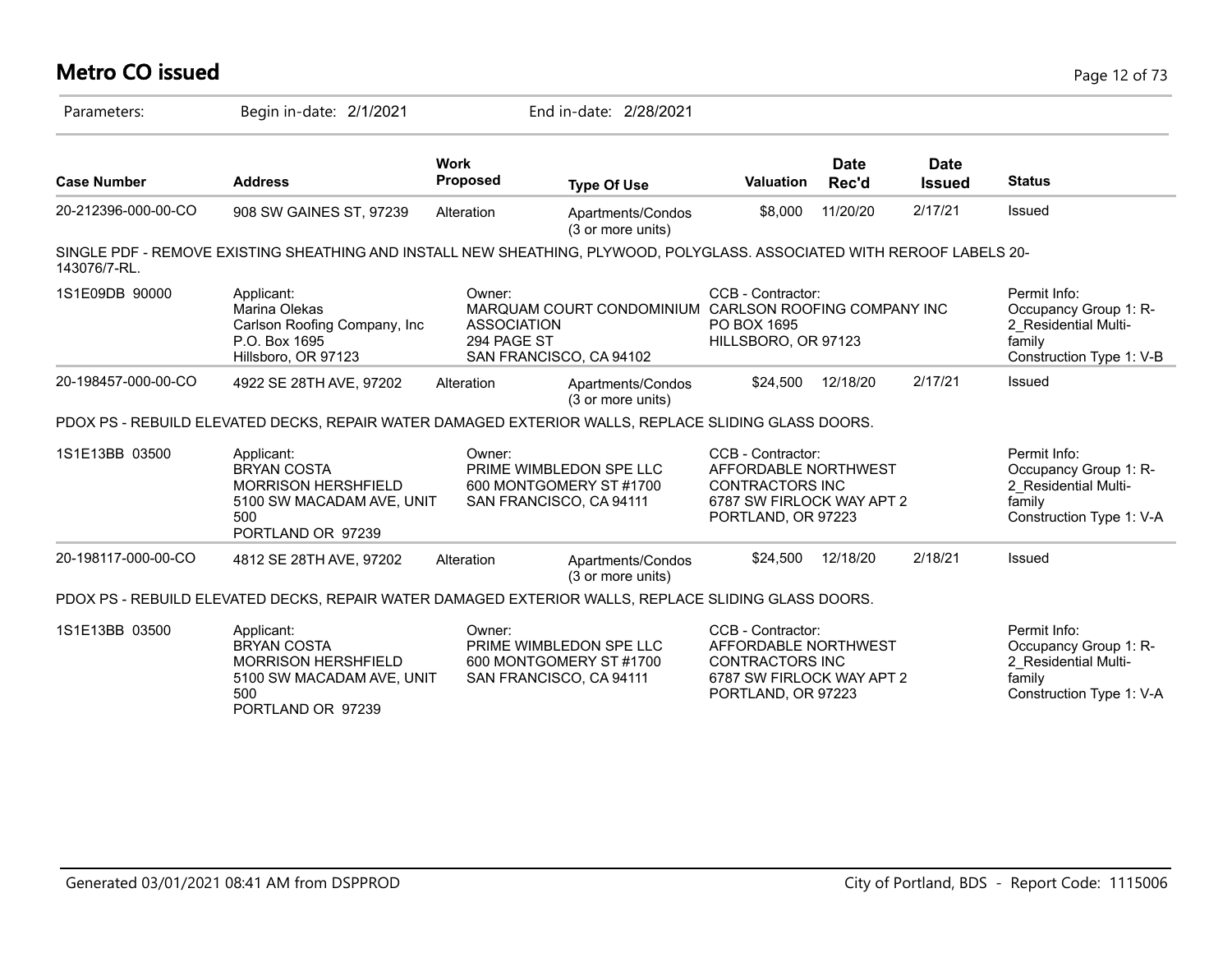# Metro CO issued

Parameters: Begin in-date: 2/1/2021 End in-date: 2/28/2021

| Case Number | Address | Work Proposed | Type Of Use | Valuation | Date Rec'd | Date Issued | Status |
|---|---|---|---|---|---|---|---|
| 20-212396-000-00-CO | 908 SW GAINES ST, 97239 | Alteration | Apartments/Condos (3 or more units) | $8,000 | 11/20/20 | 2/17/21 | Issued |

SINGLE PDF - REMOVE EXISTING SHEATHING AND INSTALL NEW SHEATHING, PLYWOOD, POLYGLASS. ASSOCIATED WITH REROOF LABELS 20-143076/7-RL.

| | Applicant | Owner | CCB - Contractor | Permit Info |
|---|---|---|---|---|
| 1S1E09DB 90000 | Marina Olekas<br>Carlson Roofing Company, Inc<br>P.O. Box 1695<br>Hillsboro, OR 97123 | MARQUAM COURT CONDOMINIUM ASSOCIATION<br>294 PAGE ST<br>SAN FRANCISCO, CA 94102 | CARLSON ROOFING COMPANY INC<br>PO BOX 1695<br>HILLSBORO, OR 97123 | Occupancy Group 1: R-2_Residential Multi-family<br>Construction Type 1: V-B |

| Case Number | Address | Work Proposed | Type Of Use | Valuation | Date Rec'd | Date Issued | Status |
|---|---|---|---|---|---|---|---|
| 20-198457-000-00-CO | 4922 SE 28TH AVE, 97202 | Alteration | Apartments/Condos (3 or more units) | $24,500 | 12/18/20 | 2/17/21 | Issued |

PDOX PS - REBUILD ELEVATED DECKS, REPAIR WATER DAMAGED EXTERIOR WALLS, REPLACE SLIDING GLASS DOORS.

| | Applicant | Owner | CCB - Contractor | Permit Info |
|---|---|---|---|---|
| 1S1E13BB 03500 | BRYAN COSTA<br>MORRISON HERSHFIELD<br>5100 SW MACADAM AVE, UNIT 500<br>PORTLAND OR 97239 | PRIME WIMBLEDON SPE LLC<br>600 MONTGOMERY ST #1700<br>SAN FRANCISCO, CA 94111 | AFFORDABLE NORTHWEST CONTRACTORS INC<br>6787 SW FIRLOCK WAY APT 2<br>PORTLAND, OR 97223 | Occupancy Group 1: R-2_Residential Multi-family<br>Construction Type 1: V-A |

| Case Number | Address | Work Proposed | Type Of Use | Valuation | Date Rec'd | Date Issued | Status |
|---|---|---|---|---|---|---|---|
| 20-198117-000-00-CO | 4812 SE 28TH AVE, 97202 | Alteration | Apartments/Condos (3 or more units) | $24,500 | 12/18/20 | 2/18/21 | Issued |

PDOX PS - REBUILD ELEVATED DECKS, REPAIR WATER DAMAGED EXTERIOR WALLS, REPLACE SLIDING GLASS DOORS.

| | Applicant | Owner | CCB - Contractor | Permit Info |
|---|---|---|---|---|
| 1S1E13BB 03500 | BRYAN COSTA<br>MORRISON HERSHFIELD<br>5100 SW MACADAM AVE, UNIT 500<br>PORTLAND OR 97239 | PRIME WIMBLEDON SPE LLC<br>600 MONTGOMERY ST #1700<br>SAN FRANCISCO, CA 94111 | AFFORDABLE NORTHWEST CONTRACTORS INC<br>6787 SW FIRLOCK WAY APT 2<br>PORTLAND, OR 97223 | Occupancy Group 1: R-2_Residential Multi-family<br>Construction Type 1: V-A |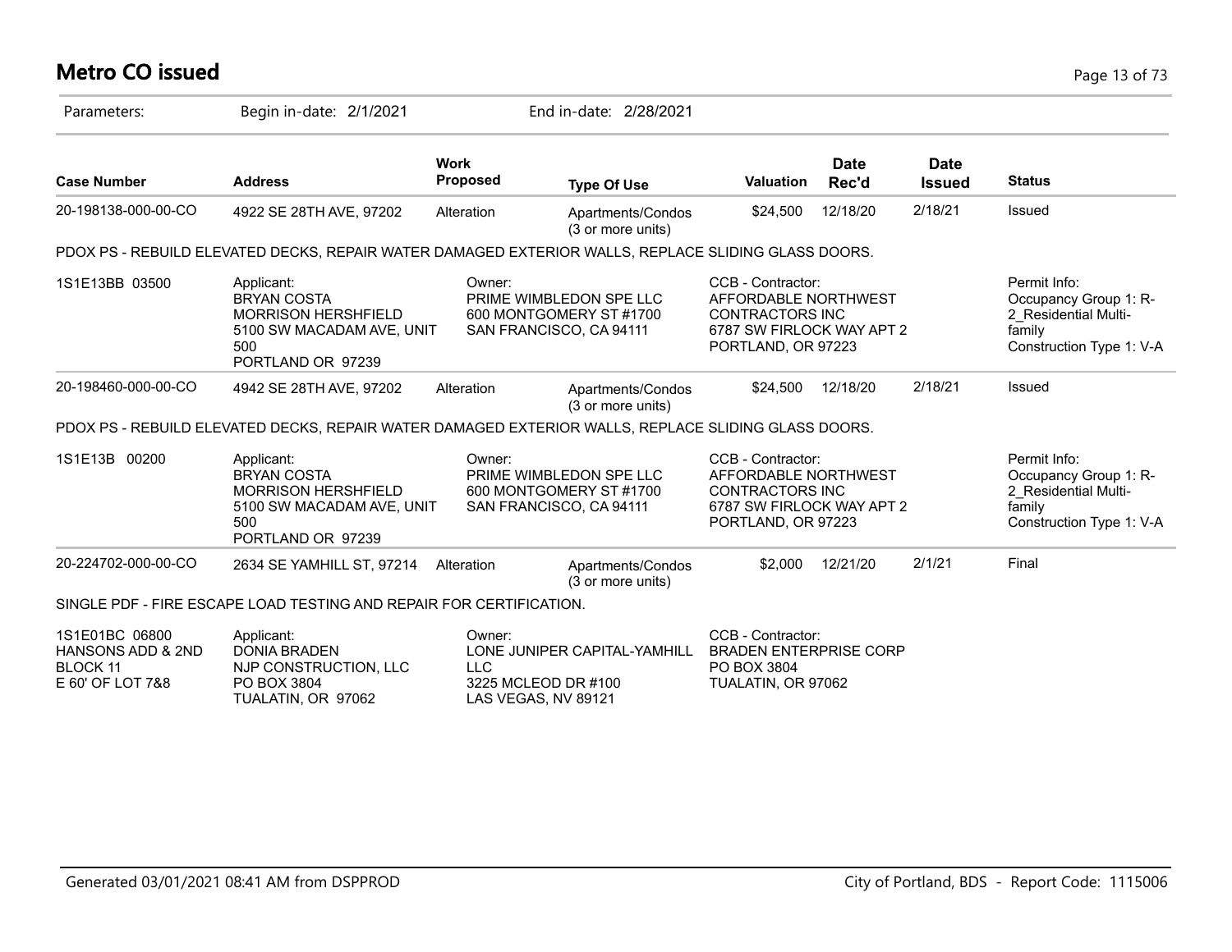# Metro CO issued

Parameters: Begin in-date: 2/1/2021 End in-date: 2/28/2021

| Case Number | Address | Work Proposed | Type Of Use | Valuation | Date Rec'd | Date Issued | Status |
|---|---|---|---|---|---|---|---|
| 20-198138-000-00-CO | 4922 SE 28TH AVE, 97202 | Alteration | Apartments/Condos (3 or more units) | $24,500 | 12/18/20 | 2/18/21 | Issued |
| PDOX PS - REBUILD ELEVATED DECKS, REPAIR WATER DAMAGED EXTERIOR WALLS, REPLACE SLIDING GLASS DOORS. | | | | | | | |
| 1S1E13BB 03500 | Applicant: BRYAN COSTA MORRISON HERSHFIELD 5100 SW MACADAM AVE, UNIT 500 PORTLAND OR 97239 | Owner: PRIME WIMBLEDON SPE LLC 600 MONTGOMERY ST #1700 SAN FRANCISCO, CA 94111 | | CCB - Contractor: AFFORDABLE NORTHWEST CONTRACTORS INC 6787 SW FIRLOCK WAY APT 2 PORTLAND, OR 97223 | | | Permit Info: Occupancy Group 1: R-2_Residential Multi-family Construction Type 1: V-A |
| 20-198460-000-00-CO | 4942 SE 28TH AVE, 97202 | Alteration | Apartments/Condos (3 or more units) | $24,500 | 12/18/20 | 2/18/21 | Issued |
| PDOX PS - REBUILD ELEVATED DECKS, REPAIR WATER DAMAGED EXTERIOR WALLS, REPLACE SLIDING GLASS DOORS. | | | | | | | |
| 1S1E13B 00200 | Applicant: BRYAN COSTA MORRISON HERSHFIELD 5100 SW MACADAM AVE, UNIT 500 PORTLAND OR 97239 | Owner: PRIME WIMBLEDON SPE LLC 600 MONTGOMERY ST #1700 SAN FRANCISCO, CA 94111 | | CCB - Contractor: AFFORDABLE NORTHWEST CONTRACTORS INC 6787 SW FIRLOCK WAY APT 2 PORTLAND, OR 97223 | | | Permit Info: Occupancy Group 1: R-2_Residential Multi-family Construction Type 1: V-A |
| 20-224702-000-00-CO | 2634 SE YAMHILL ST, 97214 | Alteration | Apartments/Condos (3 or more units) | $2,000 | 12/21/20 | 2/1/21 | Final |
| SINGLE PDF - FIRE ESCAPE LOAD TESTING AND REPAIR FOR CERTIFICATION. | | | | | | | |
| 1S1E01BC 06800 HANSONS ADD & 2ND BLOCK 11 E 60' OF LOT 7&8 | Applicant: DONIA BRADEN NJP CONSTRUCTION, LLC PO BOX 3804 TUALATIN, OR 97062 | Owner: LONE JUNIPER CAPITAL-YAMHILL LLC 3225 MCLEOD DR #100 LAS VEGAS, NV 89121 | | CCB - Contractor: BRADEN ENTERPRISE CORP PO BOX 3804 TUALATIN, OR 97062 | | | |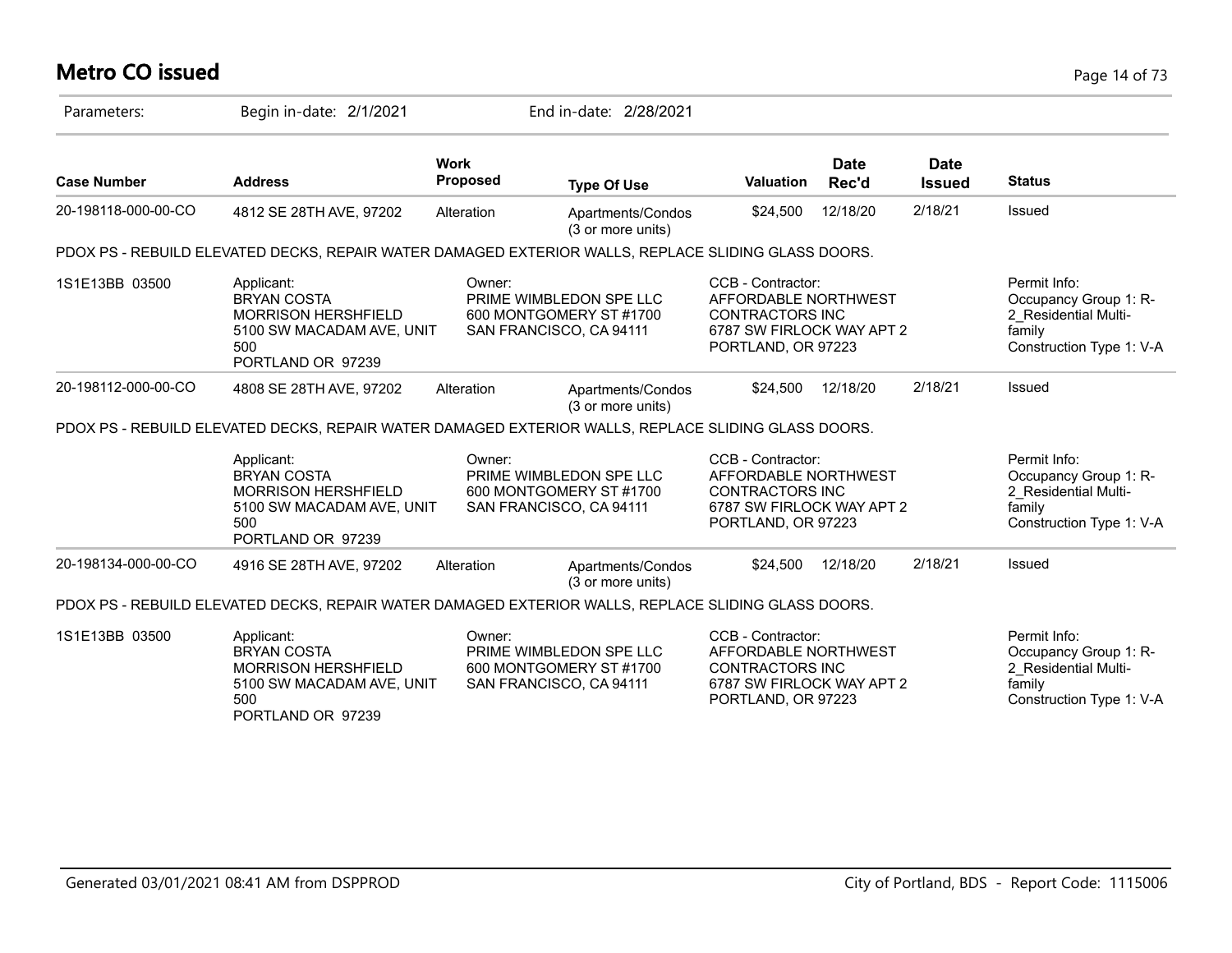# Metro CO issued

Parameters: Begin in-date: 2/1/2021 End in-date: 2/28/2021

| Case Number | Address | Work Proposed | Type Of Use | Valuation | Date Rec'd | Date Issued | Status |
|---|---|---|---|---|---|---|---|
| 20-198118-000-00-CO | 4812 SE 28TH AVE, 97202 | Alteration | Apartments/Condos (3 or more units) | $24,500 | 12/18/20 | 2/18/21 | Issued |

PDOX PS - REBUILD ELEVATED DECKS, REPAIR WATER DAMAGED EXTERIOR WALLS, REPLACE SLIDING GLASS DOORS.

| | Applicant | Owner | CCB - Contractor | Permit Info |
|---|---|---|---|---|
| 1S1E13BB 03500 | BRYAN COSTA<br>MORRISON HERSHFIELD<br>5100 SW MACADAM AVE, UNIT 500<br>PORTLAND OR 97239 | PRIME WIMBLEDON SPE LLC<br>600 MONTGOMERY ST #1700<br>SAN FRANCISCO, CA 94111 | AFFORDABLE NORTHWEST CONTRACTORS INC<br>6787 SW FIRLOCK WAY APT 2<br>PORTLAND, OR 97223 | Occupancy Group 1: R-2_Residential Multi-family<br>Construction Type 1: V-A |

| Case Number | Address | Work Proposed | Type Of Use | Valuation | Date Rec'd | Date Issued | Status |
|---|---|---|---|---|---|---|---|
| 20-198112-000-00-CO | 4808 SE 28TH AVE, 97202 | Alteration | Apartments/Condos (3 or more units) | $24,500 | 12/18/20 | 2/18/21 | Issued |

PDOX PS - REBUILD ELEVATED DECKS, REPAIR WATER DAMAGED EXTERIOR WALLS, REPLACE SLIDING GLASS DOORS.

| | Applicant | Owner | CCB - Contractor | Permit Info |
|---|---|---|---|---|
| | BRYAN COSTA<br>MORRISON HERSHFIELD<br>5100 SW MACADAM AVE, UNIT 500<br>PORTLAND OR 97239 | PRIME WIMBLEDON SPE LLC<br>600 MONTGOMERY ST #1700<br>SAN FRANCISCO, CA 94111 | AFFORDABLE NORTHWEST CONTRACTORS INC<br>6787 SW FIRLOCK WAY APT 2<br>PORTLAND, OR 97223 | Occupancy Group 1: R-2_Residential Multi-family<br>Construction Type 1: V-A |

| Case Number | Address | Work Proposed | Type Of Use | Valuation | Date Rec'd | Date Issued | Status |
|---|---|---|---|---|---|---|---|
| 20-198134-000-00-CO | 4916 SE 28TH AVE, 97202 | Alteration | Apartments/Condos (3 or more units) | $24,500 | 12/18/20 | 2/18/21 | Issued |

PDOX PS - REBUILD ELEVATED DECKS, REPAIR WATER DAMAGED EXTERIOR WALLS, REPLACE SLIDING GLASS DOORS.

| | Applicant | Owner | CCB - Contractor | Permit Info |
|---|---|---|---|---|
| 1S1E13BB 03500 | BRYAN COSTA<br>MORRISON HERSHFIELD<br>5100 SW MACADAM AVE, UNIT 500<br>PORTLAND OR 97239 | PRIME WIMBLEDON SPE LLC<br>600 MONTGOMERY ST #1700<br>SAN FRANCISCO, CA 94111 | AFFORDABLE NORTHWEST CONTRACTORS INC<br>6787 SW FIRLOCK WAY APT 2<br>PORTLAND, OR 97223 | Occupancy Group 1: R-2_Residential Multi-family<br>Construction Type 1: V-A |

Generated 03/01/2021 08:41 AM from DSPPROD City of Portland, BDS - Report Code: 1115006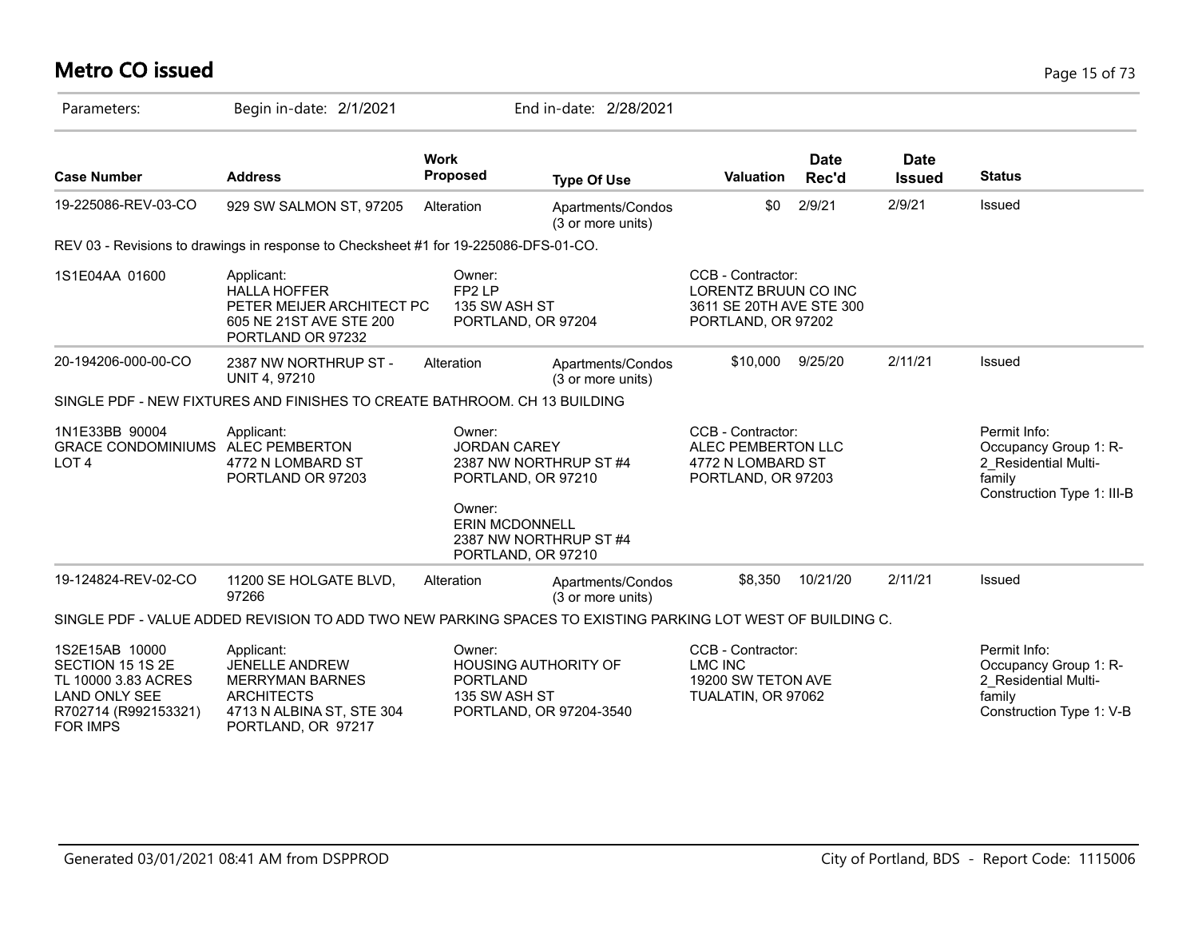# Metro CO issued

Parameters: Begin in-date: 2/1/2021 End in-date: 2/28/2021

| Case Number | Address | Work Proposed | Type Of Use | Valuation | Date Rec'd | Date Issued | Status |
|---|---|---|---|---|---|---|---|
| 19-225086-REV-03-CO | 929 SW SALMON ST, 97205 | Alteration | Apartments/Condos (3 or more units) | $0 | 2/9/21 | 2/9/21 | Issued |

REV 03 - Revisions to drawings in response to Checksheet #1 for 19-225086-DFS-01-CO.

| | | | | |
|---|---|---|---|---|
| 1S1E04AA 01600 | Applicant: HALLA HOFFER PETER MEIJER ARCHITECT PC 605 NE 21ST AVE STE 200 PORTLAND OR 97232 | Owner: FP2 LP 135 SW ASH ST PORTLAND, OR 97204 | CCB - Contractor: LORENTZ BRUUN CO INC 3611 SE 20TH AVE STE 300 PORTLAND, OR 97202 | |

| Case Number | Address | Work Proposed | Type Of Use | Valuation | Date Rec'd | Date Issued | Status |
|---|---|---|---|---|---|---|---|
| 20-194206-000-00-CO | 2387 NW NORTHRUP ST - UNIT 4, 97210 | Alteration | Apartments/Condos (3 or more units) | $10,000 | 9/25/20 | 2/11/21 | Issued |

SINGLE PDF - NEW FIXTURES AND FINISHES TO CREATE BATHROOM. CH 13 BUILDING

| | | | | |
|---|---|---|---|---|
| 1N1E33BB 90004 GRACE CONDOMINIUMS LOT 4 | Applicant: ALEC PEMBERTON 4772 N LOMBARD ST PORTLAND OR 97203 | Owner: JORDAN CAREY 2387 NW NORTHRUP ST #4 PORTLAND, OR 97210<br>Owner: ERIN MCDONNELL 2387 NW NORTHRUP ST #4 PORTLAND, OR 97210 | CCB - Contractor: ALEC PEMBERTON LLC 4772 N LOMBARD ST PORTLAND, OR 97203 | Permit Info: Occupancy Group 1: R-2_Residential Multi-family Construction Type 1: III-B |

| Case Number | Address | Work Proposed | Type Of Use | Valuation | Date Rec'd | Date Issued | Status |
|---|---|---|---|---|---|---|---|
| 19-124824-REV-02-CO | 11200 SE HOLGATE BLVD, 97266 | Alteration | Apartments/Condos (3 or more units) | $8,350 | 10/21/20 | 2/11/21 | Issued |

SINGLE PDF - VALUE ADDED REVISION TO ADD TWO NEW PARKING SPACES TO EXISTING PARKING LOT WEST OF BUILDING C.

| | | | | |
|---|---|---|---|---|
| 1S2E15AB 10000 SECTION 15 1S 2E TL 10000 3.83 ACRES LAND ONLY SEE R702714 (R992153321) FOR IMPS | Applicant: JENELLE ANDREW MERRYMAN BARNES ARCHITECTS 4713 N ALBINA ST, STE 304 PORTLAND, OR 97217 | Owner: HOUSING AUTHORITY OF PORTLAND 135 SW ASH ST PORTLAND, OR 97204-3540 | CCB - Contractor: LMC INC 19200 SW TETON AVE TUALATIN, OR 97062 | Permit Info: Occupancy Group 1: R-2_Residential Multi-family Construction Type 1: V-B |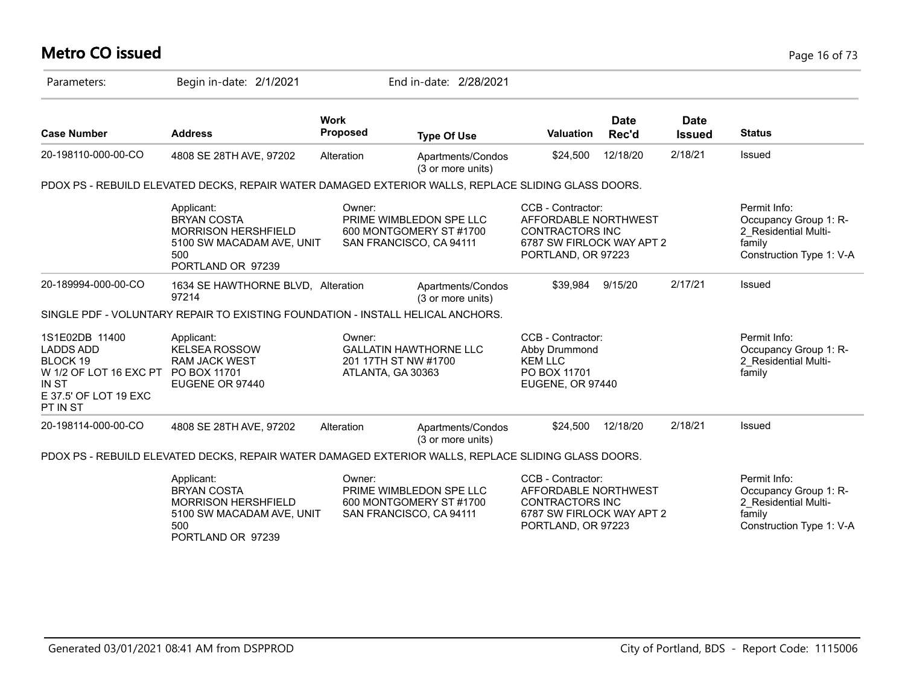# Metro CO issued

Parameters: Begin in-date: 2/1/2021 End in-date: 2/28/2021

| Case Number | Address | Work Proposed | Type Of Use | Valuation | Date Rec'd | Date Issued | Status |
|---|---|---|---|---|---|---|---|
| 20-198110-000-00-CO | 4808 SE 28TH AVE, 97202 | Alteration | Apartments/Condos (3 or more units) | $24,500 | 12/18/20 | 2/18/21 | Issued |

PDOX PS - REBUILD ELEVATED DECKS, REPAIR WATER DAMAGED EXTERIOR WALLS, REPLACE SLIDING GLASS DOORS.

| | Applicant | Owner | CCB - Contractor | Permit Info |
|---|---|---|---|---|
| | BRYAN COSTA<br>MORRISON HERSHFIELD<br>5100 SW MACADAM AVE, UNIT 500<br>PORTLAND OR 97239 | PRIME WIMBLEDON SPE LLC<br>600 MONTGOMERY ST #1700<br>SAN FRANCISCO, CA 94111 | AFFORDABLE NORTHWEST CONTRACTORS INC<br>6787 SW FIRLOCK WAY APT 2<br>PORTLAND, OR 97223 | Occupancy Group 1: R-2_Residential Multi-family<br>Construction Type 1: V-A |

| Case Number | Address | Work Proposed | Type Of Use | Valuation | Date Rec'd | Date Issued | Status |
|---|---|---|---|---|---|---|---|
| 20-189994-000-00-CO | 1634 SE HAWTHORNE BLVD, 97214 | Alteration | Apartments/Condos (3 or more units) | $39,984 | 9/15/20 | 2/17/21 | Issued |

SINGLE PDF - VOLUNTARY REPAIR TO EXISTING FOUNDATION - INSTALL HELICAL ANCHORS.

| | Applicant | Owner | CCB - Contractor | Permit Info |
|---|---|---|---|---|
| 1S1E02DB 11400<br>LADDS ADD<br>BLOCK 19<br>W 1/2 OF LOT 16 EXC PT IN ST<br>E 37.5' OF LOT 19 EXC PT IN ST | KELSEA ROSSOW<br>RAM JACK WEST<br>PO BOX 11701<br>EUGENE OR 97440 | GALLATIN HAWTHORNE LLC<br>201 17TH ST NW #1700<br>ATLANTA, GA 30363 | Abby Drummond<br>KEM LLC<br>PO BOX 11701<br>EUGENE, OR 97440 | Occupancy Group 1: R-2_Residential Multi-family |

| Case Number | Address | Work Proposed | Type Of Use | Valuation | Date Rec'd | Date Issued | Status |
|---|---|---|---|---|---|---|---|
| 20-198114-000-00-CO | 4808 SE 28TH AVE, 97202 | Alteration | Apartments/Condos (3 or more units) | $24,500 | 12/18/20 | 2/18/21 | Issued |

PDOX PS - REBUILD ELEVATED DECKS, REPAIR WATER DAMAGED EXTERIOR WALLS, REPLACE SLIDING GLASS DOORS.

| | Applicant | Owner | CCB - Contractor | Permit Info |
|---|---|---|---|---|
| | BRYAN COSTA<br>MORRISON HERSHFIELD<br>5100 SW MACADAM AVE, UNIT 500<br>PORTLAND OR 97239 | PRIME WIMBLEDON SPE LLC<br>600 MONTGOMERY ST #1700<br>SAN FRANCISCO, CA 94111 | AFFORDABLE NORTHWEST CONTRACTORS INC<br>6787 SW FIRLOCK WAY APT 2<br>PORTLAND, OR 97223 | Occupancy Group 1: R-2_Residential Multi-family<br>Construction Type 1: V-A |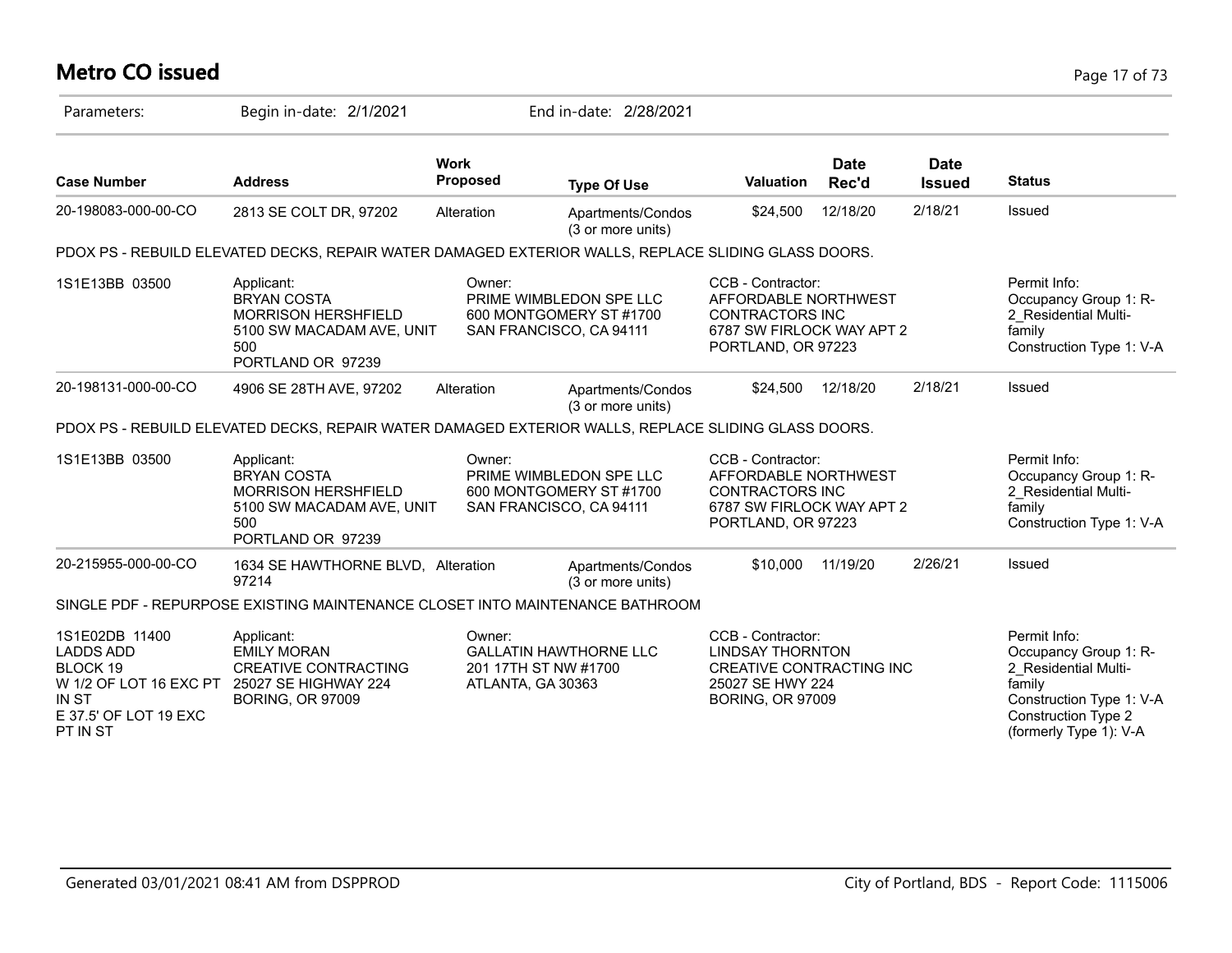# Metro CO issued

Parameters: Begin in-date: 2/1/2021 End in-date: 2/28/2021

| Case Number | Address | Work Proposed | Type Of Use | Valuation | Date Rec'd | Date Issued | Status |
|---|---|---|---|---|---|---|---|
| 20-198083-000-00-CO | 2813 SE COLT DR, 97202 | Alteration | Apartments/Condos (3 or more units) | $24,500 | 12/18/20 | 2/18/21 | Issued |
| PDOX PS - REBUILD ELEVATED DECKS, REPAIR WATER DAMAGED EXTERIOR WALLS, REPLACE SLIDING GLASS DOORS. | | | | | | | |
| 1S1E13BB 03500 | Applicant: BRYAN COSTA MORRISON HERSHFIELD 5100 SW MACADAM AVE, UNIT 500 PORTLAND OR 97239 | Owner: PRIME WIMBLEDON SPE LLC 600 MONTGOMERY ST #1700 SAN FRANCISCO, CA 94111 | | CCB - Contractor: AFFORDABLE NORTHWEST CONTRACTORS INC 6787 SW FIRLOCK WAY APT 2 PORTLAND, OR 97223 | | | Permit Info: Occupancy Group 1: R-2_Residential Multi-family Construction Type 1: V-A |
| 20-198131-000-00-CO | 4906 SE 28TH AVE, 97202 | Alteration | Apartments/Condos (3 or more units) | $24,500 | 12/18/20 | 2/18/21 | Issued |
| PDOX PS - REBUILD ELEVATED DECKS, REPAIR WATER DAMAGED EXTERIOR WALLS, REPLACE SLIDING GLASS DOORS. | | | | | | | |
| 1S1E13BB 03500 | Applicant: BRYAN COSTA MORRISON HERSHFIELD 5100 SW MACADAM AVE, UNIT 500 PORTLAND OR 97239 | Owner: PRIME WIMBLEDON SPE LLC 600 MONTGOMERY ST #1700 SAN FRANCISCO, CA 94111 | | CCB - Contractor: AFFORDABLE NORTHWEST CONTRACTORS INC 6787 SW FIRLOCK WAY APT 2 PORTLAND, OR 97223 | | | Permit Info: Occupancy Group 1: R-2_Residential Multi-family Construction Type 1: V-A |
| 20-215955-000-00-CO | 1634 SE HAWTHORNE BLVD, 97214 | Alteration | Apartments/Condos (3 or more units) | $10,000 | 11/19/20 | 2/26/21 | Issued |
| SINGLE PDF - REPURPOSE EXISTING MAINTENANCE CLOSET INTO MAINTENANCE BATHROOM | | | | | | | |
| 1S1E02DB 11400 LADDS ADD BLOCK 19 W 1/2 OF LOT 16 EXC PT IN ST E 37.5' OF LOT 19 EXC PT IN ST | Applicant: EMILY MORAN CREATIVE CONTRACTING 25027 SE HIGHWAY 224 BORING, OR 97009 | Owner: GALLATIN HAWTHORNE LLC 201 17TH ST NW #1700 ATLANTA, GA 30363 | | CCB - Contractor: LINDSAY THORNTON CREATIVE CONTRACTING INC 25027 SE HWY 224 BORING, OR 97009 | | | Permit Info: Occupancy Group 1: R-2_Residential Multi-family Construction Type 1: V-A Construction Type 2 (formerly Type 1): V-A |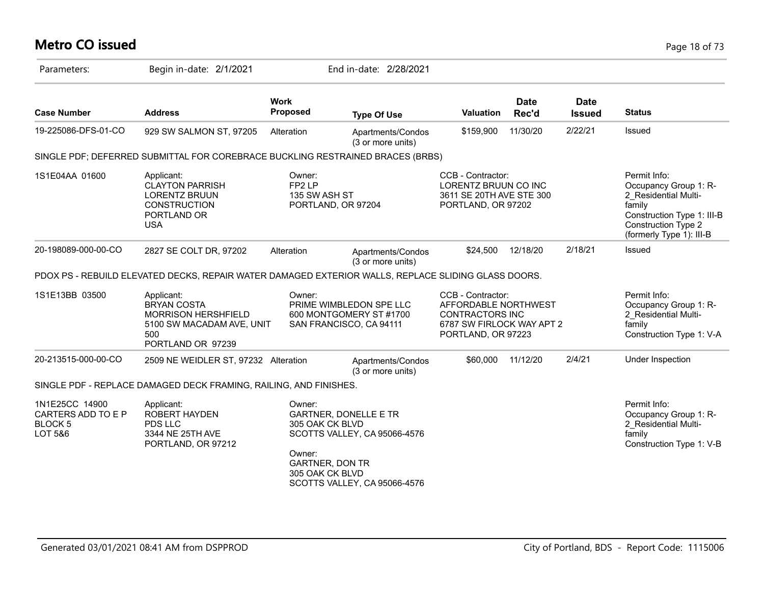# Metro CO issued

Parameters: Begin in-date: 2/1/2021 End in-date: 2/28/2021

| Case Number | Address | Work Proposed | Type Of Use | Valuation | Date Rec'd | Date Issued | Status |
|---|---|---|---|---|---|---|---|
| 19-225086-DFS-01-CO | 929 SW SALMON ST, 97205 | Alteration | Apartments/Condos (3 or more units) | $159,900 | 11/30/20 | 2/22/21 | Issued |

SINGLE PDF; DEFERRED SUBMITTAL FOR COREBRACE BUCKLING RESTRAINED BRACES (BRBS)

| | | | | |
|---|---|---|---|---|
| 1S1E04AA 01600 | Applicant:<br>CLAYTON PARRISH<br>LORENTZ BRUUN CONSTRUCTION<br>PORTLAND OR<br>USA | Owner:<br>FP2 LP<br>135 SW ASH ST<br>PORTLAND, OR 97204 | CCB - Contractor:<br>LORENTZ BRUUN CO INC<br>3611 SE 20TH AVE STE 300<br>PORTLAND, OR 97202 | Permit Info:<br>Occupancy Group 1: R-2_Residential Multi-family<br>Construction Type 1: III-B<br>Construction Type 2 (formerly Type 1): III-B |

| Case Number | Address | Work Proposed | Type Of Use | Valuation | Date Rec'd | Date Issued | Status |
|---|---|---|---|---|---|---|---|
| 20-198089-000-00-CO | 2827 SE COLT DR, 97202 | Alteration | Apartments/Condos (3 or more units) | $24,500 | 12/18/20 | 2/18/21 | Issued |

PDOX PS - REBUILD ELEVATED DECKS, REPAIR WATER DAMAGED EXTERIOR WALLS, REPLACE SLIDING GLASS DOORS.

| | | | | |
|---|---|---|---|---|
| 1S1E13BB 03500 | Applicant:<br>BRYAN COSTA<br>MORRISON HERSHFIELD<br>5100 SW MACADAM AVE, UNIT 500<br>PORTLAND OR 97239 | Owner:<br>PRIME WIMBLEDON SPE LLC<br>600 MONTGOMERY ST #1700<br>SAN FRANCISCO, CA 94111 | CCB - Contractor:<br>AFFORDABLE NORTHWEST CONTRACTORS INC<br>6787 SW FIRLOCK WAY APT 2<br>PORTLAND, OR 97223 | Permit Info:<br>Occupancy Group 1: R-2_Residential Multi-family<br>Construction Type 1: V-A |

| Case Number | Address | Work Proposed | Type Of Use | Valuation | Date Rec'd | Date Issued | Status |
|---|---|---|---|---|---|---|---|
| 20-213515-000-00-CO | 2509 NE WEIDLER ST, 97232 | Alteration | Apartments/Condos (3 or more units) | $60,000 | 11/12/20 | 2/4/21 | Under Inspection |

SINGLE PDF - REPLACE DAMAGED DECK FRAMING, RAILING, AND FINISHES.

| | | | | |
|---|---|---|---|---|
| 1N1E25CC 14900<br>CARTERS ADD TO E P<br>BLOCK 5<br>LOT 5&6 | Applicant:<br>ROBERT HAYDEN<br>PDS LLC<br>3344 NE 25TH AVE<br>PORTLAND, OR 97212 | Owner:<br>GARTNER, DONELLE E TR<br>305 OAK CK BLVD<br>SCOTTS VALLEY, CA 95066-4576<br><br>Owner:<br>GARTNER, DON TR<br>305 OAK CK BLVD<br>SCOTTS VALLEY, CA 95066-4576 | | Permit Info:<br>Occupancy Group 1: R-2_Residential Multi-family<br>Construction Type 1: V-B |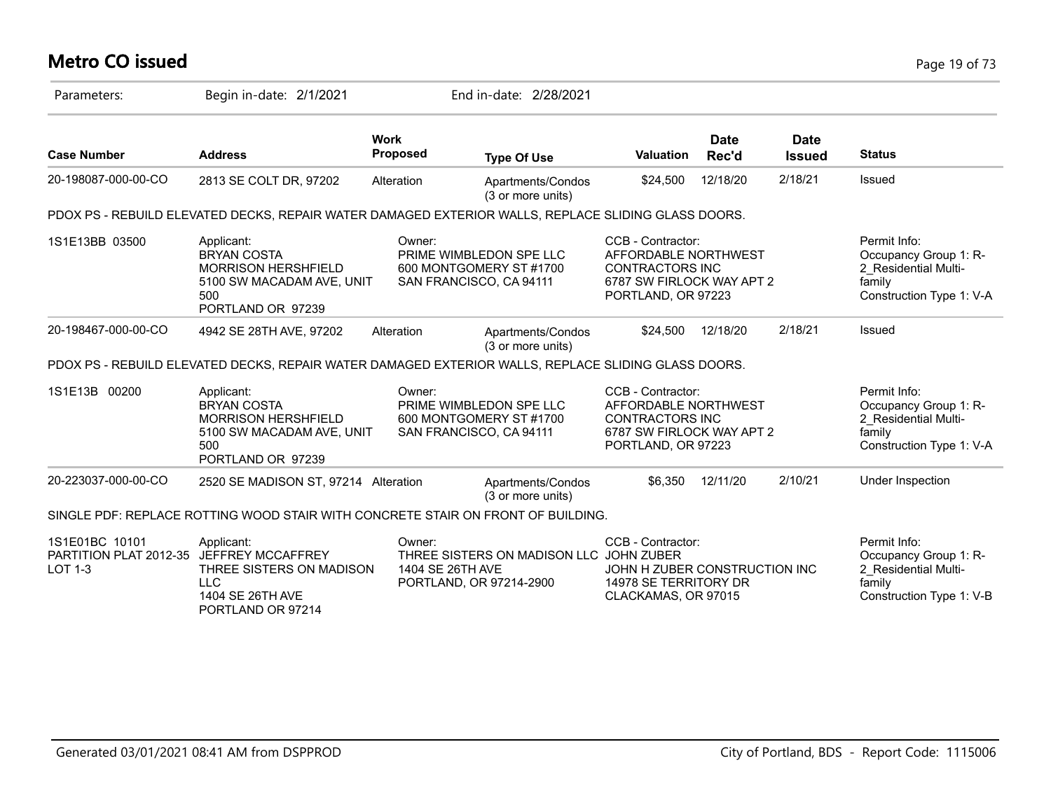# Metro CO issued

Parameters: Begin in-date: 2/1/2021 End in-date: 2/28/2021

| Case Number | Address | Work Proposed | Type Of Use | Valuation | Date Rec'd | Date Issued | Status |
|---|---|---|---|---|---|---|---|
| 20-198087-000-00-CO | 2813 SE COLT DR, 97202 | Alteration | Apartments/Condos (3 or more units) | $24,500 | 12/18/20 | 2/18/21 | Issued |

PDOX PS - REBUILD ELEVATED DECKS, REPAIR WATER DAMAGED EXTERIOR WALLS, REPLACE SLIDING GLASS DOORS.

| | Applicant | Owner | CCB - Contractor | Permit Info |
|---|---|---|---|---|
| 1S1E13BB 03500 | BRYAN COSTA<br>MORRISON HERSHFIELD<br>5100 SW MACADAM AVE, UNIT 500<br>PORTLAND OR 97239 | PRIME WIMBLEDON SPE LLC<br>600 MONTGOMERY ST #1700<br>SAN FRANCISCO, CA 94111 | AFFORDABLE NORTHWEST CONTRACTORS INC<br>6787 SW FIRLOCK WAY APT 2<br>PORTLAND, OR 97223 | Occupancy Group 1: R-2_Residential Multi-family<br>Construction Type 1: V-A |

| Case Number | Address | Work Proposed | Type Of Use | Valuation | Date Rec'd | Date Issued | Status |
|---|---|---|---|---|---|---|---|
| 20-198467-000-00-CO | 4942 SE 28TH AVE, 97202 | Alteration | Apartments/Condos (3 or more units) | $24,500 | 12/18/20 | 2/18/21 | Issued |

PDOX PS - REBUILD ELEVATED DECKS, REPAIR WATER DAMAGED EXTERIOR WALLS, REPLACE SLIDING GLASS DOORS.

| | Applicant | Owner | CCB - Contractor | Permit Info |
|---|---|---|---|---|
| 1S1E13B 00200 | BRYAN COSTA<br>MORRISON HERSHFIELD<br>5100 SW MACADAM AVE, UNIT 500<br>PORTLAND OR 97239 | PRIME WIMBLEDON SPE LLC<br>600 MONTGOMERY ST #1700<br>SAN FRANCISCO, CA 94111 | AFFORDABLE NORTHWEST CONTRACTORS INC<br>6787 SW FIRLOCK WAY APT 2<br>PORTLAND, OR 97223 | Occupancy Group 1: R-2_Residential Multi-family<br>Construction Type 1: V-A |

| Case Number | Address | Work Proposed | Type Of Use | Valuation | Date Rec'd | Date Issued | Status |
|---|---|---|---|---|---|---|---|
| 20-223037-000-00-CO | 2520 SE MADISON ST, 97214 | Alteration | Apartments/Condos (3 or more units) | $6,350 | 12/11/20 | 2/10/21 | Under Inspection |

SINGLE PDF: REPLACE ROTTING WOOD STAIR WITH CONCRETE STAIR ON FRONT OF BUILDING.

| | Applicant | Owner | CCB - Contractor | Permit Info |
|---|---|---|---|---|
| 1S1E01BC 10101<br>PARTITION PLAT 2012-35<br>LOT 1-3 | JEFFREY MCCAFFREY<br>THREE SISTERS ON MADISON LLC<br>1404 SE 26TH AVE<br>PORTLAND OR 97214 | THREE SISTERS ON MADISON LLC<br>1404 SE 26TH AVE<br>PORTLAND, OR 97214-2900 | JOHN ZUBER<br>JOHN H ZUBER CONSTRUCTION INC<br>14978 SE TERRITORY DR<br>CLACKAMAS, OR 97015 | Occupancy Group 1: R-2_Residential Multi-family<br>Construction Type 1: V-B |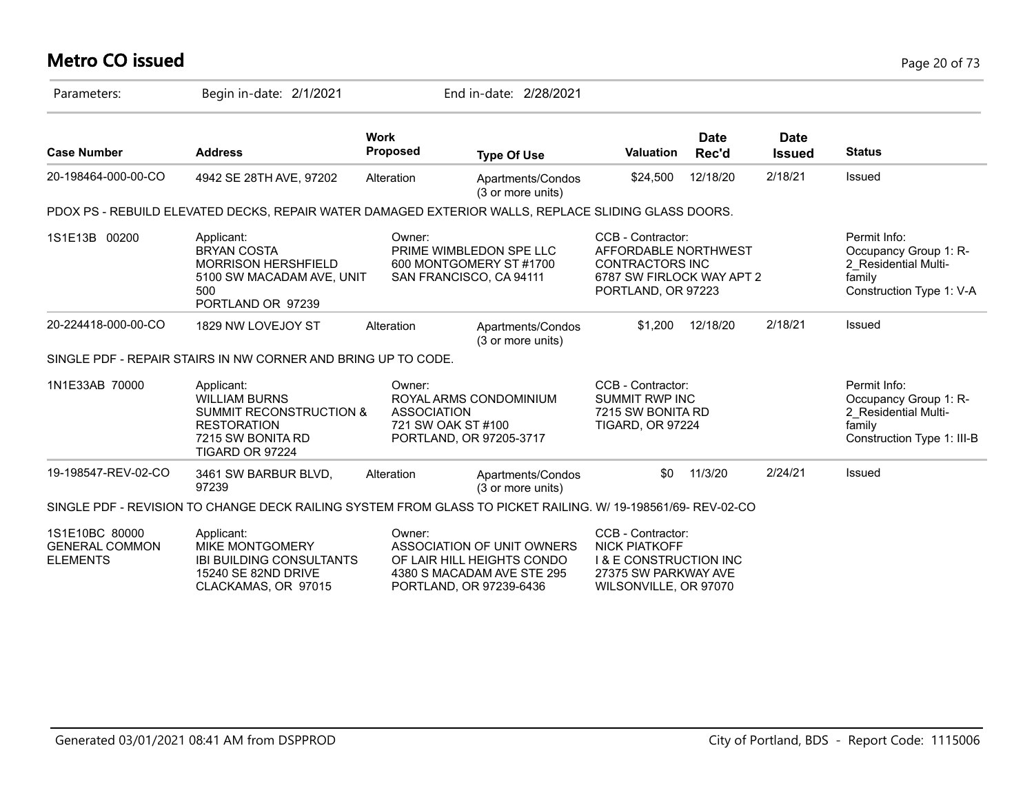# Metro CO issued

Parameters: Begin in-date: 2/1/2021 End in-date: 2/28/2021

| Case Number | Address | Work Proposed | Type Of Use | Valuation | Date Rec'd | Date Issued | Status |
|---|---|---|---|---|---|---|---|
| 20-198464-000-00-CO | 4942 SE 28TH AVE, 97202 | Alteration | Apartments/Condos (3 or more units) | $24,500 | 12/18/20 | 2/18/21 | Issued |

PDOX PS - REBUILD ELEVATED DECKS, REPAIR WATER DAMAGED EXTERIOR WALLS, REPLACE SLIDING GLASS DOORS.

| | | | | |
|---|---|---|---|---|
| 1S1E13B 00200 | Applicant:<br>BRYAN COSTA<br>MORRISON HERSHFIELD<br>5100 SW MACADAM AVE, UNIT 500<br>PORTLAND OR 97239 | Owner:<br>PRIME WIMBLEDON SPE LLC<br>600 MONTGOMERY ST #1700<br>SAN FRANCISCO, CA 94111 | CCB - Contractor:<br>AFFORDABLE NORTHWEST CONTRACTORS INC<br>6787 SW FIRLOCK WAY APT 2<br>PORTLAND, OR 97223 | Permit Info:<br>Occupancy Group 1: R-2_Residential Multi-family<br>Construction Type 1: V-A |

| Case Number | Address | Work Proposed | Type Of Use | Valuation | Date Rec'd | Date Issued | Status |
|---|---|---|---|---|---|---|---|
| 20-224418-000-00-CO | 1829 NW LOVEJOY ST | Alteration | Apartments/Condos (3 or more units) | $1,200 | 12/18/20 | 2/18/21 | Issued |

SINGLE PDF - REPAIR STAIRS IN NW CORNER AND BRING UP TO CODE.

| | | | | |
|---|---|---|---|---|
| 1N1E33AB 70000 | Applicant:<br>WILLIAM BURNS<br>SUMMIT RECONSTRUCTION & RESTORATION<br>7215 SW BONITA RD<br>TIGARD OR 97224 | Owner:<br>ROYAL ARMS CONDOMINIUM ASSOCIATION<br>721 SW OAK ST #100<br>PORTLAND, OR 97205-3717 | CCB - Contractor:<br>SUMMIT RWP INC<br>7215 SW BONITA RD<br>TIGARD, OR 97224 | Permit Info:<br>Occupancy Group 1: R-2_Residential Multi-family<br>Construction Type 1: III-B |

| Case Number | Address | Work Proposed | Type Of Use | Valuation | Date Rec'd | Date Issued | Status |
|---|---|---|---|---|---|---|---|
| 19-198547-REV-02-CO | 3461 SW BARBUR BLVD, 97239 | Alteration | Apartments/Condos (3 or more units) | $0 | 11/3/20 | 2/24/21 | Issued |

SINGLE PDF - REVISION TO CHANGE DECK RAILING SYSTEM FROM GLASS TO PICKET RAILING. W/ 19-198561/69- REV-02-CO

| | | | | |
|---|---|---|---|---|
| 1S1E10BC 80000 GENERAL COMMON ELEMENTS | Applicant:<br>MIKE MONTGOMERY<br>IBI BUILDING CONSULTANTS<br>15240 SE 82ND DRIVE<br>CLACKAMAS, OR 97015 | Owner:<br>ASSOCIATION OF UNIT OWNERS OF LAIR HILL HEIGHTS CONDO<br>4380 S MACADAM AVE STE 295<br>PORTLAND, OR 97239-6436 | CCB - Contractor:<br>NICK PIATKOFF<br>I & E CONSTRUCTION INC<br>27375 SW PARKWAY AVE<br>WILSONVILLE, OR 97070 | |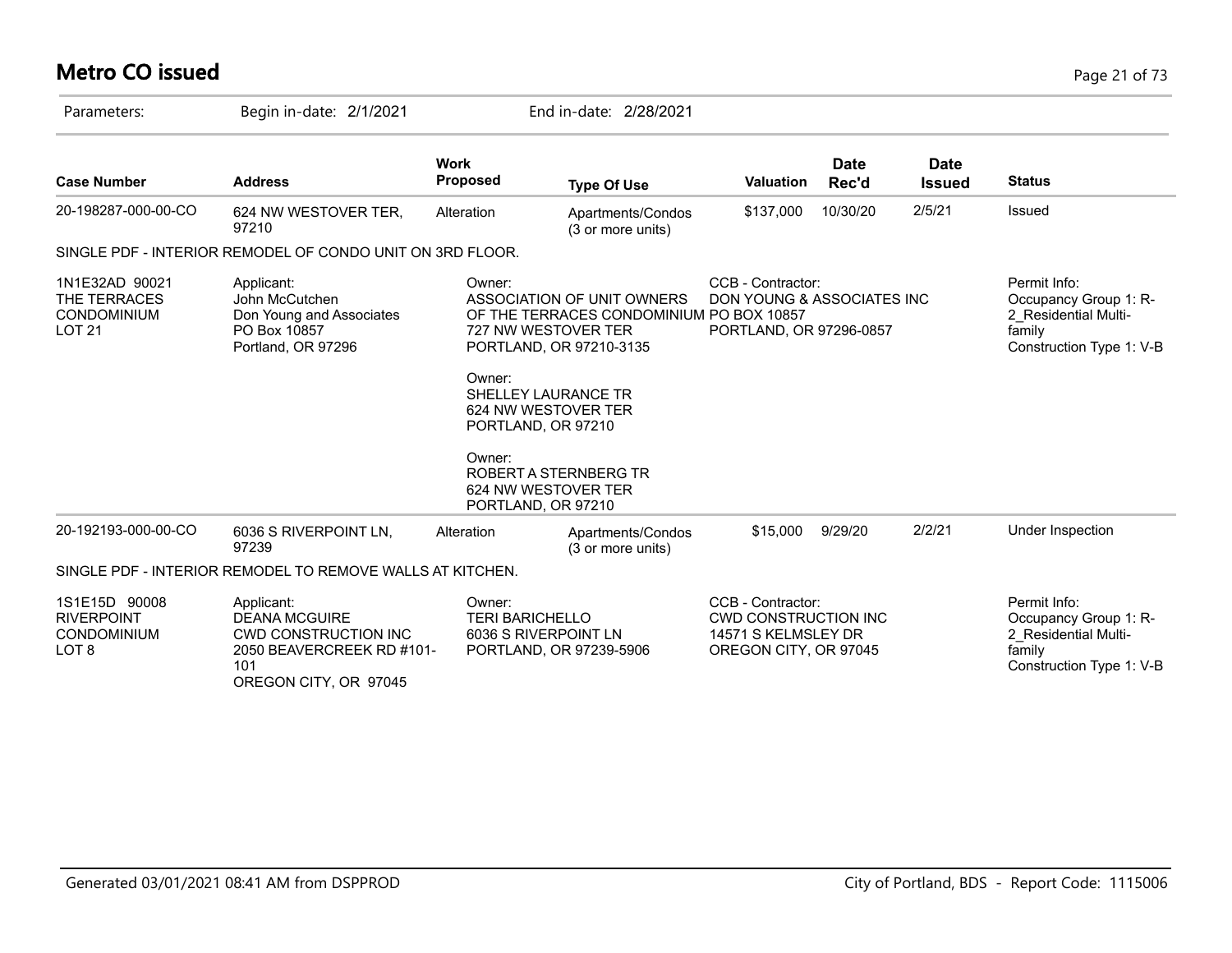# Metro CO issued

Parameters: Begin in-date: 2/1/2021 End in-date: 2/28/2021

| Case Number | Address | Work Proposed | Type Of Use | Valuation | Date Rec'd | Date Issued | Status |
|---|---|---|---|---|---|---|---|
| 20-198287-000-00-CO | 624 NW WESTOVER TER, 97210 | Alteration | Apartments/Condos (3 or more units) | $137,000 | 10/30/20 | 2/5/21 | Issued |

SINGLE PDF - INTERIOR REMODEL OF CONDO UNIT ON 3RD FLOOR.

1N1E32AD 90021 THE TERRACES CONDOMINIUM LOT 21

Applicant:
John McCutchen
Don Young and Associates
PO Box 10857
Portland, OR 97296

Owner:
ASSOCIATION OF UNIT OWNERS OF THE TERRACES CONDOMINIUM
727 NW WESTOVER TER
PORTLAND, OR 97210-3135

Owner:
SHELLEY LAURANCE TR
624 NW WESTOVER TER
PORTLAND, OR 97210

Owner:
ROBERT A STERNBERG TR
624 NW WESTOVER TER
PORTLAND, OR 97210

CCB - Contractor:
DON YOUNG & ASSOCIATES INC
PO BOX 10857
PORTLAND, OR 97296-0857

Permit Info:
Occupancy Group 1: R-2_Residential Multi-family
Construction Type 1: V-B

| Case Number | Address | Work Proposed | Type Of Use | Valuation | Date Rec'd | Date Issued | Status |
|---|---|---|---|---|---|---|---|
| 20-192193-000-00-CO | 6036 S RIVERPOINT LN, 97239 | Alteration | Apartments/Condos (3 or more units) | $15,000 | 9/29/20 | 2/2/21 | Under Inspection |

SINGLE PDF - INTERIOR REMODEL TO REMOVE WALLS AT KITCHEN.

1S1E15D 90008 RIVERPOINT CONDOMINIUM LOT 8

Applicant:
DEANA MCGUIRE
CWD CONSTRUCTION INC
2050 BEAVERCREEK RD #101-101
OREGON CITY, OR 97045

Owner:
TERI BARICHELLO
6036 S RIVERPOINT LN
PORTLAND, OR 97239-5906

CCB - Contractor:
CWD CONSTRUCTION INC
14571 S KELMSLEY DR
OREGON CITY, OR 97045

Permit Info:
Occupancy Group 1: R-2_Residential Multi-family
Construction Type 1: V-B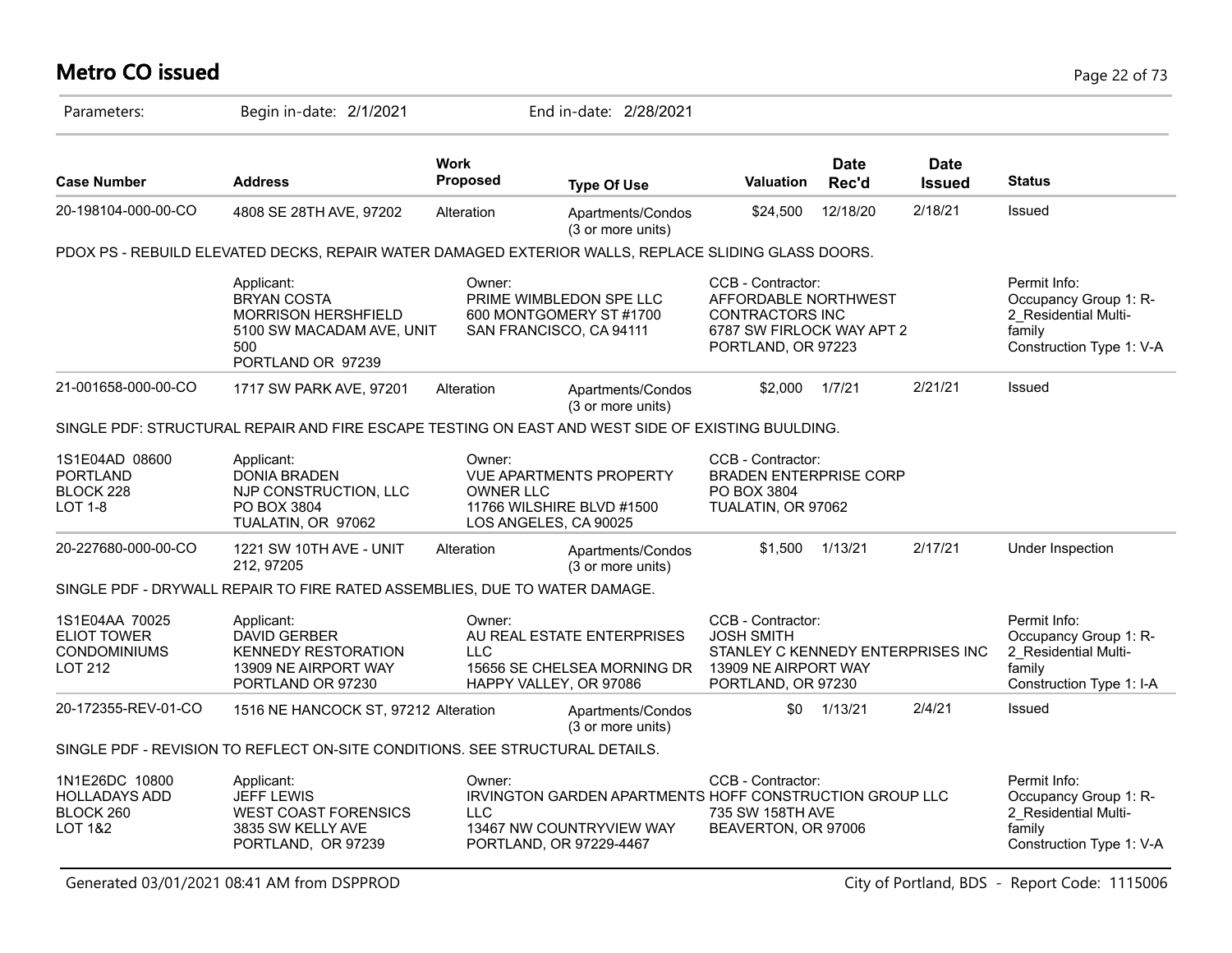# Metro CO issued

Parameters: Begin in-date: 2/1/2021 End in-date: 2/28/2021

| Case Number | Address | Work Proposed | Type Of Use | Valuation | Date Rec'd | Date Issued | Status |
|---|---|---|---|---|---|---|---|
| 20-198104-000-00-CO | 4808 SE 28TH AVE, 97202 | Alteration | Apartments/Condos (3 or more units) | $24,500 | 12/18/20 | 2/18/21 | Issued |

PDOX PS - REBUILD ELEVATED DECKS, REPAIR WATER DAMAGED EXTERIOR WALLS, REPLACE SLIDING GLASS DOORS.

Applicant: BRYAN COSTA, MORRISON HERSHFIELD, 5100 SW MACADAM AVE, UNIT 500, PORTLAND OR 97239

Owner: PRIME WIMBLEDON SPE LLC, 600 MONTGOMERY ST #1700, SAN FRANCISCO, CA 94111

CCB - Contractor: AFFORDABLE NORTHWEST CONTRACTORS INC, 6787 SW FIRLOCK WAY APT 2, PORTLAND, OR 97223

Permit Info: Occupancy Group 1: R-2_Residential Multi-family, Construction Type 1: V-A

| Case Number | Address | Work Proposed | Type Of Use | Valuation | Date Rec'd | Date Issued | Status |
|---|---|---|---|---|---|---|---|
| 21-001658-000-00-CO | 1717 SW PARK AVE, 97201 | Alteration | Apartments/Condos (3 or more units) | $2,000 | 1/7/21 | 2/21/21 | Issued |

SINGLE PDF: STRUCTURAL REPAIR AND FIRE ESCAPE TESTING ON EAST AND WEST SIDE OF EXISTING BUULDING.

1S1E04AD 08600, PORTLAND, BLOCK 228, LOT 1-8

Applicant: DONIA BRADEN, NJP CONSTRUCTION, LLC, PO BOX 3804, TUALATIN, OR 97062

Owner: VUE APARTMENTS PROPERTY OWNER LLC, 11766 WILSHIRE BLVD #1500, LOS ANGELES, CA 90025

CCB - Contractor: BRADEN ENTERPRISE CORP, PO BOX 3804, TUALATIN, OR 97062

| Case Number | Address | Work Proposed | Type Of Use | Valuation | Date Rec'd | Date Issued | Status |
|---|---|---|---|---|---|---|---|
| 20-227680-000-00-CO | 1221 SW 10TH AVE - UNIT 212, 97205 | Alteration | Apartments/Condos (3 or more units) | $1,500 | 1/13/21 | 2/17/21 | Under Inspection |

SINGLE PDF - DRYWALL REPAIR TO FIRE RATED ASSEMBLIES, DUE TO WATER DAMAGE.

1S1E04AA 70025, ELIOT TOWER CONDOMINIUMS, LOT 212

Applicant: DAVID GERBER, KENNEDY RESTORATION, 13909 NE AIRPORT WAY, PORTLAND OR 97230

Owner: AU REAL ESTATE ENTERPRISES LLC, 15656 SE CHELSEA MORNING DR, HAPPY VALLEY, OR 97086

CCB - Contractor: JOSH SMITH, STANLEY C KENNEDY ENTERPRISES INC, 13909 NE AIRPORT WAY, PORTLAND, OR 97230

Permit Info: Occupancy Group 1: R-2_Residential Multi-family, Construction Type 1: I-A

| Case Number | Address | Work Proposed | Type Of Use | Valuation | Date Rec'd | Date Issued | Status |
|---|---|---|---|---|---|---|---|
| 20-172355-REV-01-CO | 1516 NE HANCOCK ST, 97212 | Alteration | Apartments/Condos (3 or more units) | $0 | 1/13/21 | 2/4/21 | Issued |

SINGLE PDF - REVISION TO REFLECT ON-SITE CONDITIONS. SEE STRUCTURAL DETAILS.

1N1E26DC 10800, HOLLADAYS ADD, BLOCK 260, LOT 1&2

Applicant: JEFF LEWIS, WEST COAST FORENSICS, 3835 SW KELLY AVE, PORTLAND, OR 97239

Owner: IRVINGTON GARDEN APARTMENTS LLC, 13467 NW COUNTRYVIEW WAY, PORTLAND, OR 97229-4467

CCB - Contractor: HOFF CONSTRUCTION GROUP LLC, 735 SW 158TH AVE, BEAVERTON, OR 97006

Permit Info: Occupancy Group 1: R-2_Residential Multi-family, Construction Type 1: V-A

Generated 03/01/2021 08:41 AM from DSPPROD — City of Portland, BDS - Report Code: 1115006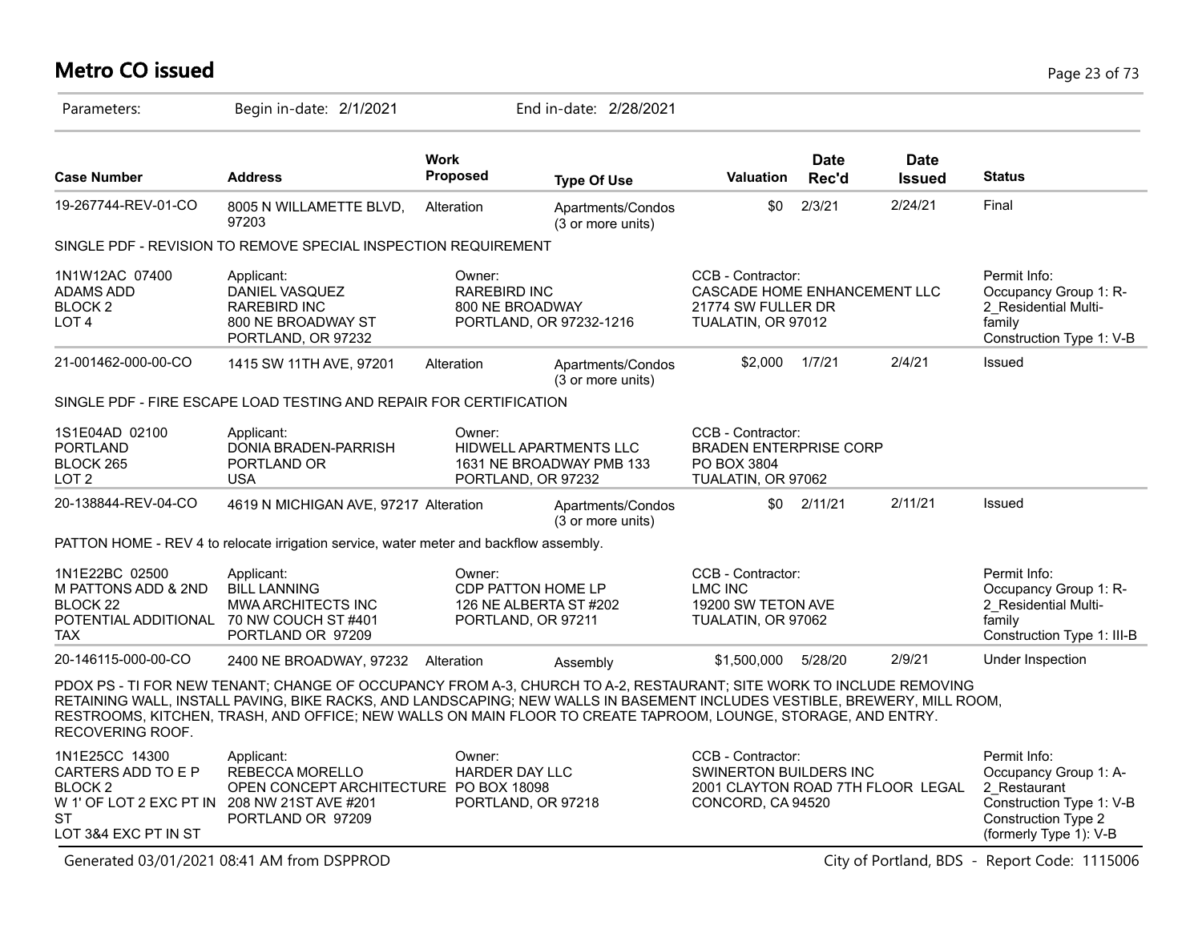# Metro CO issued

Parameters: Begin in-date: 2/1/2021 End in-date: 2/28/2021

| Case Number | Address | Work Proposed | Type Of Use | Valuation | Date Rec'd | Date Issued | Status |
|---|---|---|---|---|---|---|---|
| 19-267744-REV-01-CO | 8005 N WILLAMETTE BLVD, 97203 | Alteration | Apartments/Condos (3 or more units) | $0 | 2/3/21 | 2/24/21 | Final |

SINGLE PDF - REVISION TO REMOVE SPECIAL INSPECTION REQUIREMENT

| | Applicant: | Owner: | CCB - Contractor: | Permit Info: |
|---|---|---|---|---|
| 1N1W12AC 07400<br>ADAMS ADD<br>BLOCK 2<br>LOT 4 | DANIEL VASQUEZ<br>RAREBIRD INC<br>800 NE BROADWAY ST<br>PORTLAND, OR 97232 | RAREBIRD INC<br>800 NE BROADWAY<br>PORTLAND, OR 97232-1216 | CASCADE HOME ENHANCEMENT LLC<br>21774 SW FULLER DR<br>TUALATIN, OR 97012 | Occupancy Group 1: R-2_Residential Multi-family<br>Construction Type 1: V-B |

| Case Number | Address | Work Proposed | Type Of Use | Valuation | Date Rec'd | Date Issued | Status |
|---|---|---|---|---|---|---|---|
| 21-001462-000-00-CO | 1415 SW 11TH AVE, 97201 | Alteration | Apartments/Condos (3 or more units) | $2,000 | 1/7/21 | 2/4/21 | Issued |

SINGLE PDF - FIRE ESCAPE LOAD TESTING AND REPAIR FOR CERTIFICATION

| | Applicant: | Owner: | CCB - Contractor: |
|---|---|---|---|
| 1S1E04AD 02100<br>PORTLAND<br>BLOCK 265<br>LOT 2 | DONIA BRADEN-PARRISH<br>PORTLAND OR<br>USA | HIDWELL APARTMENTS LLC<br>1631 NE BROADWAY PMB 133<br>PORTLAND, OR 97232 | BRADEN ENTERPRISE CORP<br>PO BOX 3804<br>TUALATIN, OR 97062 |

| Case Number | Address | Work Proposed | Type Of Use | Valuation | Date Rec'd | Date Issued | Status |
|---|---|---|---|---|---|---|---|
| 20-138844-REV-04-CO | 4619 N MICHIGAN AVE, 97217 | Alteration | Apartments/Condos (3 or more units) | $0 | 2/11/21 | 2/11/21 | Issued |

PATTON HOME - REV 4 to relocate irrigation service, water meter and backflow assembly.

| | Applicant: | Owner: | CCB - Contractor: | Permit Info: |
|---|---|---|---|---|
| 1N1E22BC 02500<br>M PATTONS ADD & 2ND<br>BLOCK 22<br>POTENTIAL ADDITIONAL TAX | BILL LANNING<br>MWA ARCHITECTS INC<br>70 NW COUCH ST #401<br>PORTLAND OR 97209 | CDP PATTON HOME LP<br>126 NE ALBERTA ST #202<br>PORTLAND, OR 97211 | LMC INC<br>19200 SW TETON AVE<br>TUALATIN, OR 97062 | Occupancy Group 1: R-2_Residential Multi-family<br>Construction Type 1: III-B |

| Case Number | Address | Work Proposed | Type Of Use | Valuation | Date Rec'd | Date Issued | Status |
|---|---|---|---|---|---|---|---|
| 20-146115-000-00-CO | 2400 NE BROADWAY, 97232 | Alteration | Assembly | $1,500,000 | 5/28/20 | 2/9/21 | Under Inspection |

PDOX PS - TI FOR NEW TENANT; CHANGE OF OCCUPANCY FROM A-3, CHURCH TO A-2, RESTAURANT; SITE WORK TO INCLUDE REMOVING RETAINING WALL, INSTALL PAVING, BIKE RACKS, AND LANDSCAPING; NEW WALLS IN BASEMENT INCLUDES VESTIBLE, BREWERY, MILL ROOM, RESTROOMS, KITCHEN, TRASH, AND OFFICE; NEW WALLS ON MAIN FLOOR TO CREATE TAPROOM, LOUNGE, STORAGE, AND ENTRY. RECOVERING ROOF.

| | Applicant: | Owner: | CCB - Contractor: | Permit Info: |
|---|---|---|---|---|
| 1N1E25CC 14300<br>CARTERS ADD TO E P<br>BLOCK 2<br>W 1' OF LOT 2 EXC PT IN ST<br>LOT 3&4 EXC PT IN ST | REBECCA MORELLO<br>OPEN CONCEPT ARCHITECTURE<br>208 NW 21ST AVE #201<br>PORTLAND OR 97209 | HARDER DAY LLC<br>PO BOX 18098<br>PORTLAND, OR 97218 | SWINERTON BUILDERS INC<br>2001 CLAYTON ROAD 7TH FLOOR LEGAL<br>CONCORD, CA 94520 | Occupancy Group 1: A-2_Restaurant<br>Construction Type 1: V-B<br>Construction Type 2 (formerly Type 1): V-B |

Generated 03/01/2021 08:41 AM from DSPPROD City of Portland, BDS - Report Code: 1115006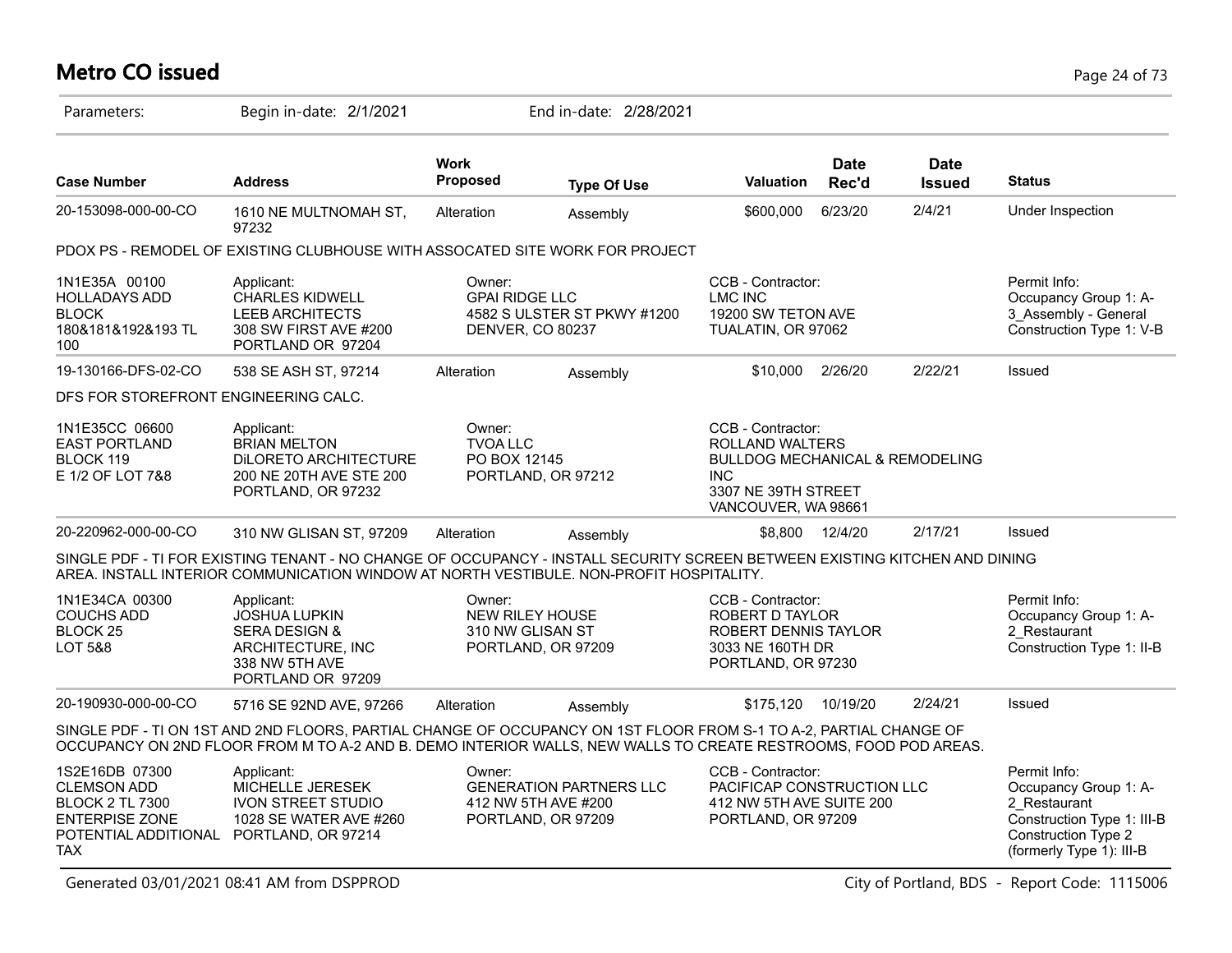# Metro CO issued

Parameters: Begin in-date: 2/1/2021 End in-date: 2/28/2021

| Case Number | Address | Work Proposed | Type Of Use | Valuation | Date Rec'd | Date Issued | Status |
|---|---|---|---|---|---|---|---|
| 20-153098-000-00-CO | 1610 NE MULTNOMAH ST, 97232 | Alteration | Assembly | $600,000 | 6/23/20 | 2/4/21 | Under Inspection |

PDOX PS - REMODEL OF EXISTING CLUBHOUSE WITH ASSOCATED SITE WORK FOR PROJECT

| | | | | |
|---|---|---|---|---|
| 1N1E35A 00100<br>HOLLADAYS ADD<br>BLOCK<br>180&181&192&193 TL<br>100 | Applicant:<br>CHARLES KIDWELL<br>LEEB ARCHITECTS<br>308 SW FIRST AVE #200<br>PORTLAND OR 97204 | Owner:<br>GPAI RIDGE LLC<br>4582 S ULSTER ST PKWY #1200<br>DENVER, CO 80237 | CCB - Contractor:<br>LMC INC<br>19200 SW TETON AVE<br>TUALATIN, OR 97062 | Permit Info:<br>Occupancy Group 1: A-3_Assembly - General<br>Construction Type 1: V-B |

| Case Number | Address | Work Proposed | Type Of Use | Valuation | Date Rec'd | Date Issued | Status |
|---|---|---|---|---|---|---|---|
| 19-130166-DFS-02-CO | 538 SE ASH ST, 97214 | Alteration | Assembly | $10,000 | 2/26/20 | 2/22/21 | Issued |

DFS FOR STOREFRONT ENGINEERING CALC.

| | | | |
|---|---|---|---|
| 1N1E35CC 06600<br>EAST PORTLAND<br>BLOCK 119<br>E 1/2 OF LOT 7&8 | Applicant:<br>BRIAN MELTON<br>DiLORETO ARCHITECTURE<br>200 NE 20TH AVE STE 200<br>PORTLAND, OR 97232 | Owner:<br>TVOA LLC<br>PO BOX 12145<br>PORTLAND, OR 97212 | CCB - Contractor:<br>ROLLAND WALTERS<br>BULLDOG MECHANICAL & REMODELING INC<br>3307 NE 39TH STREET<br>VANCOUVER, WA 98661 |

| Case Number | Address | Work Proposed | Type Of Use | Valuation | Date Rec'd | Date Issued | Status |
|---|---|---|---|---|---|---|---|
| 20-220962-000-00-CO | 310 NW GLISAN ST, 97209 | Alteration | Assembly | $8,800 | 12/4/20 | 2/17/21 | Issued |

SINGLE PDF - TI FOR EXISTING TENANT - NO CHANGE OF OCCUPANCY - INSTALL SECURITY SCREEN BETWEEN EXISTING KITCHEN AND DINING AREA. INSTALL INTERIOR COMMUNICATION WINDOW AT NORTH VESTIBULE. NON-PROFIT HOSPITALITY.

| | | | | |
|---|---|---|---|---|
| 1N1E34CA 00300<br>COUCHS ADD<br>BLOCK 25<br>LOT 5&8 | Applicant:<br>JOSHUA LUPKIN<br>SERA DESIGN &<br>ARCHITECTURE, INC<br>338 NW 5TH AVE<br>PORTLAND OR 97209 | Owner:<br>NEW RILEY HOUSE<br>310 NW GLISAN ST<br>PORTLAND, OR 97209 | CCB - Contractor:<br>ROBERT D TAYLOR<br>ROBERT DENNIS TAYLOR<br>3033 NE 160TH DR<br>PORTLAND, OR 97230 | Permit Info:<br>Occupancy Group 1: A-2_Restaurant<br>Construction Type 1: II-B |

| Case Number | Address | Work Proposed | Type Of Use | Valuation | Date Rec'd | Date Issued | Status |
|---|---|---|---|---|---|---|---|
| 20-190930-000-00-CO | 5716 SE 92ND AVE, 97266 | Alteration | Assembly | $175,120 | 10/19/20 | 2/24/21 | Issued |

SINGLE PDF - TI ON 1ST AND 2ND FLOORS, PARTIAL CHANGE OF OCCUPANCY ON 1ST FLOOR FROM S-1 TO A-2, PARTIAL CHANGE OF OCCUPANCY ON 2ND FLOOR FROM M TO A-2 AND B. DEMO INTERIOR WALLS, NEW WALLS TO CREATE RESTROOMS, FOOD POD AREAS.

| | | | | |
|---|---|---|---|---|
| 1S2E16DB 07300<br>CLEMSON ADD<br>BLOCK 2 TL 7300<br>ENTERPISE ZONE<br>POTENTIAL ADDITIONAL TAX | Applicant:<br>MICHELLE JERESEK<br>IVON STREET STUDIO<br>1028 SE WATER AVE #260<br>PORTLAND, OR 97214 | Owner:<br>GENERATION PARTNERS LLC<br>412 NW 5TH AVE #200<br>PORTLAND, OR 97209 | CCB - Contractor:<br>PACIFICAP CONSTRUCTION LLC<br>412 NW 5TH AVE SUITE 200<br>PORTLAND, OR 97209 | Permit Info:<br>Occupancy Group 1: A-2_Restaurant<br>Construction Type 1: III-B<br>Construction Type 2 (formerly Type 1): III-B |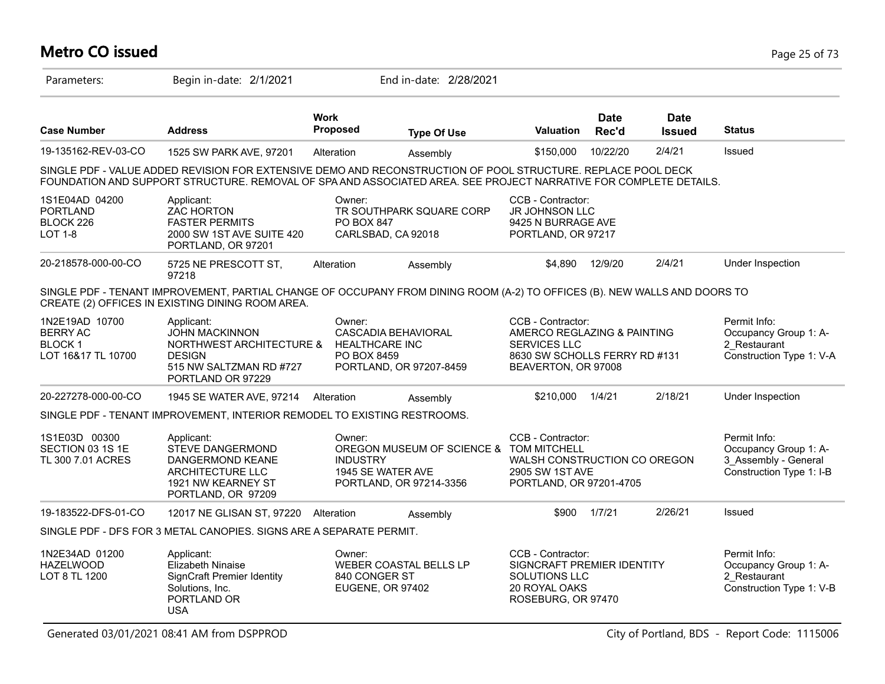# Metro CO issued

Parameters: Begin in-date: 2/1/2021 End in-date: 2/28/2021

| Case Number | Address | Work Proposed | Type Of Use | Valuation | Date Rec'd | Date Issued | Status |
|---|---|---|---|---|---|---|---|
| 19-135162-REV-03-CO | 1525 SW PARK AVE, 97201 | Alteration | Assembly | $150,000 | 10/22/20 | 2/4/21 | Issued |

SINGLE PDF - VALUE ADDED REVISION FOR EXTENSIVE DEMO AND RECONSTRUCTION OF POOL STRUCTURE. REPLACE POOL DECK FOUNDATION AND SUPPORT STRUCTURE. REMOVAL OF SPA AND ASSOCIATED AREA. SEE PROJECT NARRATIVE FOR COMPLETE DETAILS.

| | | | | |
|---|---|---|---|---|
| 1S1E04AD 04200<br>PORTLAND<br>BLOCK 226<br>LOT 1-8 | Applicant:<br>ZAC HORTON<br>FASTER PERMITS<br>2000 SW 1ST AVE SUITE 420<br>PORTLAND, OR 97201 | Owner:<br>TR SOUTHPARK SQUARE CORP<br>PO BOX 847<br>CARLSBAD, CA 92018 | CCB - Contractor:<br>JR JOHNSON LLC<br>9425 N BURRAGE AVE<br>PORTLAND, OR 97217 | |

| Case Number | Address | Work Proposed | Type Of Use | Valuation | Date Rec'd | Date Issued | Status |
|---|---|---|---|---|---|---|---|
| 20-218578-000-00-CO | 5725 NE PRESCOTT ST, 97218 | Alteration | Assembly | $4,890 | 12/9/20 | 2/4/21 | Under Inspection |

SINGLE PDF - TENANT IMPROVEMENT, PARTIAL CHANGE OF OCCUPANY FROM DINING ROOM (A-2) TO OFFICES (B). NEW WALLS AND DOORS TO CREATE (2) OFFICES IN EXISTING DINING ROOM AREA.

| | | | | |
|---|---|---|---|---|
| 1N2E19AD 10700<br>BERRY AC<br>BLOCK 1<br>LOT 16&17 TL 10700 | Applicant:<br>JOHN MACKINNON<br>NORTHWEST ARCHITECTURE & DESIGN<br>515 NW SALTZMAN RD #727<br>PORTLAND OR 97229 | Owner:<br>CASCADIA BEHAVIORAL HEALTHCARE INC<br>PO BOX 8459<br>PORTLAND, OR 97207-8459 | CCB - Contractor:<br>AMERCO REGLAZING & PAINTING SERVICES LLC<br>8630 SW SCHOLLS FERRY RD #131<br>BEAVERTON, OR 97008 | Permit Info:<br>Occupancy Group 1: A-2_Restaurant<br>Construction Type 1: V-A |

| Case Number | Address | Work Proposed | Type Of Use | Valuation | Date Rec'd | Date Issued | Status |
|---|---|---|---|---|---|---|---|
| 20-227278-000-00-CO | 1945 SE WATER AVE, 97214 | Alteration | Assembly | $210,000 | 1/4/21 | 2/18/21 | Under Inspection |

SINGLE PDF - TENANT IMPROVEMENT, INTERIOR REMODEL TO EXISTING RESTROOMS.

| | | | | |
|---|---|---|---|---|
| 1S1E03D 00300<br>SECTION 03 1S 1E<br>TL 300 7.01 ACRES | Applicant:<br>STEVE DANGERMOND<br>DANGERMOND KEANE ARCHITECTURE LLC<br>1921 NW KEARNEY ST<br>PORTLAND, OR 97209 | Owner:<br>OREGON MUSEUM OF SCIENCE & INDUSTRY<br>1945 SE WATER AVE<br>PORTLAND, OR 97214-3356 | CCB - Contractor:<br>TOM MITCHELL<br>WALSH CONSTRUCTION CO OREGON<br>2905 SW 1ST AVE<br>PORTLAND, OR 97201-4705 | Permit Info:<br>Occupancy Group 1: A-3_Assembly - General<br>Construction Type 1: I-B |

| Case Number | Address | Work Proposed | Type Of Use | Valuation | Date Rec'd | Date Issued | Status |
|---|---|---|---|---|---|---|---|
| 19-183522-DFS-01-CO | 12017 NE GLISAN ST, 97220 | Alteration | Assembly | $900 | 1/7/21 | 2/26/21 | Issued |

SINGLE PDF - DFS FOR 3 METAL CANOPIES. SIGNS ARE A SEPARATE PERMIT.

| | | | | |
|---|---|---|---|---|
| 1N2E34AD 01200<br>HAZELWOOD<br>LOT 8 TL 1200 | Applicant:<br>Elizabeth Ninaise<br>SignCraft Premier Identity Solutions, Inc.<br>PORTLAND OR<br>USA | Owner:<br>WEBER COASTAL BELLS LP<br>840 CONGER ST<br>EUGENE, OR 97402 | CCB - Contractor:<br>SIGNCRAFT PREMIER IDENTITY SOLUTIONS LLC<br>20 ROYAL OAKS<br>ROSEBURG, OR 97470 | Permit Info:<br>Occupancy Group 1: A-2_Restaurant<br>Construction Type 1: V-B |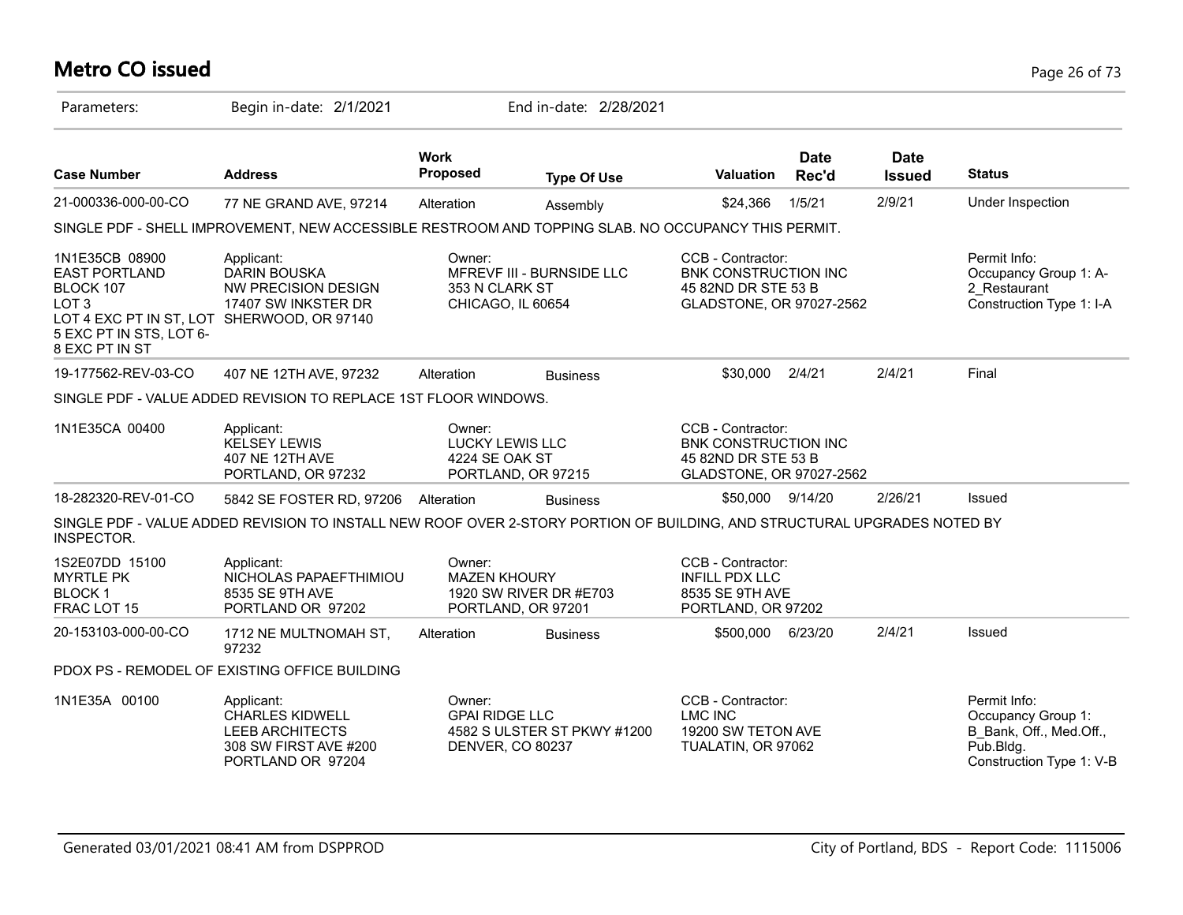# Metro CO issued

Parameters: Begin in-date: 2/1/2021 End in-date: 2/28/2021

| Case Number | Address | Work Proposed | Type Of Use | Valuation | Date Rec'd | Date Issued | Status |
|---|---|---|---|---|---|---|---|
| 21-000336-000-00-CO | 77 NE GRAND AVE, 97214 | Alteration | Assembly | $24,366 | 1/5/21 | 2/9/21 | Under Inspection |

SINGLE PDF - SHELL IMPROVEMENT, NEW ACCESSIBLE RESTROOM AND TOPPING SLAB. NO OCCUPANCY THIS PERMIT.

| Property | Applicant | Owner | CCB - Contractor | Permit Info |
|---|---|---|---|---|
| 1N1E35CB 08900<br>EAST PORTLAND<br>BLOCK 107<br>LOT 3<br>LOT 4 EXC PT IN ST, LOT 5 EXC PT IN STS, LOT 6-8 EXC PT IN ST | Applicant:<br>DARIN BOUSKA<br>NW PRECISION DESIGN<br>17407 SW INKSTER DR<br>SHERWOOD, OR 97140 | Owner:<br>MFREVF III - BURNSIDE LLC<br>353 N CLARK ST<br>CHICAGO, IL 60654 | CCB - Contractor:<br>BNK CONSTRUCTION INC<br>45 82ND DR STE 53 B<br>GLADSTONE, OR 97027-2562 | Permit Info:<br>Occupancy Group 1: A-2_Restaurant<br>Construction Type 1: I-A |

| Case Number | Address | Work Proposed | Type Of Use | Valuation | Date Rec'd | Date Issued | Status |
|---|---|---|---|---|---|---|---|
| 19-177562-REV-03-CO | 407 NE 12TH AVE, 97232 | Alteration | Business | $30,000 | 2/4/21 | 2/4/21 | Final |

SINGLE PDF - VALUE ADDED REVISION TO REPLACE 1ST FLOOR WINDOWS.

| Property | Applicant | Owner | CCB - Contractor | Permit Info |
|---|---|---|---|---|
| 1N1E35CA 00400 | Applicant:<br>KELSEY LEWIS<br>407 NE 12TH AVE<br>PORTLAND, OR 97232 | Owner:<br>LUCKY LEWIS LLC<br>4224 SE OAK ST<br>PORTLAND, OR 97215 | CCB - Contractor:<br>BNK CONSTRUCTION INC<br>45 82ND DR STE 53 B<br>GLADSTONE, OR 97027-2562 | |

| Case Number | Address | Work Proposed | Type Of Use | Valuation | Date Rec'd | Date Issued | Status |
|---|---|---|---|---|---|---|---|
| 18-282320-REV-01-CO | 5842 SE FOSTER RD, 97206 | Alteration | Business | $50,000 | 9/14/20 | 2/26/21 | Issued |

SINGLE PDF - VALUE ADDED REVISION TO INSTALL NEW ROOF OVER 2-STORY PORTION OF BUILDING, AND STRUCTURAL UPGRADES NOTED BY INSPECTOR.

| Property | Applicant | Owner | CCB - Contractor | Permit Info |
|---|---|---|---|---|
| 1S2E07DD 15100<br>MYRTLE PK<br>BLOCK 1<br>FRAC LOT 15 | Applicant:<br>NICHOLAS PAPAEFTHIMIOU<br>8535 SE 9TH AVE<br>PORTLAND OR 97202 | Owner:<br>MAZEN KHOURY<br>1920 SW RIVER DR #E703<br>PORTLAND, OR 97201 | CCB - Contractor:<br>INFILL PDX LLC<br>8535 SE 9TH AVE<br>PORTLAND, OR 97202 | |

| Case Number | Address | Work Proposed | Type Of Use | Valuation | Date Rec'd | Date Issued | Status |
|---|---|---|---|---|---|---|---|
| 20-153103-000-00-CO | 1712 NE MULTNOMAH ST, 97232 | Alteration | Business | $500,000 | 6/23/20 | 2/4/21 | Issued |

PDOX PS - REMODEL OF EXISTING OFFICE BUILDING

| Property | Applicant | Owner | CCB - Contractor | Permit Info |
|---|---|---|---|---|
| 1N1E35A 00100 | Applicant:<br>CHARLES KIDWELL<br>LEEB ARCHITECTS<br>308 SW FIRST AVE #200<br>PORTLAND OR 97204 | Owner:<br>GPAI RIDGE LLC<br>4582 S ULSTER ST PKWY #1200<br>DENVER, CO 80237 | CCB - Contractor:<br>LMC INC<br>19200 SW TETON AVE<br>TUALATIN, OR 97062 | Permit Info:<br>Occupancy Group 1: B_Bank, Off., Med.Off., Pub.Bldg.<br>Construction Type 1: V-B |

Generated 03/01/2021 08:41 AM from DSPPROD — City of Portland, BDS - Report Code: 1115006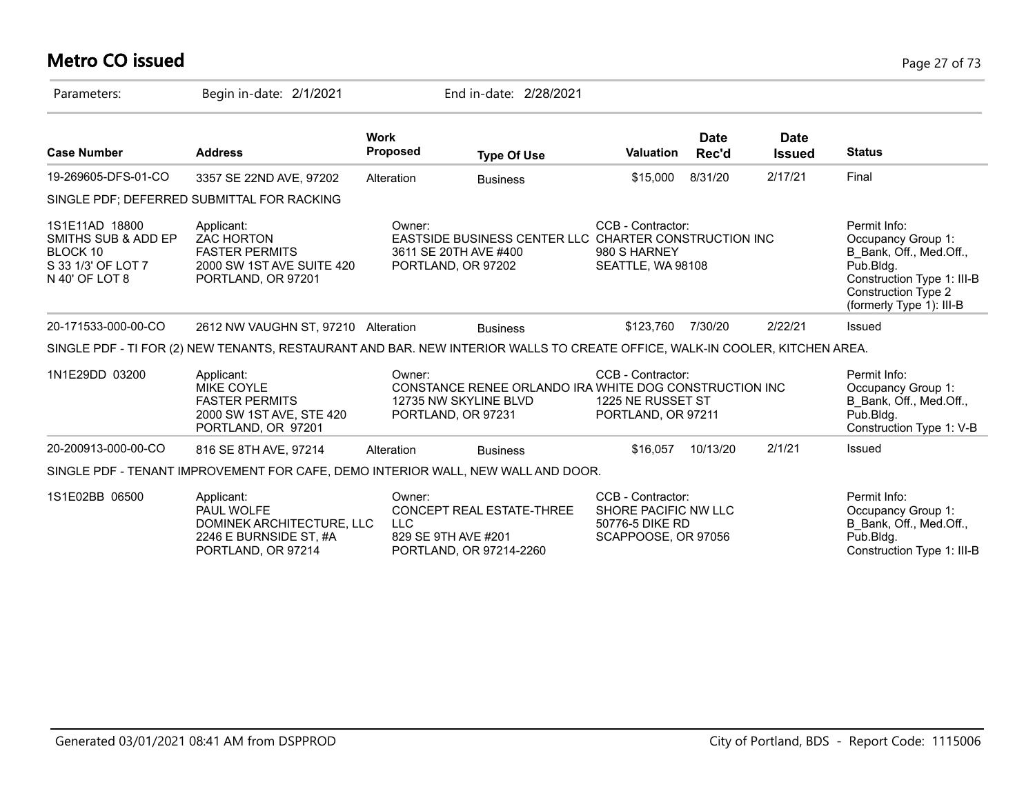# Metro CO issued

Parameters: Begin in-date: 2/1/2021 End in-date: 2/28/2021

| Case Number | Address | Work Proposed | Type Of Use | Valuation | Date Rec'd | Date Issued | Status |
|---|---|---|---|---|---|---|---|
| 19-269605-DFS-01-CO | 3357 SE 22ND AVE, 97202 | Alteration | Business | $15,000 | 8/31/20 | 2/17/21 | Final |
| SINGLE PDF; DEFERRED SUBMITTAL FOR RACKING | | | | | | | |
| 1S1E11AD 18800<br>SMITHS SUB & ADD EP<br>BLOCK 10<br>S 33 1/3' OF LOT 7<br>N 40' OF LOT 8 | Applicant:<br>ZAC HORTON<br>FASTER PERMITS<br>2000 SW 1ST AVE SUITE 420<br>PORTLAND, OR 97201 | Owner:<br>EASTSIDE BUSINESS CENTER LLC<br>3611 SE 20TH AVE #400<br>PORTLAND, OR 97202 | | CCB - Contractor:<br>CHARTER CONSTRUCTION INC<br>980 S HARNEY<br>SEATTLE, WA 98108 | | | Permit Info:<br>Occupancy Group 1: B_Bank, Off., Med.Off., Pub.Bldg.<br>Construction Type 1: III-B<br>Construction Type 2 (formerly Type 1): III-B |
| 20-171533-000-00-CO | 2612 NW VAUGHN ST, 97210 | Alteration | Business | $123,760 | 7/30/20 | 2/22/21 | Issued |
| SINGLE PDF - TI FOR (2) NEW TENANTS, RESTAURANT AND BAR. NEW INTERIOR WALLS TO CREATE OFFICE, WALK-IN COOLER, KITCHEN AREA. | | | | | | | |
| 1N1E29DD 03200 | Applicant:<br>MIKE COYLE<br>FASTER PERMITS<br>2000 SW 1ST AVE, STE 420<br>PORTLAND, OR 97201 | Owner:<br>CONSTANCE RENEE ORLANDO IRA<br>12735 NW SKYLINE BLVD<br>PORTLAND, OR 97231 | | CCB - Contractor:<br>WHITE DOG CONSTRUCTION INC<br>1225 NE RUSSET ST<br>PORTLAND, OR 97211 | | | Permit Info:<br>Occupancy Group 1: B_Bank, Off., Med.Off., Pub.Bldg.<br>Construction Type 1: V-B |
| 20-200913-000-00-CO | 816 SE 8TH AVE, 97214 | Alteration | Business | $16,057 | 10/13/20 | 2/1/21 | Issued |
| SINGLE PDF - TENANT IMPROVEMENT FOR CAFE, DEMO INTERIOR WALL, NEW WALL AND DOOR. | | | | | | | |
| 1S1E02BB 06500 | Applicant:<br>PAUL WOLFE<br>DOMINEK ARCHITECTURE, LLC<br>2246 E BURNSIDE ST, #A<br>PORTLAND, OR 97214 | Owner:<br>CONCEPT REAL ESTATE-THREE LLC<br>829 SE 9TH AVE #201<br>PORTLAND, OR 97214-2260 | | CCB - Contractor:<br>SHORE PACIFIC NW LLC<br>50776-5 DIKE RD<br>SCAPPOOSE, OR 97056 | | | Permit Info:<br>Occupancy Group 1: B_Bank, Off., Med.Off., Pub.Bldg.<br>Construction Type 1: III-B |

Generated 03/01/2021 08:41 AM from DSPPROD — City of Portland, BDS - Report Code: 1115006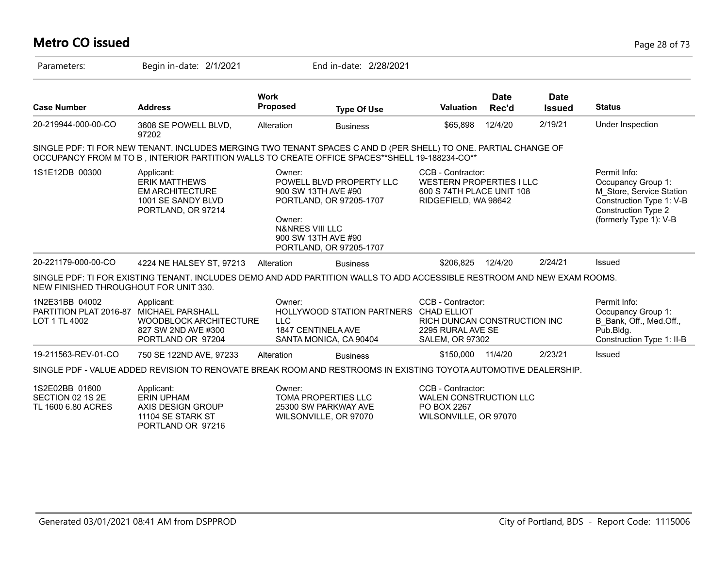# Metro CO issued

Parameters: Begin in-date: 2/1/2021 End in-date: 2/28/2021

| Case Number | Address | Work Proposed | Type Of Use | Valuation | Date Rec'd | Date Issued | Status |
|---|---|---|---|---|---|---|---|
| 20-219944-000-00-CO | 3608 SE POWELL BLVD, 97202 | Alteration | Business | $65,898 | 12/4/20 | 2/19/21 | Under Inspection |

SINGLE PDF: TI FOR NEW TENANT. INCLUDES MERGING TWO TENANT SPACES C AND D (PER SHELL) TO ONE. PARTIAL CHANGE OF OCCUPANCY FROM M TO B , INTERIOR PARTITION WALLS TO CREATE OFFICE SPACES**SHELL 19-188234-CO**

1S1E12DB 00300

Applicant:
ERIK MATTHEWS
EM ARCHITECTURE
1001 SE SANDY BLVD
PORTLAND, OR 97214

Owner:
POWELL BLVD PROPERTY LLC
900 SW 13TH AVE #90
PORTLAND, OR 97205-1707

Owner:
N&NRES VIII LLC
900 SW 13TH AVE #90
PORTLAND, OR 97205-1707

CCB - Contractor:
WESTERN PROPERTIES I LLC
600 S 74TH PLACE UNIT 108
RIDGEFIELD, WA 98642

Permit Info:
Occupancy Group 1: M_Store, Service Station
Construction Type 1: V-B
Construction Type 2 (formerly Type 1): V-B

| Case Number | Address | Work Proposed | Type Of Use | Valuation | Date Rec'd | Date Issued | Status |
|---|---|---|---|---|---|---|---|
| 20-221179-000-00-CO | 4224 NE HALSEY ST, 97213 | Alteration | Business | $206,825 | 12/4/20 | 2/24/21 | Issued |

SINGLE PDF: TI FOR EXISTING TENANT. INCLUDES DEMO AND ADD PARTITION WALLS TO ADD ACCESSIBLE RESTROOM AND NEW EXAM ROOMS. NEW FINISHED THROUGHOUT FOR UNIT 330.

1N2E31BB 04002
PARTITION PLAT 2016-87
LOT 1 TL 4002

Applicant:
MICHAEL PARSHALL
WOODBLOCK ARCHITECTURE
827 SW 2ND AVE #300
PORTLAND OR 97204

Owner:
HOLLYWOOD STATION PARTNERS LLC
1847 CENTINELA AVE
SANTA MONICA, CA 90404

CCB - Contractor:
CHAD ELLIOT
RICH DUNCAN CONSTRUCTION INC
2295 RURAL AVE SE
SALEM, OR 97302

Permit Info:
Occupancy Group 1: B_Bank, Off., Med.Off., Pub.Bldg.
Construction Type 1: II-B

| Case Number | Address | Work Proposed | Type Of Use | Valuation | Date Rec'd | Date Issued | Status |
|---|---|---|---|---|---|---|---|
| 19-211563-REV-01-CO | 750 SE 122ND AVE, 97233 | Alteration | Business | $150,000 | 11/4/20 | 2/23/21 | Issued |

SINGLE PDF - VALUE ADDED REVISION TO RENOVATE BREAK ROOM AND RESTROOMS IN EXISTING TOYOTA AUTOMOTIVE DEALERSHIP.

1S2E02BB 01600
SECTION 02 1S 2E
TL 1600 6.80 ACRES

Applicant:
ERIN UPHAM
AXIS DESIGN GROUP
11104 SE STARK ST
PORTLAND OR 97216

Owner:
TOMA PROPERTIES LLC
25300 SW PARKWAY AVE
WILSONVILLE, OR 97070

CCB - Contractor:
WALEN CONSTRUCTION LLC
PO BOX 2267
WILSONVILLE, OR 97070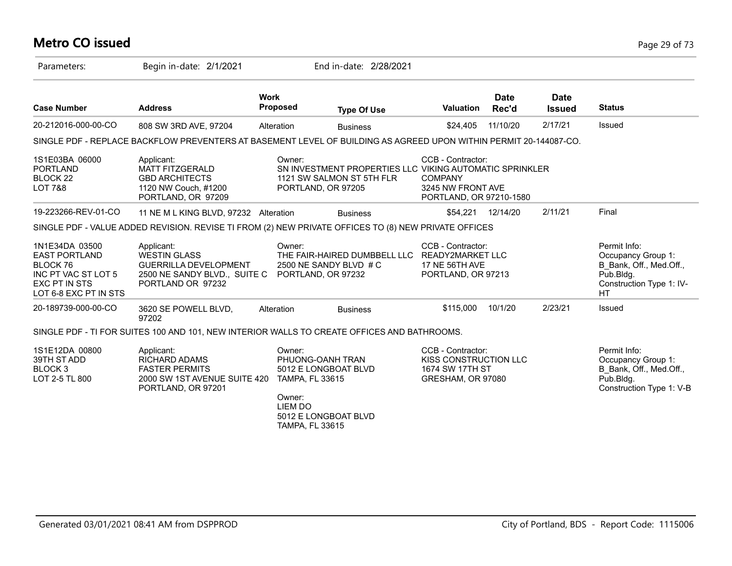# Metro CO issued

Parameters: Begin in-date: 2/1/2021 End in-date: 2/28/2021

| Case Number | Address | Work Proposed | Type Of Use | Valuation | Date Rec'd | Date Issued | Status |
|---|---|---|---|---|---|---|---|
| 20-212016-000-00-CO | 808 SW 3RD AVE, 97204 | Alteration | Business | $24,405 | 11/10/20 | 2/17/21 | Issued |

SINGLE PDF - REPLACE BACKFLOW PREVENTERS AT BASEMENT LEVEL OF BUILDING AS AGREED UPON WITHIN PERMIT 20-144087-CO.

1S1E03BA 06000
PORTLAND
BLOCK 22
LOT 7&8

Applicant:
MATT FITZGERALD
GBD ARCHITECTS
1120 NW Couch, #1200
PORTLAND, OR 97209

Owner:
SN INVESTMENT PROPERTIES LLC
1121 SW SALMON ST 5TH FLR
PORTLAND, OR 97205

CCB - Contractor:
VIKING AUTOMATIC SPRINKLER COMPANY
3245 NW FRONT AVE
PORTLAND, OR 97210-1580

| Case Number | Address | Work Proposed | Type Of Use | Valuation | Date Rec'd | Date Issued | Status |
|---|---|---|---|---|---|---|---|
| 19-223266-REV-01-CO | 11 NE M L KING BLVD, 97232 | Alteration | Business | $54,221 | 12/14/20 | 2/11/21 | Final |

SINGLE PDF - VALUE ADDED REVISION. REVISE TI FROM (2) NEW PRIVATE OFFICES TO (8) NEW PRIVATE OFFICES

1N1E34DA 03500
EAST PORTLAND
BLOCK 76
INC PT VAC ST LOT 5
EXC PT IN STS
LOT 6-8 EXC PT IN STS

Applicant:
WESTIN GLASS
GUERRILLA DEVELOPMENT
2500 NE SANDY BLVD., SUITE C
PORTLAND OR 97232

Owner:
THE FAIR-HAIRED DUMBBELL LLC
2500 NE SANDY BLVD # C
PORTLAND, OR 97232

CCB - Contractor:
READY2MARKET LLC
17 NE 56TH AVE
PORTLAND, OR 97213

Permit Info:
Occupancy Group 1: B_Bank, Off., Med.Off., Pub.Bldg.
Construction Type 1: IV-HT

| Case Number | Address | Work Proposed | Type Of Use | Valuation | Date Rec'd | Date Issued | Status |
|---|---|---|---|---|---|---|---|
| 20-189739-000-00-CO | 3620 SE POWELL BLVD, 97202 | Alteration | Business | $115,000 | 10/1/20 | 2/23/21 | Issued |

SINGLE PDF - TI FOR SUITES 100 AND 101, NEW INTERIOR WALLS TO CREATE OFFICES AND BATHROOMS.

1S1E12DA 00800
39TH ST ADD
BLOCK 3
LOT 2-5 TL 800

Applicant:
RICHARD ADAMS
FASTER PERMITS
2000 SW 1ST AVENUE SUITE 420
PORTLAND, OR 97201

Owner:
PHUONG-OANH TRAN
5012 E LONGBOAT BLVD
TAMPA, FL 33615

Owner:
LIEM DO
5012 E LONGBOAT BLVD
TAMPA, FL 33615

CCB - Contractor:
KISS CONSTRUCTION LLC
1674 SW 17TH ST
GRESHAM, OR 97080

Permit Info:
Occupancy Group 1: B_Bank, Off., Med.Off., Pub.Bldg.
Construction Type 1: V-B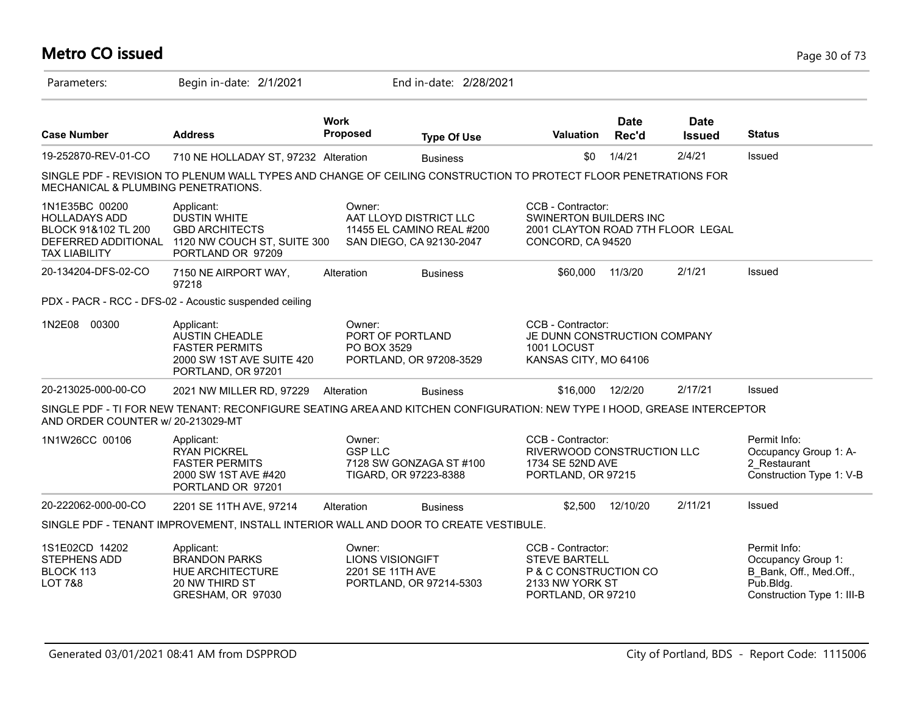# Metro CO issued

Parameters: Begin in-date: 2/1/2021 End in-date: 2/28/2021

| Case Number | Address | Work Proposed | Type Of Use | Valuation | Date Rec'd | Date Issued | Status |
|---|---|---|---|---|---|---|---|
| 19-252870-REV-01-CO | 710 NE HOLLADAY ST, 97232 | Alteration | Business | $0 | 1/4/21 | 2/4/21 | Issued |

SINGLE PDF - REVISION TO PLENUM WALL TYPES AND CHANGE OF CEILING CONSTRUCTION TO PROTECT FLOOR PENETRATIONS FOR MECHANICAL & PLUMBING PENETRATIONS.

| Property | Applicant | Owner | CCB - Contractor |
|---|---|---|---|
| 1N1E35BC 00200<br>HOLLADAYS ADD<br>BLOCK 91&102 TL 200<br>DEFERRED ADDITIONAL<br>TAX LIABILITY | Applicant:<br>DUSTIN WHITE<br>GBD ARCHITECTS<br>1120 NW COUCH ST, SUITE 300<br>PORTLAND OR 97209 | Owner:<br>AAT LLOYD DISTRICT LLC<br>11455 EL CAMINO REAL #200<br>SAN DIEGO, CA 92130-2047 | CCB - Contractor:<br>SWINERTON BUILDERS INC<br>2001 CLAYTON ROAD 7TH FLOOR LEGAL<br>CONCORD, CA 94520 |

| Case Number | Address | Work Proposed | Type Of Use | Valuation | Date Rec'd | Date Issued | Status |
|---|---|---|---|---|---|---|---|
| 20-134204-DFS-02-CO | 7150 NE AIRPORT WAY, 97218 | Alteration | Business | $60,000 | 11/3/20 | 2/1/21 | Issued |

PDX - PACR - RCC - DFS-02 - Acoustic suspended ceiling

| Property | Applicant | Owner | CCB - Contractor |
|---|---|---|---|
| 1N2E08 00300 | Applicant:<br>AUSTIN CHEADLE<br>FASTER PERMITS<br>2000 SW 1ST AVE SUITE 420<br>PORTLAND, OR 97201 | Owner:<br>PORT OF PORTLAND<br>PO BOX 3529<br>PORTLAND, OR 97208-3529 | CCB - Contractor:<br>JE DUNN CONSTRUCTION COMPANY<br>1001 LOCUST<br>KANSAS CITY, MO 64106 |

| Case Number | Address | Work Proposed | Type Of Use | Valuation | Date Rec'd | Date Issued | Status |
|---|---|---|---|---|---|---|---|
| 20-213025-000-00-CO | 2021 NW MILLER RD, 97229 | Alteration | Business | $16,000 | 12/2/20 | 2/17/21 | Issued |

SINGLE PDF - TI FOR NEW TENANT: RECONFIGURE SEATING AREA AND KITCHEN CONFIGURATION: NEW TYPE I HOOD, GREASE INTERCEPTOR AND ORDER COUNTER w/ 20-213029-MT

| Property | Applicant | Owner | CCB - Contractor | Permit Info |
|---|---|---|---|---|
| 1N1W26CC 00106 | Applicant:<br>RYAN PICKREL<br>FASTER PERMITS<br>2000 SW 1ST AVE #420<br>PORTLAND OR 97201 | Owner:<br>GSP LLC<br>7128 SW GONZAGA ST #100<br>TIGARD, OR 97223-8388 | CCB - Contractor:<br>RIVERWOOD CONSTRUCTION LLC<br>1734 SE 52ND AVE<br>PORTLAND, OR 97215 | Permit Info:<br>Occupancy Group 1: A-2_Restaurant<br>Construction Type 1: V-B |

| Case Number | Address | Work Proposed | Type Of Use | Valuation | Date Rec'd | Date Issued | Status |
|---|---|---|---|---|---|---|---|
| 20-222062-000-00-CO | 2201 SE 11TH AVE, 97214 | Alteration | Business | $2,500 | 12/10/20 | 2/11/21 | Issued |

SINGLE PDF - TENANT IMPROVEMENT, INSTALL INTERIOR WALL AND DOOR TO CREATE VESTIBULE.

| Property | Applicant | Owner | CCB - Contractor | Permit Info |
|---|---|---|---|---|
| 1S1E02CD 14202<br>STEPHENS ADD<br>BLOCK 113<br>LOT 7&8 | Applicant:<br>BRANDON PARKS<br>HUE ARCHITECTURE<br>20 NW THIRD ST<br>GRESHAM, OR 97030 | Owner:<br>LIONS VISIONGIFT<br>2201 SE 11TH AVE<br>PORTLAND, OR 97214-5303 | CCB - Contractor:<br>STEVE BARTELL<br>P & C CONSTRUCTION CO<br>2133 NW YORK ST<br>PORTLAND, OR 97210 | Permit Info:<br>Occupancy Group 1: B_Bank, Off., Med.Off., Pub.Bldg.<br>Construction Type 1: III-B |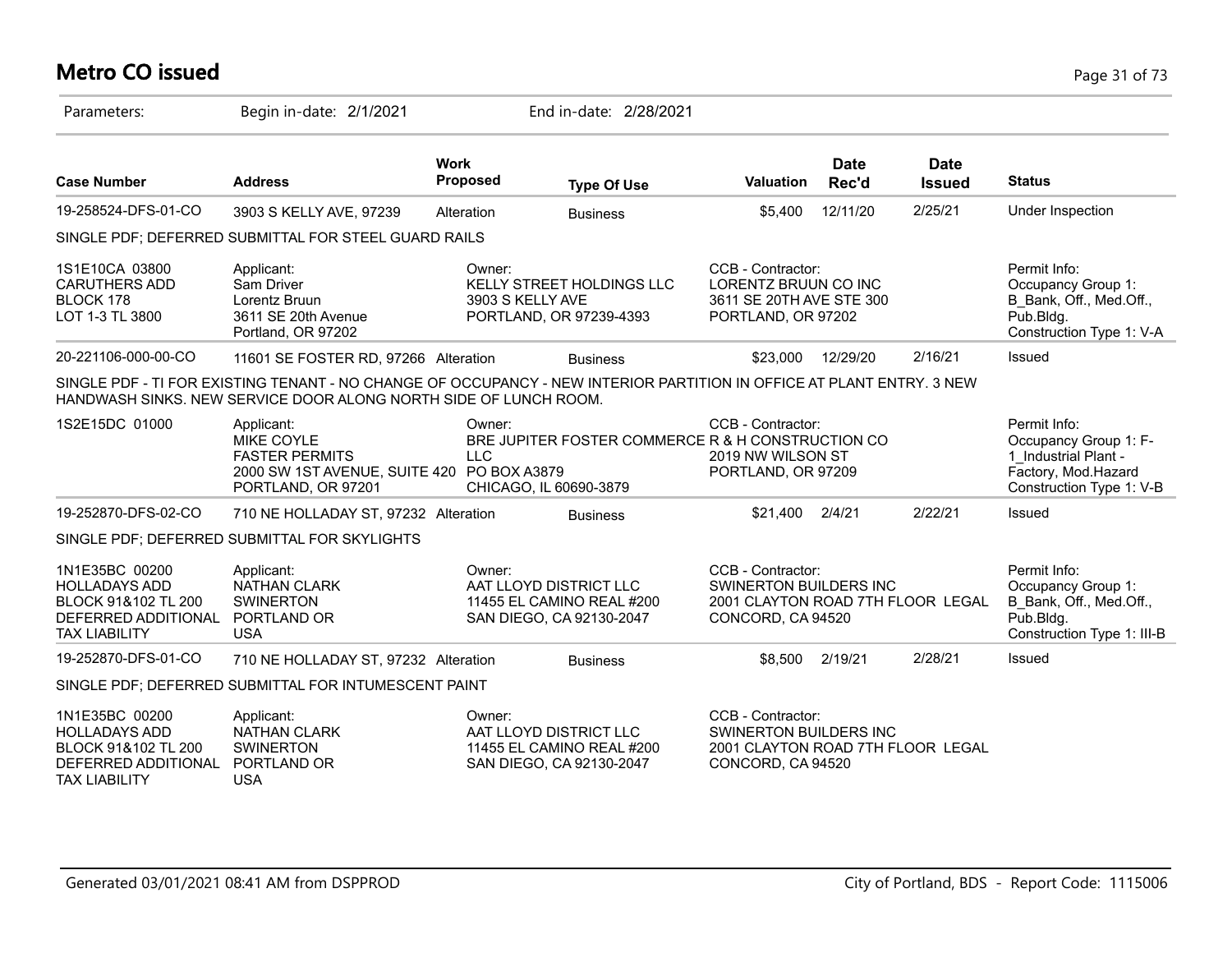# Metro CO issued

Parameters: Begin in-date: 2/1/2021 End in-date: 2/28/2021

| Case Number | Address | Work Proposed | Type Of Use | Valuation | Date Rec'd | Date Issued | Status |
|---|---|---|---|---|---|---|---|
| 19-258524-DFS-01-CO | 3903 S KELLY AVE, 97239 | Alteration | Business | $5,400 | 12/11/20 | 2/25/21 | Under Inspection |

SINGLE PDF; DEFERRED SUBMITTAL FOR STEEL GUARD RAILS

| | | | | |
|---|---|---|---|---|
| 1S1E10CA 03800<br>CARUTHERS ADD<br>BLOCK 178<br>LOT 1-3 TL 3800 | Applicant:<br>Sam Driver<br>Lorentz Bruun<br>3611 SE 20th Avenue<br>Portland, OR 97202 | Owner:<br>KELLY STREET HOLDINGS LLC<br>3903 S KELLY AVE<br>PORTLAND, OR 97239-4393 | CCB - Contractor:<br>LORENTZ BRUUN CO INC<br>3611 SE 20TH AVE STE 300<br>PORTLAND, OR 97202 | Permit Info:<br>Occupancy Group 1: B_Bank, Off., Med.Off., Pub.Bldg.<br>Construction Type 1: V-A |

| Case Number | Address | Work Proposed | Type Of Use | Valuation | Date Rec'd | Date Issued | Status |
|---|---|---|---|---|---|---|---|
| 20-221106-000-00-CO | 11601 SE FOSTER RD, 97266 | Alteration | Business | $23,000 | 12/29/20 | 2/16/21 | Issued |

SINGLE PDF - TI FOR EXISTING TENANT - NO CHANGE OF OCCUPANCY - NEW INTERIOR PARTITION IN OFFICE AT PLANT ENTRY. 3 NEW HANDWASH SINKS. NEW SERVICE DOOR ALONG NORTH SIDE OF LUNCH ROOM.

| | | | | |
|---|---|---|---|---|
| 1S2E15DC 01000 | Applicant:<br>MIKE COYLE<br>FASTER PERMITS<br>2000 SW 1ST AVENUE, SUITE 420<br>PORTLAND, OR 97201 | Owner:<br>BRE JUPITER FOSTER COMMERCE LLC<br>PO BOX A3879<br>CHICAGO, IL 60690-3879 | CCB - Contractor:<br>R & H CONSTRUCTION CO<br>2019 NW WILSON ST<br>PORTLAND, OR 97209 | Permit Info:<br>Occupancy Group 1: F-1_Industrial Plant - Factory, Mod.Hazard<br>Construction Type 1: V-B |

| Case Number | Address | Work Proposed | Type Of Use | Valuation | Date Rec'd | Date Issued | Status |
|---|---|---|---|---|---|---|---|
| 19-252870-DFS-02-CO | 710 NE HOLLADAY ST, 97232 | Alteration | Business | $21,400 | 2/4/21 | 2/22/21 | Issued |

SINGLE PDF; DEFERRED SUBMITTAL FOR SKYLIGHTS

| | | | | |
|---|---|---|---|---|
| 1N1E35BC 00200<br>HOLLADAYS ADD<br>BLOCK 91&102 TL 200<br>DEFERRED ADDITIONAL TAX LIABILITY | Applicant:<br>NATHAN CLARK<br>SWINERTON<br>PORTLAND OR<br>USA | Owner:<br>AAT LLOYD DISTRICT LLC<br>11455 EL CAMINO REAL #200<br>SAN DIEGO, CA 92130-2047 | CCB - Contractor:<br>SWINERTON BUILDERS INC<br>2001 CLAYTON ROAD 7TH FLOOR LEGAL<br>CONCORD, CA 94520 | Permit Info:<br>Occupancy Group 1: B_Bank, Off., Med.Off., Pub.Bldg.<br>Construction Type 1: III-B |

| Case Number | Address | Work Proposed | Type Of Use | Valuation | Date Rec'd | Date Issued | Status |
|---|---|---|---|---|---|---|---|
| 19-252870-DFS-01-CO | 710 NE HOLLADAY ST, 97232 | Alteration | Business | $8,500 | 2/19/21 | 2/28/21 | Issued |

SINGLE PDF; DEFERRED SUBMITTAL FOR INTUMESCENT PAINT

| | | | |
|---|---|---|---|
| 1N1E35BC 00200<br>HOLLADAYS ADD<br>BLOCK 91&102 TL 200<br>DEFERRED ADDITIONAL TAX LIABILITY | Applicant:<br>NATHAN CLARK<br>SWINERTON<br>PORTLAND OR<br>USA | Owner:<br>AAT LLOYD DISTRICT LLC<br>11455 EL CAMINO REAL #200<br>SAN DIEGO, CA 92130-2047 | CCB - Contractor:<br>SWINERTON BUILDERS INC<br>2001 CLAYTON ROAD 7TH FLOOR LEGAL<br>CONCORD, CA 94520 |

Generated 03/01/2021 08:41 AM from DSPPROD City of Portland, BDS - Report Code: 1115006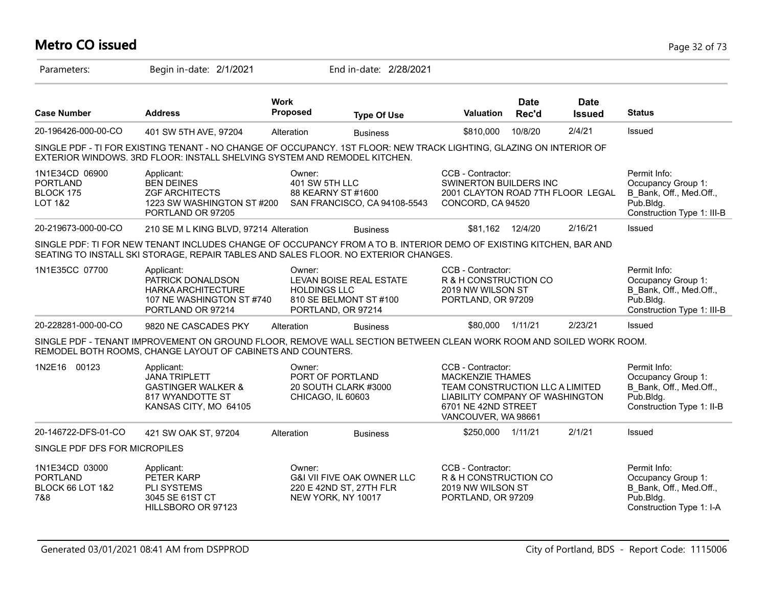# Metro CO issued

Parameters: Begin in-date: 2/1/2021 End in-date: 2/28/2021

| Case Number | Address | Work Proposed | Type Of Use | Valuation | Date Rec'd | Date Issued | Status |
|---|---|---|---|---|---|---|---|
| 20-196426-000-00-CO | 401 SW 5TH AVE, 97204 | Alteration | Business | \$810,000 | 10/8/20 | 2/4/21 | Issued |

SINGLE PDF - TI FOR EXISTING TENANT - NO CHANGE OF OCCUPANCY. 1ST FLOOR: NEW TRACK LIGHTING, GLAZING ON INTERIOR OF EXTERIOR WINDOWS. 3RD FLOOR: INSTALL SHELVING SYSTEM AND REMODEL KITCHEN.

| | | | | |
|---|---|---|---|---|
| 1N1E34CD 06900<br>PORTLAND<br>BLOCK 175<br>LOT 1&2 | Applicant:<br>BEN DEINES<br>ZGF ARCHITECTS<br>1223 SW WASHINGTON ST #200<br>PORTLAND OR 97205 | Owner:<br>401 SW 5TH LLC<br>88 KEARNY ST #1600<br>SAN FRANCISCO, CA 94108-5543 | CCB - Contractor:<br>SWINERTON BUILDERS INC<br>2001 CLAYTON ROAD 7TH FLOOR LEGAL<br>CONCORD, CA 94520 | Permit Info:<br>Occupancy Group 1: B_Bank, Off., Med.Off., Pub.Bldg.<br>Construction Type 1: III-B |

| Case Number | Address | Work Proposed | Type Of Use | Valuation | Date Rec'd | Date Issued | Status |
|---|---|---|---|---|---|---|---|
| 20-219673-000-00-CO | 210 SE M L KING BLVD, 97214 | Alteration | Business | \$81,162 | 12/4/20 | 2/16/21 | Issued |

SINGLE PDF: TI FOR NEW TENANT INCLUDES CHANGE OF OCCUPANCY FROM A TO B. INTERIOR DEMO OF EXISTING KITCHEN, BAR AND SEATING TO INSTALL SKI STORAGE, REPAIR TABLES AND SALES FLOOR. NO EXTERIOR CHANGES.

| | | | | |
|---|---|---|---|---|
| 1N1E35CC 07700 | Applicant:<br>PATRICK DONALDSON<br>HARKA ARCHITECTURE<br>107 NE WASHINGTON ST #740<br>PORTLAND OR 97214 | Owner:<br>LEVAN BOISE REAL ESTATE HOLDINGS LLC<br>810 SE BELMONT ST #100<br>PORTLAND, OR 97214 | CCB - Contractor:<br>R & H CONSTRUCTION CO<br>2019 NW WILSON ST<br>PORTLAND, OR 97209 | Permit Info:<br>Occupancy Group 1: B_Bank, Off., Med.Off., Pub.Bldg.<br>Construction Type 1: III-B |

| Case Number | Address | Work Proposed | Type Of Use | Valuation | Date Rec'd | Date Issued | Status |
|---|---|---|---|---|---|---|---|
| 20-228281-000-00-CO | 9820 NE CASCADES PKY | Alteration | Business | \$80,000 | 1/11/21 | 2/23/21 | Issued |

SINGLE PDF - TENANT IMPROVEMENT ON GROUND FLOOR, REMOVE WALL SECTION BETWEEN CLEAN WORK ROOM AND SOILED WORK ROOM. REMODEL BOTH ROOMS, CHANGE LAYOUT OF CABINETS AND COUNTERS.

| | | | | |
|---|---|---|---|---|
| 1N2E16 00123 | Applicant:<br>JANA TRIPLETT<br>GASTINGER WALKER &<br>817 WYANDOTTE ST<br>KANSAS CITY, MO 64105 | Owner:<br>PORT OF PORTLAND<br>20 SOUTH CLARK #3000<br>CHICAGO, IL 60603 | CCB - Contractor:<br>MACKENZIE THAMES<br>TEAM CONSTRUCTION LLC A LIMITED LIABILITY COMPANY OF WASHINGTON<br>6701 NE 42ND STREET<br>VANCOUVER, WA 98661 | Permit Info:<br>Occupancy Group 1: B_Bank, Off., Med.Off., Pub.Bldg.<br>Construction Type 1: II-B |

| Case Number | Address | Work Proposed | Type Of Use | Valuation | Date Rec'd | Date Issued | Status |
|---|---|---|---|---|---|---|---|
| 20-146722-DFS-01-CO | 421 SW OAK ST, 97204 | Alteration | Business | \$250,000 | 1/11/21 | 2/1/21 | Issued |

SINGLE PDF DFS FOR MICROPILES

| | | | | |
|---|---|---|---|---|
| 1N1E34CD 03000<br>PORTLAND<br>BLOCK 66 LOT 1&2<br>7&8 | Applicant:<br>PETER KARP<br>PLI SYSTEMS<br>3045 SE 61ST CT<br>HILLSBORO OR 97123 | Owner:<br>G&I VII FIVE OAK OWNER LLC<br>220 E 42ND ST, 27TH FLR<br>NEW YORK, NY 10017 | CCB - Contractor:<br>R & H CONSTRUCTION CO<br>2019 NW WILSON ST<br>PORTLAND, OR 97209 | Permit Info:<br>Occupancy Group 1: B_Bank, Off., Med.Off., Pub.Bldg.<br>Construction Type 1: I-A |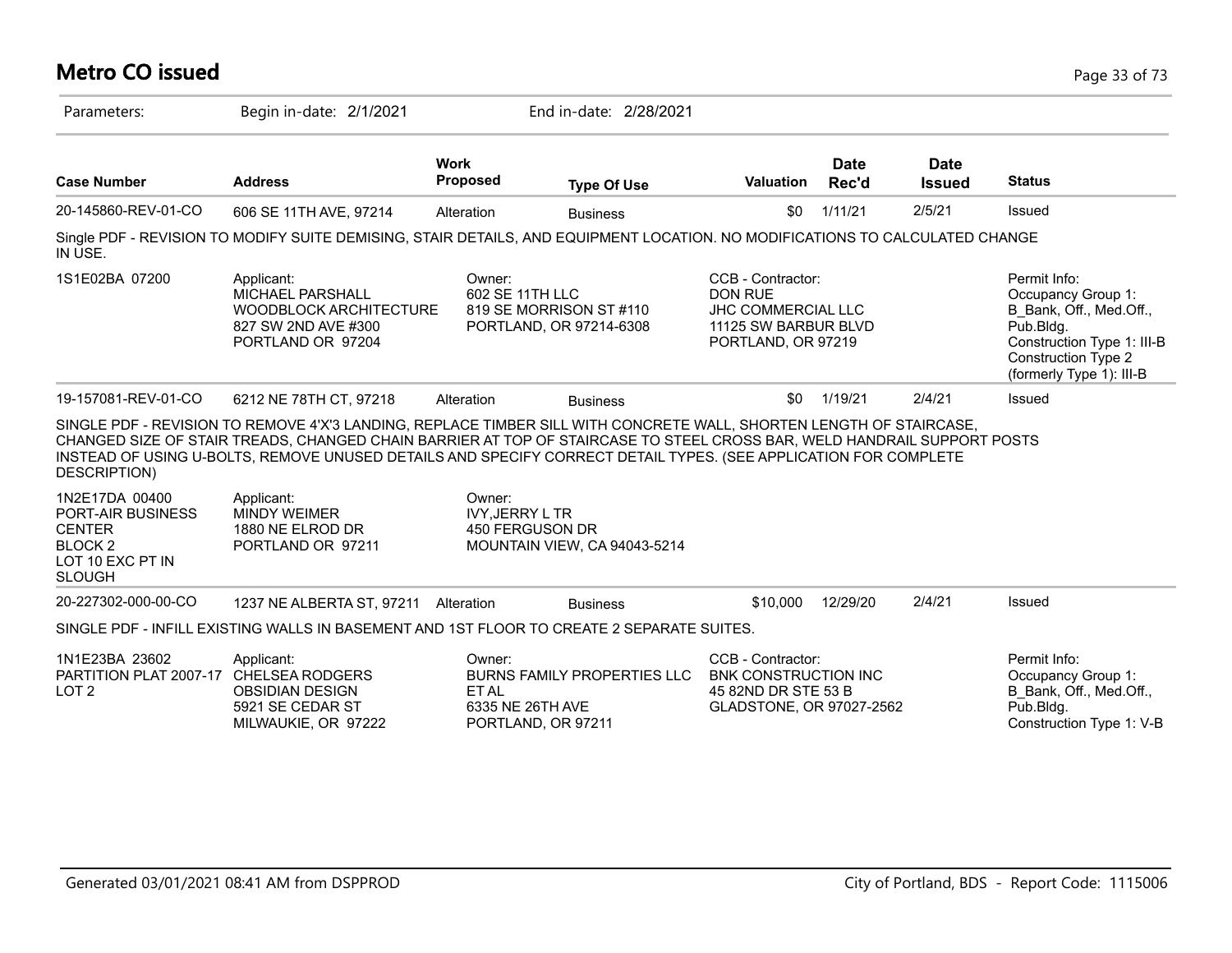# Metro CO issued

Parameters: Begin in-date: 2/1/2021 End in-date: 2/28/2021

| Case Number | Address | Work Proposed | Type Of Use | Valuation | Date Rec'd | Date Issued | Status |
|---|---|---|---|---|---|---|---|
| 20-145860-REV-01-CO | 606 SE 11TH AVE, 97214 | Alteration | Business | $0 | 1/11/21 | 2/5/21 | Issued |

Single PDF - REVISION TO MODIFY SUITE DEMISING, STAIR DETAILS, AND EQUIPMENT LOCATION. NO MODIFICATIONS TO CALCULATED CHANGE IN USE.

1S1E02BA 07200

Applicant:
MICHAEL PARSHALL
WOODBLOCK ARCHITECTURE
827 SW 2ND AVE #300
PORTLAND OR 97204

Owner:
602 SE 11TH LLC
819 SE MORRISON ST #110
PORTLAND, OR 97214-6308

CCB - Contractor:
DON RUE
JHC COMMERCIAL LLC
11125 SW BARBUR BLVD
PORTLAND, OR 97219

Permit Info:
Occupancy Group 1: B_Bank, Off., Med.Off., Pub.Bldg.
Construction Type 1: III-B
Construction Type 2 (formerly Type 1): III-B

| Case Number | Address | Work Proposed | Type Of Use | Valuation | Date Rec'd | Date Issued | Status |
|---|---|---|---|---|---|---|---|
| 19-157081-REV-01-CO | 6212 NE 78TH CT, 97218 | Alteration | Business | $0 | 1/19/21 | 2/4/21 | Issued |

SINGLE PDF - REVISION TO REMOVE 4'X'3 LANDING, REPLACE TIMBER SILL WITH CONCRETE WALL, SHORTEN LENGTH OF STAIRCASE, CHANGED SIZE OF STAIR TREADS, CHANGED CHAIN BARRIER AT TOP OF STAIRCASE TO STEEL CROSS BAR, WELD HANDRAIL SUPPORT POSTS INSTEAD OF USING U-BOLTS, REMOVE UNUSED DETAILS AND SPECIFY CORRECT DETAIL TYPES. (SEE APPLICATION FOR COMPLETE DESCRIPTION)

1N2E17DA 00400
PORT-AIR BUSINESS CENTER
BLOCK 2
LOT 10 EXC PT IN SLOUGH

Applicant:
MINDY WEIMER
1880 NE ELROD DR
PORTLAND OR 97211

Owner:
IVY,JERRY L TR
450 FERGUSON DR
MOUNTAIN VIEW, CA 94043-5214

| Case Number | Address | Work Proposed | Type Of Use | Valuation | Date Rec'd | Date Issued | Status |
|---|---|---|---|---|---|---|---|
| 20-227302-000-00-CO | 1237 NE ALBERTA ST, 97211 | Alteration | Business | $10,000 | 12/29/20 | 2/4/21 | Issued |

SINGLE PDF - INFILL EXISTING WALLS IN BASEMENT AND 1ST FLOOR TO CREATE 2 SEPARATE SUITES.

1N1E23BA 23602
PARTITION PLAT 2007-17
LOT 2

Applicant:
CHELSEA RODGERS
OBSIDIAN DESIGN
5921 SE CEDAR ST
MILWAUKIE, OR 97222

Owner:
BURNS FAMILY PROPERTIES LLC
ET AL
6335 NE 26TH AVE
PORTLAND, OR 97211

CCB - Contractor:
BNK CONSTRUCTION INC
45 82ND DR STE 53 B
GLADSTONE, OR 97027-2562

Permit Info:
Occupancy Group 1: B_Bank, Off., Med.Off., Pub.Bldg.
Construction Type 1: V-B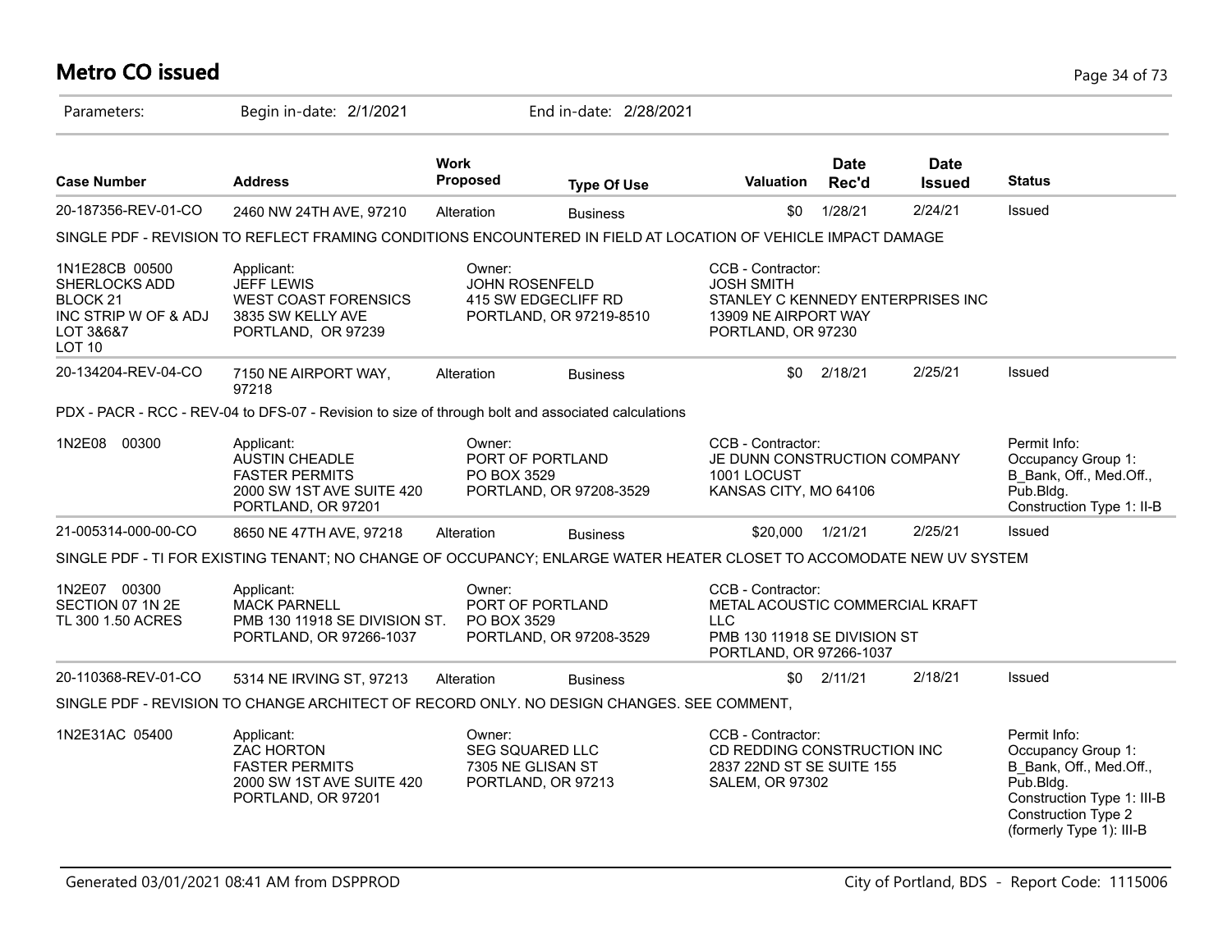# Metro CO issued

Parameters: Begin in-date: 2/1/2021 End in-date: 2/28/2021

| Case Number | Address | Work Proposed | Type Of Use | Valuation | Date Rec'd | Date Issued | Status |
|---|---|---|---|---|---|---|---|
| 20-187356-REV-01-CO | 2460 NW 24TH AVE, 97210 | Alteration | Business | $0 | 1/28/21 | 2/24/21 | Issued |

SINGLE PDF - REVISION TO REFLECT FRAMING CONDITIONS ENCOUNTERED IN FIELD AT LOCATION OF VEHICLE IMPACT DAMAGE

| | | | | |
|---|---|---|---|---|
| 1N1E28CB 00500<br>SHERLOCKS ADD<br>BLOCK 21<br>INC STRIP W OF & ADJ<br>LOT 3&6&7<br>LOT 10 | Applicant:<br>JEFF LEWIS<br>WEST COAST FORENSICS<br>3835 SW KELLY AVE<br>PORTLAND, OR 97239 | Owner:<br>JOHN ROSENFELD<br>415 SW EDGECLIFF RD<br>PORTLAND, OR 97219-8510 | CCB - Contractor:<br>JOSH SMITH<br>STANLEY C KENNEDY ENTERPRISES INC<br>13909 NE AIRPORT WAY<br>PORTLAND, OR 97230 | |

| Case Number | Address | Work Proposed | Type Of Use | Valuation | Date Rec'd | Date Issued | Status |
|---|---|---|---|---|---|---|---|
| 20-134204-REV-04-CO | 7150 NE AIRPORT WAY, 97218 | Alteration | Business | $0 | 2/18/21 | 2/25/21 | Issued |

PDX - PACR - RCC - REV-04 to DFS-07 - Revision to size of through bolt and associated calculations

| | | | | |
|---|---|---|---|---|
| 1N2E08 00300 | Applicant:<br>AUSTIN CHEADLE<br>FASTER PERMITS<br>2000 SW 1ST AVE SUITE 420<br>PORTLAND, OR 97201 | Owner:<br>PORT OF PORTLAND<br>PO BOX 3529<br>PORTLAND, OR 97208-3529 | CCB - Contractor:<br>JE DUNN CONSTRUCTION COMPANY<br>1001 LOCUST<br>KANSAS CITY, MO 64106 | Permit Info:<br>Occupancy Group 1: B_Bank, Off., Med.Off., Pub.Bldg.<br>Construction Type 1: II-B |

| Case Number | Address | Work Proposed | Type Of Use | Valuation | Date Rec'd | Date Issued | Status |
|---|---|---|---|---|---|---|---|
| 21-005314-000-00-CO | 8650 NE 47TH AVE, 97218 | Alteration | Business | $20,000 | 1/21/21 | 2/25/21 | Issued |

SINGLE PDF - TI FOR EXISTING TENANT; NO CHANGE OF OCCUPANCY; ENLARGE WATER HEATER CLOSET TO ACCOMODATE NEW UV SYSTEM

| | | | | |
|---|---|---|---|---|
| 1N2E07 00300<br>SECTION 07 1N 2E<br>TL 300 1.50 ACRES | Applicant:<br>MACK PARNELL<br>PMB 130 11918 SE DIVISION ST.<br>PORTLAND, OR 97266-1037 | Owner:<br>PORT OF PORTLAND<br>PO BOX 3529<br>PORTLAND, OR 97208-3529 | CCB - Contractor:<br>METAL ACOUSTIC COMMERCIAL KRAFT LLC<br>PMB 130 11918 SE DIVISION ST<br>PORTLAND, OR 97266-1037 | |

| Case Number | Address | Work Proposed | Type Of Use | Valuation | Date Rec'd | Date Issued | Status |
|---|---|---|---|---|---|---|---|
| 20-110368-REV-01-CO | 5314 NE IRVING ST, 97213 | Alteration | Business | $0 | 2/11/21 | 2/18/21 | Issued |

SINGLE PDF - REVISION TO CHANGE ARCHITECT OF RECORD ONLY. NO DESIGN CHANGES. SEE COMMENT,

| | | | | |
|---|---|---|---|---|
| 1N2E31AC 05400 | Applicant:<br>ZAC HORTON<br>FASTER PERMITS<br>2000 SW 1ST AVE SUITE 420<br>PORTLAND, OR 97201 | Owner:<br>SEG SQUARED LLC<br>7305 NE GLISAN ST<br>PORTLAND, OR 97213 | CCB - Contractor:<br>CD REDDING CONSTRUCTION INC<br>2837 22ND ST SE SUITE 155<br>SALEM, OR 97302 | Permit Info:<br>Occupancy Group 1: B_Bank, Off., Med.Off., Pub.Bldg.<br>Construction Type 1: III-B<br>Construction Type 2 (formerly Type 1): III-B |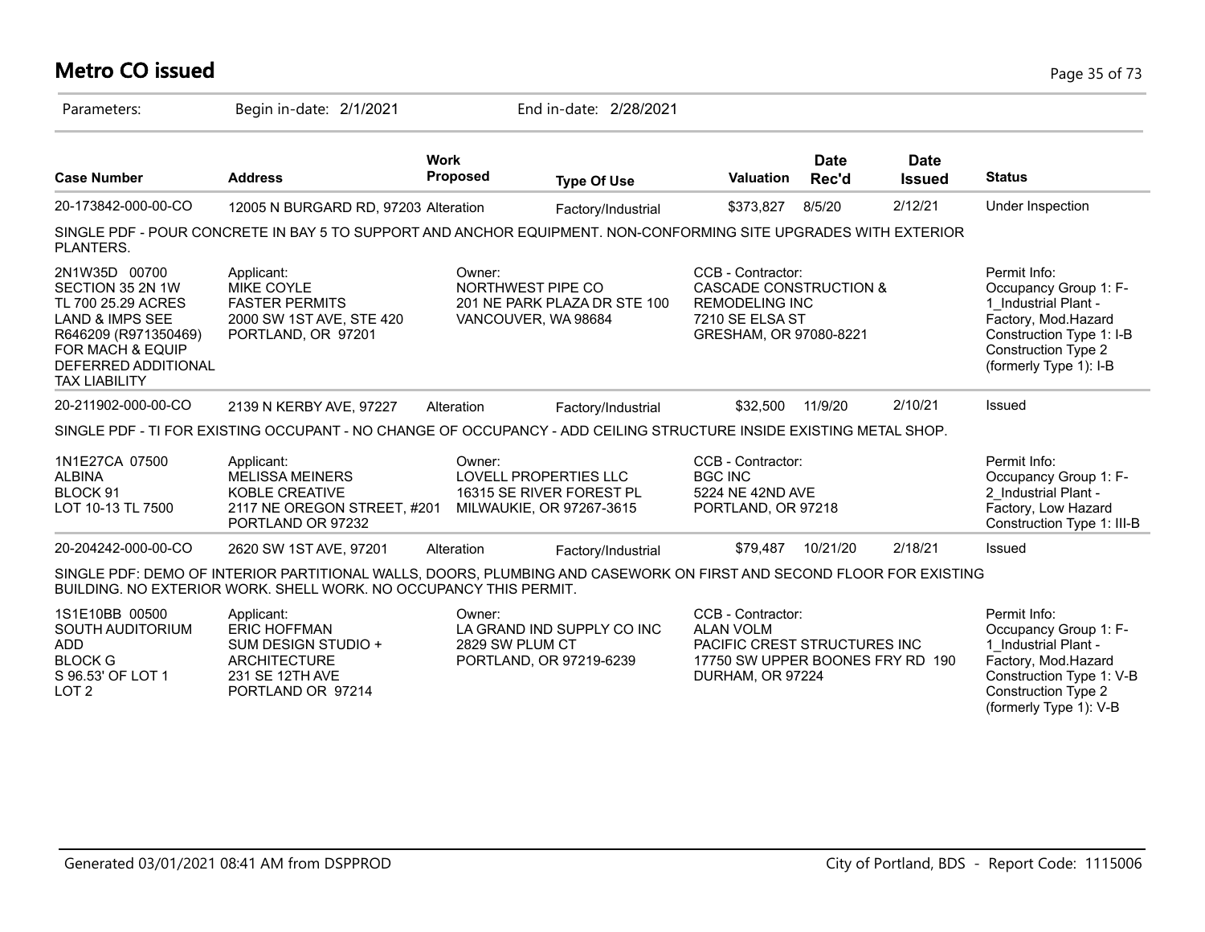# Metro CO issued

Parameters: Begin in-date: 2/1/2021 End in-date: 2/28/2021

| Case Number | Address | Work Proposed | Type Of Use | Valuation | Date Rec'd | Date Issued | Status |
|---|---|---|---|---|---|---|---|
| 20-173842-000-00-CO | 12005 N BURGARD RD, 97203 | Alteration | Factory/Industrial | $373,827 | 8/5/20 | 2/12/21 | Under Inspection |

SINGLE PDF - POUR CONCRETE IN BAY 5 TO SUPPORT AND ANCHOR EQUIPMENT. NON-CONFORMING SITE UPGRADES WITH EXTERIOR PLANTERS.

2N1W35D 00700
SECTION 35 2N 1W
TL 700 25.29 ACRES
LAND & IMPS SEE
R646209 (R971350469)
FOR MACH & EQUIP
DEFERRED ADDITIONAL
TAX LIABILITY

Applicant:
MIKE COYLE
FASTER PERMITS
2000 SW 1ST AVE, STE 420
PORTLAND, OR 97201

Owner:
NORTHWEST PIPE CO
201 NE PARK PLAZA DR STE 100
VANCOUVER, WA 98684

CCB - Contractor:
CASCADE CONSTRUCTION &
REMODELING INC
7210 SE ELSA ST
GRESHAM, OR 97080-8221

Permit Info:
Occupancy Group 1: F-1_Industrial Plant - Factory, Mod.Hazard
Construction Type 1: I-B
Construction Type 2 (formerly Type 1): I-B

| Case Number | Address | Work Proposed | Type Of Use | Valuation | Date Rec'd | Date Issued | Status |
|---|---|---|---|---|---|---|---|
| 20-211902-000-00-CO | 2139 N KERBY AVE, 97227 | Alteration | Factory/Industrial | $32,500 | 11/9/20 | 2/10/21 | Issued |

SINGLE PDF - TI FOR EXISTING OCCUPANT - NO CHANGE OF OCCUPANCY - ADD CEILING STRUCTURE INSIDE EXISTING METAL SHOP.

1N1E27CA 07500
ALBINA
BLOCK 91
LOT 10-13 TL 7500

Applicant:
MELISSA MEINERS
KOBLE CREATIVE
2117 NE OREGON STREET, #201
PORTLAND OR 97232

Owner:
LOVELL PROPERTIES LLC
16315 SE RIVER FOREST PL
MILWAUKIE, OR 97267-3615

CCB - Contractor:
BGC INC
5224 NE 42ND AVE
PORTLAND, OR 97218

Permit Info:
Occupancy Group 1: F-2_Industrial Plant - Factory, Low Hazard
Construction Type 1: III-B

| Case Number | Address | Work Proposed | Type Of Use | Valuation | Date Rec'd | Date Issued | Status |
|---|---|---|---|---|---|---|---|
| 20-204242-000-00-CO | 2620 SW 1ST AVE, 97201 | Alteration | Factory/Industrial | $79,487 | 10/21/20 | 2/18/21 | Issued |

SINGLE PDF: DEMO OF INTERIOR PARTITIONAL WALLS, DOORS, PLUMBING AND CASEWORK ON FIRST AND SECOND FLOOR FOR EXISTING BUILDING. NO EXTERIOR WORK. SHELL WORK. NO OCCUPANCY THIS PERMIT.

1S1E10BB 00500
SOUTH AUDITORIUM
ADD
BLOCK G
S 96.53' OF LOT 1
LOT 2

Applicant:
ERIC HOFFMAN
SUM DESIGN STUDIO +
ARCHITECTURE
231 SE 12TH AVE
PORTLAND OR 97214

Owner:
LA GRAND IND SUPPLY CO INC
2829 SW PLUM CT
PORTLAND, OR 97219-6239

CCB - Contractor:
ALAN VOLM
PACIFIC CREST STRUCTURES INC
17750 SW UPPER BOONES FRY RD 190
DURHAM, OR 97224

Permit Info:
Occupancy Group 1: F-1_Industrial Plant - Factory, Mod.Hazard
Construction Type 1: V-B
Construction Type 2 (formerly Type 1): V-B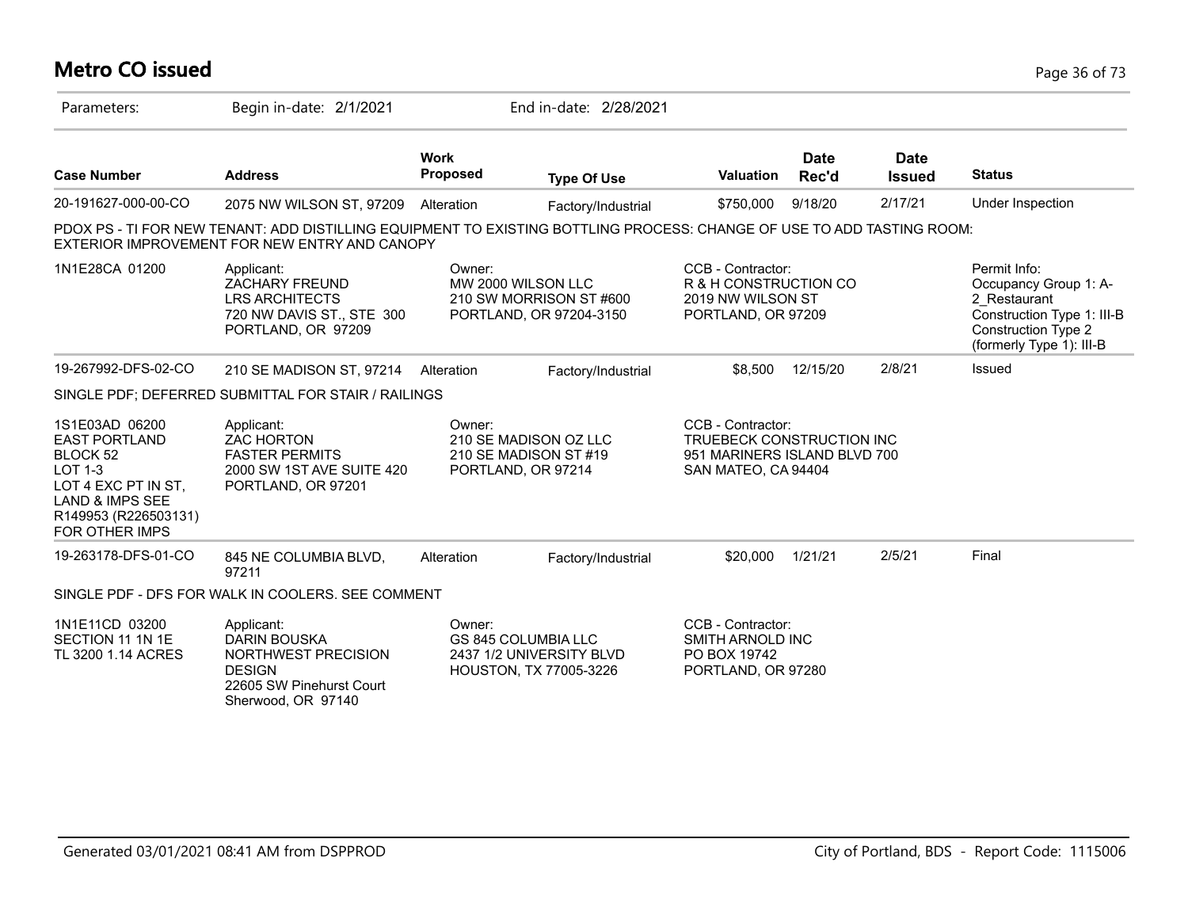# Metro CO issued

Parameters: Begin in-date: 2/1/2021 End in-date: 2/28/2021

| Case Number | Address | Work Proposed | Type Of Use | Valuation | Date Rec'd | Date Issued | Status |
|---|---|---|---|---|---|---|---|
| 20-191627-000-00-CO | 2075 NW WILSON ST, 97209 | Alteration | Factory/Industrial | $750,000 | 9/18/20 | 2/17/21 | Under Inspection |

PDOX PS - TI FOR NEW TENANT: ADD DISTILLING EQUIPMENT TO EXISTING BOTTLING PROCESS: CHANGE OF USE TO ADD TASTING ROOM: EXTERIOR IMPROVEMENT FOR NEW ENTRY AND CANOPY

| | | | | |
|---|---|---|---|---|
| 1N1E28CA 01200 | Applicant:<br>ZACHARY FREUND<br>LRS ARCHITECTS<br>720 NW DAVIS ST., STE 300<br>PORTLAND, OR 97209 | Owner:<br>MW 2000 WILSON LLC<br>210 SW MORRISON ST #600<br>PORTLAND, OR 97204-3150 | CCB - Contractor:<br>R & H CONSTRUCTION CO<br>2019 NW WILSON ST<br>PORTLAND, OR 97209 | Permit Info:<br>Occupancy Group 1: A-2_Restaurant<br>Construction Type 1: III-B<br>Construction Type 2 (formerly Type 1): III-B |

| Case Number | Address | Work Proposed | Type Of Use | Valuation | Date Rec'd | Date Issued | Status |
|---|---|---|---|---|---|---|---|
| 19-267992-DFS-02-CO | 210 SE MADISON ST, 97214 | Alteration | Factory/Industrial | $8,500 | 12/15/20 | 2/8/21 | Issued |

SINGLE PDF; DEFERRED SUBMITTAL FOR STAIR / RAILINGS

| | | | |
|---|---|---|---|
| 1S1E03AD 06200<br>EAST PORTLAND<br>BLOCK 52<br>LOT 1-3<br>LOT 4 EXC PT IN ST,<br>LAND & IMPS SEE<br>R149953 (R226503131)<br>FOR OTHER IMPS | Applicant:<br>ZAC HORTON<br>FASTER PERMITS<br>2000 SW 1ST AVE SUITE 420<br>PORTLAND, OR 97201 | Owner:<br>210 SE MADISON OZ LLC<br>210 SE MADISON ST #19<br>PORTLAND, OR 97214 | CCB - Contractor:<br>TRUEBECK CONSTRUCTION INC<br>951 MARINERS ISLAND BLVD 700<br>SAN MATEO, CA 94404 |

| Case Number | Address | Work Proposed | Type Of Use | Valuation | Date Rec'd | Date Issued | Status |
|---|---|---|---|---|---|---|---|
| 19-263178-DFS-01-CO | 845 NE COLUMBIA BLVD, 97211 | Alteration | Factory/Industrial | $20,000 | 1/21/21 | 2/5/21 | Final |

SINGLE PDF - DFS FOR WALK IN COOLERS. SEE COMMENT

| | | | |
|---|---|---|---|
| 1N1E11CD 03200<br>SECTION 11 1N 1E<br>TL 3200 1.14 ACRES | Applicant:<br>DARIN BOUSKA<br>NORTHWEST PRECISION DESIGN<br>22605 SW Pinehurst Court<br>Sherwood, OR 97140 | Owner:<br>GS 845 COLUMBIA LLC<br>2437 1/2 UNIVERSITY BLVD<br>HOUSTON, TX 77005-3226 | CCB - Contractor:<br>SMITH ARNOLD INC<br>PO BOX 19742<br>PORTLAND, OR 97280 |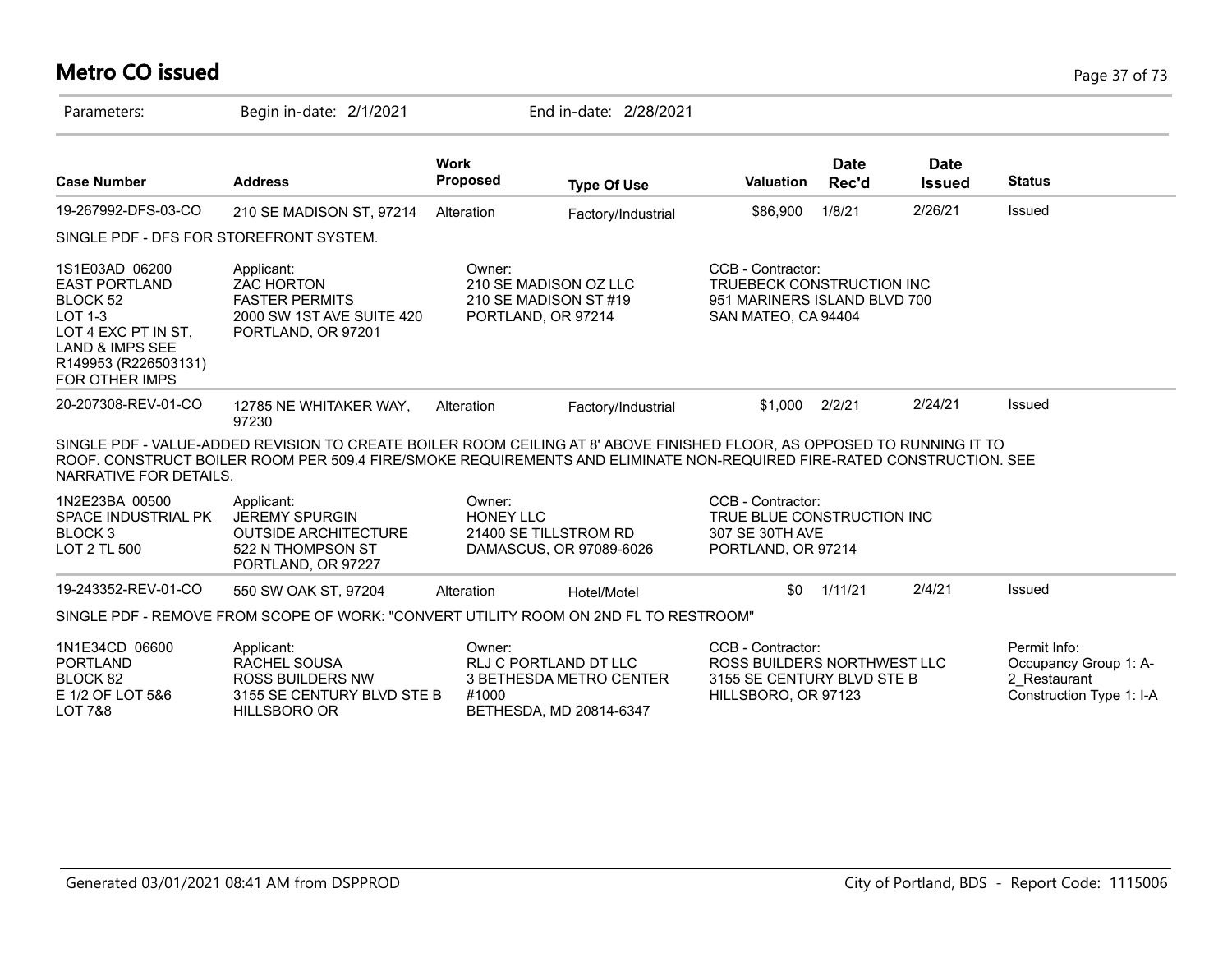# Metro CO issued

Parameters: Begin in-date: 2/1/2021 End in-date: 2/28/2021

| Case Number | Address | Work Proposed | Type Of Use | Valuation | Date Rec'd | Date Issued | Status |
|---|---|---|---|---|---|---|---|
| 19-267992-DFS-03-CO | 210 SE MADISON ST, 97214 | Alteration | Factory/Industrial | $86,900 | 1/8/21 | 2/26/21 | Issued |

SINGLE PDF - DFS FOR STOREFRONT SYSTEM.

| | | | |
|---|---|---|---|
| 1S1E03AD 06200<br>EAST PORTLAND<br>BLOCK 52<br>LOT 1-3<br>LOT 4 EXC PT IN ST,<br>LAND & IMPS SEE<br>R149953 (R226503131)<br>FOR OTHER IMPS | Applicant:<br>ZAC HORTON<br>FASTER PERMITS<br>2000 SW 1ST AVE SUITE 420<br>PORTLAND, OR 97201 | Owner:<br>210 SE MADISON OZ LLC<br>210 SE MADISON ST #19<br>PORTLAND, OR 97214 | CCB - Contractor:<br>TRUEBECK CONSTRUCTION INC<br>951 MARINERS ISLAND BLVD 700<br>SAN MATEO, CA 94404 |

| Case Number | Address | Work Proposed | Type Of Use | Valuation | Date Rec'd | Date Issued | Status |
|---|---|---|---|---|---|---|---|
| 20-207308-REV-01-CO | 12785 NE WHITAKER WAY, 97230 | Alteration | Factory/Industrial | $1,000 | 2/2/21 | 2/24/21 | Issued |

SINGLE PDF - VALUE-ADDED REVISION TO CREATE BOILER ROOM CEILING AT 8' ABOVE FINISHED FLOOR, AS OPPOSED TO RUNNING IT TO ROOF. CONSTRUCT BOILER ROOM PER 509.4 FIRE/SMOKE REQUIREMENTS AND ELIMINATE NON-REQUIRED FIRE-RATED CONSTRUCTION. SEE NARRATIVE FOR DETAILS.

| | | | |
|---|---|---|---|
| 1N2E23BA 00500<br>SPACE INDUSTRIAL PK<br>BLOCK 3<br>LOT 2 TL 500 | Applicant:<br>JEREMY SPURGIN<br>OUTSIDE ARCHITECTURE<br>522 N THOMPSON ST<br>PORTLAND, OR 97227 | Owner:<br>HONEY LLC<br>21400 SE TILLSTROM RD<br>DAMASCUS, OR 97089-6026 | CCB - Contractor:<br>TRUE BLUE CONSTRUCTION INC<br>307 SE 30TH AVE<br>PORTLAND, OR 97214 |

| Case Number | Address | Work Proposed | Type Of Use | Valuation | Date Rec'd | Date Issued | Status |
|---|---|---|---|---|---|---|---|
| 19-243352-REV-01-CO | 550 SW OAK ST, 97204 | Alteration | Hotel/Motel | $0 | 1/11/21 | 2/4/21 | Issued |

SINGLE PDF - REMOVE FROM SCOPE OF WORK: "CONVERT UTILITY ROOM ON 2ND FL TO RESTROOM"

| | | | | |
|---|---|---|---|---|
| 1N1E34CD 06600<br>PORTLAND<br>BLOCK 82<br>E 1/2 OF LOT 5&6<br>LOT 7&8 | Applicant:<br>RACHEL SOUSA<br>ROSS BUILDERS NW<br>3155 SE CENTURY BLVD STE B<br>HILLSBORO OR | Owner:<br>RLJ C PORTLAND DT LLC<br>3 BETHESDA METRO CENTER<br>#1000<br>BETHESDA, MD 20814-6347 | CCB - Contractor:<br>ROSS BUILDERS NORTHWEST LLC<br>3155 SE CENTURY BLVD STE B<br>HILLSBORO, OR 97123 | Permit Info:<br>Occupancy Group 1: A-2_Restaurant<br>Construction Type 1: I-A |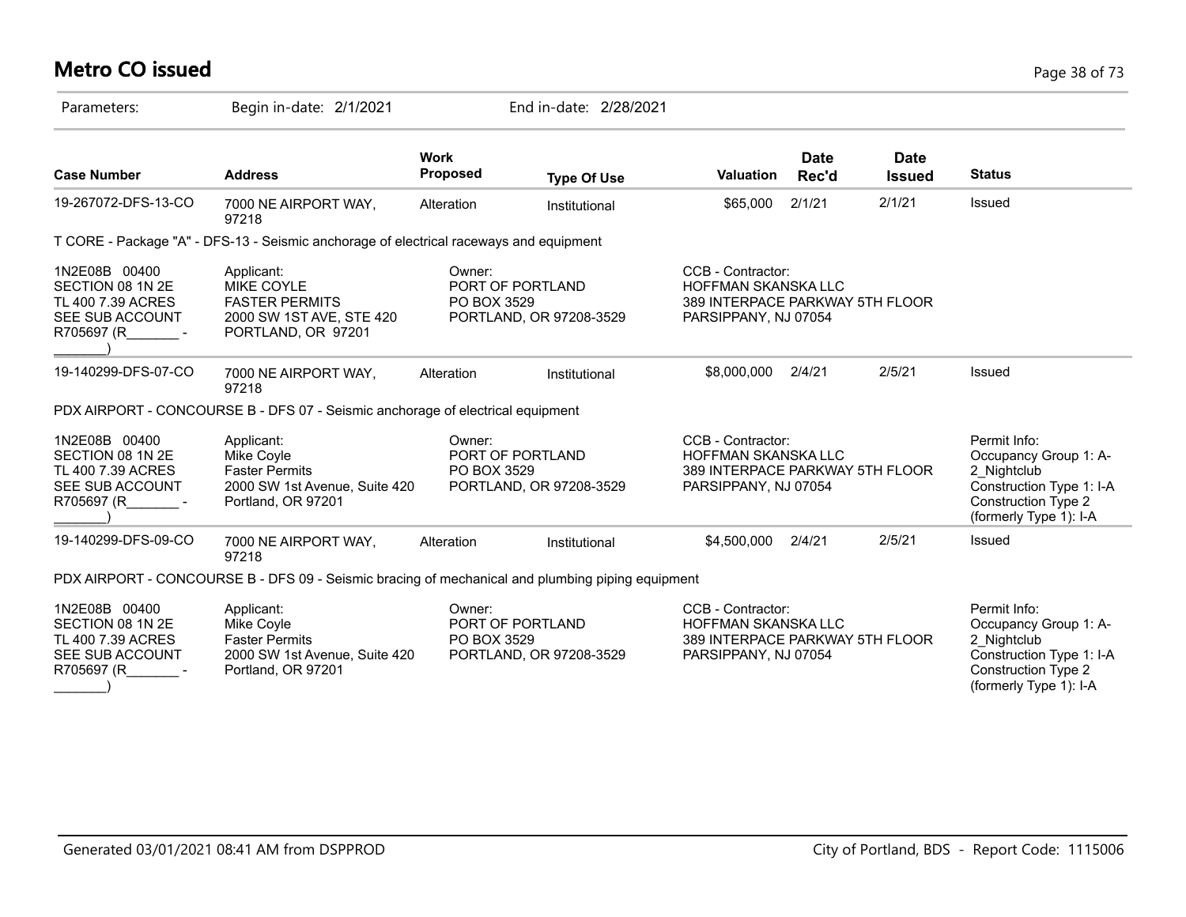# Metro CO issued

Parameters: Begin in-date: 2/1/2021 End in-date: 2/28/2021

| Case Number | Address | Work Proposed | Type Of Use | Valuation | Date Rec'd | Date Issued | Status |
|---|---|---|---|---|---|---|---|
| 19-267072-DFS-13-CO | 7000 NE AIRPORT WAY, 97218 | Alteration | Institutional | $65,000 | 2/1/21 | 2/1/21 | Issued |

T CORE - Package "A" - DFS-13 - Seismic anchorage of electrical raceways and equipment

| | | | | |
|---|---|---|---|---|
| 1N2E08B 00400<br>SECTION 08 1N 2E<br>TL 400 7.39 ACRES<br>SEE SUB ACCOUNT<br>R705697 (R_______ - _______) | Applicant:<br>MIKE COYLE<br>FASTER PERMITS<br>2000 SW 1ST AVE, STE 420<br>PORTLAND, OR 97201 | Owner:<br>PORT OF PORTLAND<br>PO BOX 3529<br>PORTLAND, OR 97208-3529 | CCB - Contractor:<br>HOFFMAN SKANSKA LLC<br>389 INTERPACE PARKWAY 5TH FLOOR<br>PARSIPPANY, NJ 07054 | |

| Case Number | Address | Work Proposed | Type Of Use | Valuation | Date Rec'd | Date Issued | Status |
|---|---|---|---|---|---|---|---|
| 19-140299-DFS-07-CO | 7000 NE AIRPORT WAY, 97218 | Alteration | Institutional | $8,000,000 | 2/4/21 | 2/5/21 | Issued |

PDX AIRPORT - CONCOURSE B - DFS 07 - Seismic anchorage of electrical equipment

| | | | | |
|---|---|---|---|---|
| 1N2E08B 00400<br>SECTION 08 1N 2E<br>TL 400 7.39 ACRES<br>SEE SUB ACCOUNT<br>R705697 (R_______ - _______) | Applicant:<br>Mike Coyle<br>Faster Permits<br>2000 SW 1st Avenue, Suite 420<br>Portland, OR 97201 | Owner:<br>PORT OF PORTLAND<br>PO BOX 3529<br>PORTLAND, OR 97208-3529 | CCB - Contractor:<br>HOFFMAN SKANSKA LLC<br>389 INTERPACE PARKWAY 5TH FLOOR<br>PARSIPPANY, NJ 07054 | Permit Info:<br>Occupancy Group 1: A-2_Nightclub<br>Construction Type 1: I-A<br>Construction Type 2 (formerly Type 1): I-A |

| Case Number | Address | Work Proposed | Type Of Use | Valuation | Date Rec'd | Date Issued | Status |
|---|---|---|---|---|---|---|---|
| 19-140299-DFS-09-CO | 7000 NE AIRPORT WAY, 97218 | Alteration | Institutional | $4,500,000 | 2/4/21 | 2/5/21 | Issued |

PDX AIRPORT - CONCOURSE B - DFS 09 - Seismic bracing of mechanical and plumbing piping equipment

| | | | | |
|---|---|---|---|---|
| 1N2E08B 00400<br>SECTION 08 1N 2E<br>TL 400 7.39 ACRES<br>SEE SUB ACCOUNT<br>R705697 (R_______ - _______) | Applicant:<br>Mike Coyle<br>Faster Permits<br>2000 SW 1st Avenue, Suite 420<br>Portland, OR 97201 | Owner:<br>PORT OF PORTLAND<br>PO BOX 3529<br>PORTLAND, OR 97208-3529 | CCB - Contractor:<br>HOFFMAN SKANSKA LLC<br>389 INTERPACE PARKWAY 5TH FLOOR<br>PARSIPPANY, NJ 07054 | Permit Info:<br>Occupancy Group 1: A-2_Nightclub<br>Construction Type 1: I-A<br>Construction Type 2 (formerly Type 1): I-A |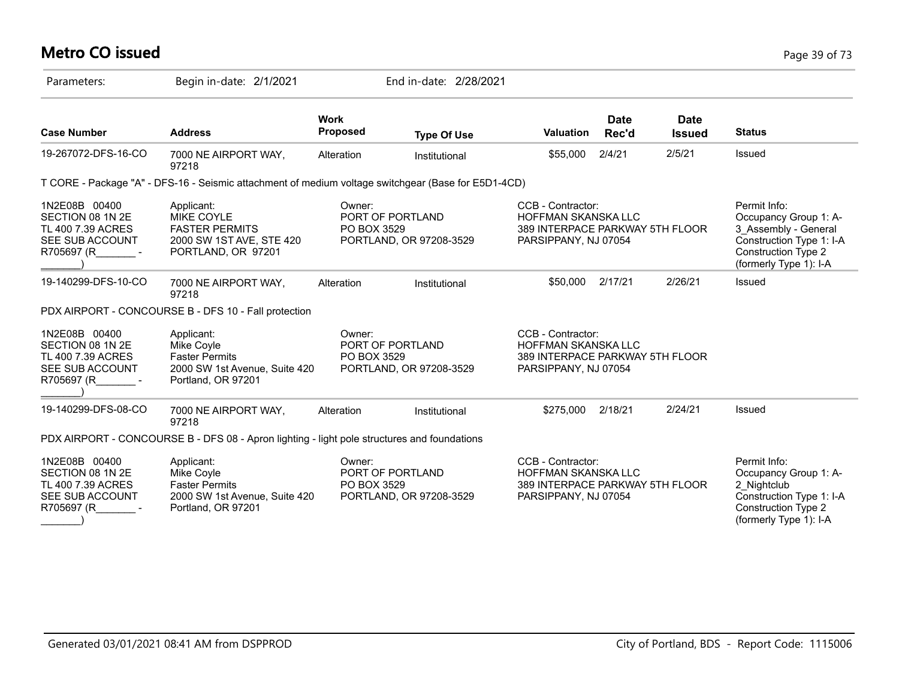# Metro CO issued

Parameters: Begin in-date: 2/1/2021 End in-date: 2/28/2021

| Case Number | Address | Work Proposed | Type Of Use | Valuation | Date Rec'd | Date Issued | Status |
|---|---|---|---|---|---|---|---|
| 19-267072-DFS-16-CO | 7000 NE AIRPORT WAY, 97218 | Alteration | Institutional | $55,000 | 2/4/21 | 2/5/21 | Issued |

T CORE - Package "A" - DFS-16 - Seismic attachment of medium voltage switchgear (Base for E5D1-4CD)

| | Applicant: | Owner: | CCB - Contractor: | Permit Info: |
|---|---|---|---|---|
| 1N2E08B 00400<br>SECTION 08 1N 2E<br>TL 400 7.39 ACRES<br>SEE SUB ACCOUNT<br>R705697 (R_______ - _______) | MIKE COYLE<br>FASTER PERMITS<br>2000 SW 1ST AVE, STE 420<br>PORTLAND, OR 97201 | PORT OF PORTLAND<br>PO BOX 3529<br>PORTLAND, OR 97208-3529 | HOFFMAN SKANSKA LLC<br>389 INTERPACE PARKWAY 5TH FLOOR<br>PARSIPPANY, NJ 07054 | Occupancy Group 1: A-3_Assembly - General<br>Construction Type 1: I-A<br>Construction Type 2 (formerly Type 1): I-A |

| Case Number | Address | Work Proposed | Type Of Use | Valuation | Date Rec'd | Date Issued | Status |
|---|---|---|---|---|---|---|---|
| 19-140299-DFS-10-CO | 7000 NE AIRPORT WAY, 97218 | Alteration | Institutional | $50,000 | 2/17/21 | 2/26/21 | Issued |

PDX AIRPORT - CONCOURSE B - DFS 10 - Fall protection

| | Applicant: | Owner: | CCB - Contractor: |
|---|---|---|---|
| 1N2E08B 00400<br>SECTION 08 1N 2E<br>TL 400 7.39 ACRES<br>SEE SUB ACCOUNT<br>R705697 (R_______ - _______) | Mike Coyle<br>Faster Permits<br>2000 SW 1st Avenue, Suite 420<br>Portland, OR 97201 | PORT OF PORTLAND<br>PO BOX 3529<br>PORTLAND, OR 97208-3529 | HOFFMAN SKANSKA LLC<br>389 INTERPACE PARKWAY 5TH FLOOR<br>PARSIPPANY, NJ 07054 |

| Case Number | Address | Work Proposed | Type Of Use | Valuation | Date Rec'd | Date Issued | Status |
|---|---|---|---|---|---|---|---|
| 19-140299-DFS-08-CO | 7000 NE AIRPORT WAY, 97218 | Alteration | Institutional | $275,000 | 2/18/21 | 2/24/21 | Issued |

PDX AIRPORT - CONCOURSE B - DFS 08 - Apron lighting - light pole structures and foundations

| | Applicant: | Owner: | CCB - Contractor: | Permit Info: |
|---|---|---|---|---|
| 1N2E08B 00400<br>SECTION 08 1N 2E<br>TL 400 7.39 ACRES<br>SEE SUB ACCOUNT<br>R705697 (R_______ - _______) | Mike Coyle<br>Faster Permits<br>2000 SW 1st Avenue, Suite 420<br>Portland, OR 97201 | PORT OF PORTLAND<br>PO BOX 3529<br>PORTLAND, OR 97208-3529 | HOFFMAN SKANSKA LLC<br>389 INTERPACE PARKWAY 5TH FLOOR<br>PARSIPPANY, NJ 07054 | Occupancy Group 1: A-2_Nightclub<br>Construction Type 1: I-A<br>Construction Type 2 (formerly Type 1): I-A |

Generated 03/01/2021 08:41 AM from DSPPROD — City of Portland, BDS - Report Code: 1115006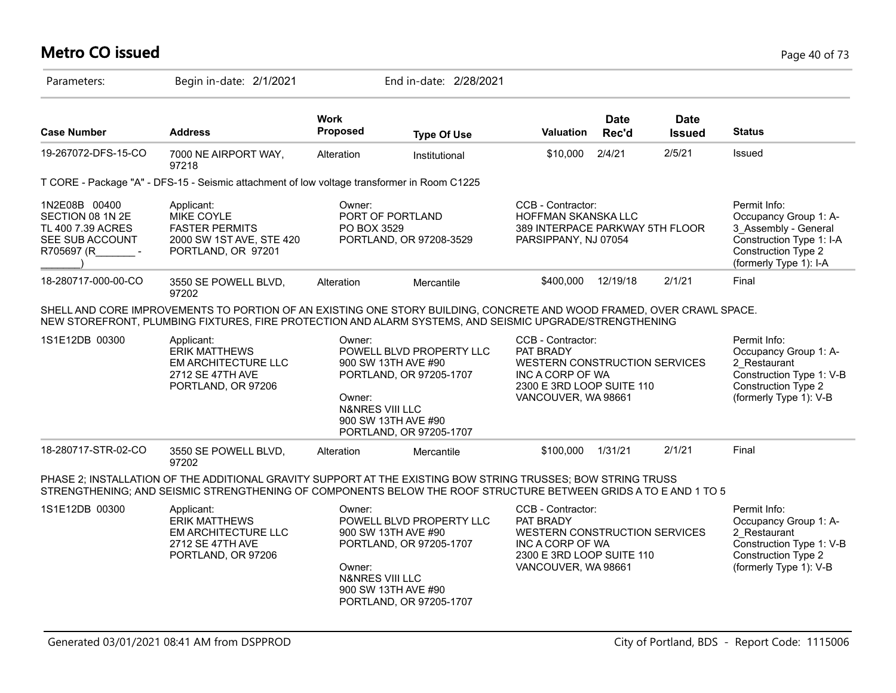# Metro CO issued

Parameters: Begin in-date: 2/1/2021 End in-date: 2/28/2021

| Case Number | Address | Work Proposed | Type Of Use | Valuation | Date Rec'd | Date Issued | Status |
|---|---|---|---|---|---|---|---|
| 19-267072-DFS-15-CO | 7000 NE AIRPORT WAY, 97218 | Alteration | Institutional | $10,000 | 2/4/21 | 2/5/21 | Issued |

T CORE - Package "A" - DFS-15 - Seismic attachment of low voltage transformer in Room C1225

| | Applicant | Owner | CCB - Contractor | Permit Info |
|---|---|---|---|---|
| 1N2E08B 00400<br>SECTION 08 1N 2E<br>TL 400 7.39 ACRES<br>SEE SUB ACCOUNT<br>R705697 (R_______ - _______) | Applicant:<br>MIKE COYLE<br>FASTER PERMITS<br>2000 SW 1ST AVE, STE 420<br>PORTLAND, OR 97201 | Owner:<br>PORT OF PORTLAND<br>PO BOX 3529<br>PORTLAND, OR 97208-3529 | CCB - Contractor:<br>HOFFMAN SKANSKA LLC<br>389 INTERPACE PARKWAY 5TH FLOOR<br>PARSIPPANY, NJ 07054 | Permit Info:<br>Occupancy Group 1: A-3_Assembly - General<br>Construction Type 1: I-A<br>Construction Type 2 (formerly Type 1): I-A |

| Case Number | Address | Work Proposed | Type Of Use | Valuation | Date Rec'd | Date Issued | Status |
|---|---|---|---|---|---|---|---|
| 18-280717-000-00-CO | 3550 SE POWELL BLVD, 97202 | Alteration | Mercantile | $400,000 | 12/19/18 | 2/1/21 | Final |

SHELL AND CORE IMPROVEMENTS TO PORTION OF AN EXISTING ONE STORY BUILDING, CONCRETE AND WOOD FRAMED, OVER CRAWL SPACE. NEW STOREFRONT, PLUMBING FIXTURES, FIRE PROTECTION AND ALARM SYSTEMS, AND SEISMIC UPGRADE/STRENGTHENING

| | Applicant | Owner | CCB - Contractor | Permit Info |
|---|---|---|---|---|
| 1S1E12DB 00300 | Applicant:<br>ERIK MATTHEWS<br>EM ARCHITECTURE LLC<br>2712 SE 47TH AVE<br>PORTLAND, OR 97206 | Owner:<br>POWELL BLVD PROPERTY LLC<br>900 SW 13TH AVE #90<br>PORTLAND, OR 97205-1707<br><br>Owner:<br>N&NRES VIII LLC<br>900 SW 13TH AVE #90<br>PORTLAND, OR 97205-1707 | CCB - Contractor:<br>PAT BRADY<br>WESTERN CONSTRUCTION SERVICES INC A CORP OF WA<br>2300 E 3RD LOOP SUITE 110<br>VANCOUVER, WA 98661 | Permit Info:<br>Occupancy Group 1: A-2_Restaurant<br>Construction Type 1: V-B<br>Construction Type 2 (formerly Type 1): V-B |

| Case Number | Address | Work Proposed | Type Of Use | Valuation | Date Rec'd | Date Issued | Status |
|---|---|---|---|---|---|---|---|
| 18-280717-STR-02-CO | 3550 SE POWELL BLVD, 97202 | Alteration | Mercantile | $100,000 | 1/31/21 | 2/1/21 | Final |

PHASE 2; INSTALLATION OF THE ADDITIONAL GRAVITY SUPPORT AT THE EXISTING BOW STRING TRUSSES; BOW STRING TRUSS STRENGTHENING; AND SEISMIC STRENGTHENING OF COMPONENTS BELOW THE ROOF STRUCTURE BETWEEN GRIDS A TO E AND 1 TO 5

| | Applicant | Owner | CCB - Contractor | Permit Info |
|---|---|---|---|---|
| 1S1E12DB 00300 | Applicant:<br>ERIK MATTHEWS<br>EM ARCHITECTURE LLC<br>2712 SE 47TH AVE<br>PORTLAND, OR 97206 | Owner:<br>POWELL BLVD PROPERTY LLC<br>900 SW 13TH AVE #90<br>PORTLAND, OR 97205-1707<br><br>Owner:<br>N&NRES VIII LLC<br>900 SW 13TH AVE #90<br>PORTLAND, OR 97205-1707 | CCB - Contractor:<br>PAT BRADY<br>WESTERN CONSTRUCTION SERVICES INC A CORP OF WA<br>2300 E 3RD LOOP SUITE 110<br>VANCOUVER, WA 98661 | Permit Info:<br>Occupancy Group 1: A-2_Restaurant<br>Construction Type 1: V-B<br>Construction Type 2 (formerly Type 1): V-B |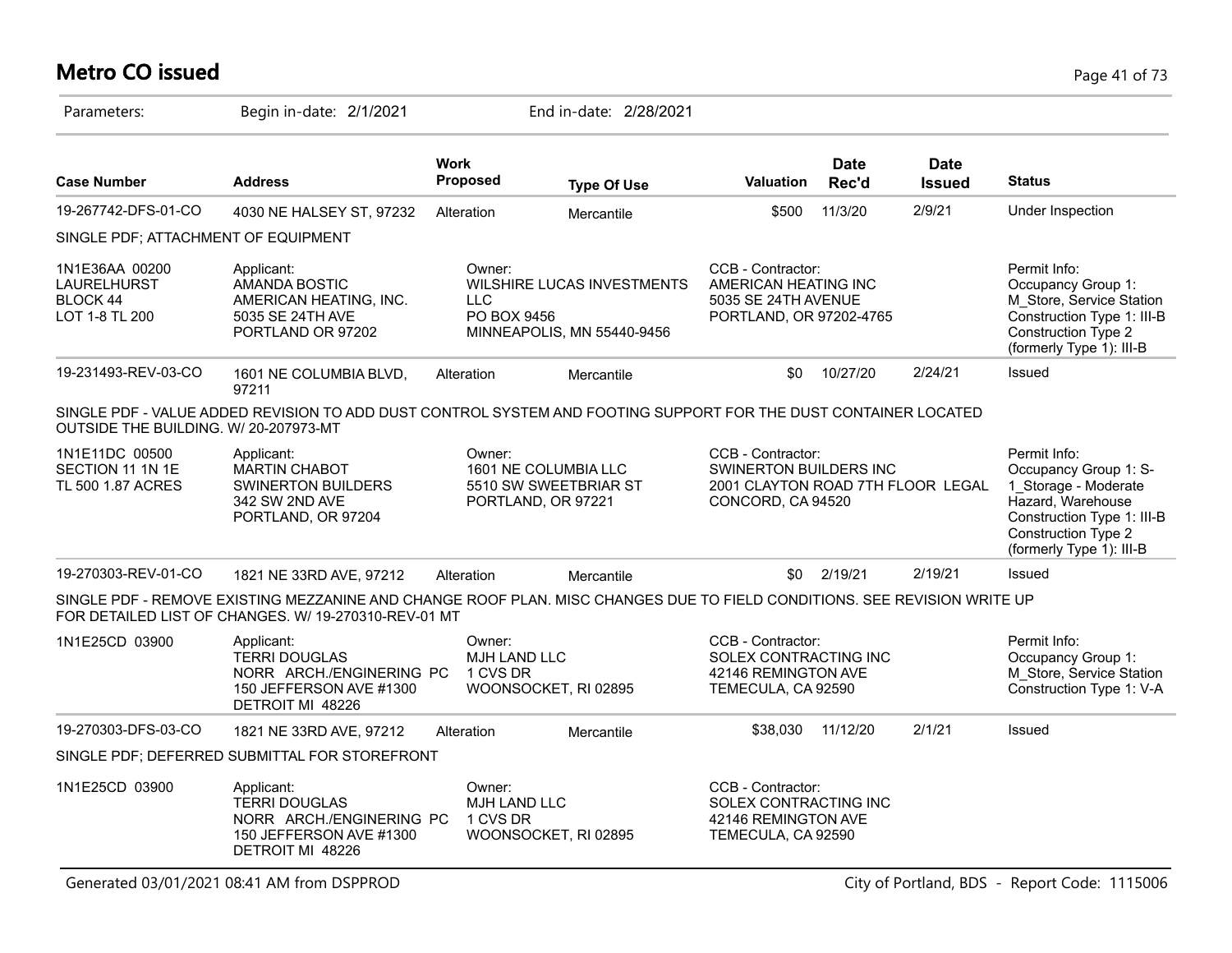# Metro CO issued

Parameters: Begin in-date: 2/1/2021 End in-date: 2/28/2021

| Case Number | Address | Work Proposed | Type Of Use | Valuation | Date Rec'd | Date Issued | Status |
|---|---|---|---|---|---|---|---|
| 19-267742-DFS-01-CO | 4030 NE HALSEY ST, 97232 | Alteration | Mercantile | $500 | 11/3/20 | 2/9/21 | Under Inspection |

SINGLE PDF; ATTACHMENT OF EQUIPMENT

| | | | | |
|---|---|---|---|---|
| 1N1E36AA 00200 LAURELHURST BLOCK 44 LOT 1-8 TL 200 | Applicant: AMANDA BOSTIC AMERICAN HEATING, INC. 5035 SE 24TH AVE PORTLAND OR 97202 | Owner: WILSHIRE LUCAS INVESTMENTS LLC PO BOX 9456 MINNEAPOLIS, MN 55440-9456 | CCB - Contractor: AMERICAN HEATING INC 5035 SE 24TH AVENUE PORTLAND, OR 97202-4765 | Permit Info: Occupancy Group 1: M_Store, Service Station Construction Type 1: III-B Construction Type 2 (formerly Type 1): III-B |

| Case Number | Address | Work Proposed | Type Of Use | Valuation | Date Rec'd | Date Issued | Status |
|---|---|---|---|---|---|---|---|
| 19-231493-REV-03-CO | 1601 NE COLUMBIA BLVD, 97211 | Alteration | Mercantile | $0 | 10/27/20 | 2/24/21 | Issued |

SINGLE PDF - VALUE ADDED REVISION TO ADD DUST CONTROL SYSTEM AND FOOTING SUPPORT FOR THE DUST CONTAINER LOCATED OUTSIDE THE BUILDING. W/ 20-207973-MT

| | | | | |
|---|---|---|---|---|
| 1N1E11DC 00500 SECTION 11 1N 1E TL 500 1.87 ACRES | Applicant: MARTIN CHABOT SWINERTON BUILDERS 342 SW 2ND AVE PORTLAND, OR 97204 | Owner: 1601 NE COLUMBIA LLC 5510 SW SWEETBRIAR ST PORTLAND, OR 97221 | CCB - Contractor: SWINERTON BUILDERS INC 2001 CLAYTON ROAD 7TH FLOOR LEGAL CONCORD, CA 94520 | Permit Info: Occupancy Group 1: S-1_Storage - Moderate Hazard, Warehouse Construction Type 1: III-B Construction Type 2 (formerly Type 1): III-B |

| Case Number | Address | Work Proposed | Type Of Use | Valuation | Date Rec'd | Date Issued | Status |
|---|---|---|---|---|---|---|---|
| 19-270303-REV-01-CO | 1821 NE 33RD AVE, 97212 | Alteration | Mercantile | $0 | 2/19/21 | 2/19/21 | Issued |

SINGLE PDF - REMOVE EXISTING MEZZANINE AND CHANGE ROOF PLAN. MISC CHANGES DUE TO FIELD CONDITIONS. SEE REVISION WRITE UP FOR DETAILED LIST OF CHANGES. W/ 19-270310-REV-01 MT

| | | | | |
|---|---|---|---|---|
| 1N1E25CD 03900 | Applicant: TERRI DOUGLAS NORR ARCH./ENGINERING PC 150 JEFFERSON AVE #1300 DETROIT MI 48226 | Owner: MJH LAND LLC 1 CVS DR WOONSOCKET, RI 02895 | CCB - Contractor: SOLEX CONTRACTING INC 42146 REMINGTON AVE TEMECULA, CA 92590 | Permit Info: Occupancy Group 1: M_Store, Service Station Construction Type 1: V-A |

| Case Number | Address | Work Proposed | Type Of Use | Valuation | Date Rec'd | Date Issued | Status |
|---|---|---|---|---|---|---|---|
| 19-270303-DFS-03-CO | 1821 NE 33RD AVE, 97212 | Alteration | Mercantile | $38,030 | 11/12/20 | 2/1/21 | Issued |

SINGLE PDF; DEFERRED SUBMITTAL FOR STOREFRONT

| | | | |
|---|---|---|---|
| 1N1E25CD 03900 | Applicant: TERRI DOUGLAS NORR ARCH./ENGINERING PC 150 JEFFERSON AVE #1300 DETROIT MI 48226 | Owner: MJH LAND LLC 1 CVS DR WOONSOCKET, RI 02895 | CCB - Contractor: SOLEX CONTRACTING INC 42146 REMINGTON AVE TEMECULA, CA 92590 |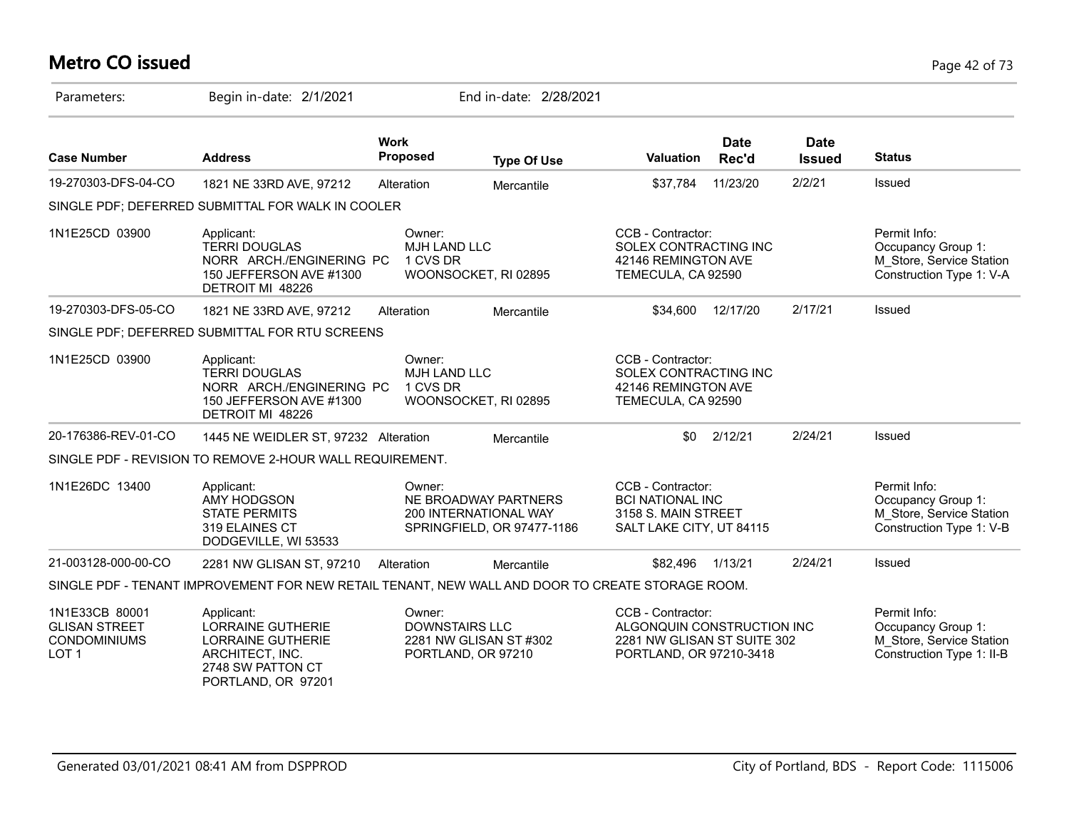# Metro CO issued

Parameters: Begin in-date: 2/1/2021 End in-date: 2/28/2021

| Case Number | Address | Work Proposed | Type Of Use | Valuation | Date Rec'd | Date Issued | Status |
|---|---|---|---|---|---|---|---|
| 19-270303-DFS-04-CO | 1821 NE 33RD AVE, 97212 | Alteration | Mercantile | $37,784 | 11/23/20 | 2/2/21 | Issued |
| SINGLE PDF; DEFERRED SUBMITTAL FOR WALK IN COOLER | | | | | | | |
| 1N1E25CD 03900 | Applicant: TERRI DOUGLAS NORR ARCH./ENGINERING PC 150 JEFFERSON AVE #1300 DETROIT MI 48226 | Owner: MJH LAND LLC 1 CVS DR WOONSOCKET, RI 02895 | | CCB - Contractor: SOLEX CONTRACTING INC 42146 REMINGTON AVE TEMECULA, CA 92590 | | | Permit Info: Occupancy Group 1: M_Store, Service Station Construction Type 1: V-A |
| 19-270303-DFS-05-CO | 1821 NE 33RD AVE, 97212 | Alteration | Mercantile | $34,600 | 12/17/20 | 2/17/21 | Issued |
| SINGLE PDF; DEFERRED SUBMITTAL FOR RTU SCREENS | | | | | | | |
| 1N1E25CD 03900 | Applicant: TERRI DOUGLAS NORR ARCH./ENGINERING PC 150 JEFFERSON AVE #1300 DETROIT MI 48226 | Owner: MJH LAND LLC 1 CVS DR WOONSOCKET, RI 02895 | | CCB - Contractor: SOLEX CONTRACTING INC 42146 REMINGTON AVE TEMECULA, CA 92590 | | | |
| 20-176386-REV-01-CO | 1445 NE WEIDLER ST, 97232 | Alteration | Mercantile | $0 | 2/12/21 | 2/24/21 | Issued |
| SINGLE PDF - REVISION TO REMOVE 2-HOUR WALL REQUIREMENT. | | | | | | | |
| 1N1E26DC 13400 | Applicant: AMY HODGSON STATE PERMITS 319 ELAINES CT DODGEVILLE, WI 53533 | Owner: NE BROADWAY PARTNERS 200 INTERNATIONAL WAY SPRINGFIELD, OR 97477-1186 | | CCB - Contractor: BCI NATIONAL INC 3158 S. MAIN STREET SALT LAKE CITY, UT 84115 | | | Permit Info: Occupancy Group 1: M_Store, Service Station Construction Type 1: V-B |
| 21-003128-000-00-CO | 2281 NW GLISAN ST, 97210 | Alteration | Mercantile | $82,496 | 1/13/21 | 2/24/21 | Issued |
| SINGLE PDF - TENANT IMPROVEMENT FOR NEW RETAIL TENANT, NEW WALL AND DOOR TO CREATE STORAGE ROOM. | | | | | | | |
| 1N1E33CB 80001 GLISAN STREET CONDOMINIUMS LOT 1 | Applicant: LORRAINE GUTHERIE LORRAINE GUTHERIE ARCHITECT, INC. 2748 SW PATTON CT PORTLAND, OR 97201 | Owner: DOWNSTAIRS LLC 2281 NW GLISAN ST #302 PORTLAND, OR 97210 | | CCB - Contractor: ALGONQUIN CONSTRUCTION INC 2281 NW GLISAN ST SUITE 302 PORTLAND, OR 97210-3418 | | | Permit Info: Occupancy Group 1: M_Store, Service Station Construction Type 1: II-B |

Generated 03/01/2021 08:41 AM from DSPPROD

City of Portland, BDS - Report Code: 1115006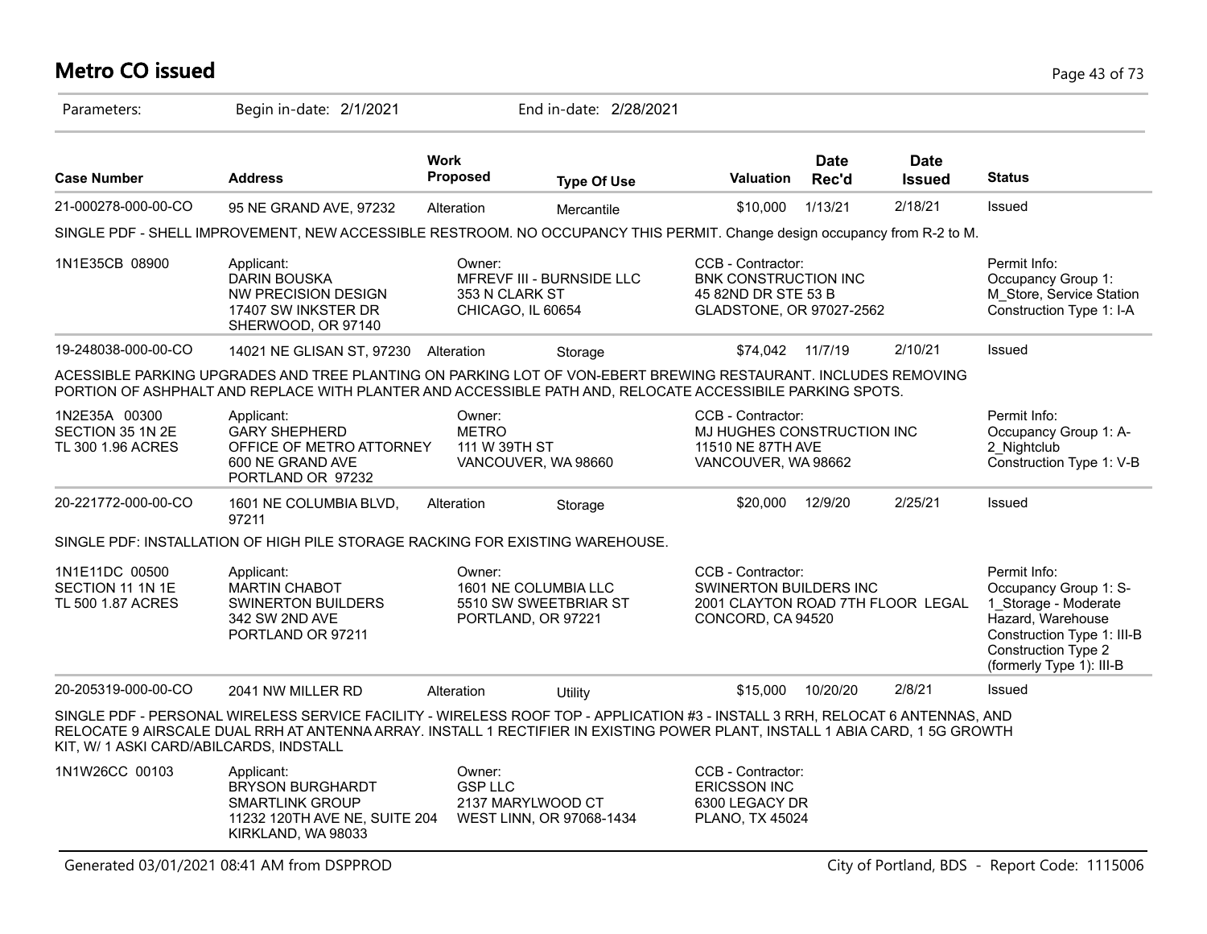# Metro CO issued

Parameters: Begin in-date: 2/1/2021 End in-date: 2/28/2021

| Case Number | Address | Work Proposed | Type Of Use | Valuation | Date Rec'd | Date Issued | Status |
|---|---|---|---|---|---|---|---|
| 21-000278-000-00-CO | 95 NE GRAND AVE, 97232 | Alteration | Mercantile | $10,000 | 1/13/21 | 2/18/21 | Issued |

SINGLE PDF - SHELL IMPROVEMENT, NEW ACCESSIBLE RESTROOM. NO OCCUPANCY THIS PERMIT. Change design occupancy from R-2 to M.

| | | | | |
|---|---|---|---|---|
| 1N1E35CB 08900 | Applicant:<br>DARIN BOUSKA<br>NW PRECISION DESIGN<br>17407 SW INKSTER DR<br>SHERWOOD, OR 97140 | Owner:<br>MFREVF III - BURNSIDE LLC<br>353 N CLARK ST<br>CHICAGO, IL 60654 | CCB - Contractor:<br>BNK CONSTRUCTION INC<br>45 82ND DR STE 53 B<br>GLADSTONE, OR 97027-2562 | Permit Info:<br>Occupancy Group 1: M_Store, Service Station<br>Construction Type 1: I-A |

| Case Number | Address | Work Proposed | Type Of Use | Valuation | Date Rec'd | Date Issued | Status |
|---|---|---|---|---|---|---|---|
| 19-248038-000-00-CO | 14021 NE GLISAN ST, 97230 | Alteration | Storage | $74,042 | 11/7/19 | 2/10/21 | Issued |

ACESSIBLE PARKING UPGRADES AND TREE PLANTING ON PARKING LOT OF VON-EBERT BREWING RESTAURANT. INCLUDES REMOVING PORTION OF ASHPHALT AND REPLACE WITH PLANTER AND ACCESSIBLE PATH AND, RELOCATE ACCESSIBILE PARKING SPOTS.

| | | | | |
|---|---|---|---|---|
| 1N2E35A 00300<br>SECTION 35 1N 2E<br>TL 300 1.96 ACRES | Applicant:<br>GARY SHEPHERD<br>OFFICE OF METRO ATTORNEY<br>600 NE GRAND AVE<br>PORTLAND OR 97232 | Owner:<br>METRO<br>111 W 39TH ST<br>VANCOUVER, WA 98660 | CCB - Contractor:<br>MJ HUGHES CONSTRUCTION INC<br>11510 NE 87TH AVE<br>VANCOUVER, WA 98662 | Permit Info:<br>Occupancy Group 1: A-2_Nightclub<br>Construction Type 1: V-B |

| Case Number | Address | Work Proposed | Type Of Use | Valuation | Date Rec'd | Date Issued | Status |
|---|---|---|---|---|---|---|---|
| 20-221772-000-00-CO | 1601 NE COLUMBIA BLVD, 97211 | Alteration | Storage | $20,000 | 12/9/20 | 2/25/21 | Issued |

SINGLE PDF: INSTALLATION OF HIGH PILE STORAGE RACKING FOR EXISTING WAREHOUSE.

| | | | | |
|---|---|---|---|---|
| 1N1E11DC 00500<br>SECTION 11 1N 1E<br>TL 500 1.87 ACRES | Applicant:<br>MARTIN CHABOT<br>SWINERTON BUILDERS<br>342 SW 2ND AVE<br>PORTLAND OR 97211 | Owner:<br>1601 NE COLUMBIA LLC<br>5510 SW SWEETBRIAR ST<br>PORTLAND, OR 97221 | CCB - Contractor:<br>SWINERTON BUILDERS INC<br>2001 CLAYTON ROAD 7TH FLOOR LEGAL<br>CONCORD, CA 94520 | Permit Info:<br>Occupancy Group 1: S-1_Storage - Moderate Hazard, Warehouse<br>Construction Type 1: III-B<br>Construction Type 2 (formerly Type 1): III-B |

| Case Number | Address | Work Proposed | Type Of Use | Valuation | Date Rec'd | Date Issued | Status |
|---|---|---|---|---|---|---|---|
| 20-205319-000-00-CO | 2041 NW MILLER RD | Alteration | Utility | $15,000 | 10/20/20 | 2/8/21 | Issued |

SINGLE PDF - PERSONAL WIRELESS SERVICE FACILITY - WIRELESS ROOF TOP - APPLICATION #3 - INSTALL 3 RRH, RELOCAT 6 ANTENNAS, AND RELOCATE 9 AIRSCALE DUAL RRH AT ANTENNA ARRAY. INSTALL 1 RECTIFIER IN EXISTING POWER PLANT, INSTALL 1 ABIA CARD, 1 5G GROWTH KIT, W/ 1 ASKI CARD/ABILCARDS, INDSTALL

| | | | |
|---|---|---|---|
| 1N1W26CC 00103 | Applicant:<br>BRYSON BURGHARDT<br>SMARTLINK GROUP<br>11232 120TH AVE NE, SUITE 204<br>KIRKLAND, WA 98033 | Owner:<br>GSP LLC<br>2137 MARYLWOOD CT<br>WEST LINN, OR 97068-1434 | CCB - Contractor:<br>ERICSSON INC<br>6300 LEGACY DR<br>PLANO, TX 45024 |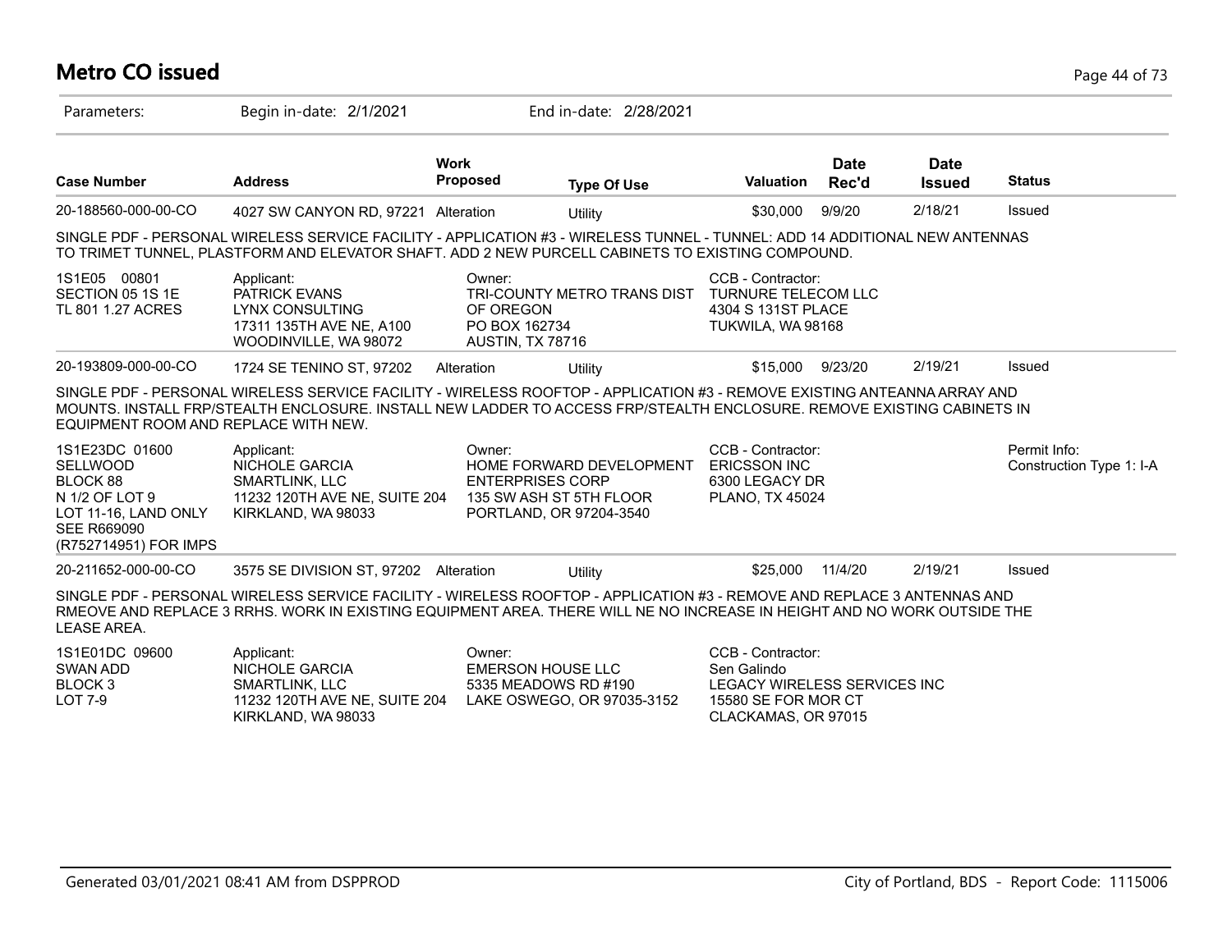# Metro CO issued

Parameters: Begin in-date: 2/1/2021 End in-date: 2/28/2021

| Case Number | Address | Work Proposed | Type Of Use | Valuation | Date Rec'd | Date Issued | Status |
|---|---|---|---|---|---|---|---|
| 20-188560-000-00-CO | 4027 SW CANYON RD, 97221 | Alteration | Utility | $30,000 | 9/9/20 | 2/18/21 | Issued |

SINGLE PDF - PERSONAL WIRELESS SERVICE FACILITY - APPLICATION #3 - WIRELESS TUNNEL - TUNNEL: ADD 14 ADDITIONAL NEW ANTENNAS TO TRIMET TUNNEL, PLASTFORM AND ELEVATOR SHAFT. ADD 2 NEW PURCELL CABINETS TO EXISTING COMPOUND.

| | Applicant: | Owner: | CCB - Contractor: | |
|---|---|---|---|---|
| 1S1E05 00801<br>SECTION 05 1S 1E<br>TL 801 1.27 ACRES | PATRICK EVANS<br>LYNX CONSULTING<br>17311 135TH AVE NE, A100<br>WOODINVILLE, WA 98072 | TRI-COUNTY METRO TRANS DIST OF OREGON<br>PO BOX 162734<br>AUSTIN, TX 78716 | TURNURE TELECOM LLC<br>4304 S 131ST PLACE<br>TUKWILA, WA 98168 | |

| Case Number | Address | Work Proposed | Type Of Use | Valuation | Date Rec'd | Date Issued | Status |
|---|---|---|---|---|---|---|---|
| 20-193809-000-00-CO | 1724 SE TENINO ST, 97202 | Alteration | Utility | $15,000 | 9/23/20 | 2/19/21 | Issued |

SINGLE PDF - PERSONAL WIRELESS SERVICE FACILITY - WIRELESS ROOFTOP - APPLICATION #3 - REMOVE EXISTING ANTEANNA ARRAY AND MOUNTS. INSTALL FRP/STEALTH ENCLOSURE. INSTALL NEW LADDER TO ACCESS FRP/STEALTH ENCLOSURE. REMOVE EXISTING CABINETS IN EQUIPMENT ROOM AND REPLACE WITH NEW.

| | Applicant: | Owner: | CCB - Contractor: | Permit Info: |
|---|---|---|---|---|
| 1S1E23DC 01600<br>SELLWOOD<br>BLOCK 88<br>N 1/2 OF LOT 9<br>LOT 11-16, LAND ONLY<br>SEE R669090<br>(R752714951) FOR IMPS | NICHOLE GARCIA<br>SMARTLINK, LLC<br>11232 120TH AVE NE, SUITE 204<br>KIRKLAND, WA 98033 | HOME FORWARD DEVELOPMENT ENTERPRISES CORP<br>135 SW ASH ST 5TH FLOOR<br>PORTLAND, OR 97204-3540 | ERICSSON INC<br>6300 LEGACY DR<br>PLANO, TX 45024 | Construction Type 1: I-A |

| Case Number | Address | Work Proposed | Type Of Use | Valuation | Date Rec'd | Date Issued | Status |
|---|---|---|---|---|---|---|---|
| 20-211652-000-00-CO | 3575 SE DIVISION ST, 97202 | Alteration | Utility | $25,000 | 11/4/20 | 2/19/21 | Issued |

SINGLE PDF - PERSONAL WIRELESS SERVICE FACILITY - WIRELESS ROOFTOP - APPLICATION #3 - REMOVE AND REPLACE 3 ANTENNAS AND RMEOVE AND REPLACE 3 RRHS. WORK IN EXISTING EQUIPMENT AREA. THERE WILL NE NO INCREASE IN HEIGHT AND NO WORK OUTSIDE THE LEASE AREA.

| | Applicant: | Owner: | CCB - Contractor: | |
|---|---|---|---|---|
| 1S1E01DC 09600<br>SWAN ADD<br>BLOCK 3<br>LOT 7-9 | NICHOLE GARCIA<br>SMARTLINK, LLC<br>11232 120TH AVE NE, SUITE 204<br>KIRKLAND, WA 98033 | EMERSON HOUSE LLC<br>5335 MEADOWS RD #190<br>LAKE OSWEGO, OR 97035-3152 | Sen Galindo<br>LEGACY WIRELESS SERVICES INC<br>15580 SE FOR MOR CT<br>CLACKAMAS, OR 97015 | |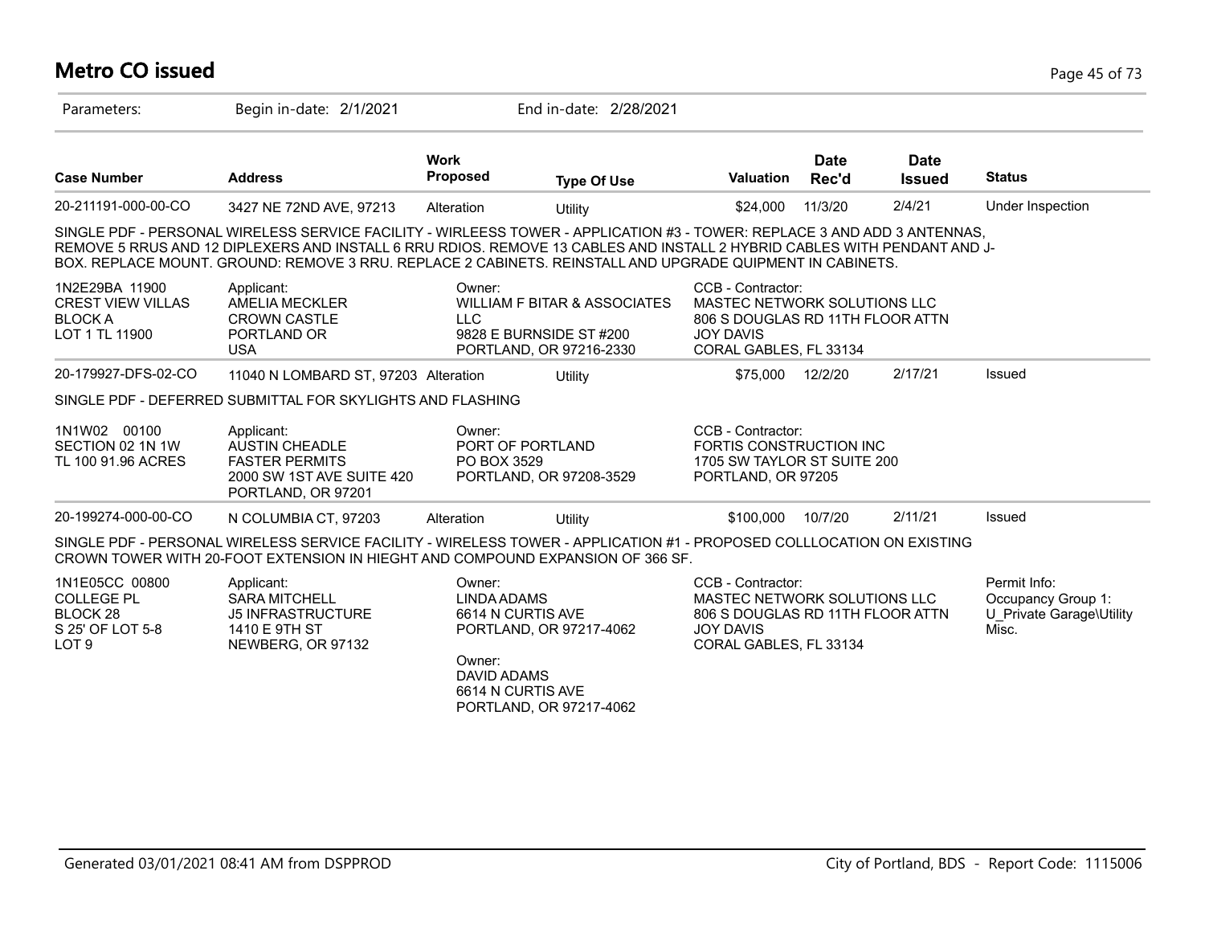# Metro CO issued

Parameters: Begin in-date: 2/1/2021 End in-date: 2/28/2021

| Case Number | Address | Work Proposed | Type Of Use | Valuation | Date Rec'd | Date Issued | Status |
|---|---|---|---|---|---|---|---|
| 20-211191-000-00-CO | 3427 NE 72ND AVE, 97213 | Alteration | Utility | $24,000 | 11/3/20 | 2/4/21 | Under Inspection |

SINGLE PDF - PERSONAL WIRELESS SERVICE FACILITY - WIRLEESS TOWER - APPLICATION #3 - TOWER: REPLACE 3 AND ADD 3 ANTENNAS, REMOVE 5 RRUS AND 12 DIPLEXERS AND INSTALL 6 RRU RDIOS. REMOVE 13 CABLES AND INSTALL 2 HYBRID CABLES WITH PENDANT AND J-BOX. REPLACE MOUNT. GROUND: REMOVE 3 RRU. REPLACE 2 CABINETS. REINSTALL AND UPGRADE QUIPMENT IN CABINETS.

| | Applicant | Owner | CCB - Contractor |
|---|---|---|---|
| 1N2E29BA 11900<br>CREST VIEW VILLAS<br>BLOCK A<br>LOT 1 TL 11900 | AMELIA MECKLER<br>CROWN CASTLE<br>PORTLAND OR<br>USA | WILLIAM F BITAR & ASSOCIATES LLC<br>9828 E BURNSIDE ST #200<br>PORTLAND, OR 97216-2330 | MASTEC NETWORK SOLUTIONS LLC<br>806 S DOUGLAS RD 11TH FLOOR ATTN<br>JOY DAVIS<br>CORAL GABLES, FL 33134 |

| Case Number | Address | Work Proposed | Type Of Use | Valuation | Date Rec'd | Date Issued | Status |
|---|---|---|---|---|---|---|---|
| 20-179927-DFS-02-CO | 11040 N LOMBARD ST, 97203 | Alteration | Utility | $75,000 | 12/2/20 | 2/17/21 | Issued |

SINGLE PDF - DEFERRED SUBMITTAL FOR SKYLIGHTS AND FLASHING

| | Applicant | Owner | CCB - Contractor |
|---|---|---|---|
| 1N1W02 00100<br>SECTION 02 1N 1W<br>TL 100 91.96 ACRES | AUSTIN CHEADLE<br>FASTER PERMITS<br>2000 SW 1ST AVE SUITE 420<br>PORTLAND, OR 97201 | PORT OF PORTLAND<br>PO BOX 3529<br>PORTLAND, OR 97208-3529 | FORTIS CONSTRUCTION INC<br>1705 SW TAYLOR ST SUITE 200<br>PORTLAND, OR 97205 |

| Case Number | Address | Work Proposed | Type Of Use | Valuation | Date Rec'd | Date Issued | Status |
|---|---|---|---|---|---|---|---|
| 20-199274-000-00-CO | N COLUMBIA CT, 97203 | Alteration | Utility | $100,000 | 10/7/20 | 2/11/21 | Issued |

SINGLE PDF - PERSONAL WIRELESS SERVICE FACILITY - WIRELESS TOWER - APPLICATION #1 - PROPOSED COLLLOCATION ON EXISTING CROWN TOWER WITH 20-FOOT EXTENSION IN HIEGHT AND COMPOUND EXPANSION OF 366 SF.

| | Applicant | Owner | CCB - Contractor | Permit Info |
|---|---|---|---|---|
| 1N1E05CC 00800<br>COLLEGE PL<br>BLOCK 28<br>S 25' OF LOT 5-8<br>LOT 9 | SARA MITCHELL<br>J5 INFRASTRUCTURE<br>1410 E 9TH ST<br>NEWBERG, OR 97132 | LINDA ADAMS<br>6614 N CURTIS AVE<br>PORTLAND, OR 97217-4062<br><br>Owner:<br>DAVID ADAMS<br>6614 N CURTIS AVE<br>PORTLAND, OR 97217-4062 | MASTEC NETWORK SOLUTIONS LLC<br>806 S DOUGLAS RD 11TH FLOOR ATTN<br>JOY DAVIS<br>CORAL GABLES, FL 33134 | Occupancy Group 1: U_Private Garage\Utility Misc. |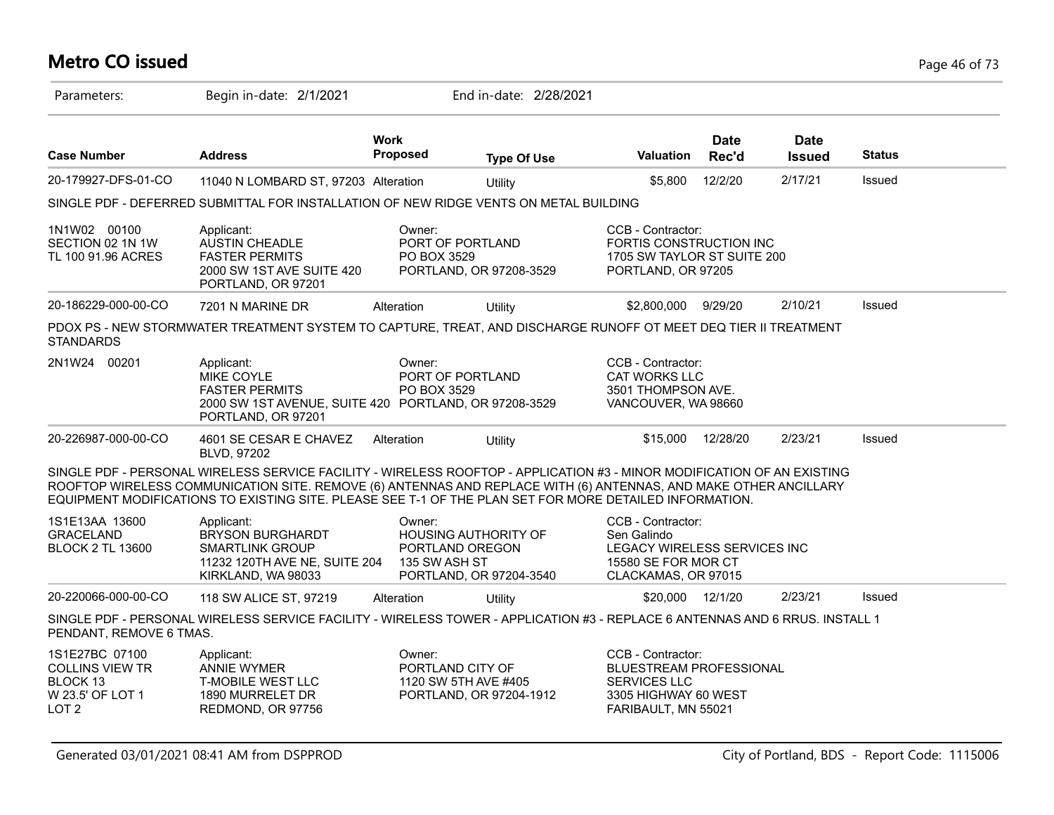# Metro CO issued

Parameters: Begin in-date: 2/1/2021 End in-date: 2/28/2021

| Case Number | Address | Work Proposed | Type Of Use | Valuation | Date Rec'd | Date Issued | Status |
|---|---|---|---|---|---|---|---|
| 20-179927-DFS-01-CO | 11040 N LOMBARD ST, 97203 | Alteration | Utility | $5,800 | 12/2/20 | 2/17/21 | Issued |

SINGLE PDF - DEFERRED SUBMITTAL FOR INSTALLATION OF NEW RIDGE VENTS ON METAL BUILDING

| | | | |
|---|---|---|---|
| 1N1W02 00100<br>SECTION 02 1N 1W<br>TL 100 91.96 ACRES | Applicant:<br>AUSTIN CHEADLE<br>FASTER PERMITS<br>2000 SW 1ST AVE SUITE 420<br>PORTLAND, OR 97201 | Owner:<br>PORT OF PORTLAND<br>PO BOX 3529<br>PORTLAND, OR 97208-3529 | CCB - Contractor:<br>FORTIS CONSTRUCTION INC<br>1705 SW TAYLOR ST SUITE 200<br>PORTLAND, OR 97205 |

| Case Number | Address | Work Proposed | Type Of Use | Valuation | Date Rec'd | Date Issued | Status |
|---|---|---|---|---|---|---|---|
| 20-186229-000-00-CO | 7201 N MARINE DR | Alteration | Utility | $2,800,000 | 9/29/20 | 2/10/21 | Issued |

PDOX PS - NEW STORMWATER TREATMENT SYSTEM TO CAPTURE, TREAT, AND DISCHARGE RUNOFF OT MEET DEQ TIER II TREATMENT STANDARDS

| | | | |
|---|---|---|---|
| 2N1W24 00201 | Applicant:<br>MIKE COYLE<br>FASTER PERMITS<br>2000 SW 1ST AVENUE, SUITE 420<br>PORTLAND, OR 97201 | Owner:<br>PORT OF PORTLAND<br>PO BOX 3529<br>PORTLAND, OR 97208-3529 | CCB - Contractor:<br>CAT WORKS LLC<br>3501 THOMPSON AVE.<br>VANCOUVER, WA 98660 |

| Case Number | Address | Work Proposed | Type Of Use | Valuation | Date Rec'd | Date Issued | Status |
|---|---|---|---|---|---|---|---|
| 20-226987-000-00-CO | 4601 SE CESAR E CHAVEZ BLVD, 97202 | Alteration | Utility | $15,000 | 12/28/20 | 2/23/21 | Issued |

SINGLE PDF - PERSONAL WIRELESS SERVICE FACILITY - WIRELESS ROOFTOP - APPLICATION #3 - MINOR MODIFICATION OF AN EXISTING ROOFTOP WIRELESS COMMUNICATION SITE. REMOVE (6) ANTENNAS AND REPLACE WITH (6) ANTENNAS, AND MAKE OTHER ANCILLARY EQUIPMENT MODIFICATIONS TO EXISTING SITE. PLEASE SEE T-1 OF THE PLAN SET FOR MORE DETAILED INFORMATION.

| | | | |
|---|---|---|---|
| 1S1E13AA 13600<br>GRACELAND<br>BLOCK 2 TL 13600 | Applicant:<br>BRYSON BURGHARDT<br>SMARTLINK GROUP<br>11232 120TH AVE NE, SUITE 204<br>KIRKLAND, WA 98033 | Owner:<br>HOUSING AUTHORITY OF PORTLAND OREGON<br>135 SW ASH ST<br>PORTLAND, OR 97204-3540 | CCB - Contractor:<br>Sen Galindo<br>LEGACY WIRELESS SERVICES INC<br>15580 SE FOR MOR CT<br>CLACKAMAS, OR 97015 |

| Case Number | Address | Work Proposed | Type Of Use | Valuation | Date Rec'd | Date Issued | Status |
|---|---|---|---|---|---|---|---|
| 20-220066-000-00-CO | 118 SW ALICE ST, 97219 | Alteration | Utility | $20,000 | 12/1/20 | 2/23/21 | Issued |

SINGLE PDF - PERSONAL WIRELESS SERVICE FACILITY - WIRELESS TOWER - APPLICATION #3 - REPLACE 6 ANTENNAS AND 6 RRUS. INSTALL 1 PENDANT, REMOVE 6 TMAS.

| | | | |
|---|---|---|---|
| 1S1E27BC 07100<br>COLLINS VIEW TR<br>BLOCK 13<br>W 23.5' OF LOT 1<br>LOT 2 | Applicant:<br>ANNIE WYMER<br>T-MOBILE WEST LLC<br>1890 MURRELET DR<br>REDMOND, OR 97756 | Owner:<br>PORTLAND CITY OF<br>1120 SW 5TH AVE #405<br>PORTLAND, OR 97204-1912 | CCB - Contractor:<br>BLUESTREAM PROFESSIONAL SERVICES LLC<br>3305 HIGHWAY 60 WEST<br>FARIBAULT, MN 55021 |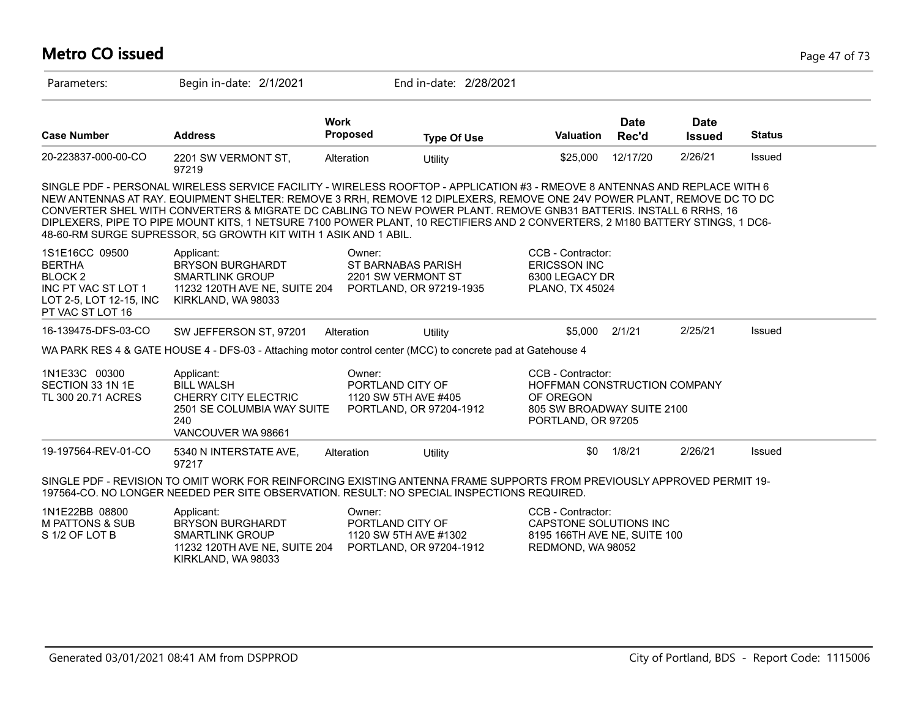# Metro CO issued

Parameters: Begin in-date: 2/1/2021 End in-date: 2/28/2021

| Case Number | Address | Work Proposed | Type Of Use | Valuation | Date Rec'd | Date Issued | Status |
|---|---|---|---|---|---|---|---|
| 20-223837-000-00-CO | 2201 SW VERMONT ST, 97219 | Alteration | Utility | $25,000 | 12/17/20 | 2/26/21 | Issued |

SINGLE PDF - PERSONAL WIRELESS SERVICE FACILITY - WIRELESS ROOFTOP - APPLICATION #3 - RMEOVE 8 ANTENNAS AND REPLACE WITH 6 NEW ANTENNAS AT RAY. EQUIPMENT SHELTER: REMOVE 3 RRH, REMOVE 12 DIPLEXERS, REMOVE ONE 24V POWER PLANT, REMOVE DC TO DC CONVERTER SHEL WITH CONVERTERS & MIGRATE DC CABLING TO NEW POWER PLANT. REMOVE GNB31 BATTERIS. INSTALL 6 RRHS, 16 DIPLEXERS, PIPE TO PIPE MOUNT KITS, 1 NETSURE 7100 POWER PLANT, 10 RECTIFIERS AND 2 CONVERTERS, 2 M180 BATTERY STINGS, 1 DC6-48-60-RM SURGE SUPRESSOR, 5G GROWTH KIT WITH 1 ASIK AND 1 ABIL.

1S1E16CC 09500
BERTHA
BLOCK 2
INC PT VAC ST LOT 1
LOT 2-5, LOT 12-15, INC
PT VAC ST LOT 16

Applicant:
BRYSON BURGHARDT
SMARTLINK GROUP
11232 120TH AVE NE, SUITE 204
KIRKLAND, WA 98033

Owner:
ST BARNABAS PARISH
2201 SW VERMONT ST
PORTLAND, OR 97219-1935

CCB - Contractor:
ERICSSON INC
6300 LEGACY DR
PLANO, TX 45024

| Case Number | Address | Work Proposed | Type Of Use | Valuation | Date Rec'd | Date Issued | Status |
|---|---|---|---|---|---|---|---|
| 16-139475-DFS-03-CO | SW JEFFERSON ST, 97201 | Alteration | Utility | $5,000 | 2/1/21 | 2/25/21 | Issued |

WA PARK RES 4 & GATE HOUSE 4 - DFS-03 - Attaching motor control center (MCC) to concrete pad at Gatehouse 4

1N1E33C 00300
SECTION 33 1N 1E
TL 300 20.71 ACRES

Applicant:
BILL WALSH
CHERRY CITY ELECTRIC
2501 SE COLUMBIA WAY SUITE 240
VANCOUVER WA 98661

Owner:
PORTLAND CITY OF
1120 SW 5TH AVE #405
PORTLAND, OR 97204-1912

CCB - Contractor:
HOFFMAN CONSTRUCTION COMPANY OF OREGON
805 SW BROADWAY SUITE 2100
PORTLAND, OR 97205

| Case Number | Address | Work Proposed | Type Of Use | Valuation | Date Rec'd | Date Issued | Status |
|---|---|---|---|---|---|---|---|
| 19-197564-REV-01-CO | 5340 N INTERSTATE AVE, 97217 | Alteration | Utility | $0 | 1/8/21 | 2/26/21 | Issued |

SINGLE PDF - REVISION TO OMIT WORK FOR REINFORCING EXISTING ANTENNA FRAME SUPPORTS FROM PREVIOUSLY APPROVED PERMIT 19-197564-CO. NO LONGER NEEDED PER SITE OBSERVATION. RESULT: NO SPECIAL INSPECTIONS REQUIRED.

1N1E22BB 08800
M PATTONS & SUB
S 1/2 OF LOT B

Applicant:
BRYSON BURGHARDT
SMARTLINK GROUP
11232 120TH AVE NE, SUITE 204
KIRKLAND, WA 98033

Owner:
PORTLAND CITY OF
1120 SW 5TH AVE #1302
PORTLAND, OR 97204-1912

CCB - Contractor:
CAPSTONE SOLUTIONS INC
8195 166TH AVE NE, SUITE 100
REDMOND, WA 98052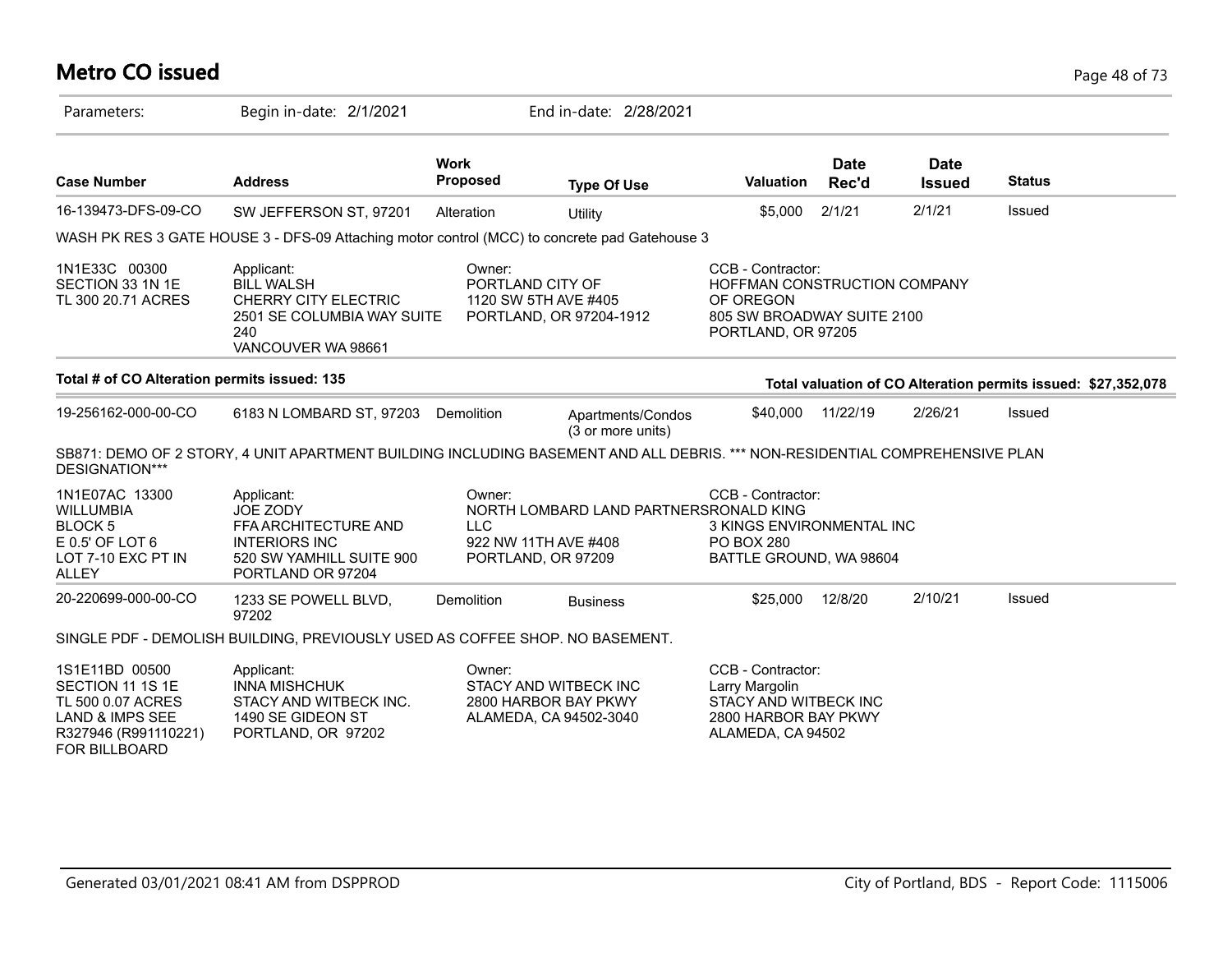# Metro CO issued

Parameters: Begin in-date: 2/1/2021 End in-date: 2/28/2021

| Case Number | Address | Work Proposed | Type Of Use | Valuation | Date Rec'd | Date Issued | Status |
|---|---|---|---|---|---|---|---|
| 16-139473-DFS-09-CO | SW JEFFERSON ST, 97201 | Alteration | Utility | $5,000 | 2/1/21 | 2/1/21 | Issued |

WASH PK RES 3 GATE HOUSE 3 - DFS-09 Attaching motor control (MCC) to concrete pad Gatehouse 3

| | | | |
|---|---|---|---|
| 1N1E33C 00300<br>SECTION 33 1N 1E<br>TL 300 20.71 ACRES | Applicant:<br>BILL WALSH<br>CHERRY CITY ELECTRIC<br>2501 SE COLUMBIA WAY SUITE 240<br>VANCOUVER WA 98661 | Owner:<br>PORTLAND CITY OF<br>1120 SW 5TH AVE #405<br>PORTLAND, OR 97204-1912 | CCB - Contractor:<br>HOFFMAN CONSTRUCTION COMPANY OF OREGON<br>805 SW BROADWAY SUITE 2100<br>PORTLAND, OR 97205 |

**Total # of CO Alteration permits issued: 135**

**Total valuation of CO Alteration permits issued: $27,352,078**

| Case Number | Address | Work Proposed | Type Of Use | Valuation | Date Rec'd | Date Issued | Status |
|---|---|---|---|---|---|---|---|
| 19-256162-000-00-CO | 6183 N LOMBARD ST, 97203 | Demolition | Apartments/Condos (3 or more units) | $40,000 | 11/22/19 | 2/26/21 | Issued |

SB871: DEMO OF 2 STORY, 4 UNIT APARTMENT BUILDING INCLUDING BASEMENT AND ALL DEBRIS. *** NON-RESIDENTIAL COMPREHENSIVE PLAN DESIGNATION***

| | | | |
|---|---|---|---|
| 1N1E07AC 13300<br>WILLUMBIA<br>BLOCK 5<br>E 0.5' OF LOT 6<br>LOT 7-10 EXC PT IN ALLEY | Applicant:<br>JOE ZODY<br>FFA ARCHITECTURE AND INTERIORS INC<br>520 SW YAMHILL SUITE 900<br>PORTLAND OR 97204 | Owner:<br>NORTH LOMBARD LAND PARTNERS LLC<br>922 NW 11TH AVE #408<br>PORTLAND, OR 97209 | CCB - Contractor:<br>RONALD KING<br>3 KINGS ENVIRONMENTAL INC<br>PO BOX 280<br>BATTLE GROUND, WA 98604 |

| Case Number | Address | Work Proposed | Type Of Use | Valuation | Date Rec'd | Date Issued | Status |
|---|---|---|---|---|---|---|---|
| 20-220699-000-00-CO | 1233 SE POWELL BLVD, 97202 | Demolition | Business | $25,000 | 12/8/20 | 2/10/21 | Issued |

SINGLE PDF - DEMOLISH BUILDING, PREVIOUSLY USED AS COFFEE SHOP. NO BASEMENT.

| | | | |
|---|---|---|---|
| 1S1E11BD 00500<br>SECTION 11 1S 1E<br>TL 500 0.07 ACRES<br>LAND & IMPS SEE R327946 (R991110221) FOR BILLBOARD | Applicant:<br>INNA MISHCHUK<br>STACY AND WITBECK INC.<br>1490 SE GIDEON ST<br>PORTLAND, OR 97202 | Owner:<br>STACY AND WITBECK INC<br>2800 HARBOR BAY PKWY<br>ALAMEDA, CA 94502-3040 | CCB - Contractor:<br>Larry Margolin<br>STACY AND WITBECK INC<br>2800 HARBOR BAY PKWY<br>ALAMEDA, CA 94502 |

Generated 03/01/2021 08:41 AM from DSPPROD

City of Portland, BDS - Report Code: 1115006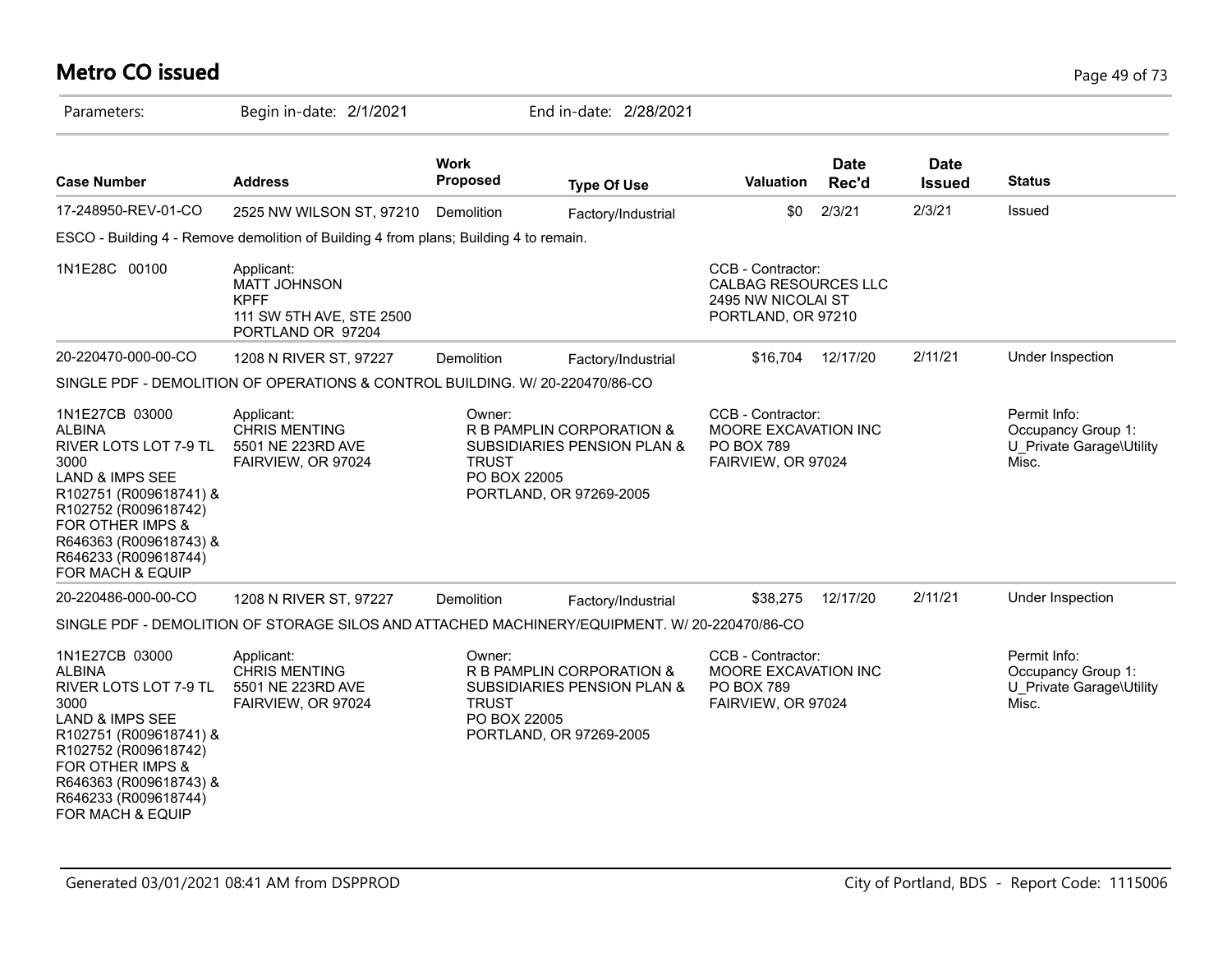# Metro CO issued

Parameters: Begin in-date: 2/1/2021 End in-date: 2/28/2021

| Case Number | Address | Work Proposed | Type Of Use | Valuation | Date Rec'd | Date Issued | Status |
|---|---|---|---|---|---|---|---|
| 17-248950-REV-01-CO | 2525 NW WILSON ST, 97210 | Demolition | Factory/Industrial | $0 | 2/3/21 | 2/3/21 | Issued |

ESCO - Building 4 - Remove demolition of Building 4 from plans; Building 4 to remain.

1N1E28C 00100

Applicant:
MATT JOHNSON
KPFF
111 SW 5TH AVE, STE 2500
PORTLAND OR 97204

CCB - Contractor:
CALBAG RESOURCES LLC
2495 NW NICOLAI ST
PORTLAND, OR 97210

| Case Number | Address | Work Proposed | Type Of Use | Valuation | Date Rec'd | Date Issued | Status |
|---|---|---|---|---|---|---|---|
| 20-220470-000-00-CO | 1208 N RIVER ST, 97227 | Demolition | Factory/Industrial | $16,704 | 12/17/20 | 2/11/21 | Under Inspection |

SINGLE PDF - DEMOLITION OF OPERATIONS & CONTROL BUILDING. W/ 20-220470/86-CO

1N1E27CB 03000
ALBINA
RIVER LOTS LOT 7-9 TL 3000
LAND & IMPS SEE R102751 (R009618741) & R102752 (R009618742) FOR OTHER IMPS & R646363 (R009618743) & R646233 (R009618744) FOR MACH & EQUIP

Applicant:
CHRIS MENTING
5501 NE 223RD AVE
FAIRVIEW, OR 97024

Owner:
R B PAMPLIN CORPORATION & SUBSIDIARIES PENSION PLAN & TRUST
PO BOX 22005
PORTLAND, OR 97269-2005

CCB - Contractor:
MOORE EXCAVATION INC
PO BOX 789
FAIRVIEW, OR 97024

Permit Info:
Occupancy Group 1: U_Private Garage\Utility Misc.

| Case Number | Address | Work Proposed | Type Of Use | Valuation | Date Rec'd | Date Issued | Status |
|---|---|---|---|---|---|---|---|
| 20-220486-000-00-CO | 1208 N RIVER ST, 97227 | Demolition | Factory/Industrial | $38,275 | 12/17/20 | 2/11/21 | Under Inspection |

SINGLE PDF - DEMOLITION OF STORAGE SILOS AND ATTACHED MACHINERY/EQUIPMENT. W/ 20-220470/86-CO

1N1E27CB 03000
ALBINA
RIVER LOTS LOT 7-9 TL 3000
LAND & IMPS SEE R102751 (R009618741) & R102752 (R009618742) FOR OTHER IMPS & R646363 (R009618743) & R646233 (R009618744) FOR MACH & EQUIP

Applicant:
CHRIS MENTING
5501 NE 223RD AVE
FAIRVIEW, OR 97024

Owner:
R B PAMPLIN CORPORATION & SUBSIDIARIES PENSION PLAN & TRUST
PO BOX 22005
PORTLAND, OR 97269-2005

CCB - Contractor:
MOORE EXCAVATION INC
PO BOX 789
FAIRVIEW, OR 97024

Permit Info:
Occupancy Group 1: U_Private Garage\Utility Misc.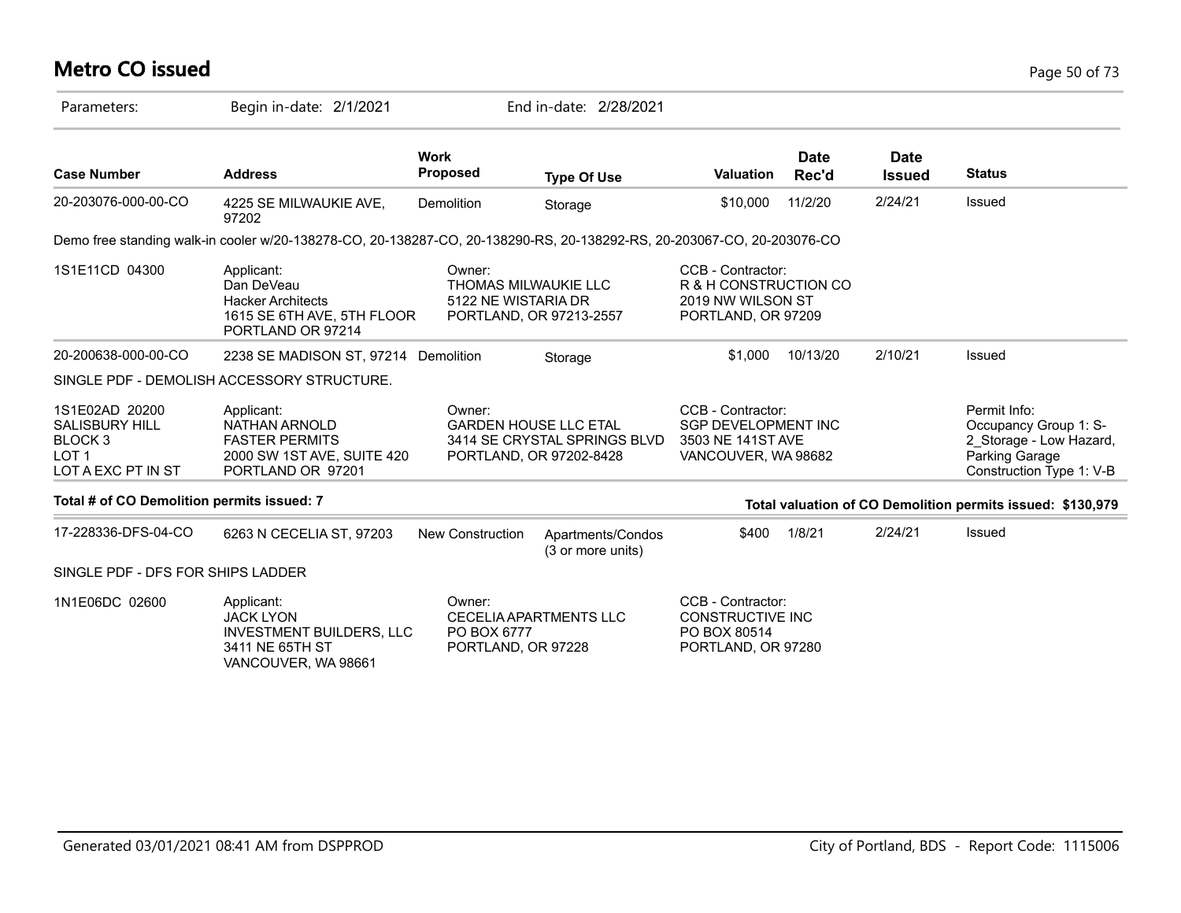# Metro CO issued

Parameters: Begin in-date: 2/1/2021 End in-date: 2/28/2021

| Case Number | Address | Work Proposed | Type Of Use | Valuation | Date Rec'd | Date Issued | Status |
|---|---|---|---|---|---|---|---|
| 20-203076-000-00-CO | 4225 SE MILWAUKIE AVE, 97202 | Demolition | Storage | $10,000 | 11/2/20 | 2/24/21 | Issued |

Demo free standing walk-in cooler w/20-138278-CO, 20-138287-CO, 20-138290-RS, 20-138292-RS, 20-203067-CO, 20-203076-CO

| | | | |
|---|---|---|---|
| 1S1E11CD 04300 | Applicant:<br>Dan DeVeau<br>Hacker Architects<br>1615 SE 6TH AVE, 5TH FLOOR<br>PORTLAND OR 97214 | Owner:<br>THOMAS MILWAUKIE LLC<br>5122 NE WISTARIA DR<br>PORTLAND, OR 97213-2557 | CCB - Contractor:<br>R & H CONSTRUCTION CO<br>2019 NW WILSON ST<br>PORTLAND, OR 97209 |

| Case Number | Address | Work Proposed | Type Of Use | Valuation | Date Rec'd | Date Issued | Status |
|---|---|---|---|---|---|---|---|
| 20-200638-000-00-CO | 2238 SE MADISON ST, 97214 | Demolition | Storage | $1,000 | 10/13/20 | 2/10/21 | Issued |

SINGLE PDF - DEMOLISH ACCESSORY STRUCTURE.

| | | | | |
|---|---|---|---|---|
| 1S1E02AD 20200<br>SALISBURY HILL<br>BLOCK 3<br>LOT 1<br>LOT A EXC PT IN ST | Applicant:<br>NATHAN ARNOLD<br>FASTER PERMITS<br>2000 SW 1ST AVE, SUITE 420<br>PORTLAND OR 97201 | Owner:<br>GARDEN HOUSE LLC ETAL<br>3414 SE CRYSTAL SPRINGS BLVD<br>PORTLAND, OR 97202-8428 | CCB - Contractor:<br>SGP DEVELOPMENT INC<br>3503 NE 141ST AVE<br>VANCOUVER, WA 98682 | Permit Info:<br>Occupancy Group 1: S-2_Storage - Low Hazard, Parking Garage<br>Construction Type 1: V-B |

**Total # of CO Demolition permits issued: 7**

**Total valuation of CO Demolition permits issued: $130,979**

| Case Number | Address | Work Proposed | Type Of Use | Valuation | Date Rec'd | Date Issued | Status |
|---|---|---|---|---|---|---|---|
| 17-228336-DFS-04-CO | 6263 N CECELIA ST, 97203 | New Construction | Apartments/Condos (3 or more units) | $400 | 1/8/21 | 2/24/21 | Issued |

SINGLE PDF - DFS FOR SHIPS LADDER

| | | | |
|---|---|---|---|
| 1N1E06DC 02600 | Applicant:<br>JACK LYON<br>INVESTMENT BUILDERS, LLC<br>3411 NE 65TH ST<br>VANCOUVER, WA 98661 | Owner:<br>CECELIA APARTMENTS LLC<br>PO BOX 6777<br>PORTLAND, OR 97228 | CCB - Contractor:<br>CONSTRUCTIVE INC<br>PO BOX 80514<br>PORTLAND, OR 97280 |

Generated 03/01/2021 08:41 AM from DSPPROD — City of Portland, BDS - Report Code: 1115006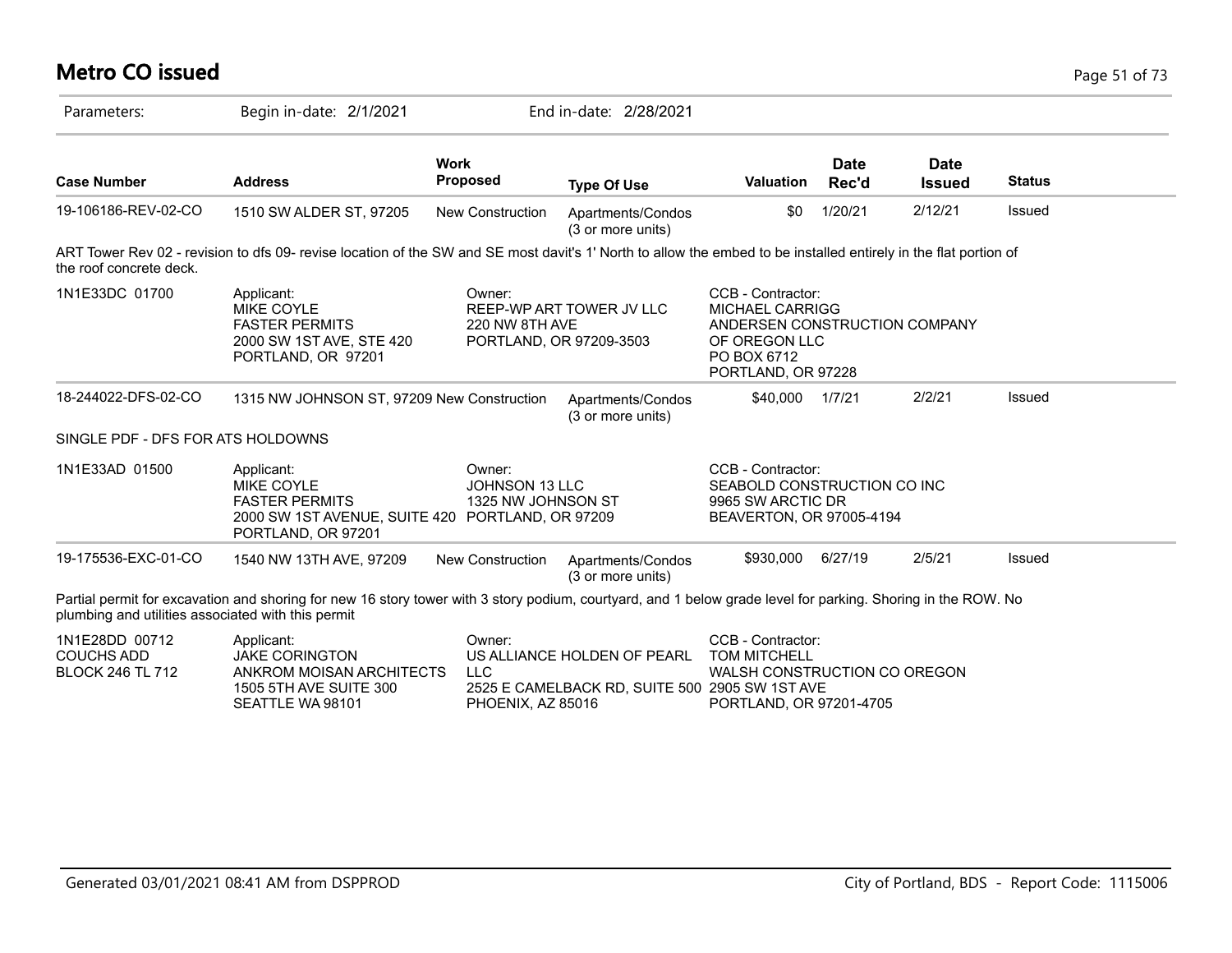# Metro CO issued

Parameters: Begin in-date: 2/1/2021 End in-date: 2/28/2021

| Case Number | Address | Work Proposed | Type Of Use | Valuation | Date Rec'd | Date Issued | Status |
|---|---|---|---|---|---|---|---|
| 19-106186-REV-02-CO | 1510 SW ALDER ST, 97205 | New Construction | Apartments/Condos (3 or more units) | $0 | 1/20/21 | 2/12/21 | Issued |

ART Tower Rev 02 - revision to dfs 09- revise location of the SW and SE most davit's 1' North to allow the embed to be installed entirely in the flat portion of the roof concrete deck.

| | Applicant | Owner | CCB - Contractor |
|---|---|---|---|
| 1N1E33DC 01700 | MIKE COYLE<br>FASTER PERMITS<br>2000 SW 1ST AVE, STE 420<br>PORTLAND, OR 97201 | REEP-WP ART TOWER JV LLC<br>220 NW 8TH AVE<br>PORTLAND, OR 97209-3503 | MICHAEL CARRIGG<br>ANDERSEN CONSTRUCTION COMPANY OF OREGON LLC<br>PO BOX 6712<br>PORTLAND, OR 97228 |

| Case Number | Address | Work Proposed | Type Of Use | Valuation | Date Rec'd | Date Issued | Status |
|---|---|---|---|---|---|---|---|
| 18-244022-DFS-02-CO | 1315 NW JOHNSON ST, 97209 | New Construction | Apartments/Condos (3 or more units) | $40,000 | 1/7/21 | 2/2/21 | Issued |

SINGLE PDF - DFS FOR ATS HOLDOWNS

| | Applicant | Owner | CCB - Contractor |
|---|---|---|---|
| 1N1E33AD 01500 | MIKE COYLE<br>FASTER PERMITS<br>2000 SW 1ST AVENUE, SUITE 420<br>PORTLAND, OR 97201 | JOHNSON 13 LLC<br>1325 NW JOHNSON ST<br>PORTLAND, OR 97209 | SEABOLD CONSTRUCTION CO INC<br>9965 SW ARCTIC DR<br>BEAVERTON, OR 97005-4194 |

| Case Number | Address | Work Proposed | Type Of Use | Valuation | Date Rec'd | Date Issued | Status |
|---|---|---|---|---|---|---|---|
| 19-175536-EXC-01-CO | 1540 NW 13TH AVE, 97209 | New Construction | Apartments/Condos (3 or more units) | $930,000 | 6/27/19 | 2/5/21 | Issued |

Partial permit for excavation and shoring for new 16 story tower with 3 story podium, courtyard, and 1 below grade level for parking. Shoring in the ROW. No plumbing and utilities associated with this permit

| | Applicant | Owner | CCB - Contractor |
|---|---|---|---|
| 1N1E28DD 00712<br>COUCHS ADD<br>BLOCK 246 TL 712 | JAKE CORINGTON<br>ANKROM MOISAN ARCHITECTS<br>1505 5TH AVE SUITE 300<br>SEATTLE WA 98101 | US ALLIANCE HOLDEN OF PEARL LLC<br>2525 E CAMELBACK RD, SUITE 500<br>PHOENIX, AZ 85016 | TOM MITCHELL<br>WALSH CONSTRUCTION CO OREGON<br>2905 SW 1ST AVE<br>PORTLAND, OR 97201-4705 |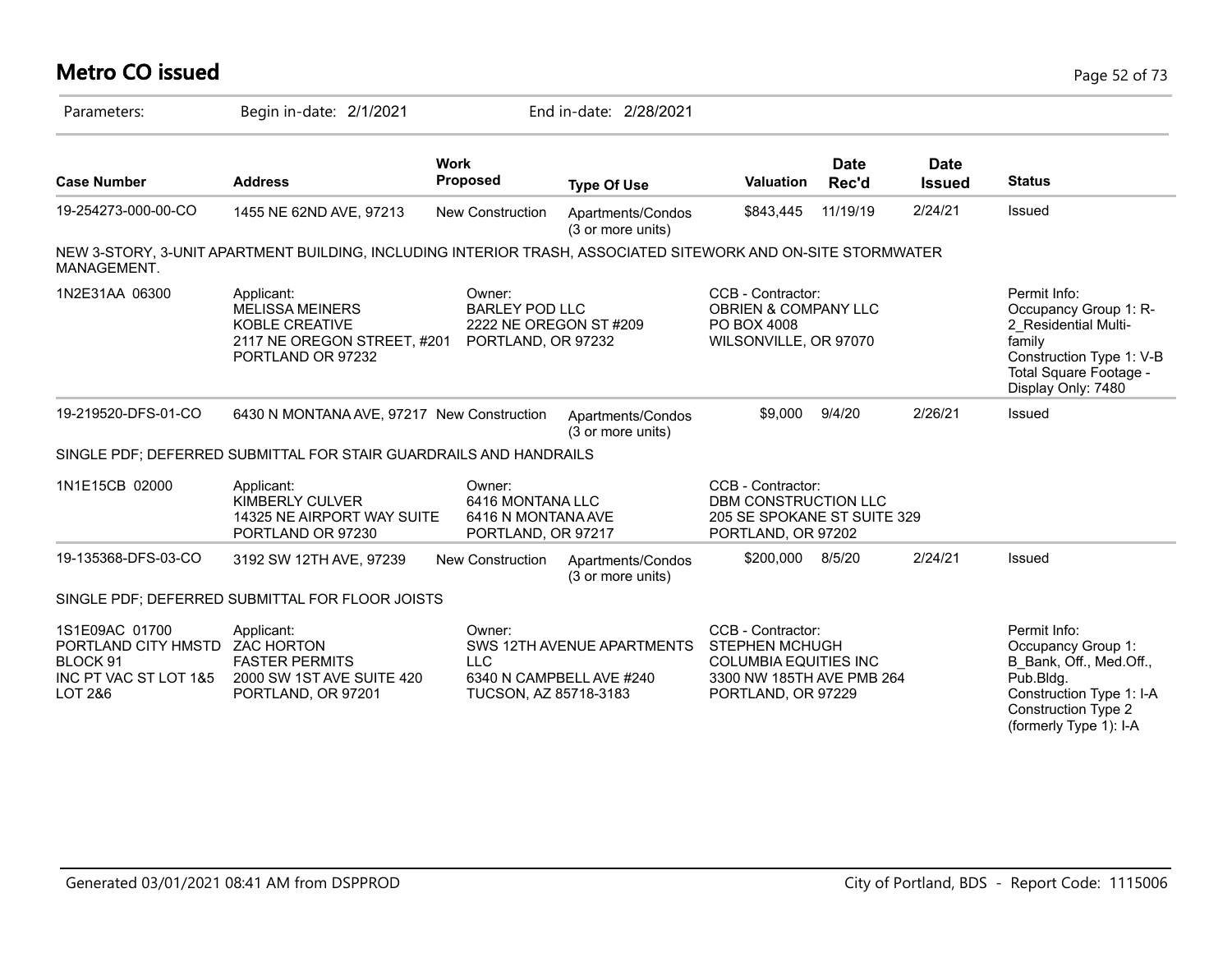# Metro CO issued

Parameters: Begin in-date: 2/1/2021 End in-date: 2/28/2021

| Case Number | Address | Work Proposed | Type Of Use | Valuation | Date Rec'd | Date Issued | Status |
|---|---|---|---|---|---|---|---|
| 19-254273-000-00-CO | 1455 NE 62ND AVE, 97213 | New Construction | Apartments/Condos (3 or more units) | $843,445 | 11/19/19 | 2/24/21 | Issued |

NEW 3-STORY, 3-UNIT APARTMENT BUILDING, INCLUDING INTERIOR TRASH, ASSOCIATED SITEWORK AND ON-SITE STORMWATER MANAGEMENT.

| | Applicant | Owner | CCB - Contractor | Permit Info |
|---|---|---|---|---|
| 1N2E31AA 06300 | MELISSA MEINERS<br>KOBLE CREATIVE<br>2117 NE OREGON STREET, #201<br>PORTLAND OR 97232 | BARLEY POD LLC<br>2222 NE OREGON ST #209<br>PORTLAND, OR 97232 | OBRIEN & COMPANY LLC<br>PO BOX 4008<br>WILSONVILLE, OR 97070 | Occupancy Group 1: R-2_Residential Multi-family<br>Construction Type 1: V-B<br>Total Square Footage - Display Only: 7480 |

| Case Number | Address | Work Proposed | Type Of Use | Valuation | Date Rec'd | Date Issued | Status |
|---|---|---|---|---|---|---|---|
| 19-219520-DFS-01-CO | 6430 N MONTANA AVE, 97217 | New Construction | Apartments/Condos (3 or more units) | $9,000 | 9/4/20 | 2/26/21 | Issued |

SINGLE PDF; DEFERRED SUBMITTAL FOR STAIR GUARDRAILS AND HANDRAILS

| | Applicant | Owner | CCB - Contractor |
|---|---|---|---|
| 1N1E15CB 02000 | KIMBERLY CULVER<br>14325 NE AIRPORT WAY SUITE<br>PORTLAND OR 97230 | 6416 MONTANA LLC<br>6416 N MONTANA AVE<br>PORTLAND, OR 97217 | DBM CONSTRUCTION LLC<br>205 SE SPOKANE ST SUITE 329<br>PORTLAND, OR 97202 |

| Case Number | Address | Work Proposed | Type Of Use | Valuation | Date Rec'd | Date Issued | Status |
|---|---|---|---|---|---|---|---|
| 19-135368-DFS-03-CO | 3192 SW 12TH AVE, 97239 | New Construction | Apartments/Condos (3 or more units) | $200,000 | 8/5/20 | 2/24/21 | Issued |

SINGLE PDF; DEFERRED SUBMITTAL FOR FLOOR JOISTS

| | Applicant | Owner | CCB - Contractor | Permit Info |
|---|---|---|---|---|
| 1S1E09AC 01700<br>PORTLAND CITY HMSTD<br>BLOCK 91<br>INC PT VAC ST LOT 1&5<br>LOT 2&6 | ZAC HORTON<br>FASTER PERMITS<br>2000 SW 1ST AVE SUITE 420<br>PORTLAND, OR 97201 | SWS 12TH AVENUE APARTMENTS LLC<br>6340 N CAMPBELL AVE #240<br>TUCSON, AZ 85718-3183 | STEPHEN MCHUGH<br>COLUMBIA EQUITIES INC<br>3300 NW 185TH AVE PMB 264<br>PORTLAND, OR 97229 | Occupancy Group 1: B_Bank, Off., Med.Off., Pub.Bldg.<br>Construction Type 1: I-A<br>Construction Type 2 (formerly Type 1): I-A |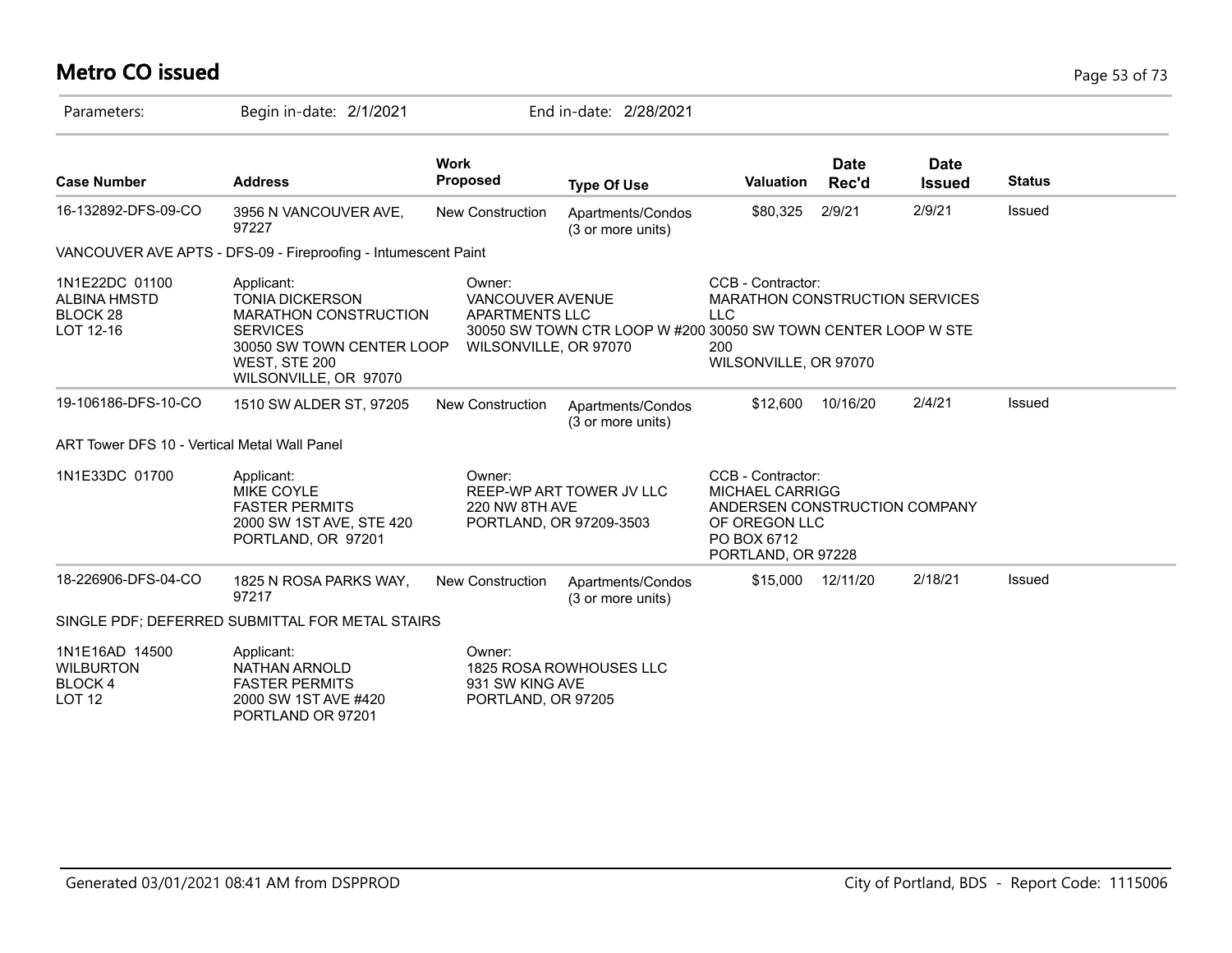# Metro CO issued

Parameters: Begin in-date: 2/1/2021 End in-date: 2/28/2021

| Case Number | Address | Work Proposed | Type Of Use | Valuation | Date Rec'd | Date Issued | Status |
|---|---|---|---|---|---|---|---|
| 16-132892-DFS-09-CO | 3956 N VANCOUVER AVE, 97227 | New Construction | Apartments/Condos (3 or more units) | $80,325 | 2/9/21 | 2/9/21 | Issued |

VANCOUVER AVE APTS - DFS-09 - Fireproofing - Intumescent Paint

1N1E22DC 01100
ALBINA HMSTD
BLOCK 28
LOT 12-16

Applicant:
TONIA DICKERSON
MARATHON CONSTRUCTION SERVICES
30050 SW TOWN CENTER LOOP WEST, STE 200
WILSONVILLE, OR 97070

Owner:
VANCOUVER AVENUE APARTMENTS LLC
30050 SW TOWN CTR LOOP W #200
WILSONVILLE, OR 97070

CCB - Contractor:
MARATHON CONSTRUCTION SERVICES LLC
30050 SW TOWN CENTER LOOP W STE 200
WILSONVILLE, OR 97070

| Case Number | Address | Work Proposed | Type Of Use | Valuation | Date Rec'd | Date Issued | Status |
|---|---|---|---|---|---|---|---|
| 19-106186-DFS-10-CO | 1510 SW ALDER ST, 97205 | New Construction | Apartments/Condos (3 or more units) | $12,600 | 10/16/20 | 2/4/21 | Issued |

ART Tower DFS 10 - Vertical Metal Wall Panel

1N1E33DC 01700

Applicant:
MIKE COYLE
FASTER PERMITS
2000 SW 1ST AVE, STE 420
PORTLAND, OR 97201

Owner:
REEP-WP ART TOWER JV LLC
220 NW 8TH AVE
PORTLAND, OR 97209-3503

CCB - Contractor:
MICHAEL CARRIGG
ANDERSEN CONSTRUCTION COMPANY OF OREGON LLC
PO BOX 6712
PORTLAND, OR 97228

| Case Number | Address | Work Proposed | Type Of Use | Valuation | Date Rec'd | Date Issued | Status |
|---|---|---|---|---|---|---|---|
| 18-226906-DFS-04-CO | 1825 N ROSA PARKS WAY, 97217 | New Construction | Apartments/Condos (3 or more units) | $15,000 | 12/11/20 | 2/18/21 | Issued |

SINGLE PDF; DEFERRED SUBMITTAL FOR METAL STAIRS

1N1E16AD 14500
WILBURTON
BLOCK 4
LOT 12

Applicant:
NATHAN ARNOLD
FASTER PERMITS
2000 SW 1ST AVE #420
PORTLAND OR 97201

Owner:
1825 ROSA ROWHOUSES LLC
931 SW KING AVE
PORTLAND, OR 97205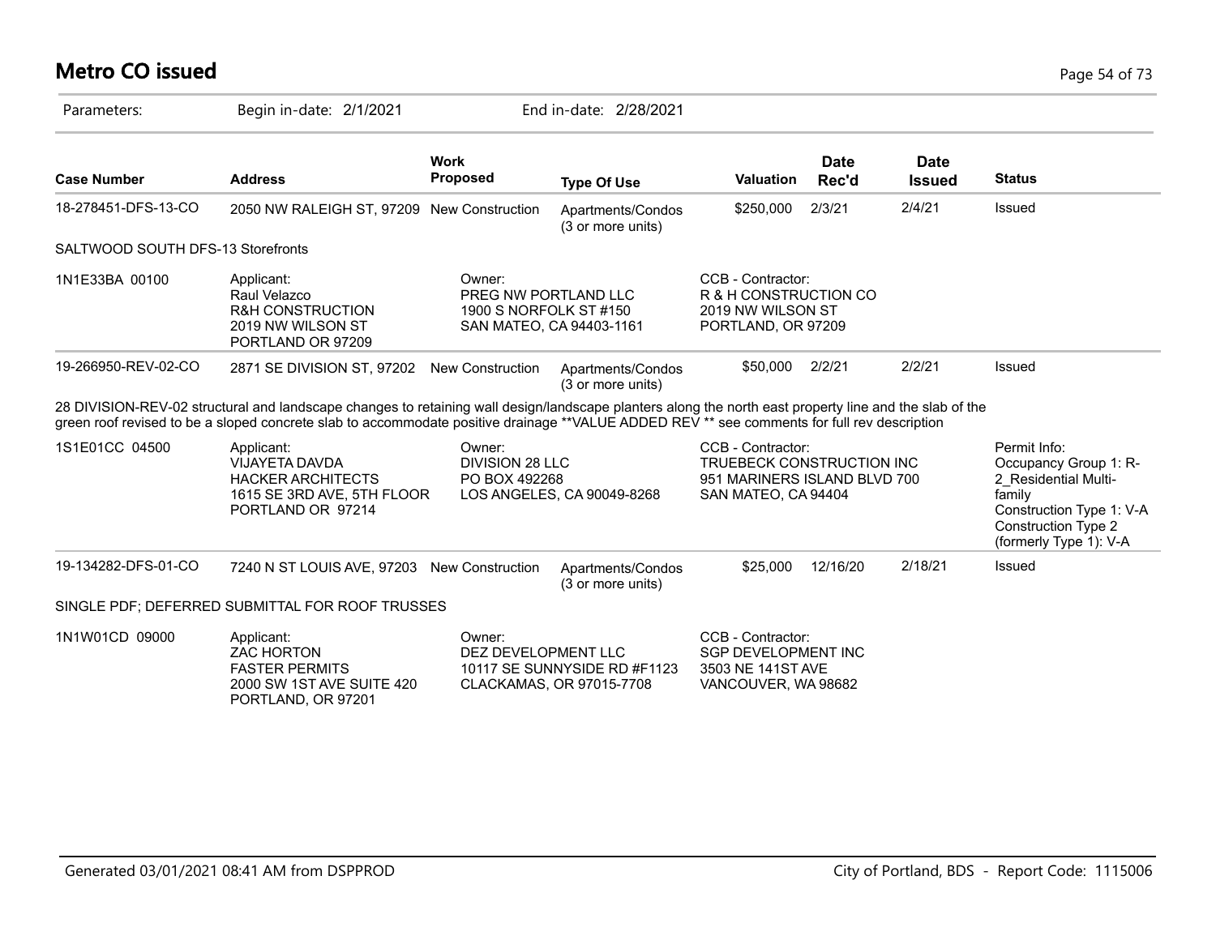# Metro CO issued

Parameters: Begin in-date: 2/1/2021 End in-date: 2/28/2021

| Case Number | Address | Work Proposed | Type Of Use | Valuation | Date Rec'd | Date Issued | Status |
|---|---|---|---|---|---|---|---|
| 18-278451-DFS-13-CO | 2050 NW RALEIGH ST, 97209 | New Construction | Apartments/Condos (3 or more units) | $250,000 | 2/3/21 | 2/4/21 | Issued |
| SALTWOOD SOUTH DFS-13 Storefronts | | | | | | | |
| 1N1E33BA 00100 | Applicant: Raul Velazco R&H CONSTRUCTION 2019 NW WILSON ST PORTLAND OR 97209 | Owner: PREG NW PORTLAND LLC 1900 S NORFOLK ST #150 SAN MATEO, CA 94403-1161 | | CCB - Contractor: R & H CONSTRUCTION CO 2019 NW WILSON ST PORTLAND, OR 97209 | | | |
| 19-266950-REV-02-CO | 2871 SE DIVISION ST, 97202 | New Construction | Apartments/Condos (3 or more units) | $50,000 | 2/2/21 | 2/2/21 | Issued |
| 28 DIVISION-REV-02 structural and landscape changes to retaining wall design/landscape planters along the north east property line and the slab of the green roof revised to be a sloped concrete slab to accommodate positive drainage **VALUE ADDED REV ** see comments for full rev description | | | | | | | |
| 1S1E01CC 04500 | Applicant: VIJAYETA DAVDA HACKER ARCHITECTS 1615 SE 3RD AVE, 5TH FLOOR PORTLAND OR 97214 | Owner: DIVISION 28 LLC PO BOX 492268 LOS ANGELES, CA 90049-8268 | | CCB - Contractor: TRUEBECK CONSTRUCTION INC 951 MARINERS ISLAND BLVD 700 SAN MATEO, CA 94404 | | | Permit Info: Occupancy Group 1: R-2_Residential Multi-family Construction Type 1: V-A Construction Type 2 (formerly Type 1): V-A |
| 19-134282-DFS-01-CO | 7240 N ST LOUIS AVE, 97203 | New Construction | Apartments/Condos (3 or more units) | $25,000 | 12/16/20 | 2/18/21 | Issued |
| SINGLE PDF; DEFERRED SUBMITTAL FOR ROOF TRUSSES | | | | | | | |
| 1N1W01CD 09000 | Applicant: ZAC HORTON FASTER PERMITS 2000 SW 1ST AVE SUITE 420 PORTLAND, OR 97201 | Owner: DEZ DEVELOPMENT LLC 10117 SE SUNNYSIDE RD #F1123 CLACKAMAS, OR 97015-7708 | | CCB - Contractor: SGP DEVELOPMENT INC 3503 NE 141ST AVE VANCOUVER, WA 98682 | | | |

Generated 03/01/2021 08:41 AM from DSPPROD City of Portland, BDS - Report Code: 1115006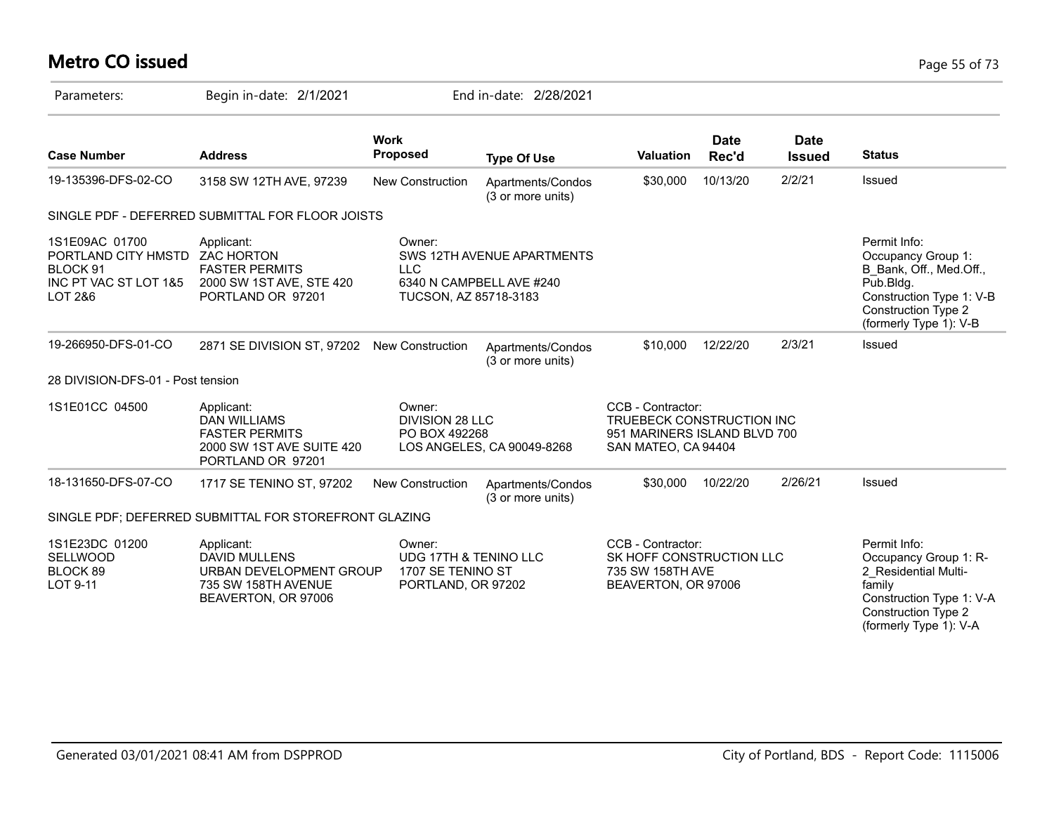# Metro CO issued

Parameters: Begin in-date: 2/1/2021 End in-date: 2/28/2021

| Case Number | Address | Work Proposed | Type Of Use | Valuation | Date Rec'd | Date Issued | Status |
|---|---|---|---|---|---|---|---|
| 19-135396-DFS-02-CO | 3158 SW 12TH AVE, 97239 | New Construction | Apartments/Condos (3 or more units) | $30,000 | 10/13/20 | 2/2/21 | Issued |

SINGLE PDF - DEFERRED SUBMITTAL FOR FLOOR JOISTS

1S1E09AC 01700
PORTLAND CITY HMSTD
BLOCK 91
INC PT VAC ST LOT 1&5
LOT 2&6

Applicant:
ZAC HORTON
FASTER PERMITS
2000 SW 1ST AVE, STE 420
PORTLAND OR 97201

Owner:
SWS 12TH AVENUE APARTMENTS LLC
6340 N CAMPBELL AVE #240
TUCSON, AZ 85718-3183

Permit Info:
Occupancy Group 1: B_Bank, Off., Med.Off., Pub.Bldg.
Construction Type 1: V-B
Construction Type 2 (formerly Type 1): V-B

| Case Number | Address | Work Proposed | Type Of Use | Valuation | Date Rec'd | Date Issued | Status |
|---|---|---|---|---|---|---|---|
| 19-266950-DFS-01-CO | 2871 SE DIVISION ST, 97202 | New Construction | Apartments/Condos (3 or more units) | $10,000 | 12/22/20 | 2/3/21 | Issued |

28 DIVISION-DFS-01 - Post tension

1S1E01CC 04500

Applicant:
DAN WILLIAMS
FASTER PERMITS
2000 SW 1ST AVE SUITE 420
PORTLAND OR 97201

Owner:
DIVISION 28 LLC
PO BOX 492268
LOS ANGELES, CA 90049-8268

CCB - Contractor:
TRUEBECK CONSTRUCTION INC
951 MARINERS ISLAND BLVD 700
SAN MATEO, CA 94404

| Case Number | Address | Work Proposed | Type Of Use | Valuation | Date Rec'd | Date Issued | Status |
|---|---|---|---|---|---|---|---|
| 18-131650-DFS-07-CO | 1717 SE TENINO ST, 97202 | New Construction | Apartments/Condos (3 or more units) | $30,000 | 10/22/20 | 2/26/21 | Issued |

SINGLE PDF; DEFERRED SUBMITTAL FOR STOREFRONT GLAZING

1S1E23DC 01200
SELLWOOD
BLOCK 89
LOT 9-11

Applicant:
DAVID MULLENS
URBAN DEVELOPMENT GROUP
735 SW 158TH AVENUE
BEAVERTON, OR 97006

Owner:
UDG 17TH & TENINO LLC
1707 SE TENINO ST
PORTLAND, OR 97202

CCB - Contractor:
SK HOFF CONSTRUCTION LLC
735 SW 158TH AVE
BEAVERTON, OR 97006

Permit Info:
Occupancy Group 1: R-2_Residential Multi-family
Construction Type 1: V-A
Construction Type 2 (formerly Type 1): V-A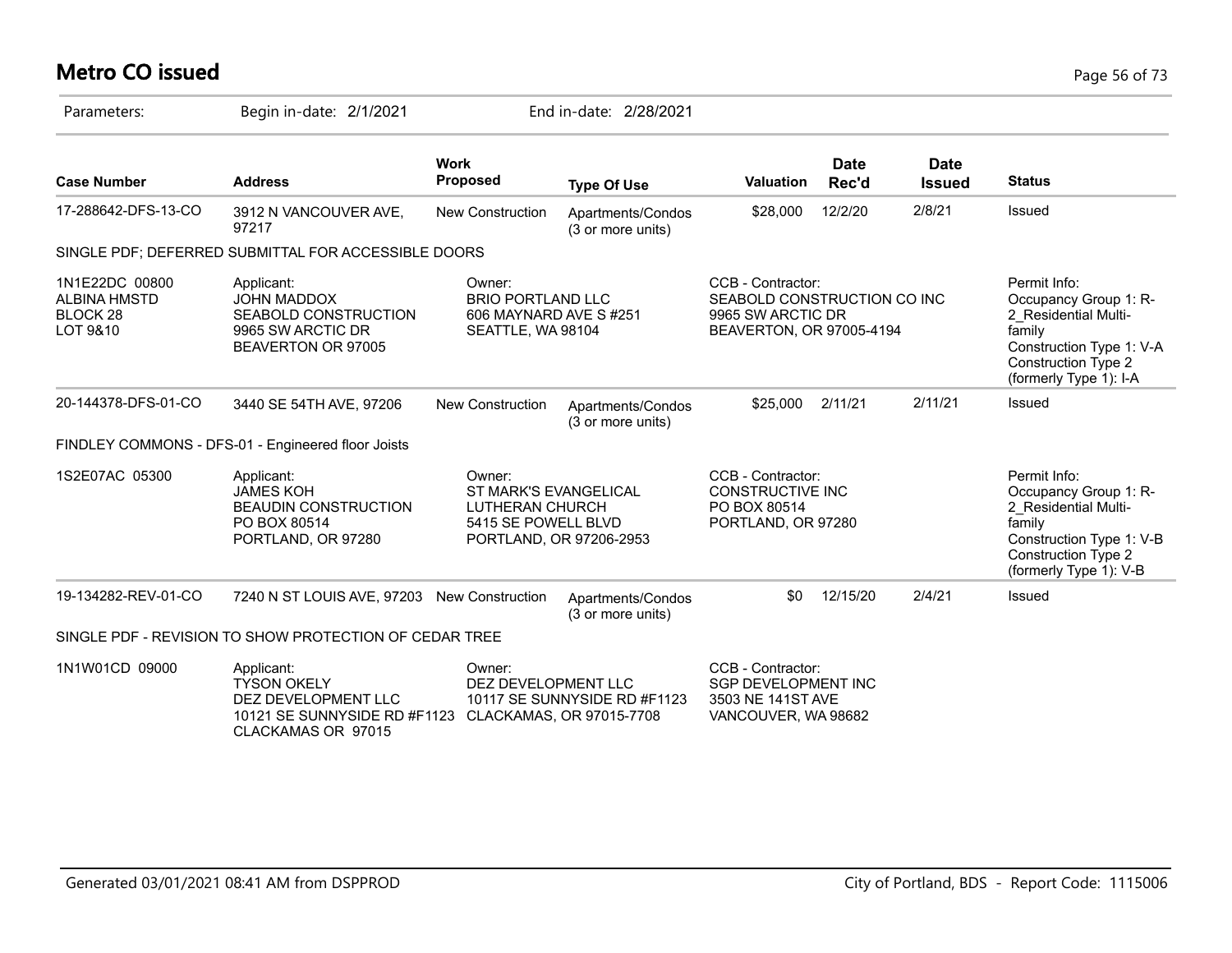# Metro CO issued

Parameters: Begin in-date: 2/1/2021 End in-date: 2/28/2021

| Case Number | Address | Work Proposed | Type Of Use | Valuation | Date Rec'd | Date Issued | Status |
|---|---|---|---|---|---|---|---|
| 17-288642-DFS-13-CO | 3912 N VANCOUVER AVE, 97217 | New Construction | Apartments/Condos (3 or more units) | $28,000 | 12/2/20 | 2/8/21 | Issued |

SINGLE PDF; DEFERRED SUBMITTAL FOR ACCESSIBLE DOORS

| | | | | |
|---|---|---|---|---|
| 1N1E22DC 00800 ALBINA HMSTD BLOCK 28 LOT 9&10 | Applicant: JOHN MADDOX SEABOLD CONSTRUCTION 9965 SW ARCTIC DR BEAVERTON OR 97005 | Owner: BRIO PORTLAND LLC 606 MAYNARD AVE S #251 SEATTLE, WA 98104 | CCB - Contractor: SEABOLD CONSTRUCTION CO INC 9965 SW ARCTIC DR BEAVERTON, OR 97005-4194 | Permit Info: Occupancy Group 1: R-2_Residential Multi-family Construction Type 1: V-A Construction Type 2 (formerly Type 1): I-A |

| Case Number | Address | Work Proposed | Type Of Use | Valuation | Date Rec'd | Date Issued | Status |
|---|---|---|---|---|---|---|---|
| 20-144378-DFS-01-CO | 3440 SE 54TH AVE, 97206 | New Construction | Apartments/Condos (3 or more units) | $25,000 | 2/11/21 | 2/11/21 | Issued |

FINDLEY COMMONS - DFS-01 - Engineered floor Joists

| | | | | |
|---|---|---|---|---|
| 1S2E07AC 05300 | Applicant: JAMES KOH BEAUDIN CONSTRUCTION PO BOX 80514 PORTLAND, OR 97280 | Owner: ST MARK'S EVANGELICAL LUTHERAN CHURCH 5415 SE POWELL BLVD PORTLAND, OR 97206-2953 | CCB - Contractor: CONSTRUCTIVE INC PO BOX 80514 PORTLAND, OR 97280 | Permit Info: Occupancy Group 1: R-2_Residential Multi-family Construction Type 1: V-B Construction Type 2 (formerly Type 1): V-B |

| Case Number | Address | Work Proposed | Type Of Use | Valuation | Date Rec'd | Date Issued | Status |
|---|---|---|---|---|---|---|---|
| 19-134282-REV-01-CO | 7240 N ST LOUIS AVE, 97203 | New Construction | Apartments/Condos (3 or more units) | $0 | 12/15/20 | 2/4/21 | Issued |

SINGLE PDF - REVISION TO SHOW PROTECTION OF CEDAR TREE

| | | | |
|---|---|---|---|
| 1N1W01CD 09000 | Applicant: TYSON OKELY DEZ DEVELOPMENT LLC 10121 SE SUNNYSIDE RD #F1123 CLACKAMAS OR 97015 | Owner: DEZ DEVELOPMENT LLC 10117 SE SUNNYSIDE RD #F1123 CLACKAMAS, OR 97015-7708 | CCB - Contractor: SGP DEVELOPMENT INC 3503 NE 141ST AVE VANCOUVER, WA 98682 |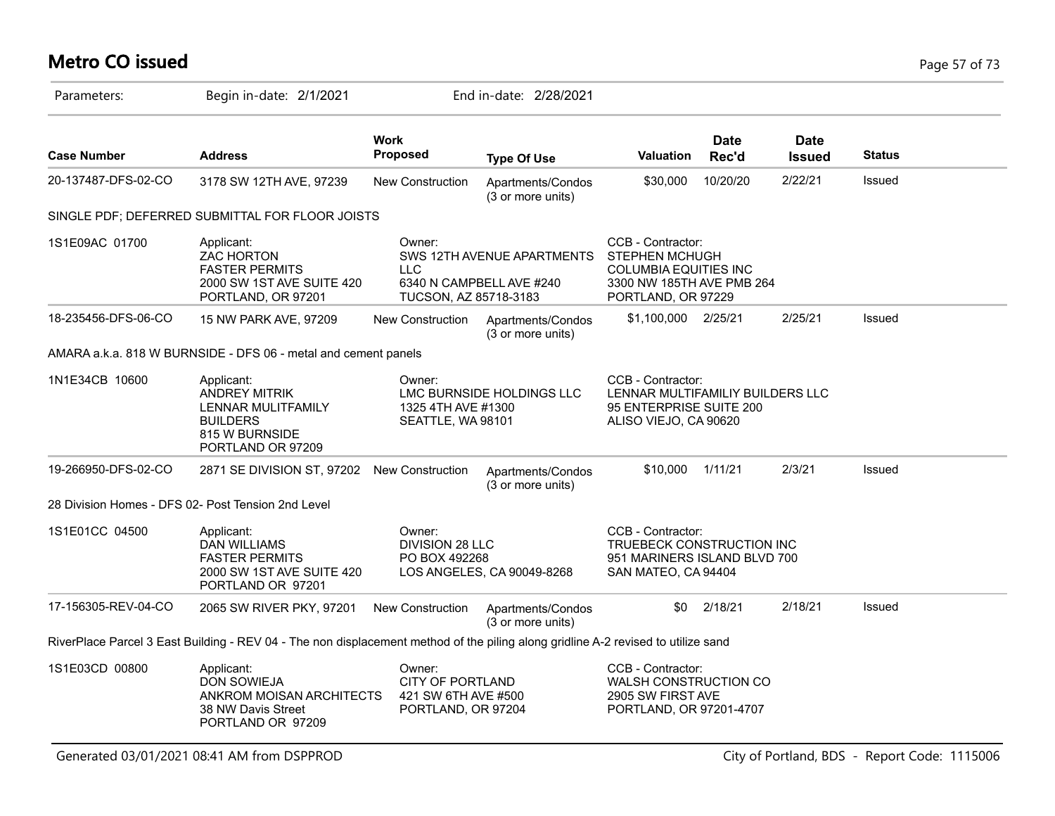# Metro CO issued

Parameters: Begin in-date: 2/1/2021 End in-date: 2/28/2021

| Case Number | Address | Work Proposed | Type Of Use | Valuation | Date Rec'd | Date Issued | Status |
|---|---|---|---|---|---|---|---|
| 20-137487-DFS-02-CO | 3178 SW 12TH AVE, 97239 | New Construction | Apartments/Condos (3 or more units) | $30,000 | 10/20/20 | 2/22/21 | Issued |

SINGLE PDF; DEFERRED SUBMITTAL FOR FLOOR JOISTS

| | | | |
|---|---|---|---|
| 1S1E09AC 01700 | Applicant:<br>ZAC HORTON<br>FASTER PERMITS<br>2000 SW 1ST AVE SUITE 420<br>PORTLAND, OR 97201 | Owner:<br>SWS 12TH AVENUE APARTMENTS LLC<br>6340 N CAMPBELL AVE #240<br>TUCSON, AZ 85718-3183 | CCB - Contractor:<br>STEPHEN MCHUGH<br>COLUMBIA EQUITIES INC<br>3300 NW 185TH AVE PMB 264<br>PORTLAND, OR 97229 |

| Case Number | Address | Work Proposed | Type Of Use | Valuation | Date Rec'd | Date Issued | Status |
|---|---|---|---|---|---|---|---|
| 18-235456-DFS-06-CO | 15 NW PARK AVE, 97209 | New Construction | Apartments/Condos (3 or more units) | $1,100,000 | 2/25/21 | 2/25/21 | Issued |

AMARA a.k.a. 818 W BURNSIDE - DFS 06 - metal and cement panels

| | | | |
|---|---|---|---|
| 1N1E34CB 10600 | Applicant:<br>ANDREY MITRIK<br>LENNAR MULITFAMILY BUILDERS<br>815 W BURNSIDE<br>PORTLAND OR 97209 | Owner:<br>LMC BURNSIDE HOLDINGS LLC<br>1325 4TH AVE #1300<br>SEATTLE, WA 98101 | CCB - Contractor:<br>LENNAR MULTIFAMILIY BUILDERS LLC<br>95 ENTERPRISE SUITE 200<br>ALISO VIEJO, CA 90620 |

| Case Number | Address | Work Proposed | Type Of Use | Valuation | Date Rec'd | Date Issued | Status |
|---|---|---|---|---|---|---|---|
| 19-266950-DFS-02-CO | 2871 SE DIVISION ST, 97202 | New Construction | Apartments/Condos (3 or more units) | $10,000 | 1/11/21 | 2/3/21 | Issued |

28 Division Homes - DFS 02- Post Tension 2nd Level

| | | | |
|---|---|---|---|
| 1S1E01CC 04500 | Applicant:<br>DAN WILLIAMS<br>FASTER PERMITS<br>2000 SW 1ST AVE SUITE 420<br>PORTLAND OR 97201 | Owner:<br>DIVISION 28 LLC<br>PO BOX 492268<br>LOS ANGELES, CA 90049-8268 | CCB - Contractor:<br>TRUEBECK CONSTRUCTION INC<br>951 MARINERS ISLAND BLVD 700<br>SAN MATEO, CA 94404 |

| Case Number | Address | Work Proposed | Type Of Use | Valuation | Date Rec'd | Date Issued | Status |
|---|---|---|---|---|---|---|---|
| 17-156305-REV-04-CO | 2065 SW RIVER PKY, 97201 | New Construction | Apartments/Condos (3 or more units) | $0 | 2/18/21 | 2/18/21 | Issued |

RiverPlace Parcel 3 East Building - REV 04 - The non displacement method of the piling along gridline A-2 revised to utilize sand

| | | | |
|---|---|---|---|
| 1S1E03CD 00800 | Applicant:<br>DON SOWIEJA<br>ANKROM MOISAN ARCHITECTS<br>38 NW Davis Street<br>PORTLAND OR 97209 | Owner:<br>CITY OF PORTLAND<br>421 SW 6TH AVE #500<br>PORTLAND, OR 97204 | CCB - Contractor:<br>WALSH CONSTRUCTION CO<br>2905 SW FIRST AVE<br>PORTLAND, OR 97201-4707 |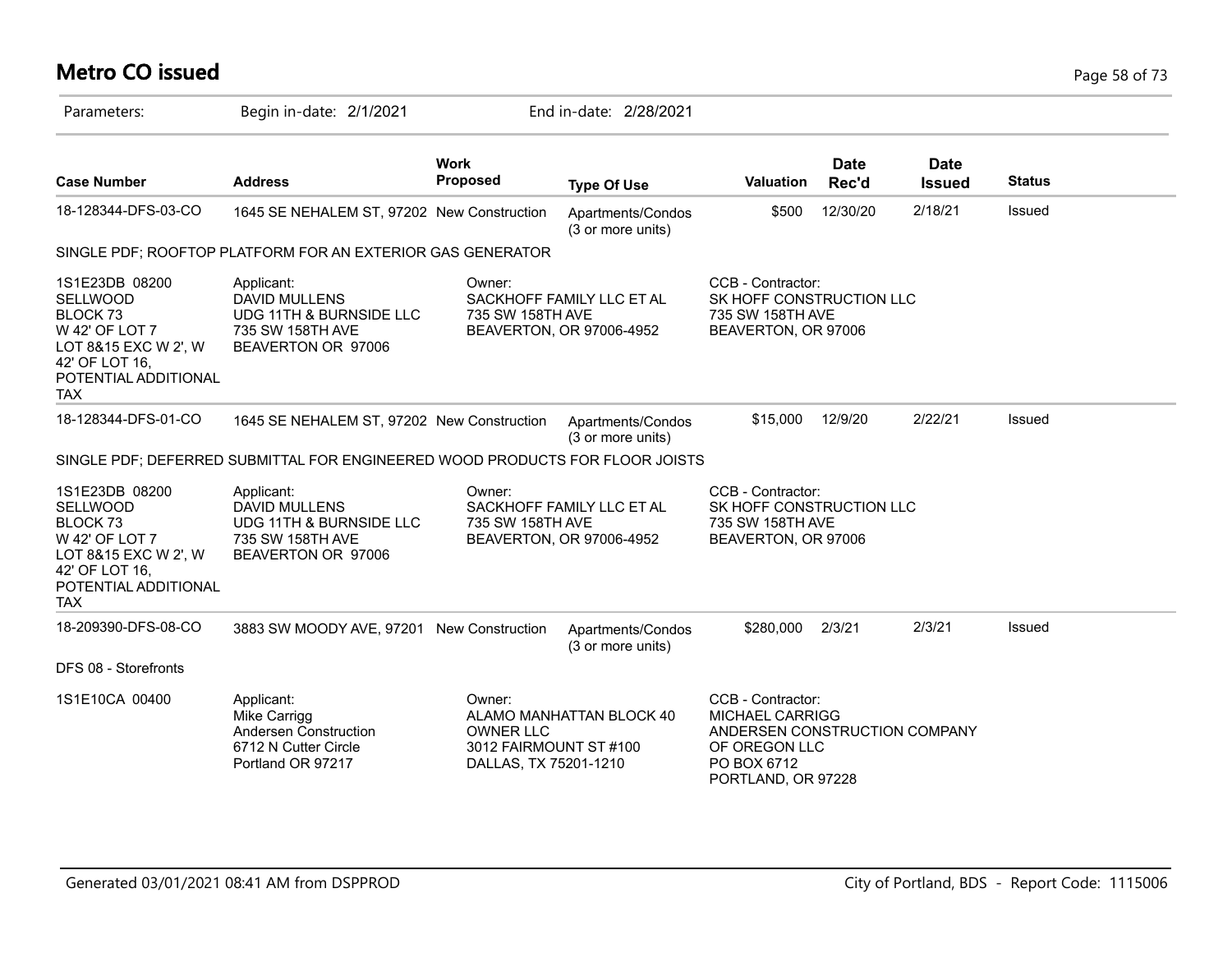# Metro CO issued

Parameters: Begin in-date: 2/1/2021 End in-date: 2/28/2021

| Case Number | Address | Work Proposed | Type Of Use | Valuation | Date Rec'd | Date Issued | Status |
|---|---|---|---|---|---|---|---|
| 18-128344-DFS-03-CO | 1645 SE NEHALEM ST, 97202 | New Construction | Apartments/Condos (3 or more units) | $500 | 12/30/20 | 2/18/21 | Issued |

SINGLE PDF; ROOFTOP PLATFORM FOR AN EXTERIOR GAS GENERATOR

| | Applicant | Owner | CCB - Contractor |
|---|---|---|---|
| 1S1E23DB 08200 SELLWOOD BLOCK 73 W 42' OF LOT 7 LOT 8&15 EXC W 2', W 42' OF LOT 16, POTENTIAL ADDITIONAL TAX | DAVID MULLENS UDG 11TH & BURNSIDE LLC 735 SW 158TH AVE BEAVERTON OR 97006 | SACKHOFF FAMILY LLC ET AL 735 SW 158TH AVE BEAVERTON, OR 97006-4952 | SK HOFF CONSTRUCTION LLC 735 SW 158TH AVE BEAVERTON, OR 97006 |

| Case Number | Address | Work Proposed | Type Of Use | Valuation | Date Rec'd | Date Issued | Status |
|---|---|---|---|---|---|---|---|
| 18-128344-DFS-01-CO | 1645 SE NEHALEM ST, 97202 | New Construction | Apartments/Condos (3 or more units) | $15,000 | 12/9/20 | 2/22/21 | Issued |

SINGLE PDF; DEFERRED SUBMITTAL FOR ENGINEERED WOOD PRODUCTS FOR FLOOR JOISTS

| | Applicant | Owner | CCB - Contractor |
|---|---|---|---|
| 1S1E23DB 08200 SELLWOOD BLOCK 73 W 42' OF LOT 7 LOT 8&15 EXC W 2', W 42' OF LOT 16, POTENTIAL ADDITIONAL TAX | DAVID MULLENS UDG 11TH & BURNSIDE LLC 735 SW 158TH AVE BEAVERTON OR 97006 | SACKHOFF FAMILY LLC ET AL 735 SW 158TH AVE BEAVERTON, OR 97006-4952 | SK HOFF CONSTRUCTION LLC 735 SW 158TH AVE BEAVERTON, OR 97006 |

| Case Number | Address | Work Proposed | Type Of Use | Valuation | Date Rec'd | Date Issued | Status |
|---|---|---|---|---|---|---|---|
| 18-209390-DFS-08-CO | 3883 SW MOODY AVE, 97201 | New Construction | Apartments/Condos (3 or more units) | $280,000 | 2/3/21 | 2/3/21 | Issued |

DFS 08 - Storefronts

| | Applicant | Owner | CCB - Contractor |
|---|---|---|---|
| 1S1E10CA 00400 | Mike Carrigg Andersen Construction 6712 N Cutter Circle Portland OR 97217 | ALAMO MANHATTAN BLOCK 40 OWNER LLC 3012 FAIRMOUNT ST #100 DALLAS, TX 75201-1210 | MICHAEL CARRIGG ANDERSEN CONSTRUCTION COMPANY OF OREGON LLC PO BOX 6712 PORTLAND, OR 97228 |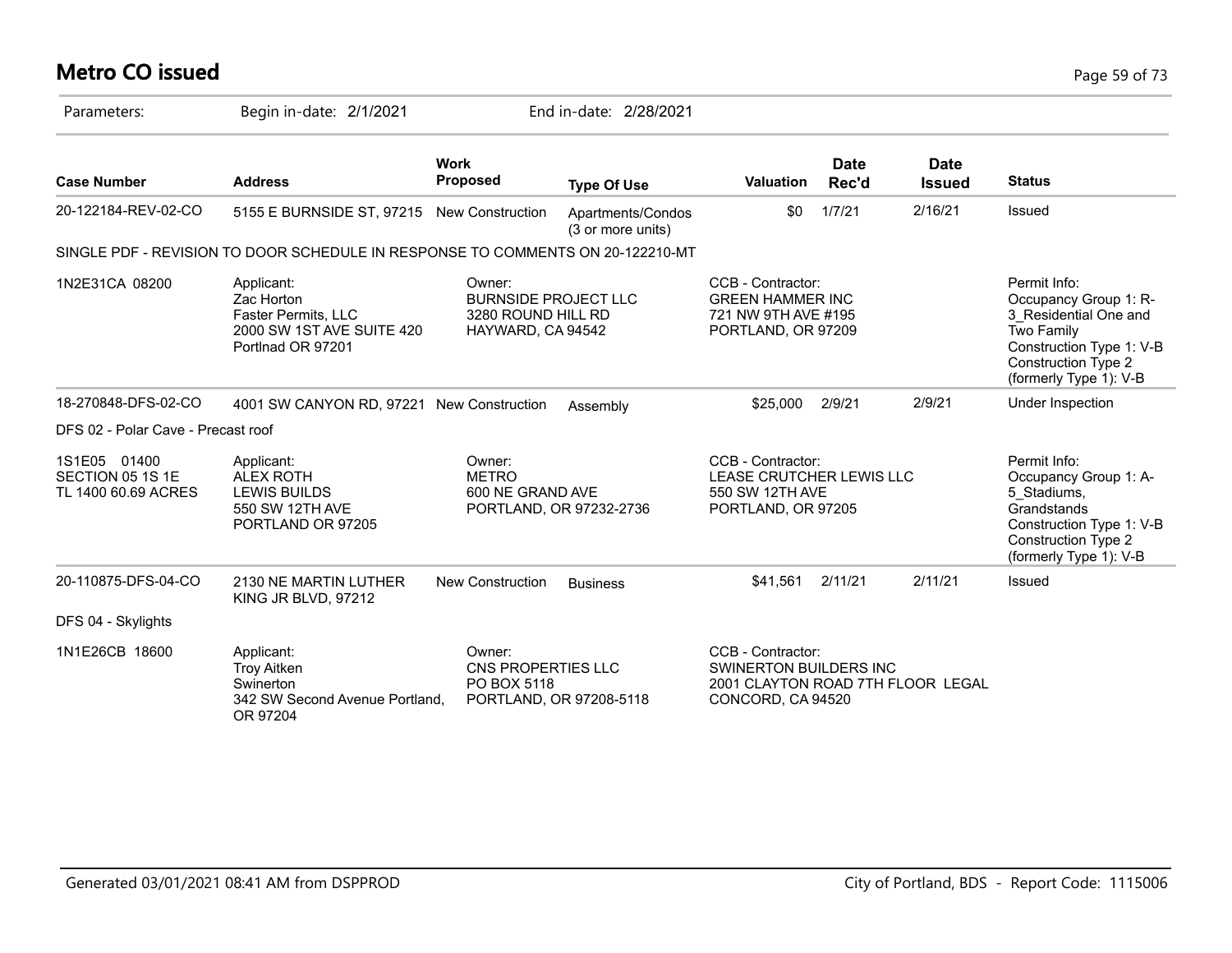# Metro CO issued

Parameters: Begin in-date: 2/1/2021 End in-date: 2/28/2021

| Case Number | Address | Work Proposed | Type Of Use | Valuation | Date Rec'd | Date Issued | Status |
|---|---|---|---|---|---|---|---|
| 20-122184-REV-02-CO | 5155 E BURNSIDE ST, 97215 | New Construction | Apartments/Condos (3 or more units) | $0 | 1/7/21 | 2/16/21 | Issued |
| SINGLE PDF - REVISION TO DOOR SCHEDULE IN RESPONSE TO COMMENTS ON 20-122210-MT | | | | | | | |
| 1N2E31CA 08200 | Applicant: Zac Horton Faster Permits, LLC 2000 SW 1ST AVE SUITE 420 Portlnad OR 97201 | Owner: BURNSIDE PROJECT LLC 3280 ROUND HILL RD HAYWARD, CA 94542 | | CCB - Contractor: GREEN HAMMER INC 721 NW 9TH AVE #195 PORTLAND, OR 97209 | | | Permit Info: Occupancy Group 1: R-3_Residential One and Two Family Construction Type 1: V-B Construction Type 2 (formerly Type 1): V-B |
| 18-270848-DFS-02-CO | 4001 SW CANYON RD, 97221 | New Construction | Assembly | $25,000 | 2/9/21 | 2/9/21 | Under Inspection |
| DFS 02 - Polar Cave - Precast roof | | | | | | | |
| 1S1E05 01400 SECTION 05 1S 1E TL 1400 60.69 ACRES | Applicant: ALEX ROTH LEWIS BUILDS 550 SW 12TH AVE PORTLAND OR 97205 | Owner: METRO 600 NE GRAND AVE PORTLAND, OR 97232-2736 | | CCB - Contractor: LEASE CRUTCHER LEWIS LLC 550 SW 12TH AVE PORTLAND, OR 97205 | | | Permit Info: Occupancy Group 1: A-5_Stadiums, Grandstands Construction Type 1: V-B Construction Type 2 (formerly Type 1): V-B |
| 20-110875-DFS-04-CO | 2130 NE MARTIN LUTHER KING JR BLVD, 97212 | New Construction | Business | $41,561 | 2/11/21 | 2/11/21 | Issued |
| DFS 04 - Skylights | | | | | | | |
| 1N1E26CB 18600 | Applicant: Troy Aitken Swinerton 342 SW Second Avenue Portland, OR 97204 | Owner: CNS PROPERTIES LLC PO BOX 5118 PORTLAND, OR 97208-5118 | | CCB - Contractor: SWINERTON BUILDERS INC 2001 CLAYTON ROAD 7TH FLOOR LEGAL CONCORD, CA 94520 | | | |

Generated 03/01/2021 08:41 AM from DSPPROD City of Portland, BDS - Report Code: 1115006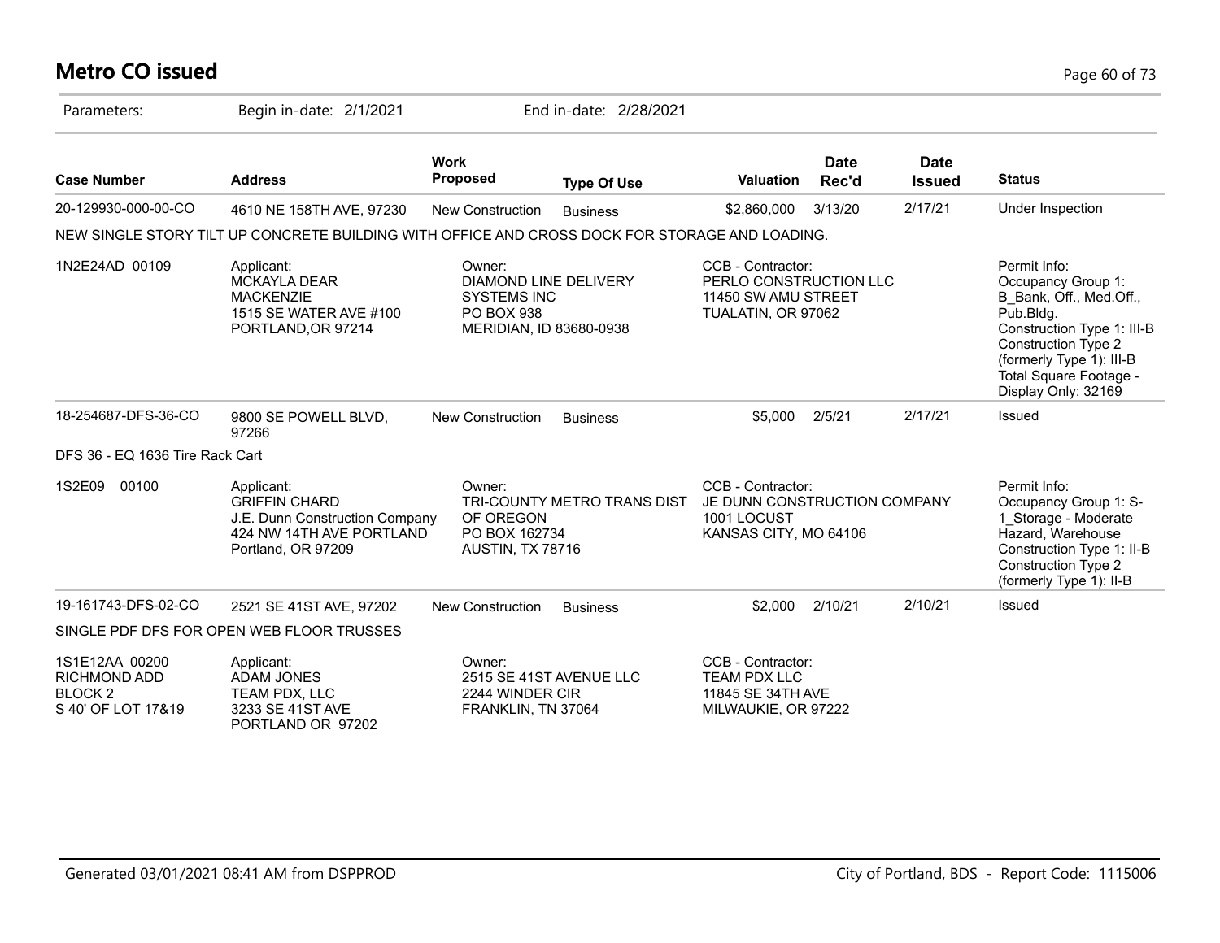# Metro CO issued

Parameters: Begin in-date: 2/1/2021 End in-date: 2/28/2021

| Case Number | Address | Work Proposed | Type Of Use | Valuation | Date Rec'd | Date Issued | Status |
|---|---|---|---|---|---|---|---|
| 20-129930-000-00-CO | 4610 NE 158TH AVE, 97230 | New Construction | Business | $2,860,000 | 3/13/20 | 2/17/21 | Under Inspection |

NEW SINGLE STORY TILT UP CONCRETE BUILDING WITH OFFICE AND CROSS DOCK FOR STORAGE AND LOADING.

| | Applicant | Owner | CCB - Contractor | Permit Info |
|---|---|---|---|---|
| 1N2E24AD 00109 | MCKAYLA DEAR<br>MACKENZIE<br>1515 SE WATER AVE #100<br>PORTLAND,OR 97214 | DIAMOND LINE DELIVERY SYSTEMS INC<br>PO BOX 938<br>MERIDIAN, ID 83680-0938 | PERLO CONSTRUCTION LLC<br>11450 SW AMU STREET<br>TUALATIN, OR 97062 | Occupancy Group 1: B_Bank, Off., Med.Off., Pub.Bldg.<br>Construction Type 1: III-B<br>Construction Type 2 (formerly Type 1): III-B<br>Total Square Footage - Display Only: 32169 |

| Case Number | Address | Work Proposed | Type Of Use | Valuation | Date Rec'd | Date Issued | Status |
|---|---|---|---|---|---|---|---|
| 18-254687-DFS-36-CO | 9800 SE POWELL BLVD, 97266 | New Construction | Business | $5,000 | 2/5/21 | 2/17/21 | Issued |

DFS 36 - EQ 1636 Tire Rack Cart

| | Applicant | Owner | CCB - Contractor | Permit Info |
|---|---|---|---|---|
| 1S2E09 00100 | GRIFFIN CHARD<br>J.E. Dunn Construction Company<br>424 NW 14TH AVE PORTLAND<br>Portland, OR 97209 | TRI-COUNTY METRO TRANS DIST OF OREGON<br>PO BOX 162734<br>AUSTIN, TX 78716 | JE DUNN CONSTRUCTION COMPANY<br>1001 LOCUST<br>KANSAS CITY, MO 64106 | Occupancy Group 1: S-1_Storage - Moderate Hazard, Warehouse<br>Construction Type 1: II-B<br>Construction Type 2 (formerly Type 1): II-B |

| Case Number | Address | Work Proposed | Type Of Use | Valuation | Date Rec'd | Date Issued | Status |
|---|---|---|---|---|---|---|---|
| 19-161743-DFS-02-CO | 2521 SE 41ST AVE, 97202 | New Construction | Business | $2,000 | 2/10/21 | 2/10/21 | Issued |

SINGLE PDF DFS FOR OPEN WEB FLOOR TRUSSES

| | Applicant | Owner | CCB - Contractor |
|---|---|---|---|
| 1S1E12AA 00200<br>RICHMOND ADD<br>BLOCK 2<br>S 40' OF LOT 17&19 | ADAM JONES<br>TEAM PDX, LLC<br>3233 SE 41ST AVE<br>PORTLAND OR 97202 | 2515 SE 41ST AVENUE LLC<br>2244 WINDER CIR<br>FRANKLIN, TN 37064 | TEAM PDX LLC<br>11845 SE 34TH AVE<br>MILWAUKIE, OR 97222 |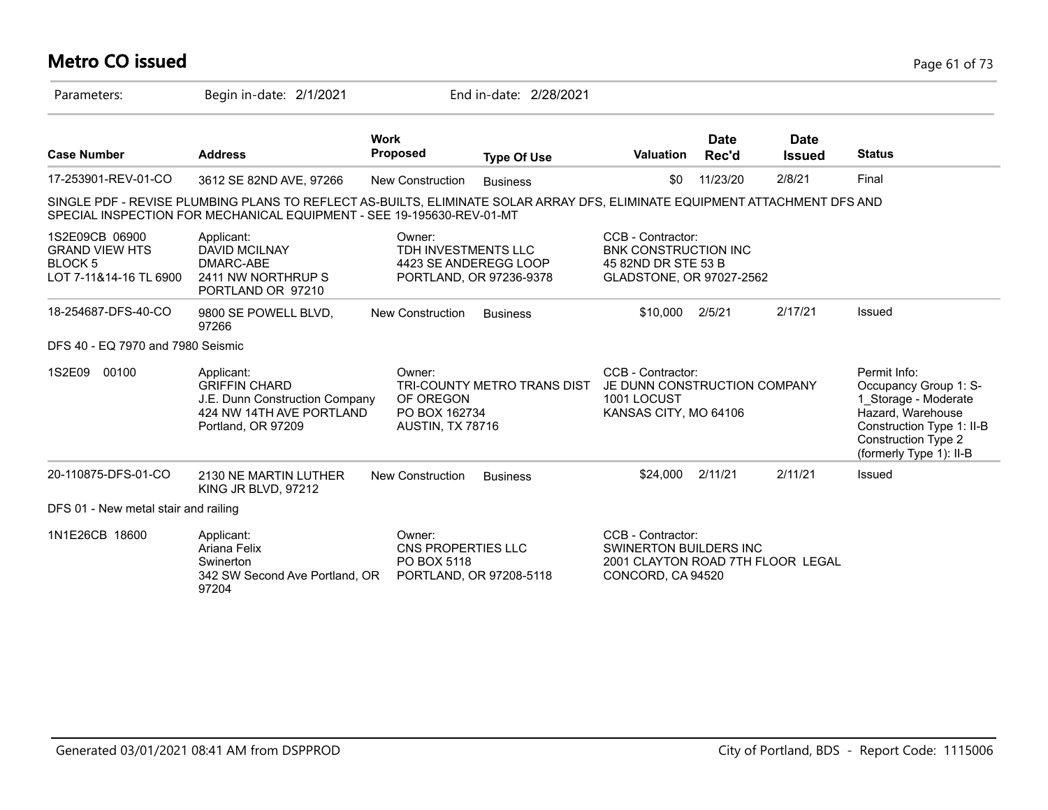# Metro CO issued

Parameters: Begin in-date: 2/1/2021 End in-date: 2/28/2021

| Case Number | Address | Work Proposed | Type Of Use | Valuation | Date Rec'd | Date Issued | Status |
|---|---|---|---|---|---|---|---|
| 17-253901-REV-01-CO | 3612 SE 82ND AVE, 97266 | New Construction | Business | $0 | 11/23/20 | 2/8/21 | Final |

SINGLE PDF - REVISE PLUMBING PLANS TO REFLECT AS-BUILTS, ELIMINATE SOLAR ARRAY DFS, ELIMINATE EQUIPMENT ATTACHMENT DFS AND SPECIAL INSPECTION FOR MECHANICAL EQUIPMENT - SEE 19-195630-REV-01-MT

1S2E09CB 06900
GRAND VIEW HTS
BLOCK 5
LOT 7-11&14-16 TL 6900

Applicant:
DAVID MCILNAY
DMARC-ABE
2411 NW NORTHRUP S
PORTLAND OR 97210

Owner:
TDH INVESTMENTS LLC
4423 SE ANDEREGG LOOP
PORTLAND, OR 97236-9378

CCB - Contractor:
BNK CONSTRUCTION INC
45 82ND DR STE 53 B
GLADSTONE, OR 97027-2562

| Case Number | Address | Work Proposed | Type Of Use | Valuation | Date Rec'd | Date Issued | Status |
|---|---|---|---|---|---|---|---|
| 18-254687-DFS-40-CO | 9800 SE POWELL BLVD, 97266 | New Construction | Business | $10,000 | 2/5/21 | 2/17/21 | Issued |

DFS 40 - EQ 7970 and 7980 Seismic

1S2E09 00100

Applicant:
GRIFFIN CHARD
J.E. Dunn Construction Company
424 NW 14TH AVE PORTLAND
Portland, OR 97209

Owner:
TRI-COUNTY METRO TRANS DIST OF OREGON
PO BOX 162734
AUSTIN, TX 78716

CCB - Contractor:
JE DUNN CONSTRUCTION COMPANY
1001 LOCUST
KANSAS CITY, MO 64106

Permit Info:
Occupancy Group 1: S-1_Storage - Moderate Hazard, Warehouse
Construction Type 1: II-B
Construction Type 2 (formerly Type 1): II-B

| Case Number | Address | Work Proposed | Type Of Use | Valuation | Date Rec'd | Date Issued | Status |
|---|---|---|---|---|---|---|---|
| 20-110875-DFS-01-CO | 2130 NE MARTIN LUTHER KING JR BLVD, 97212 | New Construction | Business | $24,000 | 2/11/21 | 2/11/21 | Issued |

DFS 01 - New metal stair and railing

1N1E26CB 18600

Applicant:
Ariana Felix
Swinerton
342 SW Second Ave Portland, OR 97204

Owner:
CNS PROPERTIES LLC
PO BOX 5118
PORTLAND, OR 97208-5118

CCB - Contractor:
SWINERTON BUILDERS INC
2001 CLAYTON ROAD 7TH FLOOR LEGAL
CONCORD, CA 94520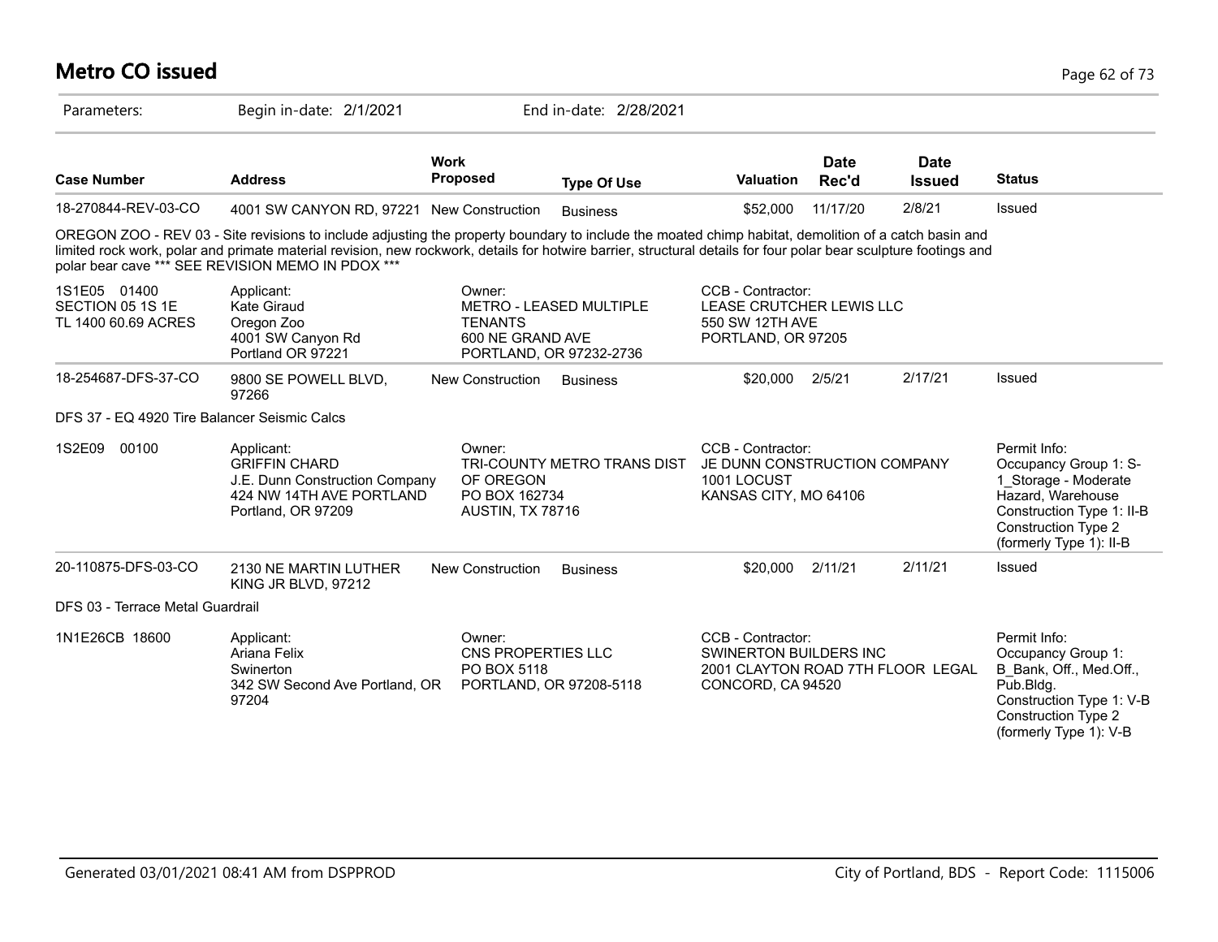# Metro CO issued

Parameters: Begin in-date: 2/1/2021 End in-date: 2/28/2021

| Case Number | Address | Work Proposed | Type Of Use | Valuation | Date Rec'd | Date Issued | Status |
|---|---|---|---|---|---|---|---|
| 18-270844-REV-03-CO | 4001 SW CANYON RD, 97221 | New Construction | Business | $52,000 | 11/17/20 | 2/8/21 | Issued |

OREGON ZOO - REV 03 - Site revisions to include adjusting the property boundary to include the moated chimp habitat, demolition of a catch basin and limited rock work, polar and primate material revision, new rockwork, details for hotwire barrier, structural details for four polar bear sculpture footings and polar bear cave *** SEE REVISION MEMO IN PDOX ***

| | | | | |
|---|---|---|---|---|
| 1S1E05 01400<br>SECTION 05 1S 1E<br>TL 1400 60.69 ACRES | Applicant:<br>Kate Giraud<br>Oregon Zoo<br>4001 SW Canyon Rd<br>Portland OR 97221 | Owner:<br>METRO - LEASED MULTIPLE TENANTS<br>600 NE GRAND AVE<br>PORTLAND, OR 97232-2736 | CCB - Contractor:<br>LEASE CRUTCHER LEWIS LLC<br>550 SW 12TH AVE<br>PORTLAND, OR 97205 | |

| Case Number | Address | Work Proposed | Type Of Use | Valuation | Date Rec'd | Date Issued | Status |
|---|---|---|---|---|---|---|---|
| 18-254687-DFS-37-CO | 9800 SE POWELL BLVD, 97266 | New Construction | Business | $20,000 | 2/5/21 | 2/17/21 | Issued |

DFS 37 - EQ 4920 Tire Balancer Seismic Calcs

| | | | | |
|---|---|---|---|---|
| 1S2E09 00100 | Applicant:<br>GRIFFIN CHARD<br>J.E. Dunn Construction Company<br>424 NW 14TH AVE PORTLAND<br>Portland, OR 97209 | Owner:<br>TRI-COUNTY METRO TRANS DIST OF OREGON<br>PO BOX 162734<br>AUSTIN, TX 78716 | CCB - Contractor:<br>JE DUNN CONSTRUCTION COMPANY<br>1001 LOCUST<br>KANSAS CITY, MO 64106 | Permit Info:<br>Occupancy Group 1: S-1_Storage - Moderate Hazard, Warehouse<br>Construction Type 1: II-B<br>Construction Type 2 (formerly Type 1): II-B |

| Case Number | Address | Work Proposed | Type Of Use | Valuation | Date Rec'd | Date Issued | Status |
|---|---|---|---|---|---|---|---|
| 20-110875-DFS-03-CO | 2130 NE MARTIN LUTHER KING JR BLVD, 97212 | New Construction | Business | $20,000 | 2/11/21 | 2/11/21 | Issued |

DFS 03 - Terrace Metal Guardrail

| | | | | |
|---|---|---|---|---|
| 1N1E26CB 18600 | Applicant:<br>Ariana Felix<br>Swinerton<br>342 SW Second Ave Portland, OR 97204 | Owner:<br>CNS PROPERTIES LLC<br>PO BOX 5118<br>PORTLAND, OR 97208-5118 | CCB - Contractor:<br>SWINERTON BUILDERS INC<br>2001 CLAYTON ROAD 7TH FLOOR LEGAL<br>CONCORD, CA 94520 | Permit Info:<br>Occupancy Group 1: B_Bank, Off., Med.Off., Pub.Bldg.<br>Construction Type 1: V-B<br>Construction Type 2 (formerly Type 1): V-B |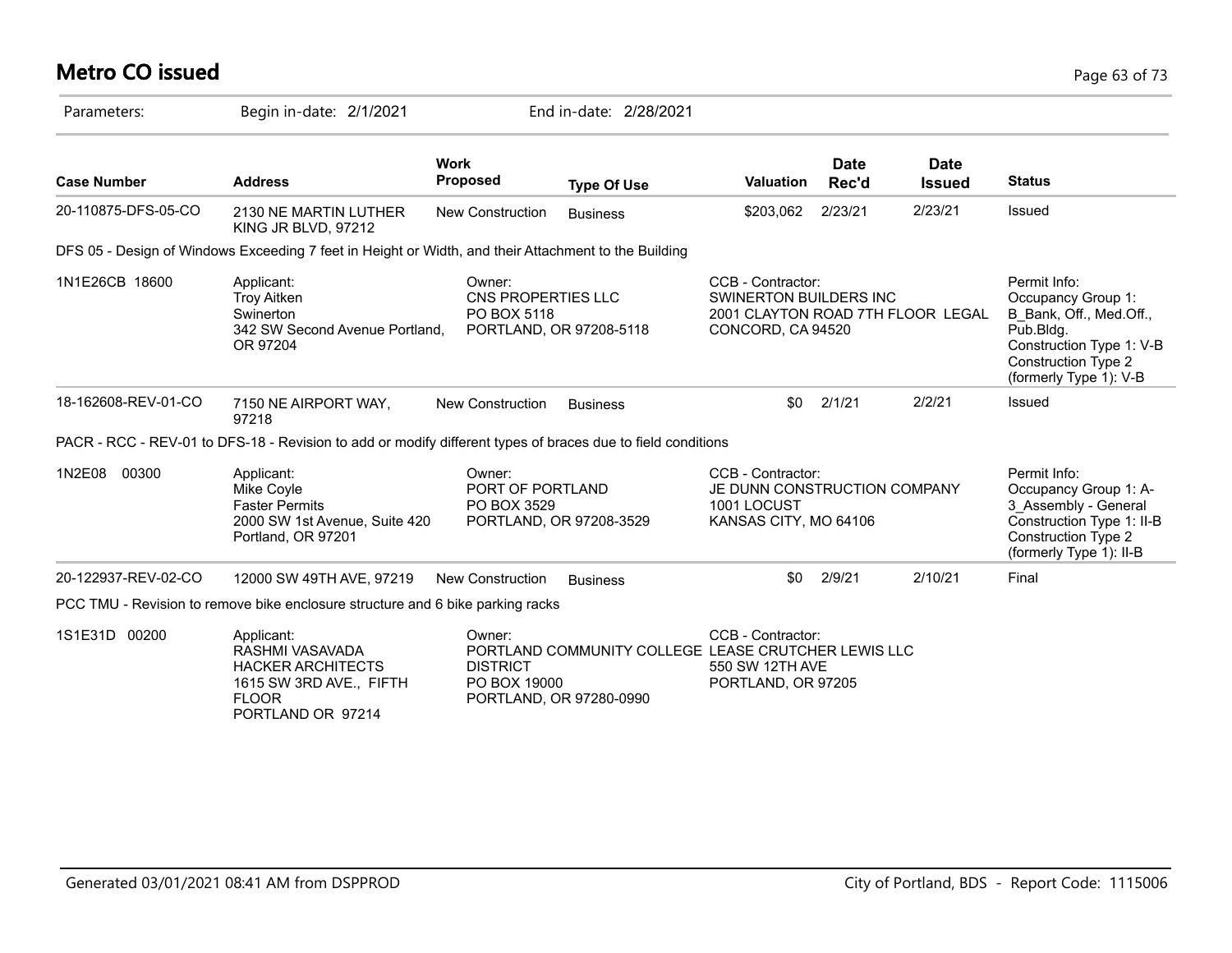# Metro CO issued

Parameters: Begin in-date: 2/1/2021 End in-date: 2/28/2021

| Case Number | Address | Work Proposed | Type Of Use | Valuation | Date Rec'd | Date Issued | Status |
|---|---|---|---|---|---|---|---|
| 20-110875-DFS-05-CO | 2130 NE MARTIN LUTHER KING JR BLVD, 97212 | New Construction | Business | $203,062 | 2/23/21 | 2/23/21 | Issued |

DFS 05 - Design of Windows Exceeding 7 feet in Height or Width, and their Attachment to the Building

1N1E26CB 18600

Applicant:
Troy Aitken
Swinerton
342 SW Second Avenue Portland, OR 97204

Owner:
CNS PROPERTIES LLC
PO BOX 5118
PORTLAND, OR 97208-5118

CCB - Contractor:
SWINERTON BUILDERS INC
2001 CLAYTON ROAD 7TH FLOOR LEGAL
CONCORD, CA 94520

Permit Info:
Occupancy Group 1: B_Bank, Off., Med.Off., Pub.Bldg.
Construction Type 1: V-B
Construction Type 2 (formerly Type 1): V-B

| Case Number | Address | Work Proposed | Type Of Use | Valuation | Date Rec'd | Date Issued | Status |
|---|---|---|---|---|---|---|---|
| 18-162608-REV-01-CO | 7150 NE AIRPORT WAY, 97218 | New Construction | Business | $0 | 2/1/21 | 2/2/21 | Issued |

PACR - RCC - REV-01 to DFS-18 - Revision to add or modify different types of braces due to field conditions

1N2E08 00300

Applicant:
Mike Coyle
Faster Permits
2000 SW 1st Avenue, Suite 420
Portland, OR 97201

Owner:
PORT OF PORTLAND
PO BOX 3529
PORTLAND, OR 97208-3529

CCB - Contractor:
JE DUNN CONSTRUCTION COMPANY
1001 LOCUST
KANSAS CITY, MO 64106

Permit Info:
Occupancy Group 1: A-3_Assembly - General
Construction Type 1: II-B
Construction Type 2 (formerly Type 1): II-B

| Case Number | Address | Work Proposed | Type Of Use | Valuation | Date Rec'd | Date Issued | Status |
|---|---|---|---|---|---|---|---|
| 20-122937-REV-02-CO | 12000 SW 49TH AVE, 97219 | New Construction | Business | $0 | 2/9/21 | 2/10/21 | Final |

PCC TMU - Revision to remove bike enclosure structure and 6 bike parking racks

1S1E31D 00200

Applicant:
RASHMI VASAVADA
HACKER ARCHITECTS
1615 SW 3RD AVE., FIFTH FLOOR
PORTLAND OR 97214

Owner:
PORTLAND COMMUNITY COLLEGE DISTRICT
PO BOX 19000
PORTLAND, OR 97280-0990

CCB - Contractor:
LEASE CRUTCHER LEWIS LLC
550 SW 12TH AVE
PORTLAND, OR 97205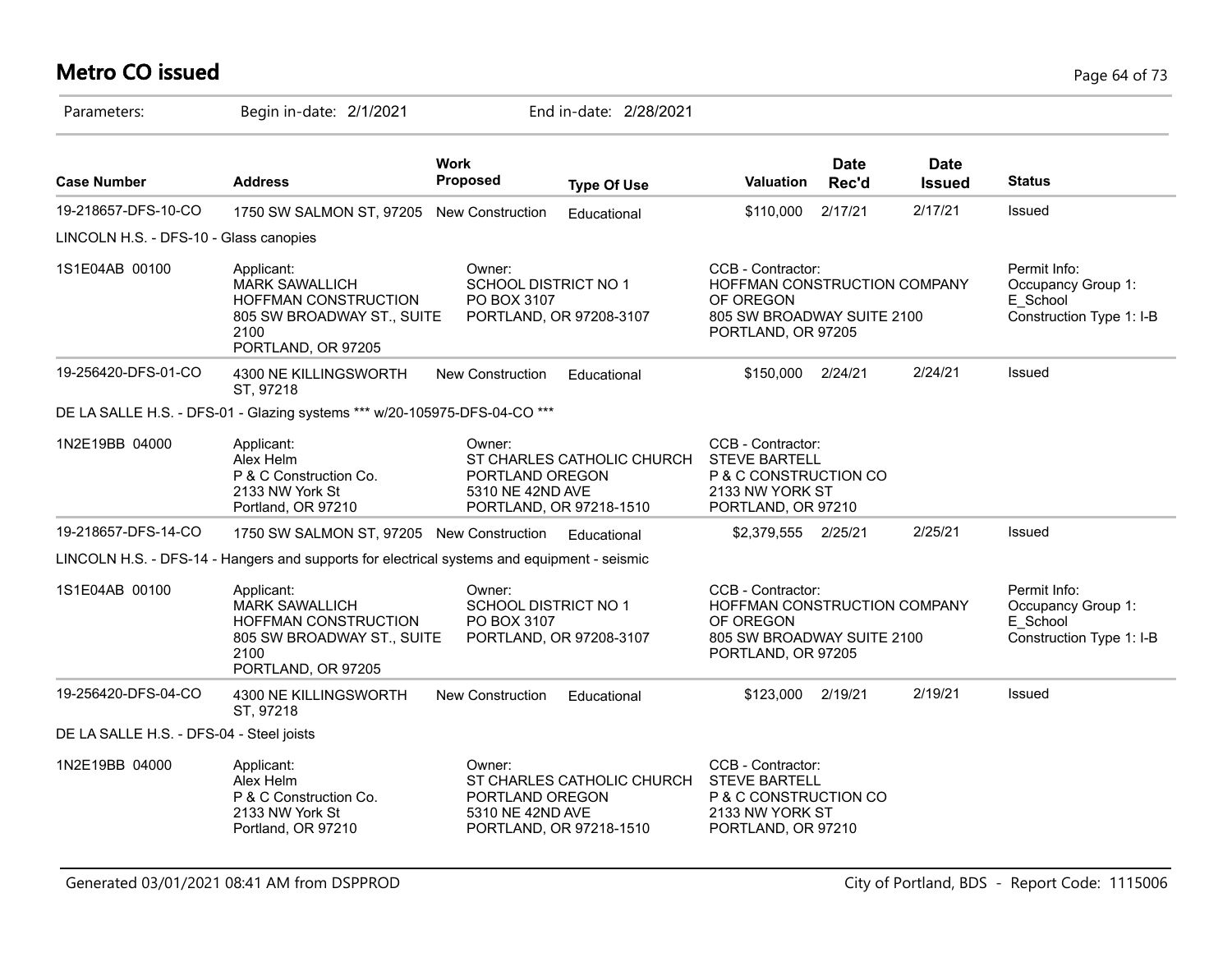# Metro CO issued

Parameters: Begin in-date: 2/1/2021 End in-date: 2/28/2021

| Case Number | Address | Work Proposed | Type Of Use | Valuation | Date Rec'd | Date Issued | Status |
|---|---|---|---|---|---|---|---|
| 19-218657-DFS-10-CO | 1750 SW SALMON ST, 97205 | New Construction | Educational | $110,000 | 2/17/21 | 2/17/21 | Issued |
| LINCOLN H.S. - DFS-10 - Glass canopies | | | | | | | |
| 1S1E04AB 00100 | Applicant: MARK SAWALLICH HOFFMAN CONSTRUCTION 805 SW BROADWAY ST., SUITE 2100 PORTLAND, OR 97205 | Owner: SCHOOL DISTRICT NO 1 PO BOX 3107 PORTLAND, OR 97208-3107 | | CCB - Contractor: HOFFMAN CONSTRUCTION COMPANY OF OREGON 805 SW BROADWAY SUITE 2100 PORTLAND, OR 97205 | | | Permit Info: Occupancy Group 1: E_School Construction Type 1: I-B |
| 19-256420-DFS-01-CO | 4300 NE KILLINGSWORTH ST, 97218 | New Construction | Educational | $150,000 | 2/24/21 | 2/24/21 | Issued |
| DE LA SALLE H.S. - DFS-01 - Glazing systems *** w/20-105975-DFS-04-CO *** | | | | | | | |
| 1N2E19BB 04000 | Applicant: Alex Helm P & C Construction Co. 2133 NW York St Portland, OR 97210 | Owner: ST CHARLES CATHOLIC CHURCH PORTLAND OREGON 5310 NE 42ND AVE PORTLAND, OR 97218-1510 | | CCB - Contractor: STEVE BARTELL P & C CONSTRUCTION CO 2133 NW YORK ST PORTLAND, OR 97210 | | | |
| 19-218657-DFS-14-CO | 1750 SW SALMON ST, 97205 | New Construction | Educational | $2,379,555 | 2/25/21 | 2/25/21 | Issued |
| LINCOLN H.S. - DFS-14 - Hangers and supports for electrical systems and equipment - seismic | | | | | | | |
| 1S1E04AB 00100 | Applicant: MARK SAWALLICH HOFFMAN CONSTRUCTION 805 SW BROADWAY ST., SUITE 2100 PORTLAND, OR 97205 | Owner: SCHOOL DISTRICT NO 1 PO BOX 3107 PORTLAND, OR 97208-3107 | | CCB - Contractor: HOFFMAN CONSTRUCTION COMPANY OF OREGON 805 SW BROADWAY SUITE 2100 PORTLAND, OR 97205 | | | Permit Info: Occupancy Group 1: E_School Construction Type 1: I-B |
| 19-256420-DFS-04-CO | 4300 NE KILLINGSWORTH ST, 97218 | New Construction | Educational | $123,000 | 2/19/21 | 2/19/21 | Issued |
| DE LA SALLE H.S. - DFS-04 - Steel joists | | | | | | | |
| 1N2E19BB 04000 | Applicant: Alex Helm P & C Construction Co. 2133 NW York St Portland, OR 97210 | Owner: ST CHARLES CATHOLIC CHURCH PORTLAND OREGON 5310 NE 42ND AVE PORTLAND, OR 97218-1510 | | CCB - Contractor: STEVE BARTELL P & C CONSTRUCTION CO 2133 NW YORK ST PORTLAND, OR 97210 | | | |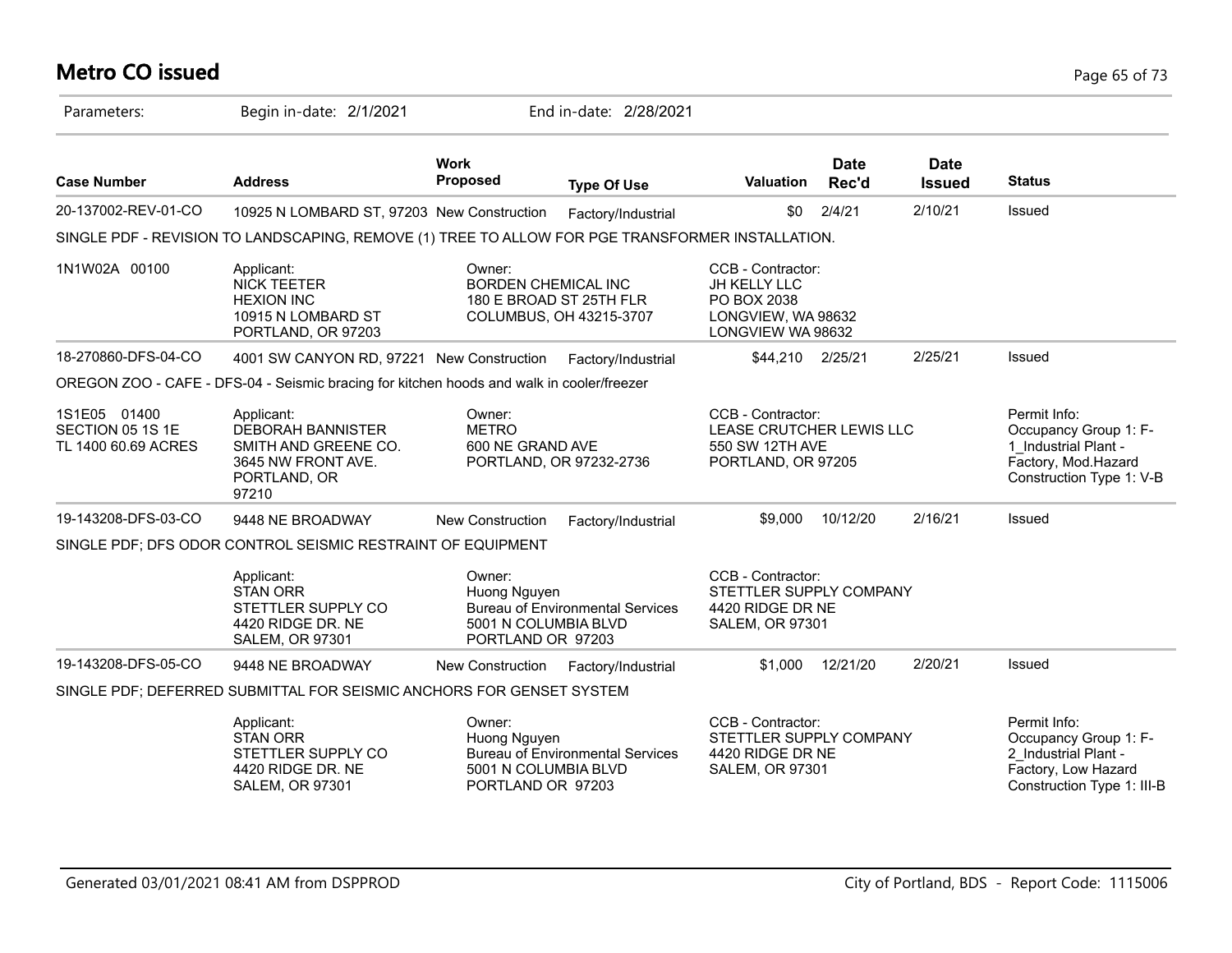# Metro CO issued

Parameters: Begin in-date: 2/1/2021 End in-date: 2/28/2021

| Case Number | Address | Work Proposed | Type Of Use | Valuation | Date Rec'd | Date Issued | Status |
|---|---|---|---|---|---|---|---|
| 20-137002-REV-01-CO | 10925 N LOMBARD ST, 97203 | New Construction | Factory/Industrial | $0 | 2/4/21 | 2/10/21 | Issued |

SINGLE PDF - REVISION TO LANDSCAPING, REMOVE (1) TREE TO ALLOW FOR PGE TRANSFORMER INSTALLATION.

1N1W02A 00100

Applicant: NICK TEETER, HEXION INC, 10915 N LOMBARD ST, PORTLAND, OR 97203

Owner: BORDEN CHEMICAL INC, 180 E BROAD ST 25TH FLR, COLUMBUS, OH 43215-3707

CCB - Contractor: JH KELLY LLC, PO BOX 2038, LONGVIEW, WA 98632, LONGVIEW WA 98632

| Case Number | Address | Work Proposed | Type Of Use | Valuation | Date Rec'd | Date Issued | Status |
|---|---|---|---|---|---|---|---|
| 18-270860-DFS-04-CO | 4001 SW CANYON RD, 97221 | New Construction | Factory/Industrial | $44,210 | 2/25/21 | 2/25/21 | Issued |

OREGON ZOO - CAFE - DFS-04 - Seismic bracing for kitchen hoods and walk in cooler/freezer

1S1E05 01400, SECTION 05 1S 1E, TL 1400 60.69 ACRES

Applicant: DEBORAH BANNISTER, SMITH AND GREENE CO., 3645 NW FRONT AVE., PORTLAND, OR 97210

Owner: METRO, 600 NE GRAND AVE, PORTLAND, OR 97232-2736

CCB - Contractor: LEASE CRUTCHER LEWIS LLC, 550 SW 12TH AVE, PORTLAND, OR 97205

Permit Info: Occupancy Group 1: F-1_Industrial Plant - Factory, Mod.Hazard; Construction Type 1: V-B

| Case Number | Address | Work Proposed | Type Of Use | Valuation | Date Rec'd | Date Issued | Status |
|---|---|---|---|---|---|---|---|
| 19-143208-DFS-03-CO | 9448 NE BROADWAY | New Construction | Factory/Industrial | $9,000 | 10/12/20 | 2/16/21 | Issued |

SINGLE PDF; DFS ODOR CONTROL SEISMIC RESTRAINT OF EQUIPMENT

Applicant: STAN ORR, STETTLER SUPPLY CO, 4420 RIDGE DR. NE, SALEM, OR 97301

Owner: Huong Nguyen, Bureau of Environmental Services, 5001 N COLUMBIA BLVD, PORTLAND OR 97203

CCB - Contractor: STETTLER SUPPLY COMPANY, 4420 RIDGE DR NE, SALEM, OR 97301

| Case Number | Address | Work Proposed | Type Of Use | Valuation | Date Rec'd | Date Issued | Status |
|---|---|---|---|---|---|---|---|
| 19-143208-DFS-05-CO | 9448 NE BROADWAY | New Construction | Factory/Industrial | $1,000 | 12/21/20 | 2/20/21 | Issued |

SINGLE PDF; DEFERRED SUBMITTAL FOR SEISMIC ANCHORS FOR GENSET SYSTEM

Applicant: STAN ORR, STETTLER SUPPLY CO, 4420 RIDGE DR. NE, SALEM, OR 97301

Owner: Huong Nguyen, Bureau of Environmental Services, 5001 N COLUMBIA BLVD, PORTLAND OR 97203

CCB - Contractor: STETTLER SUPPLY COMPANY, 4420 RIDGE DR NE, SALEM, OR 97301

Permit Info: Occupancy Group 1: F-2_Industrial Plant - Factory, Low Hazard; Construction Type 1: III-B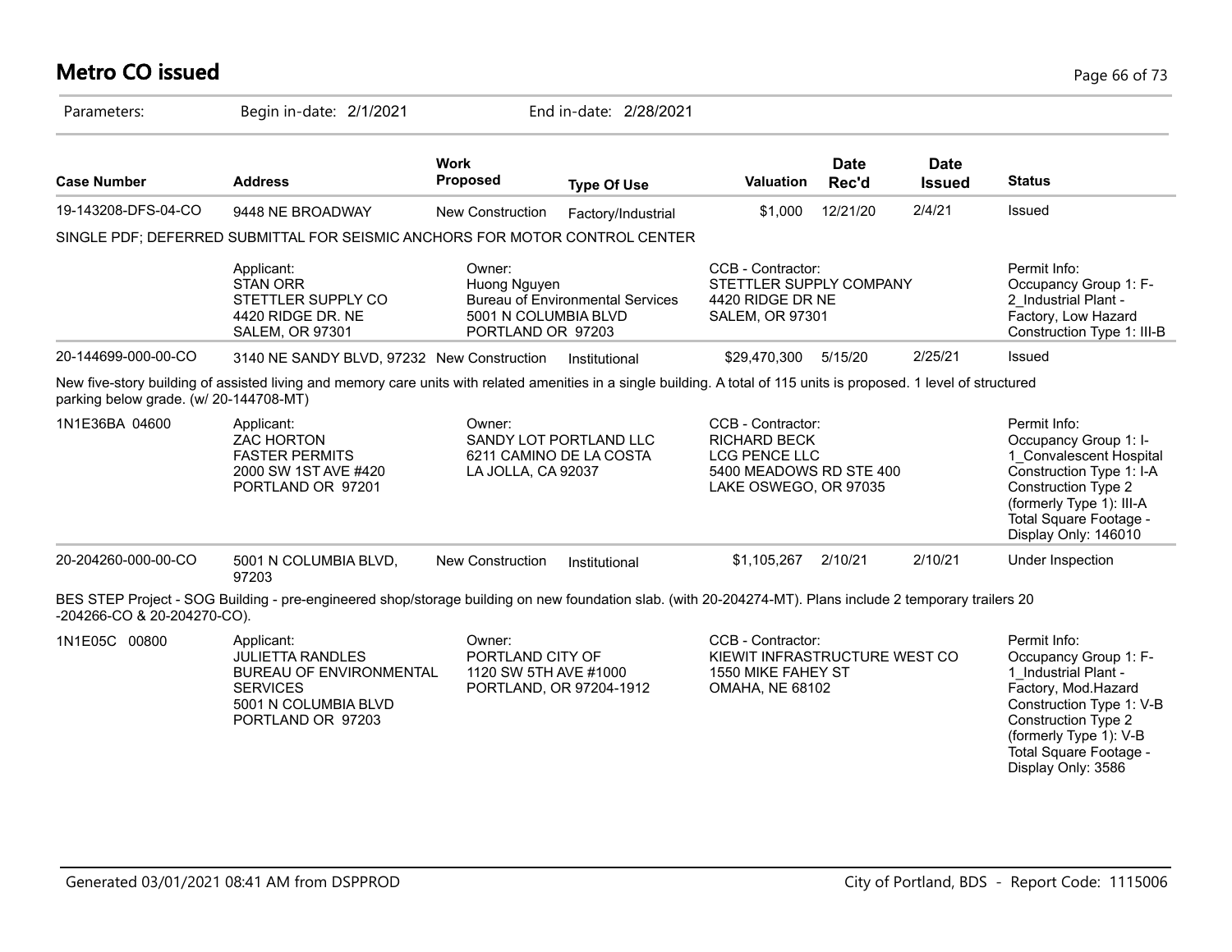# Metro CO issued

Parameters: Begin in-date: 2/1/2021 End in-date: 2/28/2021

| Case Number | Address | Work Proposed | Type Of Use | Valuation | Date Rec'd | Date Issued | Status |
|---|---|---|---|---|---|---|---|
| 19-143208-DFS-04-CO | 9448 NE BROADWAY | New Construction | Factory/Industrial | $1,000 | 12/21/20 | 2/4/21 | Issued |

SINGLE PDF; DEFERRED SUBMITTAL FOR SEISMIC ANCHORS FOR MOTOR CONTROL CENTER

| | Applicant: | Owner: | CCB - Contractor: | Permit Info: |
|---|---|---|---|---|
| | STAN ORR<br>STETTLER SUPPLY CO<br>4420 RIDGE DR. NE<br>SALEM, OR 97301 | Huong Nguyen<br>Bureau of Environmental Services<br>5001 N COLUMBIA BLVD<br>PORTLAND OR 97203 | STETTLER SUPPLY COMPANY<br>4420 RIDGE DR NE<br>SALEM, OR 97301 | Occupancy Group 1: F-2_Industrial Plant - Factory, Low Hazard<br>Construction Type 1: III-B |

| Case Number | Address | Work Proposed | Type Of Use | Valuation | Date Rec'd | Date Issued | Status |
|---|---|---|---|---|---|---|---|
| 20-144699-000-00-CO | 3140 NE SANDY BLVD, 97232 | New Construction | Institutional | $29,470,300 | 5/15/20 | 2/25/21 | Issued |

New five-story building of assisted living and memory care units with related amenities in a single building. A total of 115 units is proposed. 1 level of structured parking below grade. (w/ 20-144708-MT)

| | Applicant: | Owner: | CCB - Contractor: | Permit Info: |
|---|---|---|---|---|
| 1N1E36BA 04600 | ZAC HORTON<br>FASTER PERMITS<br>2000 SW 1ST AVE #420<br>PORTLAND OR 97201 | SANDY LOT PORTLAND LLC<br>6211 CAMINO DE LA COSTA<br>LA JOLLA, CA 92037 | RICHARD BECK<br>LCG PENCE LLC<br>5400 MEADOWS RD STE 400<br>LAKE OSWEGO, OR 97035 | Occupancy Group 1: I-1_Convalescent Hospital<br>Construction Type 1: I-A<br>Construction Type 2 (formerly Type 1): III-A<br>Total Square Footage - Display Only: 146010 |

| Case Number | Address | Work Proposed | Type Of Use | Valuation | Date Rec'd | Date Issued | Status |
|---|---|---|---|---|---|---|---|
| 20-204260-000-00-CO | 5001 N COLUMBIA BLVD, 97203 | New Construction | Institutional | $1,105,267 | 2/10/21 | 2/10/21 | Under Inspection |

BES STEP Project - SOG Building - pre-engineered shop/storage building on new foundation slab. (with 20-204274-MT). Plans include 2 temporary trailers 20-204266-CO & 20-204270-CO).

| | Applicant: | Owner: | CCB - Contractor: | Permit Info: |
|---|---|---|---|---|
| 1N1E05C 00800 | JULIETTA RANDLES<br>BUREAU OF ENVIRONMENTAL SERVICES<br>5001 N COLUMBIA BLVD<br>PORTLAND OR 97203 | PORTLAND CITY OF<br>1120 SW 5TH AVE #1000<br>PORTLAND, OR 97204-1912 | KIEWIT INFRASTRUCTURE WEST CO<br>1550 MIKE FAHEY ST<br>OMAHA, NE 68102 | Occupancy Group 1: F-1_Industrial Plant - Factory, Mod.Hazard<br>Construction Type 1: V-B<br>Construction Type 2 (formerly Type 1): V-B<br>Total Square Footage - Display Only: 3586 |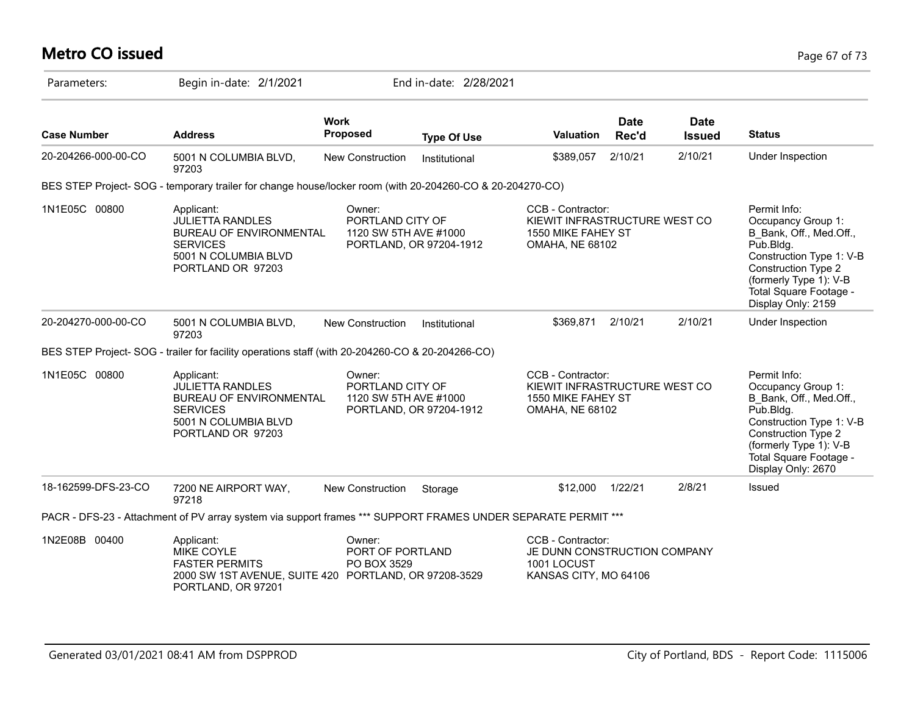# Metro CO issued

Parameters: Begin in-date: 2/1/2021 End in-date: 2/28/2021

| Case Number | Address | Work Proposed | Type Of Use | Valuation | Date Rec'd | Date Issued | Status |
|---|---|---|---|---|---|---|---|
| 20-204266-000-00-CO | 5001 N COLUMBIA BLVD, 97203 | New Construction | Institutional | $389,057 | 2/10/21 | 2/10/21 | Under Inspection |

BES STEP Project- SOG - temporary trailer for change house/locker room (with 20-204260-CO & 20-204270-CO)

| | Applicant | Owner | CCB - Contractor | Permit Info |
|---|---|---|---|---|
| 1N1E05C 00800 | JULIETTA RANDLES<br>BUREAU OF ENVIRONMENTAL SERVICES<br>5001 N COLUMBIA BLVD<br>PORTLAND OR 97203 | PORTLAND CITY OF<br>1120 SW 5TH AVE #1000<br>PORTLAND, OR 97204-1912 | KIEWIT INFRASTRUCTURE WEST CO<br>1550 MIKE FAHEY ST<br>OMAHA, NE 68102 | Occupancy Group 1: B_Bank, Off., Med.Off., Pub.Bldg.<br>Construction Type 1: V-B<br>Construction Type 2 (formerly Type 1): V-B<br>Total Square Footage - Display Only: 2159 |

| Case Number | Address | Work Proposed | Type Of Use | Valuation | Date Rec'd | Date Issued | Status |
|---|---|---|---|---|---|---|---|
| 20-204270-000-00-CO | 5001 N COLUMBIA BLVD, 97203 | New Construction | Institutional | $369,871 | 2/10/21 | 2/10/21 | Under Inspection |

BES STEP Project- SOG - trailer for facility operations staff (with 20-204260-CO & 20-204266-CO)

| | Applicant | Owner | CCB - Contractor | Permit Info |
|---|---|---|---|---|
| 1N1E05C 00800 | JULIETTA RANDLES<br>BUREAU OF ENVIRONMENTAL SERVICES<br>5001 N COLUMBIA BLVD<br>PORTLAND OR 97203 | PORTLAND CITY OF<br>1120 SW 5TH AVE #1000<br>PORTLAND, OR 97204-1912 | KIEWIT INFRASTRUCTURE WEST CO<br>1550 MIKE FAHEY ST<br>OMAHA, NE 68102 | Occupancy Group 1: B_Bank, Off., Med.Off., Pub.Bldg.<br>Construction Type 1: V-B<br>Construction Type 2 (formerly Type 1): V-B<br>Total Square Footage - Display Only: 2670 |

| Case Number | Address | Work Proposed | Type Of Use | Valuation | Date Rec'd | Date Issued | Status |
|---|---|---|---|---|---|---|---|
| 18-162599-DFS-23-CO | 7200 NE AIRPORT WAY, 97218 | New Construction | Storage | $12,000 | 1/22/21 | 2/8/21 | Issued |

PACR - DFS-23 - Attachment of PV array system via support frames *** SUPPORT FRAMES UNDER SEPARATE PERMIT ***

| | Applicant | Owner | CCB - Contractor |
|---|---|---|---|
| 1N2E08B 00400 | MIKE COYLE<br>FASTER PERMITS<br>2000 SW 1ST AVENUE, SUITE 420<br>PORTLAND, OR 97201 | PORT OF PORTLAND<br>PO BOX 3529<br>PORTLAND, OR 97208-3529 | JE DUNN CONSTRUCTION COMPANY<br>1001 LOCUST<br>KANSAS CITY, MO 64106 |

Generated 03/01/2021 08:41 AM from DSPPROD

City of Portland, BDS - Report Code: 1115006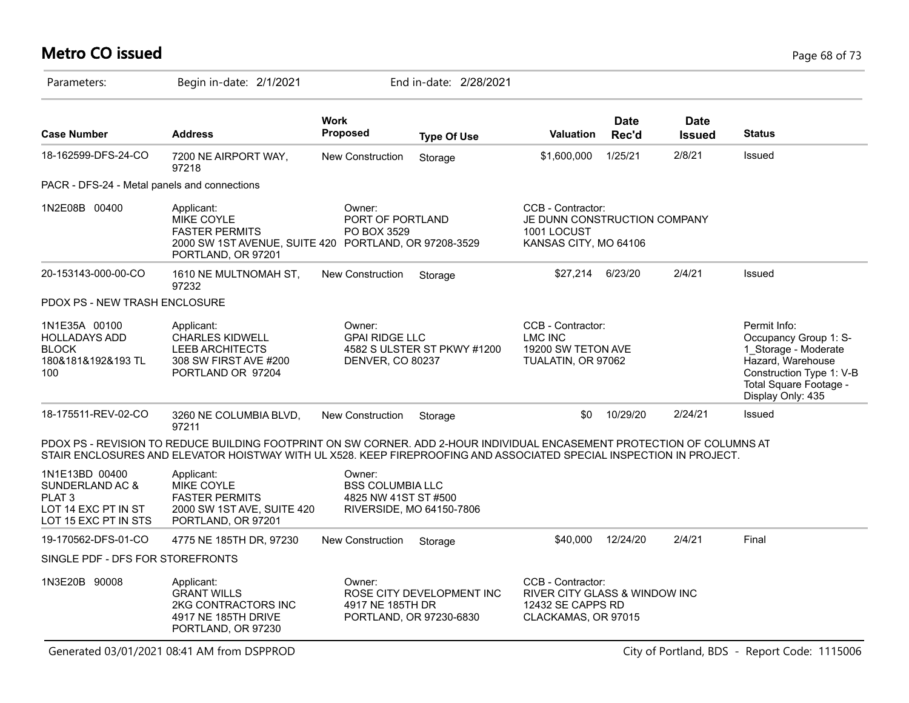# Metro CO issued

Parameters: Begin in-date: 2/1/2021 End in-date: 2/28/2021

| Case Number | Address | Work Proposed | Type Of Use | Valuation | Date Rec'd | Date Issued | Status |
|---|---|---|---|---|---|---|---|
| 18-162599-DFS-24-CO | 7200 NE AIRPORT WAY, 97218 | New Construction | Storage | $1,600,000 | 1/25/21 | 2/8/21 | Issued |

PACR - DFS-24 - Metal panels and connections

| | | | |
|---|---|---|---|
| 1N2E08B 00400 | Applicant:<br>MIKE COYLE<br>FASTER PERMITS<br>2000 SW 1ST AVENUE, SUITE 420<br>PORTLAND, OR 97201 | Owner:<br>PORT OF PORTLAND<br>PO BOX 3529<br>PORTLAND, OR 97208-3529 | CCB - Contractor:<br>JE DUNN CONSTRUCTION COMPANY<br>1001 LOCUST<br>KANSAS CITY, MO 64106 |

| Case Number | Address | Work Proposed | Type Of Use | Valuation | Date Rec'd | Date Issued | Status |
|---|---|---|---|---|---|---|---|
| 20-153143-000-00-CO | 1610 NE MULTNOMAH ST, 97232 | New Construction | Storage | $27,214 | 6/23/20 | 2/4/21 | Issued |

PDOX PS - NEW TRASH ENCLOSURE

| | | | | |
|---|---|---|---|---|
| 1N1E35A 00100<br>HOLLADAYS ADD<br>BLOCK<br>180&181&192&193 TL<br>100 | Applicant:<br>CHARLES KIDWELL<br>LEEB ARCHITECTS<br>308 SW FIRST AVE #200<br>PORTLAND OR 97204 | Owner:<br>GPAI RIDGE LLC<br>4582 S ULSTER ST PKWY #1200<br>DENVER, CO 80237 | CCB - Contractor:<br>LMC INC<br>19200 SW TETON AVE<br>TUALATIN, OR 97062 | Permit Info:<br>Occupancy Group 1: S-1_Storage - Moderate Hazard, Warehouse<br>Construction Type 1: V-B<br>Total Square Footage - Display Only: 435 |

| Case Number | Address | Work Proposed | Type Of Use | Valuation | Date Rec'd | Date Issued | Status |
|---|---|---|---|---|---|---|---|
| 18-175511-REV-02-CO | 3260 NE COLUMBIA BLVD, 97211 | New Construction | Storage | $0 | 10/29/20 | 2/24/21 | Issued |

PDOX PS - REVISION TO REDUCE BUILDING FOOTPRINT ON SW CORNER. ADD 2-HOUR INDIVIDUAL ENCASEMENT PROTECTION OF COLUMNS AT STAIR ENCLOSURES AND ELEVATOR HOISTWAY WITH UL X528. KEEP FIREPROOFING AND ASSOCIATED SPECIAL INSPECTION IN PROJECT.

| | | |
|---|---|---|
| 1N1E13BD 00400<br>SUNDERLAND AC &<br>PLAT 3<br>LOT 14 EXC PT IN ST<br>LOT 15 EXC PT IN STS | Applicant:<br>MIKE COYLE<br>FASTER PERMITS<br>2000 SW 1ST AVE, SUITE 420<br>PORTLAND, OR 97201 | Owner:<br>BSS COLUMBIA LLC<br>4825 NW 41ST ST #500<br>RIVERSIDE, MO 64150-7806 |

| Case Number | Address | Work Proposed | Type Of Use | Valuation | Date Rec'd | Date Issued | Status |
|---|---|---|---|---|---|---|---|
| 19-170562-DFS-01-CO | 4775 NE 185TH DR, 97230 | New Construction | Storage | $40,000 | 12/24/20 | 2/4/21 | Final |

SINGLE PDF - DFS FOR STOREFRONTS

| | | | |
|---|---|---|---|
| 1N3E20B 90008 | Applicant:<br>GRANT WILLS<br>2KG CONTRACTORS INC<br>4917 NE 185TH DRIVE<br>PORTLAND, OR 97230 | Owner:<br>ROSE CITY DEVELOPMENT INC<br>4917 NE 185TH DR<br>PORTLAND, OR 97230-6830 | CCB - Contractor:<br>RIVER CITY GLASS & WINDOW INC<br>12432 SE CAPPS RD<br>CLACKAMAS, OR 97015 |

Generated 03/01/2021 08:41 AM from DSPPROD

City of Portland, BDS - Report Code: 1115006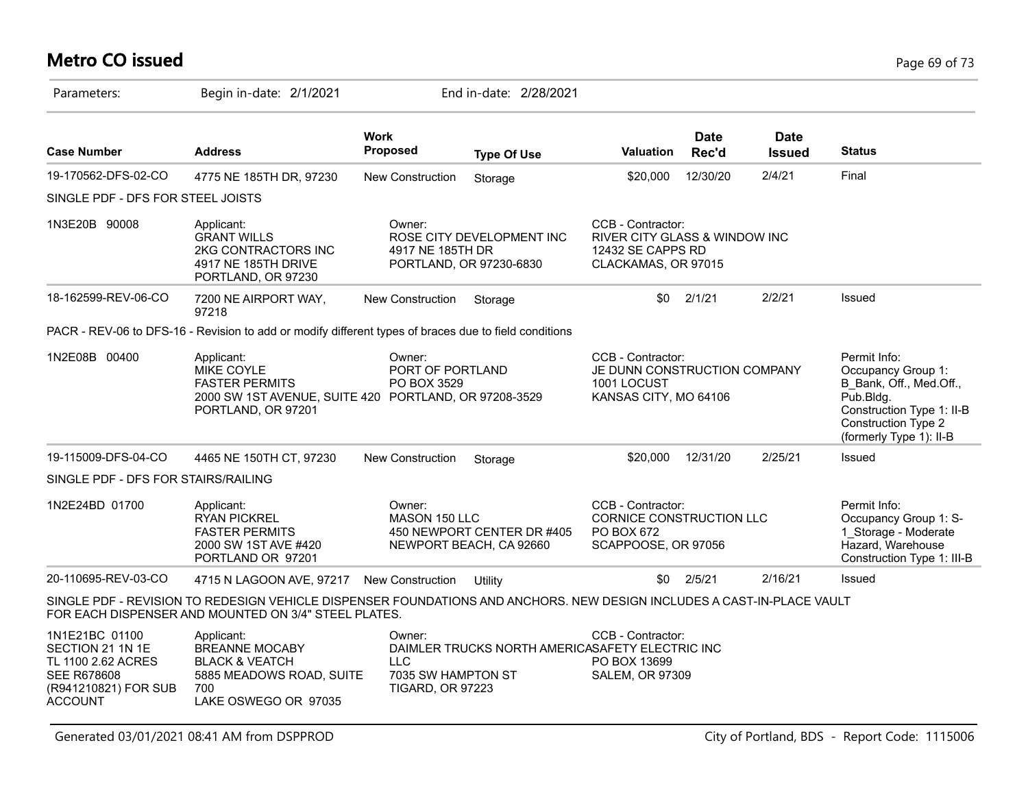# Metro CO issued

Parameters: Begin in-date: 2/1/2021 End in-date: 2/28/2021

| Case Number | Address | Work Proposed | Type Of Use | Valuation | Date Rec'd | Date Issued | Status |
|---|---|---|---|---|---|---|---|
| 19-170562-DFS-02-CO | 4775 NE 185TH DR, 97230 | New Construction | Storage | $20,000 | 12/30/20 | 2/4/21 | Final |
| SINGLE PDF - DFS FOR STEEL JOISTS | | | | | | | |
| 1N3E20B 90008 | Applicant: GRANT WILLS 2KG CONTRACTORS INC 4917 NE 185TH DRIVE PORTLAND, OR 97230 | Owner: ROSE CITY DEVELOPMENT INC 4917 NE 185TH DR PORTLAND, OR 97230-6830 | | CCB - Contractor: RIVER CITY GLASS & WINDOW INC 12432 SE CAPPS RD CLACKAMAS, OR 97015 | | | |
| 18-162599-REV-06-CO | 7200 NE AIRPORT WAY, 97218 | New Construction | Storage | $0 | 2/1/21 | 2/2/21 | Issued |
| PACR - REV-06 to DFS-16 - Revision to add or modify different types of braces due to field conditions | | | | | | | |
| 1N2E08B 00400 | Applicant: MIKE COYLE FASTER PERMITS 2000 SW 1ST AVENUE, SUITE 420 PORTLAND, OR 97201 | Owner: PORT OF PORTLAND PO BOX 3529 PORTLAND, OR 97208-3529 | | CCB - Contractor: JE DUNN CONSTRUCTION COMPANY 1001 LOCUST KANSAS CITY, MO 64106 | | | Permit Info: Occupancy Group 1: B_Bank, Off., Med.Off., Pub.Bldg. Construction Type 1: II-B Construction Type 2 (formerly Type 1): II-B |
| 19-115009-DFS-04-CO | 4465 NE 150TH CT, 97230 | New Construction | Storage | $20,000 | 12/31/20 | 2/25/21 | Issued |
| SINGLE PDF - DFS FOR STAIRS/RAILING | | | | | | | |
| 1N2E24BD 01700 | Applicant: RYAN PICKREL FASTER PERMITS 2000 SW 1ST AVE #420 PORTLAND OR 97201 | Owner: MASON 150 LLC 450 NEWPORT CENTER DR #405 NEWPORT BEACH, CA 92660 | | CCB - Contractor: CORNICE CONSTRUCTION LLC PO BOX 672 SCAPPOOSE, OR 97056 | | | Permit Info: Occupancy Group 1: S-1_Storage - Moderate Hazard, Warehouse Construction Type 1: III-B |
| 20-110695-REV-03-CO | 4715 N LAGOON AVE, 97217 | New Construction | Utility | $0 | 2/5/21 | 2/16/21 | Issued |
| SINGLE PDF - REVISION TO REDESIGN VEHICLE DISPENSER FOUNDATIONS AND ANCHORS. NEW DESIGN INCLUDES A CAST-IN-PLACE VAULT FOR EACH DISPENSER AND MOUNTED ON 3/4" STEEL PLATES. | | | | | | | |
| 1N1E21BC 01100 SECTION 21 1N 1E TL 1100 2.62 ACRES SEE R678608 (R941210821) FOR SUB ACCOUNT | Applicant: BREANNE MOCABY BLACK & VEATCH 5885 MEADOWS ROAD, SUITE 700 LAKE OSWEGO OR 97035 | Owner: DAIMLER TRUCKS NORTH AMERICA LLC 7035 SW HAMPTON ST TIGARD, OR 97223 | | CCB - Contractor: SAFETY ELECTRIC INC PO BOX 13699 SALEM, OR 97309 | | | |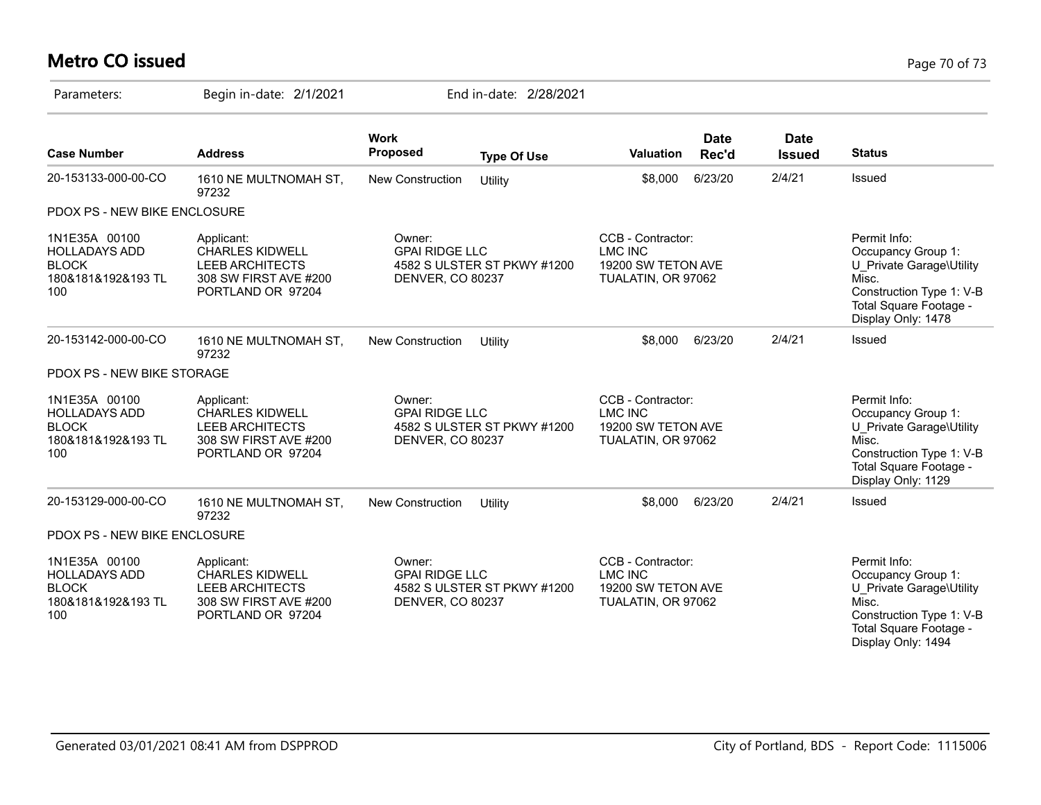# Metro CO issued

Parameters: Begin in-date: 2/1/2021 End in-date: 2/28/2021

| Case Number | Address | Work Proposed | Type Of Use | Valuation | Date Rec'd | Date Issued | Status |
|---|---|---|---|---|---|---|---|
| 20-153133-000-00-CO | 1610 NE MULTNOMAH ST, 97232 | New Construction | Utility | $8,000 | 6/23/20 | 2/4/21 | Issued |
| PDOX PS - NEW BIKE ENCLOSURE | | | | | | | |
| 1N1E35A 00100 HOLLADAYS ADD BLOCK 180&181&192&193 TL 100 | Applicant: CHARLES KIDWELL LEEB ARCHITECTS 308 SW FIRST AVE #200 PORTLAND OR 97204 | Owner: GPAI RIDGE LLC 4582 S ULSTER ST PKWY #1200 DENVER, CO 80237 | | CCB - Contractor: LMC INC 19200 SW TETON AVE TUALATIN, OR 97062 | | | Permit Info: Occupancy Group 1: U_Private Garage\Utility Misc. Construction Type 1: V-B Total Square Footage - Display Only: 1478 |
| 20-153142-000-00-CO | 1610 NE MULTNOMAH ST, 97232 | New Construction | Utility | $8,000 | 6/23/20 | 2/4/21 | Issued |
| PDOX PS - NEW BIKE STORAGE | | | | | | | |
| 1N1E35A 00100 HOLLADAYS ADD BLOCK 180&181&192&193 TL 100 | Applicant: CHARLES KIDWELL LEEB ARCHITECTS 308 SW FIRST AVE #200 PORTLAND OR 97204 | Owner: GPAI RIDGE LLC 4582 S ULSTER ST PKWY #1200 DENVER, CO 80237 | | CCB - Contractor: LMC INC 19200 SW TETON AVE TUALATIN, OR 97062 | | | Permit Info: Occupancy Group 1: U_Private Garage\Utility Misc. Construction Type 1: V-B Total Square Footage - Display Only: 1129 |
| 20-153129-000-00-CO | 1610 NE MULTNOMAH ST, 97232 | New Construction | Utility | $8,000 | 6/23/20 | 2/4/21 | Issued |
| PDOX PS - NEW BIKE ENCLOSURE | | | | | | | |
| 1N1E35A 00100 HOLLADAYS ADD BLOCK 180&181&192&193 TL 100 | Applicant: CHARLES KIDWELL LEEB ARCHITECTS 308 SW FIRST AVE #200 PORTLAND OR 97204 | Owner: GPAI RIDGE LLC 4582 S ULSTER ST PKWY #1200 DENVER, CO 80237 | | CCB - Contractor: LMC INC 19200 SW TETON AVE TUALATIN, OR 97062 | | | Permit Info: Occupancy Group 1: U_Private Garage\Utility Misc. Construction Type 1: V-B Total Square Footage - Display Only: 1494 |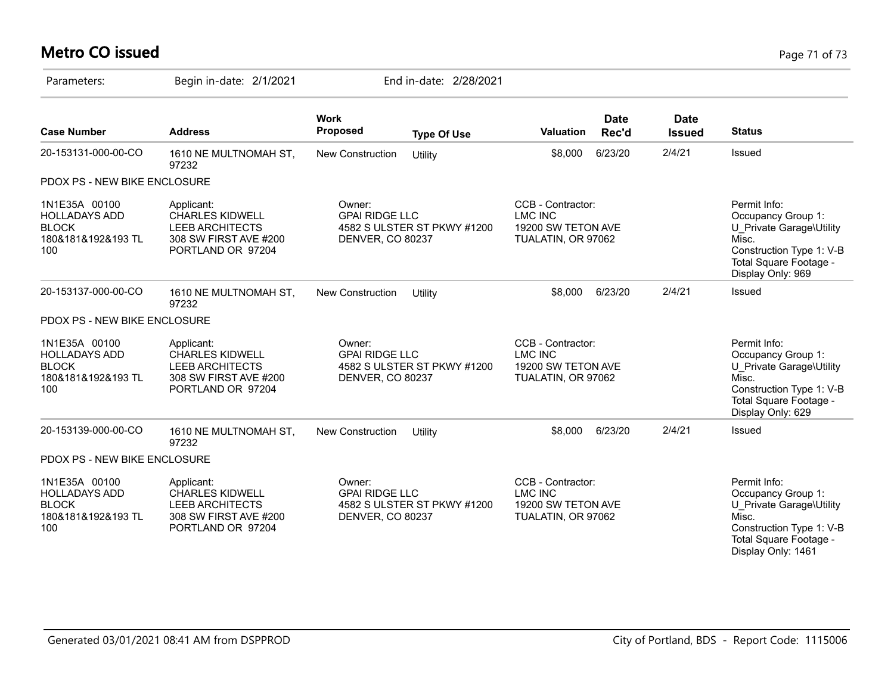# Metro CO issued

Parameters: Begin in-date: 2/1/2021 End in-date: 2/28/2021

| Case Number | Address | Work Proposed | Type Of Use | Valuation | Date Rec'd | Date Issued | Status |
|---|---|---|---|---|---|---|---|
| 20-153131-000-00-CO | 1610 NE MULTNOMAH ST, 97232 | New Construction | Utility | $8,000 | 6/23/20 | 2/4/21 | Issued |
| PDOX PS - NEW BIKE ENCLOSURE | | | | | | | |
| 1N1E35A 00100 HOLLADAYS ADD BLOCK 180&181&192&193 TL 100 | Applicant: CHARLES KIDWELL LEEB ARCHITECTS 308 SW FIRST AVE #200 PORTLAND OR 97204 | Owner: GPAI RIDGE LLC 4582 S ULSTER ST PKWY #1200 DENVER, CO 80237 | | CCB - Contractor: LMC INC 19200 SW TETON AVE TUALATIN, OR 97062 | | | Permit Info: Occupancy Group 1: U_Private Garage\Utility Misc. Construction Type 1: V-B Total Square Footage - Display Only: 969 |
| 20-153137-000-00-CO | 1610 NE MULTNOMAH ST, 97232 | New Construction | Utility | $8,000 | 6/23/20 | 2/4/21 | Issued |
| PDOX PS - NEW BIKE ENCLOSURE | | | | | | | |
| 1N1E35A 00100 HOLLADAYS ADD BLOCK 180&181&192&193 TL 100 | Applicant: CHARLES KIDWELL LEEB ARCHITECTS 308 SW FIRST AVE #200 PORTLAND OR 97204 | Owner: GPAI RIDGE LLC 4582 S ULSTER ST PKWY #1200 DENVER, CO 80237 | | CCB - Contractor: LMC INC 19200 SW TETON AVE TUALATIN, OR 97062 | | | Permit Info: Occupancy Group 1: U_Private Garage\Utility Misc. Construction Type 1: V-B Total Square Footage - Display Only: 629 |
| 20-153139-000-00-CO | 1610 NE MULTNOMAH ST, 97232 | New Construction | Utility | $8,000 | 6/23/20 | 2/4/21 | Issued |
| PDOX PS - NEW BIKE ENCLOSURE | | | | | | | |
| 1N1E35A 00100 HOLLADAYS ADD BLOCK 180&181&192&193 TL 100 | Applicant: CHARLES KIDWELL LEEB ARCHITECTS 308 SW FIRST AVE #200 PORTLAND OR 97204 | Owner: GPAI RIDGE LLC 4582 S ULSTER ST PKWY #1200 DENVER, CO 80237 | | CCB - Contractor: LMC INC 19200 SW TETON AVE TUALATIN, OR 97062 | | | Permit Info: Occupancy Group 1: U_Private Garage\Utility Misc. Construction Type 1: V-B Total Square Footage - Display Only: 1461 |

Generated 03/01/2021 08:41 AM from DSPPROD City of Portland, BDS - Report Code: 1115006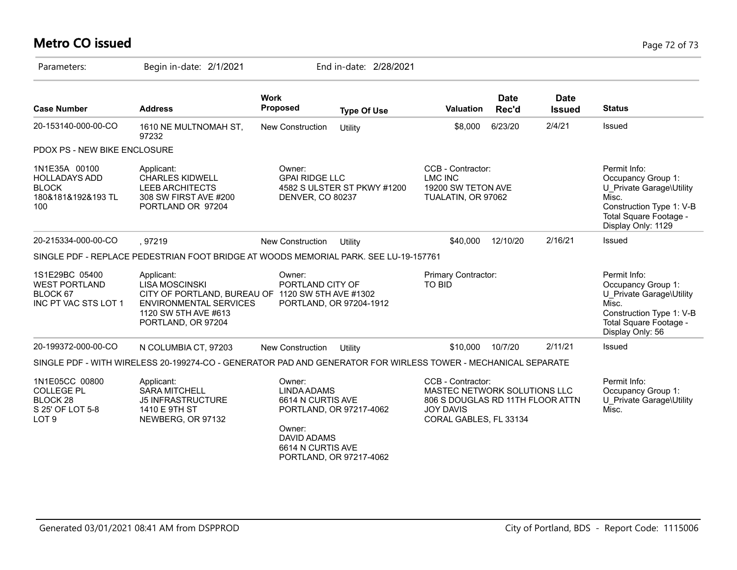# Metro CO issued

Parameters: Begin in-date: 2/1/2021 End in-date: 2/28/2021

| Case Number | Address | Work Proposed | Type Of Use | Valuation | Date Rec'd | Date Issued | Status |
|---|---|---|---|---|---|---|---|
| 20-153140-000-00-CO | 1610 NE MULTNOMAH ST, 97232 | New Construction | Utility | $8,000 | 6/23/20 | 2/4/21 | Issued |

PDOX PS - NEW BIKE ENCLOSURE

| | | | | |
|---|---|---|---|---|
| 1N1E35A 00100<br>HOLLADAYS ADD<br>BLOCK<br>180&181&192&193 TL<br>100 | Applicant:<br>CHARLES KIDWELL<br>LEEB ARCHITECTS<br>308 SW FIRST AVE #200<br>PORTLAND OR 97204 | Owner:<br>GPAI RIDGE LLC<br>4582 S ULSTER ST PKWY #1200<br>DENVER, CO 80237 | CCB - Contractor:<br>LMC INC<br>19200 SW TETON AVE<br>TUALATIN, OR 97062 | Permit Info:<br>Occupancy Group 1:<br>U_Private Garage\Utility<br>Misc.<br>Construction Type 1: V-B<br>Total Square Footage -<br>Display Only: 1129 |

| Case Number | Address | Work Proposed | Type Of Use | Valuation | Date Rec'd | Date Issued | Status |
|---|---|---|---|---|---|---|---|
| 20-215334-000-00-CO | , 97219 | New Construction | Utility | $40,000 | 12/10/20 | 2/16/21 | Issued |

SINGLE PDF - REPLACE PEDESTRIAN FOOT BRIDGE AT WOODS MEMORIAL PARK. SEE LU-19-157761

| | | | | |
|---|---|---|---|---|
| 1S1E29BC 05400<br>WEST PORTLAND<br>BLOCK 67<br>INC PT VAC STS LOT 1 | Applicant:<br>LISA MOSCINSKI<br>CITY OF PORTLAND, BUREAU OF<br>ENVIRONMENTAL SERVICES<br>1120 SW 5TH AVE #613<br>PORTLAND, OR 97204 | Owner:<br>PORTLAND CITY OF<br>1120 SW 5TH AVE #1302<br>PORTLAND, OR 97204-1912 | Primary Contractor:<br>TO BID | Permit Info:<br>Occupancy Group 1:<br>U_Private Garage\Utility<br>Misc.<br>Construction Type 1: V-B<br>Total Square Footage -<br>Display Only: 56 |

| Case Number | Address | Work Proposed | Type Of Use | Valuation | Date Rec'd | Date Issued | Status |
|---|---|---|---|---|---|---|---|
| 20-199372-000-00-CO | N COLUMBIA CT, 97203 | New Construction | Utility | $10,000 | 10/7/20 | 2/11/21 | Issued |

SINGLE PDF - WITH WIRELESS 20-199274-CO - GENERATOR PAD AND GENERATOR FOR WIRLESS TOWER - MECHANICAL SEPARATE

| | | | | |
|---|---|---|---|---|
| 1N1E05CC 00800<br>COLLEGE PL<br>BLOCK 28<br>S 25' OF LOT 5-8<br>LOT 9 | Applicant:<br>SARA MITCHELL<br>J5 INFRASTRUCTURE<br>1410 E 9TH ST<br>NEWBERG, OR 97132 | Owner:<br>LINDA ADAMS<br>6614 N CURTIS AVE<br>PORTLAND, OR 97217-4062<br><br>Owner:<br>DAVID ADAMS<br>6614 N CURTIS AVE<br>PORTLAND, OR 97217-4062 | CCB - Contractor:<br>MASTEC NETWORK SOLUTIONS LLC<br>806 S DOUGLAS RD 11TH FLOOR ATTN<br>JOY DAVIS<br>CORAL GABLES, FL 33134 | Permit Info:<br>Occupancy Group 1:<br>U_Private Garage\Utility<br>Misc. |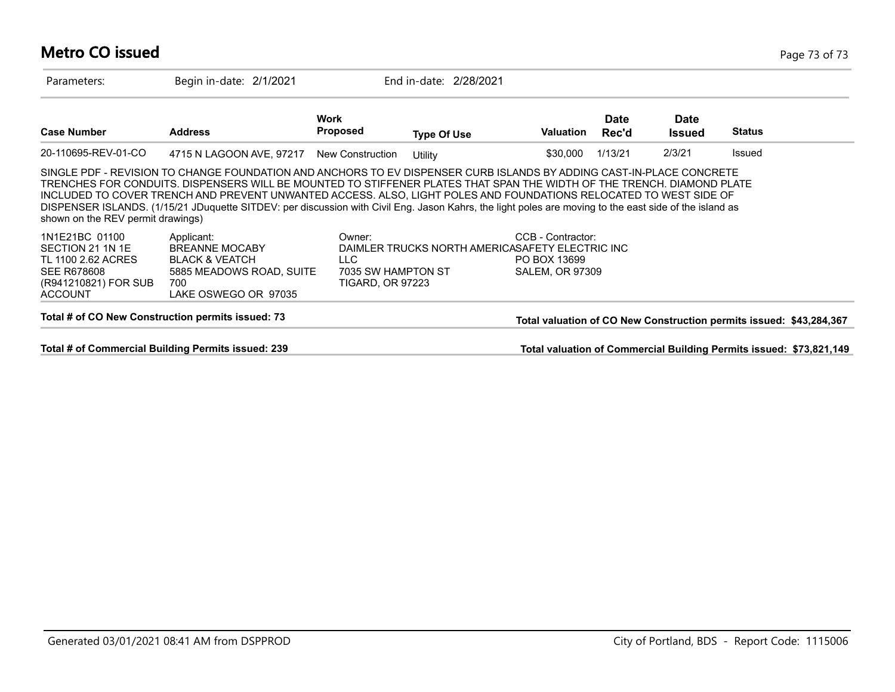# Metro CO issued

Parameters: Begin in-date: 2/1/2021 End in-date: 2/28/2021

| Case Number | Address | Work Proposed | Type Of Use | Valuation | Date Rec'd | Date Issued | Status |
|---|---|---|---|---|---|---|---|
| 20-110695-REV-01-CO | 4715 N LAGOON AVE, 97217 | New Construction | Utility | $30,000 | 1/13/21 | 2/3/21 | Issued |

SINGLE PDF - REVISION TO CHANGE FOUNDATION AND ANCHORS TO EV DISPENSER CURB ISLANDS BY ADDING CAST-IN-PLACE CONCRETE TRENCHES FOR CONDUITS. DISPENSERS WILL BE MOUNTED TO STIFFENER PLATES THAT SPAN THE WIDTH OF THE TRENCH. DIAMOND PLATE INCLUDED TO COVER TRENCH AND PREVENT UNWANTED ACCESS. ALSO, LIGHT POLES AND FOUNDATIONS RELOCATED TO WEST SIDE OF DISPENSER ISLANDS. (1/15/21 JDuquette SITDEV: per discussion with Civil Eng. Jason Kahrs, the light poles are moving to the east side of the island as shown on the REV permit drawings)

1N1E21BC 01100
SECTION 21 1N 1E
TL 1100 2.62 ACRES
SEE R678608
(R941210821) FOR SUB ACCOUNT

Applicant:
BREANNE MOCABY
BLACK & VEATCH
5885 MEADOWS ROAD, SUITE 700
LAKE OSWEGO OR 97035

Owner:
DAIMLER TRUCKS NORTH AMERICA LLC
7035 SW HAMPTON ST
TIGARD, OR 97223

CCB - Contractor:
SAFETY ELECTRIC INC
PO BOX 13699
SALEM, OR 97309

**Total # of CO New Construction permits issued: 73**

**Total valuation of CO New Construction permits issued: $43,284,367**

**Total # of Commercial Building Permits issued: 239**

**Total valuation of Commercial Building Permits issued: $73,821,149**